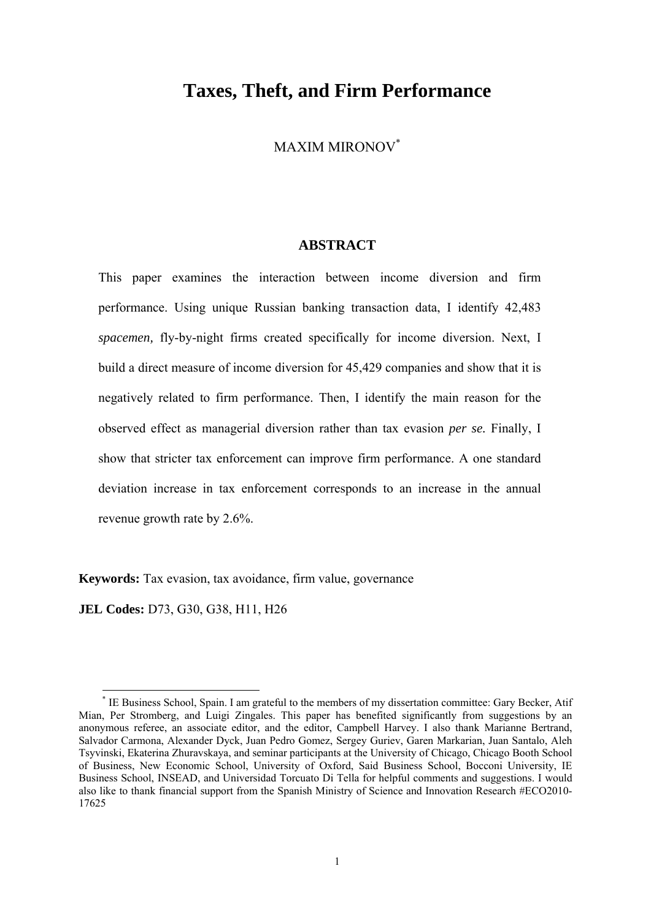# Taxes, Theft, and Firm Performance

MAXIM MIRONOV[*]

## ABSTRACT

This paper examines the interaction between income diversion and firm performance. Using unique Russian banking transaction data, I identify 42,483 *spacemen,* fly-by-night firms created specifically for income diversion. Next, I build a direct measure of income diversion for 45,429 companies and show that it is negatively related to firm performance. Then, I identify the main reason for the observed effect as managerial diversion rather than tax evasion *per se.* Finally, I show that stricter tax enforcement can improve firm performance. A one standard deviation increase in tax enforcement corresponds to an increase in the annual revenue growth rate by 2.6%.

**Keywords:** Tax evasion, tax avoidance, firm value, governance

**JEL Codes:** D73, G30, G38, H11, H26

[*] IE Business School, Spain. I am grateful to the members of my dissertation committee: Gary Becker, Atif Mian, Per Stromberg, and Luigi Zingales. This paper has benefited significantly from suggestions by an anonymous referee, an associate editor, and the editor, Campbell Harvey. I also thank Marianne Bertrand, Salvador Carmona, Alexander Dyck, Juan Pedro Gomez, Sergey Guriev, Garen Markarian, Juan Santalo, Aleh Tsyvinski, Ekaterina Zhuravskaya, and seminar participants at the University of Chicago, Chicago Booth School of Business, New Economic School, University of Oxford, Said Business School, Bocconi University, IE Business School, INSEAD, and Universidad Torcuato Di Tella for helpful comments and suggestions. I would also like to thank financial support from the Spanish Ministry of Science and Innovation Research #ECO2010-17625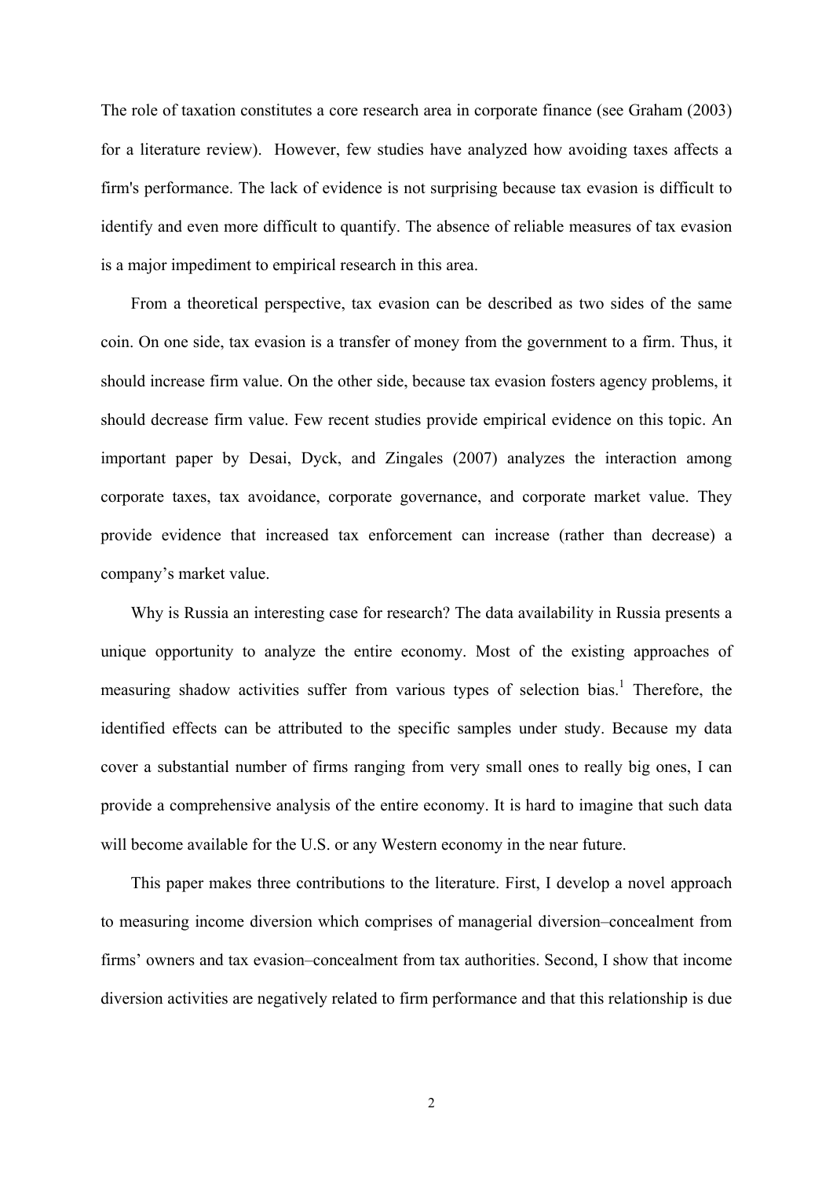The role of taxation constitutes a core research area in corporate finance (see Graham (2003) for a literature review). However, few studies have analyzed how avoiding taxes affects a firm's performance. The lack of evidence is not surprising because tax evasion is difficult to identify and even more difficult to quantify. The absence of reliable measures of tax evasion is a major impediment to empirical research in this area.

From a theoretical perspective, tax evasion can be described as two sides of the same coin. On one side, tax evasion is a transfer of money from the government to a firm. Thus, it should increase firm value. On the other side, because tax evasion fosters agency problems, it should decrease firm value. Few recent studies provide empirical evidence on this topic. An important paper by Desai, Dyck, and Zingales (2007) analyzes the interaction among corporate taxes, tax avoidance, corporate governance, and corporate market value. They provide evidence that increased tax enforcement can increase (rather than decrease) a company's market value.

Why is Russia an interesting case for research? The data availability in Russia presents a unique opportunity to analyze the entire economy. Most of the existing approaches of measuring shadow activities suffer from various types of selection bias.[1] Therefore, the identified effects can be attributed to the specific samples under study. Because my data cover a substantial number of firms ranging from very small ones to really big ones, I can provide a comprehensive analysis of the entire economy. It is hard to imagine that such data will become available for the U.S. or any Western economy in the near future.

This paper makes three contributions to the literature. First, I develop a novel approach to measuring income diversion which comprises of managerial diversion–concealment from firms' owners and tax evasion–concealment from tax authorities. Second, I show that income diversion activities are negatively related to firm performance and that this relationship is due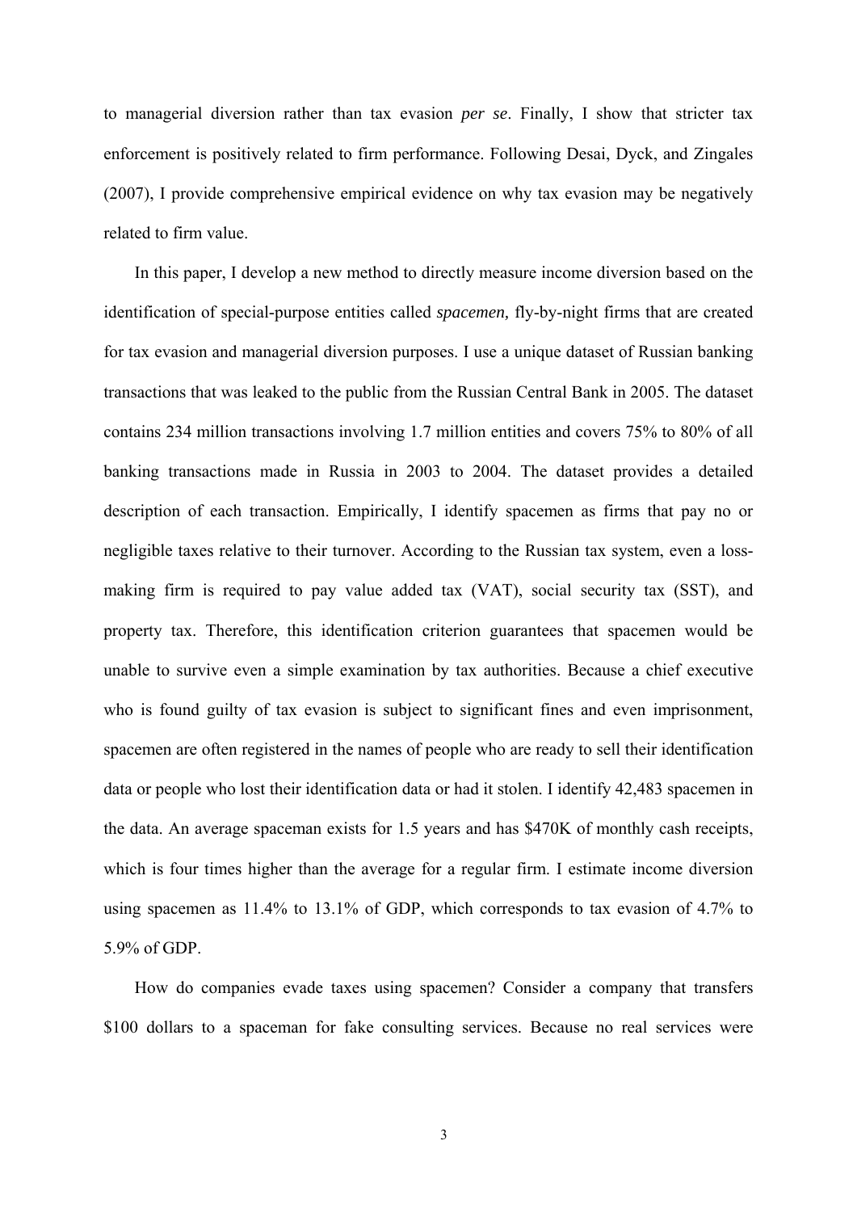to managerial diversion rather than tax evasion *per se*. Finally, I show that stricter tax enforcement is positively related to firm performance. Following Desai, Dyck, and Zingales (2007), I provide comprehensive empirical evidence on why tax evasion may be negatively related to firm value.

In this paper, I develop a new method to directly measure income diversion based on the identification of special-purpose entities called *spacemen,* fly-by-night firms that are created for tax evasion and managerial diversion purposes. I use a unique dataset of Russian banking transactions that was leaked to the public from the Russian Central Bank in 2005. The dataset contains 234 million transactions involving 1.7 million entities and covers 75% to 80% of all banking transactions made in Russia in 2003 to 2004. The dataset provides a detailed description of each transaction. Empirically, I identify spacemen as firms that pay no or negligible taxes relative to their turnover. According to the Russian tax system, even a loss-making firm is required to pay value added tax (VAT), social security tax (SST), and property tax. Therefore, this identification criterion guarantees that spacemen would be unable to survive even a simple examination by tax authorities. Because a chief executive who is found guilty of tax evasion is subject to significant fines and even imprisonment, spacemen are often registered in the names of people who are ready to sell their identification data or people who lost their identification data or had it stolen. I identify 42,483 spacemen in the data. An average spaceman exists for 1.5 years and has $470K of monthly cash receipts, which is four times higher than the average for a regular firm. I estimate income diversion using spacemen as 11.4% to 13.1% of GDP, which corresponds to tax evasion of 4.7% to 5.9% of GDP.

How do companies evade taxes using spacemen? Consider a company that transfers $100 dollars to a spaceman for fake consulting services. Because no real services were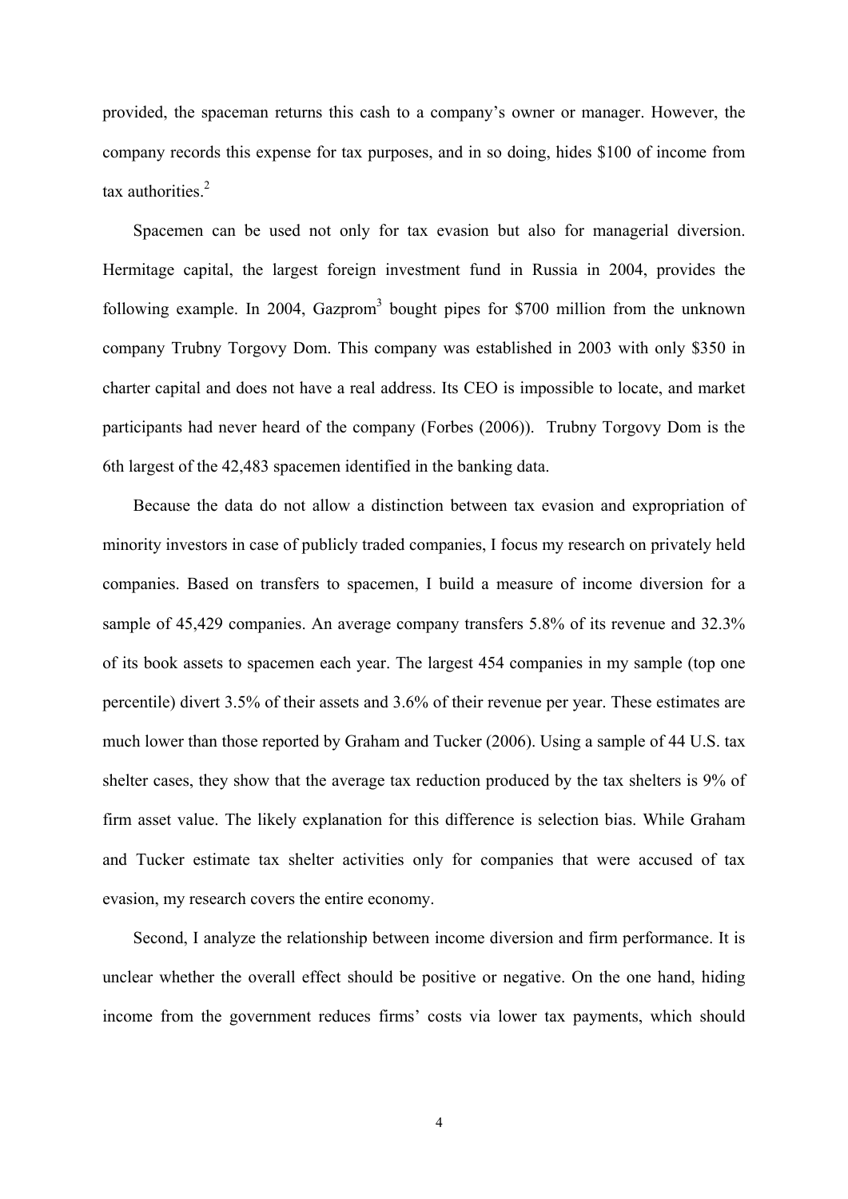provided, the spaceman returns this cash to a company's owner or manager. However, the company records this expense for tax purposes, and in so doing, hides $100 of income from tax authorities.[2]

Spacemen can be used not only for tax evasion but also for managerial diversion. Hermitage capital, the largest foreign investment fund in Russia in 2004, provides the following example. In 2004, Gazprom[3] bought pipes for $700 million from the unknown company Trubny Torgovy Dom. This company was established in 2003 with only $350 in charter capital and does not have a real address. Its CEO is impossible to locate, and market participants had never heard of the company (Forbes (2006)). Trubny Torgovy Dom is the 6th largest of the 42,483 spacemen identified in the banking data.

Because the data do not allow a distinction between tax evasion and expropriation of minority investors in case of publicly traded companies, I focus my research on privately held companies. Based on transfers to spacemen, I build a measure of income diversion for a sample of 45,429 companies. An average company transfers 5.8% of its revenue and 32.3% of its book assets to spacemen each year. The largest 454 companies in my sample (top one percentile) divert 3.5% of their assets and 3.6% of their revenue per year. These estimates are much lower than those reported by Graham and Tucker (2006). Using a sample of 44 U.S. tax shelter cases, they show that the average tax reduction produced by the tax shelters is 9% of firm asset value. The likely explanation for this difference is selection bias. While Graham and Tucker estimate tax shelter activities only for companies that were accused of tax evasion, my research covers the entire economy.

Second, I analyze the relationship between income diversion and firm performance. It is unclear whether the overall effect should be positive or negative. On the one hand, hiding income from the government reduces firms' costs via lower tax payments, which should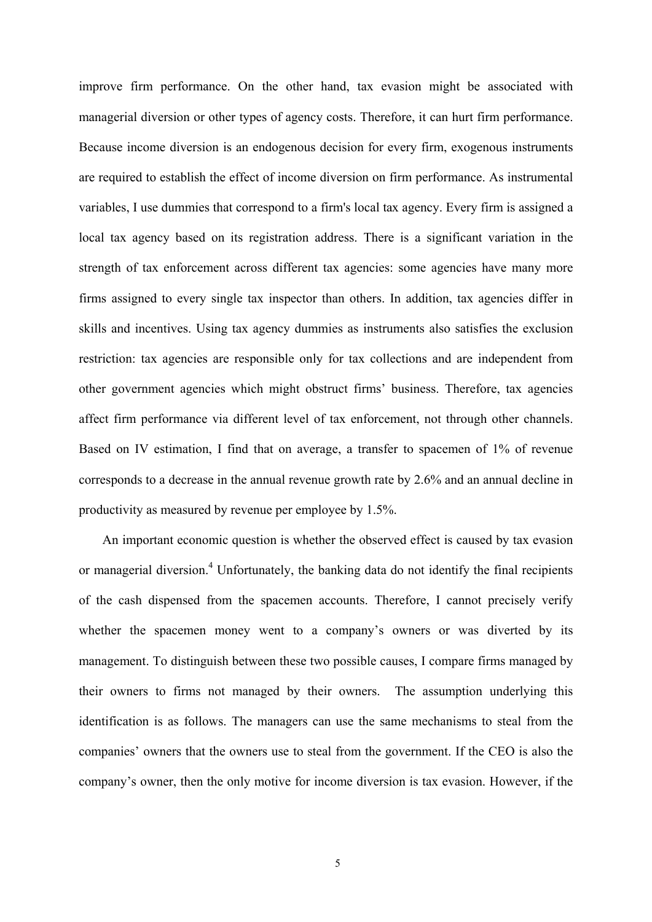improve firm performance. On the other hand, tax evasion might be associated with managerial diversion or other types of agency costs. Therefore, it can hurt firm performance. Because income diversion is an endogenous decision for every firm, exogenous instruments are required to establish the effect of income diversion on firm performance. As instrumental variables, I use dummies that correspond to a firm's local tax agency. Every firm is assigned a local tax agency based on its registration address. There is a significant variation in the strength of tax enforcement across different tax agencies: some agencies have many more firms assigned to every single tax inspector than others. In addition, tax agencies differ in skills and incentives. Using tax agency dummies as instruments also satisfies the exclusion restriction: tax agencies are responsible only for tax collections and are independent from other government agencies which might obstruct firms' business. Therefore, tax agencies affect firm performance via different level of tax enforcement, not through other channels. Based on IV estimation, I find that on average, a transfer to spacemen of 1% of revenue corresponds to a decrease in the annual revenue growth rate by 2.6% and an annual decline in productivity as measured by revenue per employee by 1.5%.

An important economic question is whether the observed effect is caused by tax evasion or managerial diversion.[4] Unfortunately, the banking data do not identify the final recipients of the cash dispensed from the spacemen accounts. Therefore, I cannot precisely verify whether the spacemen money went to a company's owners or was diverted by its management. To distinguish between these two possible causes, I compare firms managed by their owners to firms not managed by their owners. The assumption underlying this identification is as follows. The managers can use the same mechanisms to steal from the companies' owners that the owners use to steal from the government. If the CEO is also the company's owner, then the only motive for income diversion is tax evasion. However, if the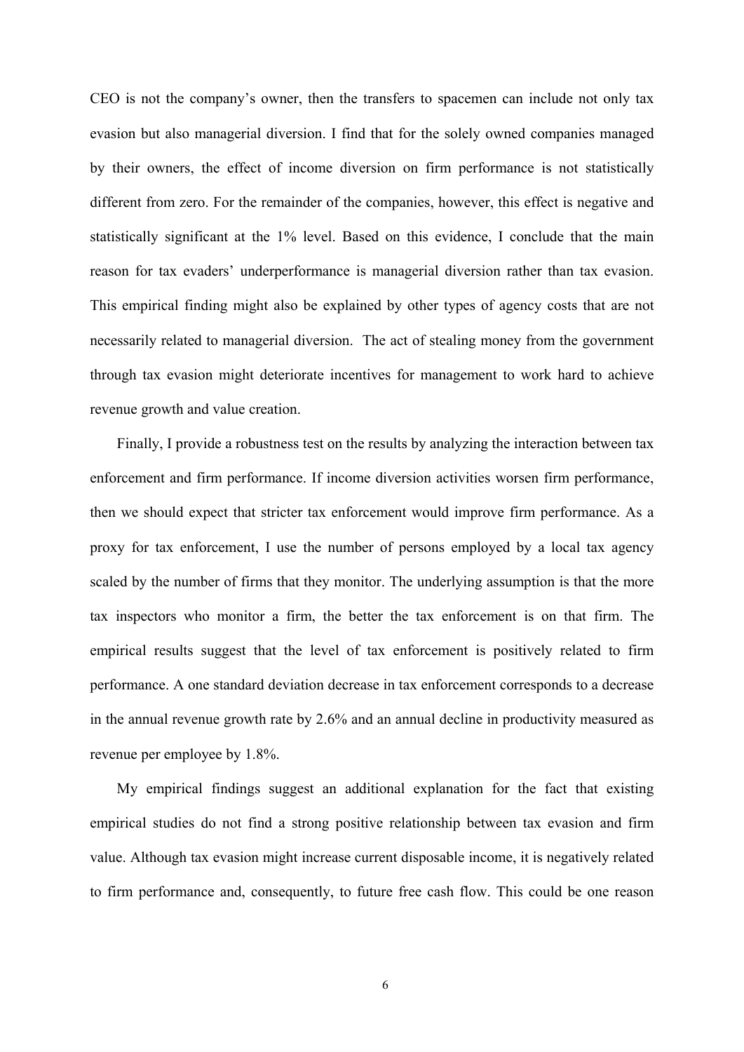CEO is not the company's owner, then the transfers to spacemen can include not only tax evasion but also managerial diversion. I find that for the solely owned companies managed by their owners, the effect of income diversion on firm performance is not statistically different from zero. For the remainder of the companies, however, this effect is negative and statistically significant at the 1% level. Based on this evidence, I conclude that the main reason for tax evaders' underperformance is managerial diversion rather than tax evasion. This empirical finding might also be explained by other types of agency costs that are not necessarily related to managerial diversion. The act of stealing money from the government through tax evasion might deteriorate incentives for management to work hard to achieve revenue growth and value creation.

Finally, I provide a robustness test on the results by analyzing the interaction between tax enforcement and firm performance. If income diversion activities worsen firm performance, then we should expect that stricter tax enforcement would improve firm performance. As a proxy for tax enforcement, I use the number of persons employed by a local tax agency scaled by the number of firms that they monitor. The underlying assumption is that the more tax inspectors who monitor a firm, the better the tax enforcement is on that firm. The empirical results suggest that the level of tax enforcement is positively related to firm performance. A one standard deviation decrease in tax enforcement corresponds to a decrease in the annual revenue growth rate by 2.6% and an annual decline in productivity measured as revenue per employee by 1.8%.

My empirical findings suggest an additional explanation for the fact that existing empirical studies do not find a strong positive relationship between tax evasion and firm value. Although tax evasion might increase current disposable income, it is negatively related to firm performance and, consequently, to future free cash flow. This could be one reason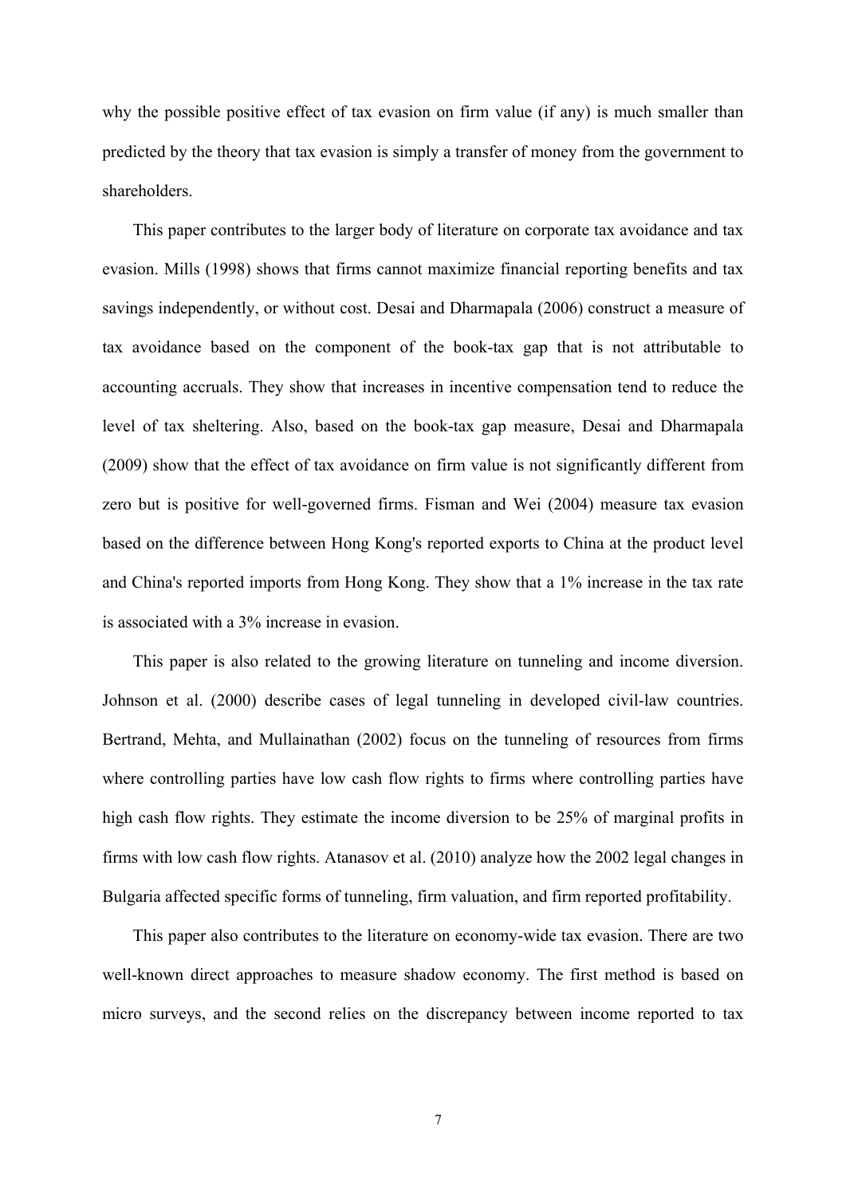why the possible positive effect of tax evasion on firm value (if any) is much smaller than predicted by the theory that tax evasion is simply a transfer of money from the government to shareholders.

This paper contributes to the larger body of literature on corporate tax avoidance and tax evasion. Mills (1998) shows that firms cannot maximize financial reporting benefits and tax savings independently, or without cost. Desai and Dharmapala (2006) construct a measure of tax avoidance based on the component of the book-tax gap that is not attributable to accounting accruals. They show that increases in incentive compensation tend to reduce the level of tax sheltering. Also, based on the book-tax gap measure, Desai and Dharmapala (2009) show that the effect of tax avoidance on firm value is not significantly different from zero but is positive for well-governed firms. Fisman and Wei (2004) measure tax evasion based on the difference between Hong Kong's reported exports to China at the product level and China's reported imports from Hong Kong. They show that a 1% increase in the tax rate is associated with a 3% increase in evasion.

This paper is also related to the growing literature on tunneling and income diversion. Johnson et al. (2000) describe cases of legal tunneling in developed civil-law countries. Bertrand, Mehta, and Mullainathan (2002) focus on the tunneling of resources from firms where controlling parties have low cash flow rights to firms where controlling parties have high cash flow rights. They estimate the income diversion to be 25% of marginal profits in firms with low cash flow rights. Atanasov et al. (2010) analyze how the 2002 legal changes in Bulgaria affected specific forms of tunneling, firm valuation, and firm reported profitability.

This paper also contributes to the literature on economy-wide tax evasion. There are two well-known direct approaches to measure shadow economy. The first method is based on micro surveys, and the second relies on the discrepancy between income reported to tax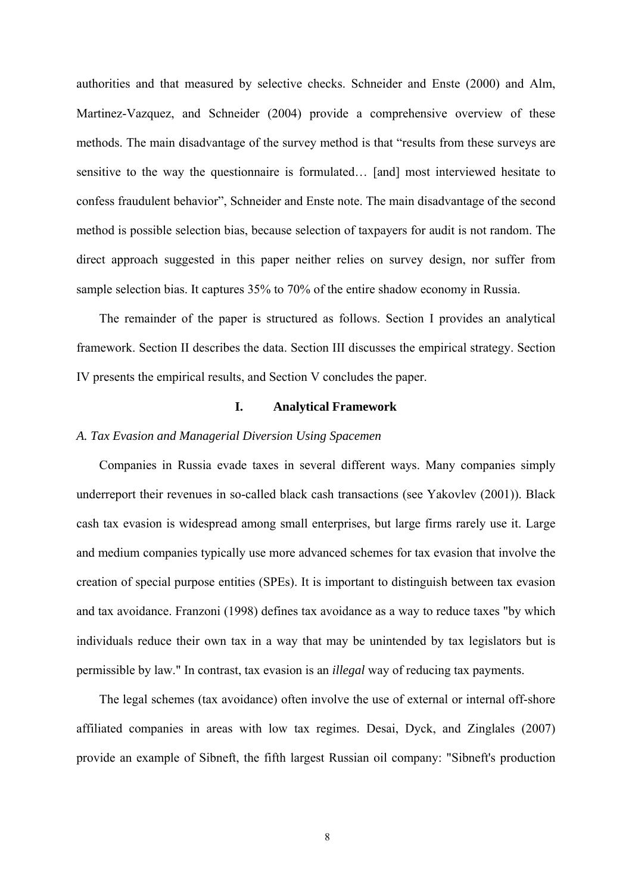authorities and that measured by selective checks. Schneider and Enste (2000) and Alm, Martinez-Vazquez, and Schneider (2004) provide a comprehensive overview of these methods. The main disadvantage of the survey method is that "results from these surveys are sensitive to the way the questionnaire is formulated… [and] most interviewed hesitate to confess fraudulent behavior", Schneider and Enste note. The main disadvantage of the second method is possible selection bias, because selection of taxpayers for audit is not random. The direct approach suggested in this paper neither relies on survey design, nor suffer from sample selection bias. It captures 35% to 70% of the entire shadow economy in Russia.

The remainder of the paper is structured as follows. Section I provides an analytical framework. Section II describes the data. Section III discusses the empirical strategy. Section IV presents the empirical results, and Section V concludes the paper.

## I. Analytical Framework

### *A. Tax Evasion and Managerial Diversion Using Spacemen*

Companies in Russia evade taxes in several different ways. Many companies simply underreport their revenues in so-called black cash transactions (see Yakovlev (2001)). Black cash tax evasion is widespread among small enterprises, but large firms rarely use it. Large and medium companies typically use more advanced schemes for tax evasion that involve the creation of special purpose entities (SPEs). It is important to distinguish between tax evasion and tax avoidance. Franzoni (1998) defines tax avoidance as a way to reduce taxes "by which individuals reduce their own tax in a way that may be unintended by tax legislators but is permissible by law." In contrast, tax evasion is an *illegal* way of reducing tax payments.

The legal schemes (tax avoidance) often involve the use of external or internal off-shore affiliated companies in areas with low tax regimes. Desai, Dyck, and Zinglales (2007) provide an example of Sibneft, the fifth largest Russian oil company: "Sibneft's production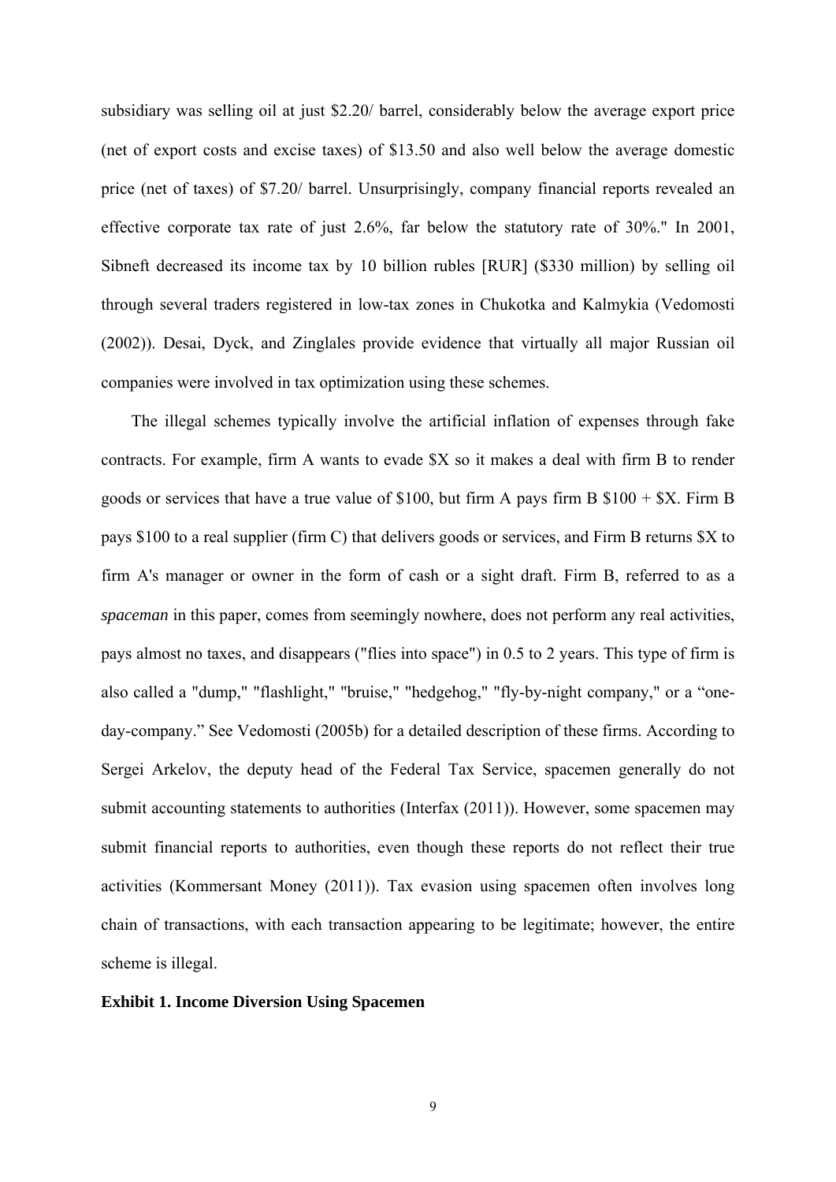subsidiary was selling oil at just $2.20/ barrel, considerably below the average export price (net of export costs and excise taxes) of $13.50 and also well below the average domestic price (net of taxes) of $7.20/ barrel. Unsurprisingly, company financial reports revealed an effective corporate tax rate of just 2.6%, far below the statutory rate of 30%." In 2001, Sibneft decreased its income tax by 10 billion rubles [RUR] ($330 million) by selling oil through several traders registered in low-tax zones in Chukotka and Kalmykia (Vedomosti (2002)). Desai, Dyck, and Zinglales provide evidence that virtually all major Russian oil companies were involved in tax optimization using these schemes.

The illegal schemes typically involve the artificial inflation of expenses through fake contracts. For example, firm A wants to evade $X so it makes a deal with firm B to render goods or services that have a true value of $100, but firm A pays firm B $100 + $X. Firm B pays $100 to a real supplier (firm C) that delivers goods or services, and Firm B returns $X to firm A's manager or owner in the form of cash or a sight draft. Firm B, referred to as a *spaceman* in this paper, comes from seemingly nowhere, does not perform any real activities, pays almost no taxes, and disappears ("flies into space") in 0.5 to 2 years. This type of firm is also called a "dump," "flashlight," "bruise," "hedgehog," "fly-by-night company," or a "one-day-company." See Vedomosti (2005b) for a detailed description of these firms. According to Sergei Arkelov, the deputy head of the Federal Tax Service, spacemen generally do not submit accounting statements to authorities (Interfax (2011)). However, some spacemen may submit financial reports to authorities, even though these reports do not reflect their true activities (Kommersant Money (2011)). Tax evasion using spacemen often involves long chain of transactions, with each transaction appearing to be legitimate; however, the entire scheme is illegal.

**Exhibit 1. Income Diversion Using Spacemen**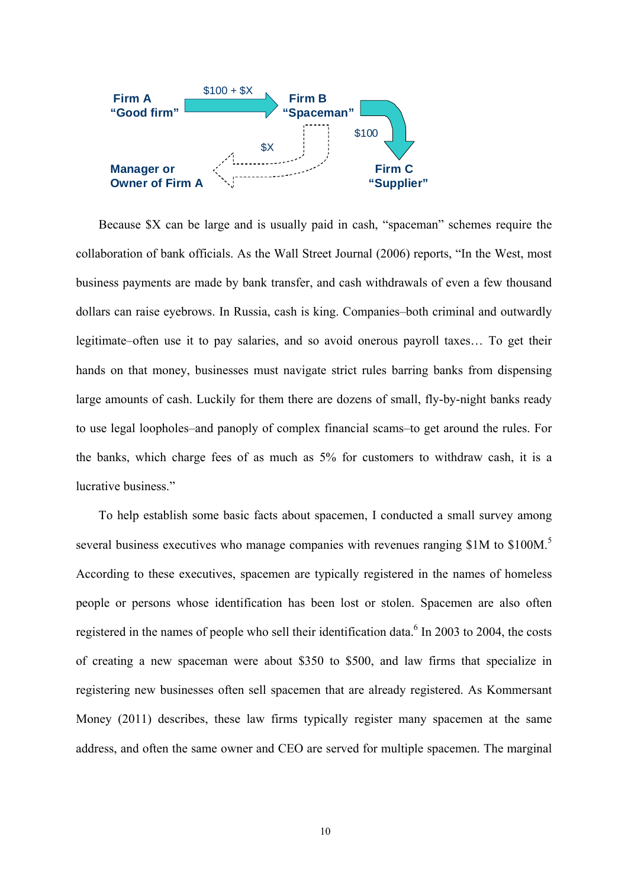Firm A "Good firm" → ($100 + $X) → Firm B "Spaceman" → ($100) → Firm C "Supplier"

Firm B "Spaceman" → ($X) → Manager or Owner of Firm A

Because $X can be large and is usually paid in cash, "spaceman" schemes require the collaboration of bank officials. As the Wall Street Journal (2006) reports, "In the West, most business payments are made by bank transfer, and cash withdrawals of even a few thousand dollars can raise eyebrows. In Russia, cash is king. Companies–both criminal and outwardly legitimate–often use it to pay salaries, and so avoid onerous payroll taxes… To get their hands on that money, businesses must navigate strict rules barring banks from dispensing large amounts of cash. Luckily for them there are dozens of small, fly-by-night banks ready to use legal loopholes–and panoply of complex financial scams–to get around the rules. For the banks, which charge fees of as much as 5% for customers to withdraw cash, it is a lucrative business."

To help establish some basic facts about spacemen, I conducted a small survey among several business executives who manage companies with revenues ranging $1M to $100M.[5] According to these executives, spacemen are typically registered in the names of homeless people or persons whose identification has been lost or stolen. Spacemen are also often registered in the names of people who sell their identification data.[6] In 2003 to 2004, the costs of creating a new spaceman were about $350 to $500, and law firms that specialize in registering new businesses often sell spacemen that are already registered. As Kommersant Money (2011) describes, these law firms typically register many spacemen at the same address, and often the same owner and CEO are served for multiple spacemen. The marginal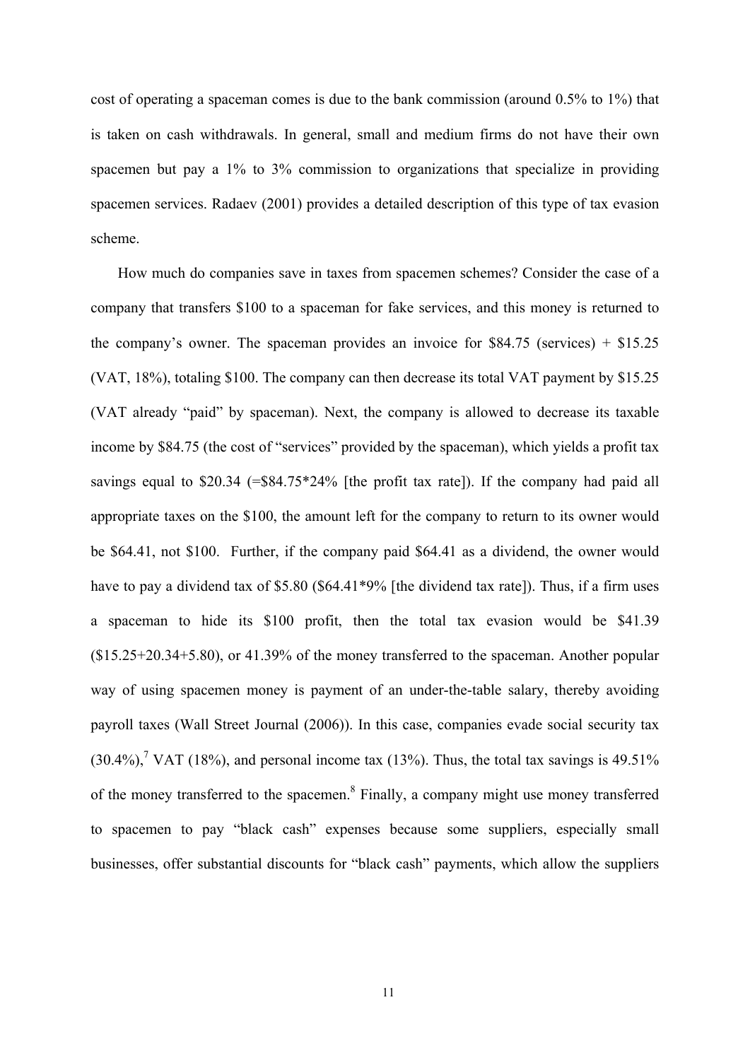cost of operating a spaceman comes is due to the bank commission (around 0.5% to 1%) that is taken on cash withdrawals. In general, small and medium firms do not have their own spacemen but pay a 1% to 3% commission to organizations that specialize in providing spacemen services. Radaev (2001) provides a detailed description of this type of tax evasion scheme.

How much do companies save in taxes from spacemen schemes? Consider the case of a company that transfers $100 to a spaceman for fake services, and this money is returned to the company's owner. The spaceman provides an invoice for $84.75 (services) + $15.25 (VAT, 18%), totaling $100. The company can then decrease its total VAT payment by $15.25 (VAT already "paid" by spaceman). Next, the company is allowed to decrease its taxable income by $84.75 (the cost of "services" provided by the spaceman), which yields a profit tax savings equal to $20.34 (=$84.75*24% [the profit tax rate]). If the company had paid all appropriate taxes on the $100, the amount left for the company to return to its owner would be $64.41, not $100. Further, if the company paid $64.41 as a dividend, the owner would have to pay a dividend tax of $5.80 ($64.41*9% [the dividend tax rate]). Thus, if a firm uses a spaceman to hide its $100 profit, then the total tax evasion would be $41.39 ($15.25+20.34+5.80), or 41.39% of the money transferred to the spaceman. Another popular way of using spacemen money is payment of an under-the-table salary, thereby avoiding payroll taxes (Wall Street Journal (2006)). In this case, companies evade social security tax (30.4%),[7] VAT (18%), and personal income tax (13%). Thus, the total tax savings is 49.51% of the money transferred to the spacemen.[8] Finally, a company might use money transferred to spacemen to pay "black cash" expenses because some suppliers, especially small businesses, offer substantial discounts for "black cash" payments, which allow the suppliers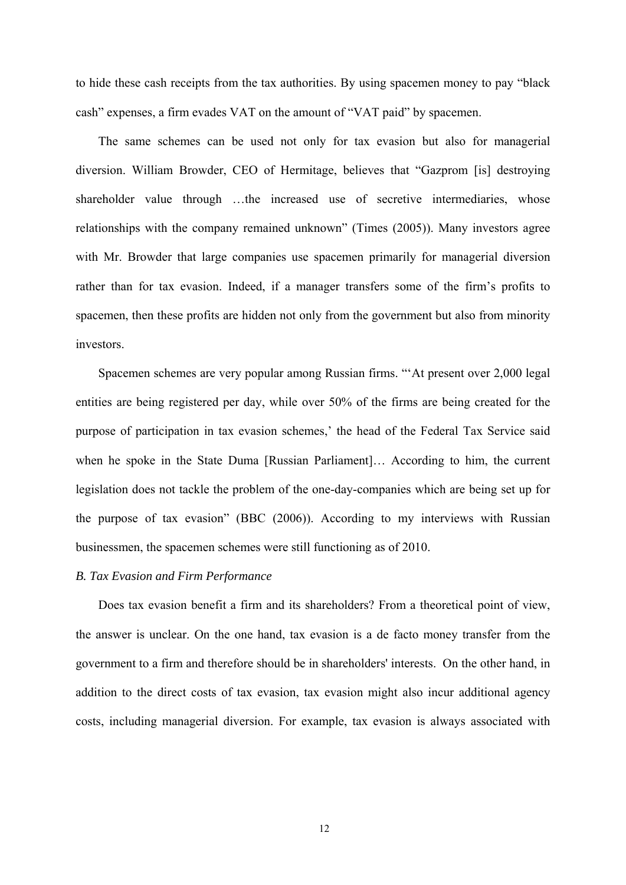to hide these cash receipts from the tax authorities. By using spacemen money to pay "black cash" expenses, a firm evades VAT on the amount of "VAT paid" by spacemen.

The same schemes can be used not only for tax evasion but also for managerial diversion. William Browder, CEO of Hermitage, believes that "Gazprom [is] destroying shareholder value through …the increased use of secretive intermediaries, whose relationships with the company remained unknown" (Times (2005)). Many investors agree with Mr. Browder that large companies use spacemen primarily for managerial diversion rather than for tax evasion. Indeed, if a manager transfers some of the firm's profits to spacemen, then these profits are hidden not only from the government but also from minority investors.

Spacemen schemes are very popular among Russian firms. "'At present over 2,000 legal entities are being registered per day, while over 50% of the firms are being created for the purpose of participation in tax evasion schemes,' the head of the Federal Tax Service said when he spoke in the State Duma [Russian Parliament]… According to him, the current legislation does not tackle the problem of the one-day-companies which are being set up for the purpose of tax evasion" (BBC (2006)). According to my interviews with Russian businessmen, the spacemen schemes were still functioning as of 2010.

### *B. Tax Evasion and Firm Performance*

Does tax evasion benefit a firm and its shareholders? From a theoretical point of view, the answer is unclear. On the one hand, tax evasion is a de facto money transfer from the government to a firm and therefore should be in shareholders' interests. On the other hand, in addition to the direct costs of tax evasion, tax evasion might also incur additional agency costs, including managerial diversion. For example, tax evasion is always associated with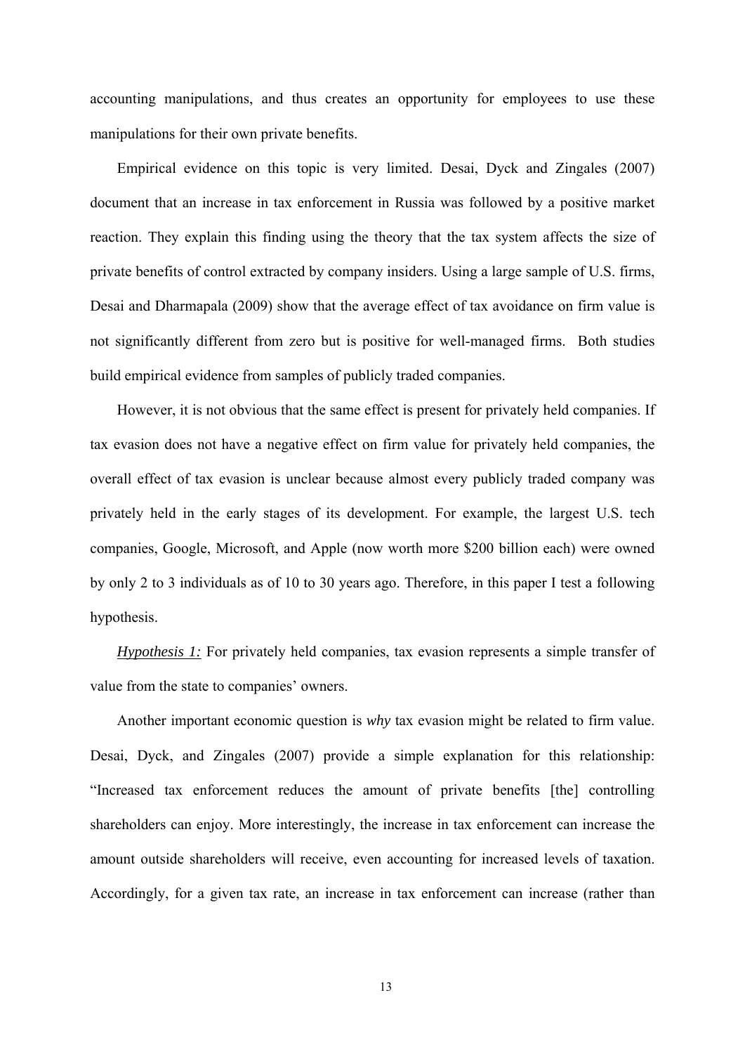accounting manipulations, and thus creates an opportunity for employees to use these manipulations for their own private benefits.

Empirical evidence on this topic is very limited. Desai, Dyck and Zingales (2007) document that an increase in tax enforcement in Russia was followed by a positive market reaction. They explain this finding using the theory that the tax system affects the size of private benefits of control extracted by company insiders. Using a large sample of U.S. firms, Desai and Dharmapala (2009) show that the average effect of tax avoidance on firm value is not significantly different from zero but is positive for well-managed firms. Both studies build empirical evidence from samples of publicly traded companies.

However, it is not obvious that the same effect is present for privately held companies. If tax evasion does not have a negative effect on firm value for privately held companies, the overall effect of tax evasion is unclear because almost every publicly traded company was privately held in the early stages of its development. For example, the largest U.S. tech companies, Google, Microsoft, and Apple (now worth more $200 billion each) were owned by only 2 to 3 individuals as of 10 to 30 years ago. Therefore, in this paper I test a following hypothesis.

*Hypothesis 1:* For privately held companies, tax evasion represents a simple transfer of value from the state to companies' owners.

Another important economic question is *why* tax evasion might be related to firm value. Desai, Dyck, and Zingales (2007) provide a simple explanation for this relationship: "Increased tax enforcement reduces the amount of private benefits [the] controlling shareholders can enjoy. More interestingly, the increase in tax enforcement can increase the amount outside shareholders will receive, even accounting for increased levels of taxation. Accordingly, for a given tax rate, an increase in tax enforcement can increase (rather than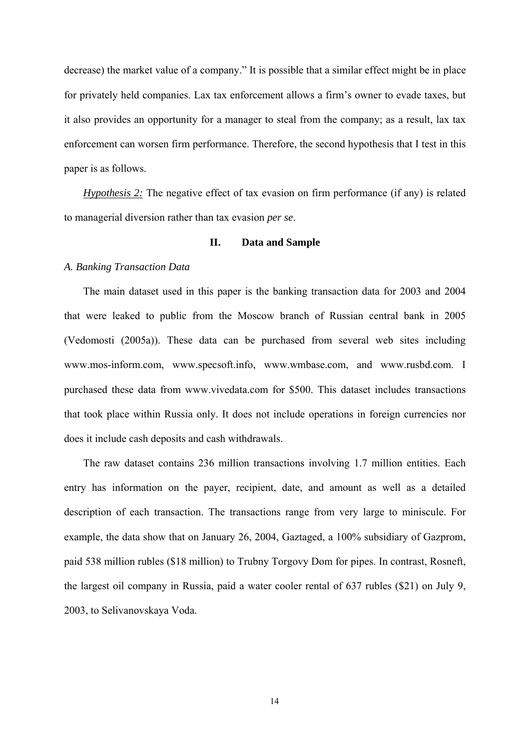decrease) the market value of a company." It is possible that a similar effect might be in place for privately held companies. Lax tax enforcement allows a firm's owner to evade taxes, but it also provides an opportunity for a manager to steal from the company; as a result, lax tax enforcement can worsen firm performance. Therefore, the second hypothesis that I test in this paper is as follows.

***Hypothesis 2:*** The negative effect of tax evasion on firm performance (if any) is related to managerial diversion rather than tax evasion *per se*.

## II. Data and Sample

### *A. Banking Transaction Data*

The main dataset used in this paper is the banking transaction data for 2003 and 2004 that were leaked to public from the Moscow branch of Russian central bank in 2005 (Vedomosti (2005a)). These data can be purchased from several web sites including www.mos-inform.com, www.specsoft.info, www.wmbase.com, and www.rusbd.com. I purchased these data from www.vivedata.com for $500. This dataset includes transactions that took place within Russia only. It does not include operations in foreign currencies nor does it include cash deposits and cash withdrawals.

The raw dataset contains 236 million transactions involving 1.7 million entities. Each entry has information on the payer, recipient, date, and amount as well as a detailed description of each transaction. The transactions range from very large to miniscule. For example, the data show that on January 26, 2004, Gaztaged, a 100% subsidiary of Gazprom, paid 538 million rubles ($18 million) to Trubny Torgovy Dom for pipes. In contrast, Rosneft, the largest oil company in Russia, paid a water cooler rental of 637 rubles ($21) on July 9, 2003, to Selivanovskaya Voda.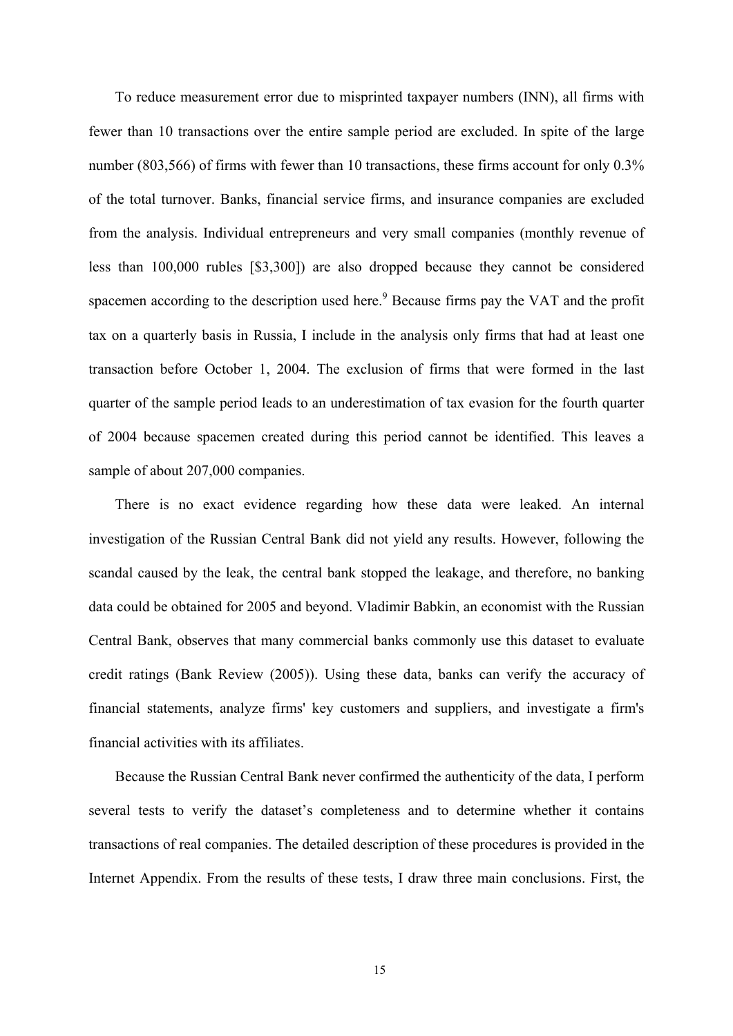To reduce measurement error due to misprinted taxpayer numbers (INN), all firms with fewer than 10 transactions over the entire sample period are excluded. In spite of the large number (803,566) of firms with fewer than 10 transactions, these firms account for only 0.3% of the total turnover. Banks, financial service firms, and insurance companies are excluded from the analysis. Individual entrepreneurs and very small companies (monthly revenue of less than 100,000 rubles [$3,300]) are also dropped because they cannot be considered spacemen according to the description used here.[9] Because firms pay the VAT and the profit tax on a quarterly basis in Russia, I include in the analysis only firms that had at least one transaction before October 1, 2004. The exclusion of firms that were formed in the last quarter of the sample period leads to an underestimation of tax evasion for the fourth quarter of 2004 because spacemen created during this period cannot be identified. This leaves a sample of about 207,000 companies.

There is no exact evidence regarding how these data were leaked. An internal investigation of the Russian Central Bank did not yield any results. However, following the scandal caused by the leak, the central bank stopped the leakage, and therefore, no banking data could be obtained for 2005 and beyond. Vladimir Babkin, an economist with the Russian Central Bank, observes that many commercial banks commonly use this dataset to evaluate credit ratings (Bank Review (2005)). Using these data, banks can verify the accuracy of financial statements, analyze firms' key customers and suppliers, and investigate a firm's financial activities with its affiliates.

Because the Russian Central Bank never confirmed the authenticity of the data, I perform several tests to verify the dataset's completeness and to determine whether it contains transactions of real companies. The detailed description of these procedures is provided in the Internet Appendix. From the results of these tests, I draw three main conclusions. First, the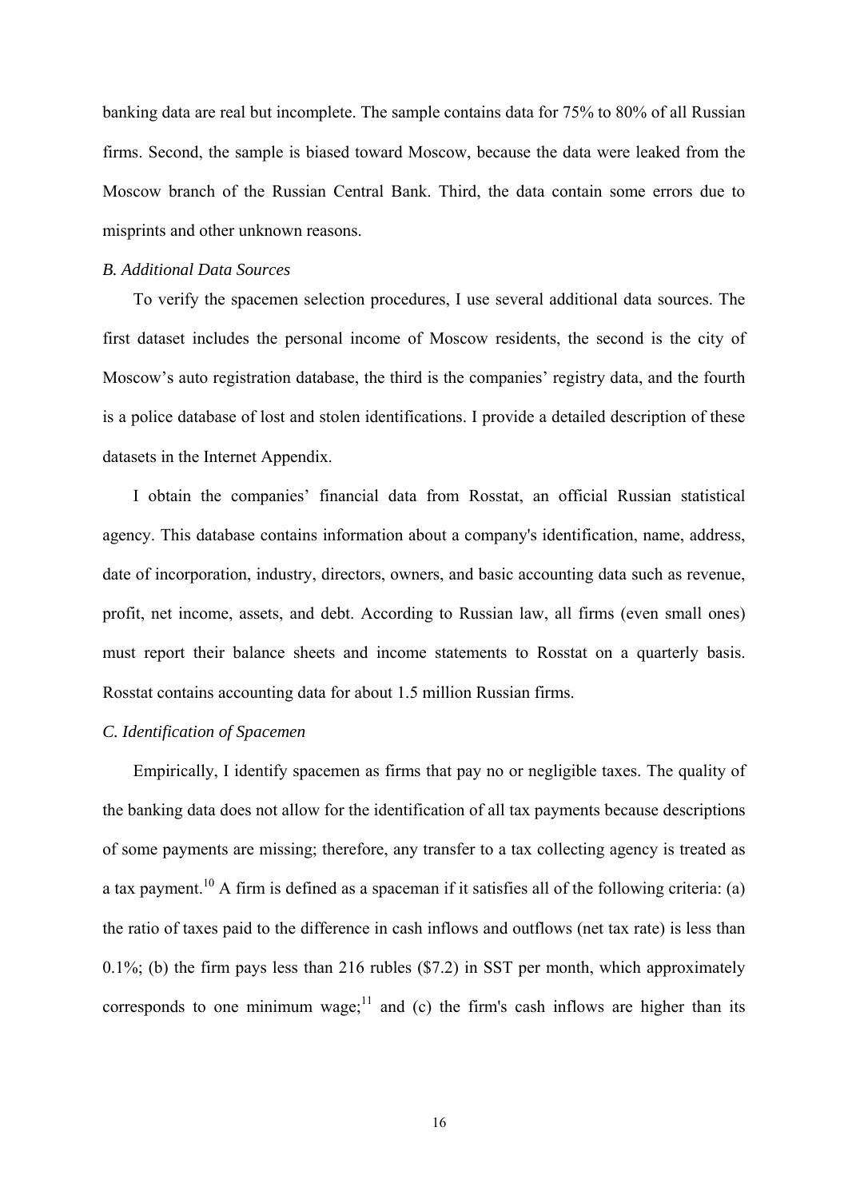banking data are real but incomplete. The sample contains data for 75% to 80% of all Russian firms. Second, the sample is biased toward Moscow, because the data were leaked from the Moscow branch of the Russian Central Bank. Third, the data contain some errors due to misprints and other unknown reasons.

### *B. Additional Data Sources*

To verify the spacemen selection procedures, I use several additional data sources. The first dataset includes the personal income of Moscow residents, the second is the city of Moscow's auto registration database, the third is the companies' registry data, and the fourth is a police database of lost and stolen identifications. I provide a detailed description of these datasets in the Internet Appendix.

I obtain the companies' financial data from Rosstat, an official Russian statistical agency. This database contains information about a company's identification, name, address, date of incorporation, industry, directors, owners, and basic accounting data such as revenue, profit, net income, assets, and debt. According to Russian law, all firms (even small ones) must report their balance sheets and income statements to Rosstat on a quarterly basis. Rosstat contains accounting data for about 1.5 million Russian firms.

### *C. Identification of Spacemen*

Empirically, I identify spacemen as firms that pay no or negligible taxes. The quality of the banking data does not allow for the identification of all tax payments because descriptions of some payments are missing; therefore, any transfer to a tax collecting agency is treated as a tax payment.[10] A firm is defined as a spaceman if it satisfies all of the following criteria: (a) the ratio of taxes paid to the difference in cash inflows and outflows (net tax rate) is less than 0.1%; (b) the firm pays less than 216 rubles ($7.2) in SST per month, which approximately corresponds to one minimum wage;[11] and (c) the firm's cash inflows are higher than its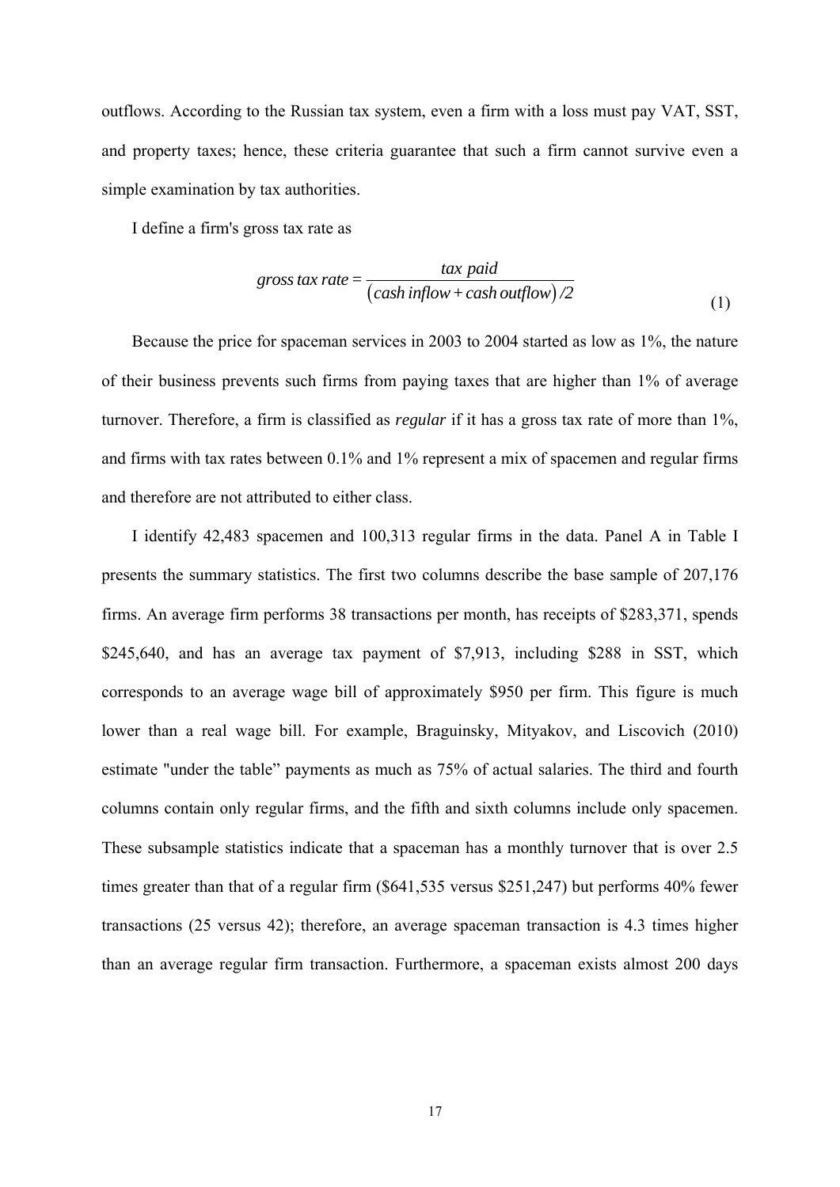outflows. According to the Russian tax system, even a firm with a loss must pay VAT, SST, and property taxes; hence, these criteria guarantee that such a firm cannot survive even a simple examination by tax authorities.

I define a firm's gross tax rate as

$$gross\ tax\ rate = \frac{tax\ paid}{\left(cash\ inflow + cash\ outflow\right)/2} \tag{1}$$

Because the price for spaceman services in 2003 to 2004 started as low as 1%, the nature of their business prevents such firms from paying taxes that are higher than 1% of average turnover. Therefore, a firm is classified as *regular* if it has a gross tax rate of more than 1%, and firms with tax rates between 0.1% and 1% represent a mix of spacemen and regular firms and therefore are not attributed to either class.

I identify 42,483 spacemen and 100,313 regular firms in the data. Panel A in Table I presents the summary statistics. The first two columns describe the base sample of 207,176 firms. An average firm performs 38 transactions per month, has receipts of $283,371, spends $245,640, and has an average tax payment of $7,913, including $288 in SST, which corresponds to an average wage bill of approximately $950 per firm. This figure is much lower than a real wage bill. For example, Braguinsky, Mityakov, and Liscovich (2010) estimate "under the table" payments as much as 75% of actual salaries. The third and fourth columns contain only regular firms, and the fifth and sixth columns include only spacemen. These subsample statistics indicate that a spaceman has a monthly turnover that is over 2.5 times greater than that of a regular firm ($641,535 versus $251,247) but performs 40% fewer transactions (25 versus 42); therefore, an average spaceman transaction is 4.3 times higher than an average regular firm transaction. Furthermore, a spaceman exists almost 200 days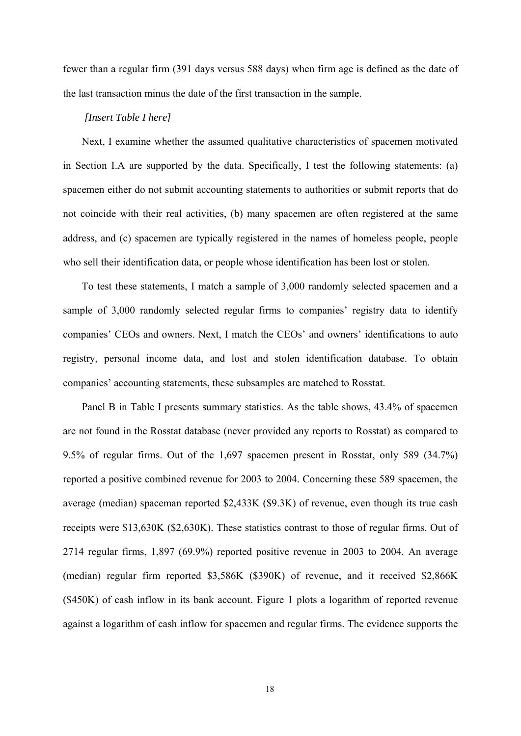fewer than a regular firm (391 days versus 588 days) when firm age is defined as the date of the last transaction minus the date of the first transaction in the sample.

*[Insert Table I here]*

Next, I examine whether the assumed qualitative characteristics of spacemen motivated in Section I.A are supported by the data. Specifically, I test the following statements: (a) spacemen either do not submit accounting statements to authorities or submit reports that do not coincide with their real activities, (b) many spacemen are often registered at the same address, and (c) spacemen are typically registered in the names of homeless people, people who sell their identification data, or people whose identification has been lost or stolen.

To test these statements, I match a sample of 3,000 randomly selected spacemen and a sample of 3,000 randomly selected regular firms to companies' registry data to identify companies' CEOs and owners. Next, I match the CEOs' and owners' identifications to auto registry, personal income data, and lost and stolen identification database. To obtain companies' accounting statements, these subsamples are matched to Rosstat.

Panel B in Table I presents summary statistics. As the table shows, 43.4% of spacemen are not found in the Rosstat database (never provided any reports to Rosstat) as compared to 9.5% of regular firms. Out of the 1,697 spacemen present in Rosstat, only 589 (34.7%) reported a positive combined revenue for 2003 to 2004. Concerning these 589 spacemen, the average (median) spaceman reported $2,433K ($9.3K) of revenue, even though its true cash receipts were $13,630K ($2,630K). These statistics contrast to those of regular firms. Out of 2714 regular firms, 1,897 (69.9%) reported positive revenue in 2003 to 2004. An average (median) regular firm reported $3,586K ($390K) of revenue, and it received $2,866K ($450K) of cash inflow in its bank account. Figure 1 plots a logarithm of reported revenue against a logarithm of cash inflow for spacemen and regular firms. The evidence supports the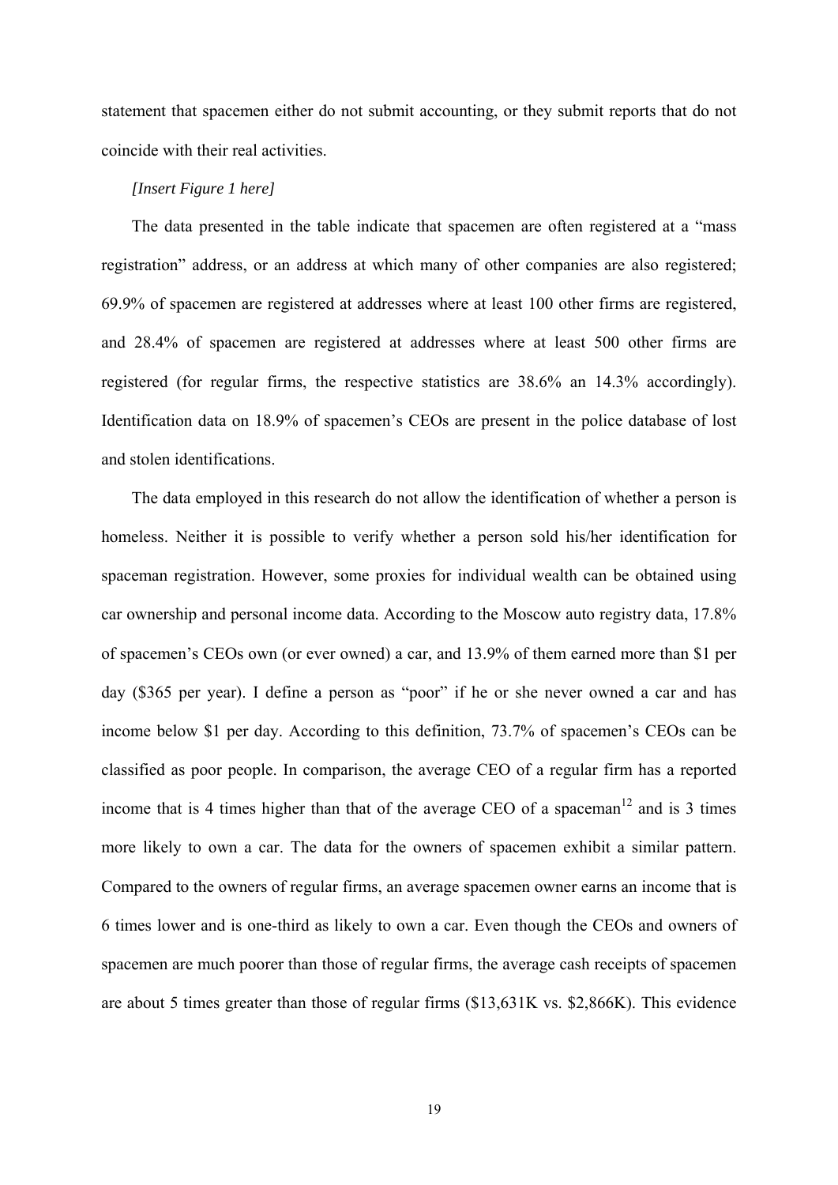statement that spacemen either do not submit accounting, or they submit reports that do not coincide with their real activities.

*[Insert Figure 1 here]*

The data presented in the table indicate that spacemen are often registered at a "mass registration" address, or an address at which many of other companies are also registered; 69.9% of spacemen are registered at addresses where at least 100 other firms are registered, and 28.4% of spacemen are registered at addresses where at least 500 other firms are registered (for regular firms, the respective statistics are 38.6% an 14.3% accordingly). Identification data on 18.9% of spacemen's CEOs are present in the police database of lost and stolen identifications.

The data employed in this research do not allow the identification of whether a person is homeless. Neither it is possible to verify whether a person sold his/her identification for spaceman registration. However, some proxies for individual wealth can be obtained using car ownership and personal income data. According to the Moscow auto registry data, 17.8% of spacemen's CEOs own (or ever owned) a car, and 13.9% of them earned more than $1 per day ($365 per year). I define a person as "poor" if he or she never owned a car and has income below $1 per day. According to this definition, 73.7% of spacemen's CEOs can be classified as poor people. In comparison, the average CEO of a regular firm has a reported income that is 4 times higher than that of the average CEO of a spaceman[12] and is 3 times more likely to own a car. The data for the owners of spacemen exhibit a similar pattern. Compared to the owners of regular firms, an average spacemen owner earns an income that is 6 times lower and is one-third as likely to own a car. Even though the CEOs and owners of spacemen are much poorer than those of regular firms, the average cash receipts of spacemen are about 5 times greater than those of regular firms ($13,631K vs. $2,866K). This evidence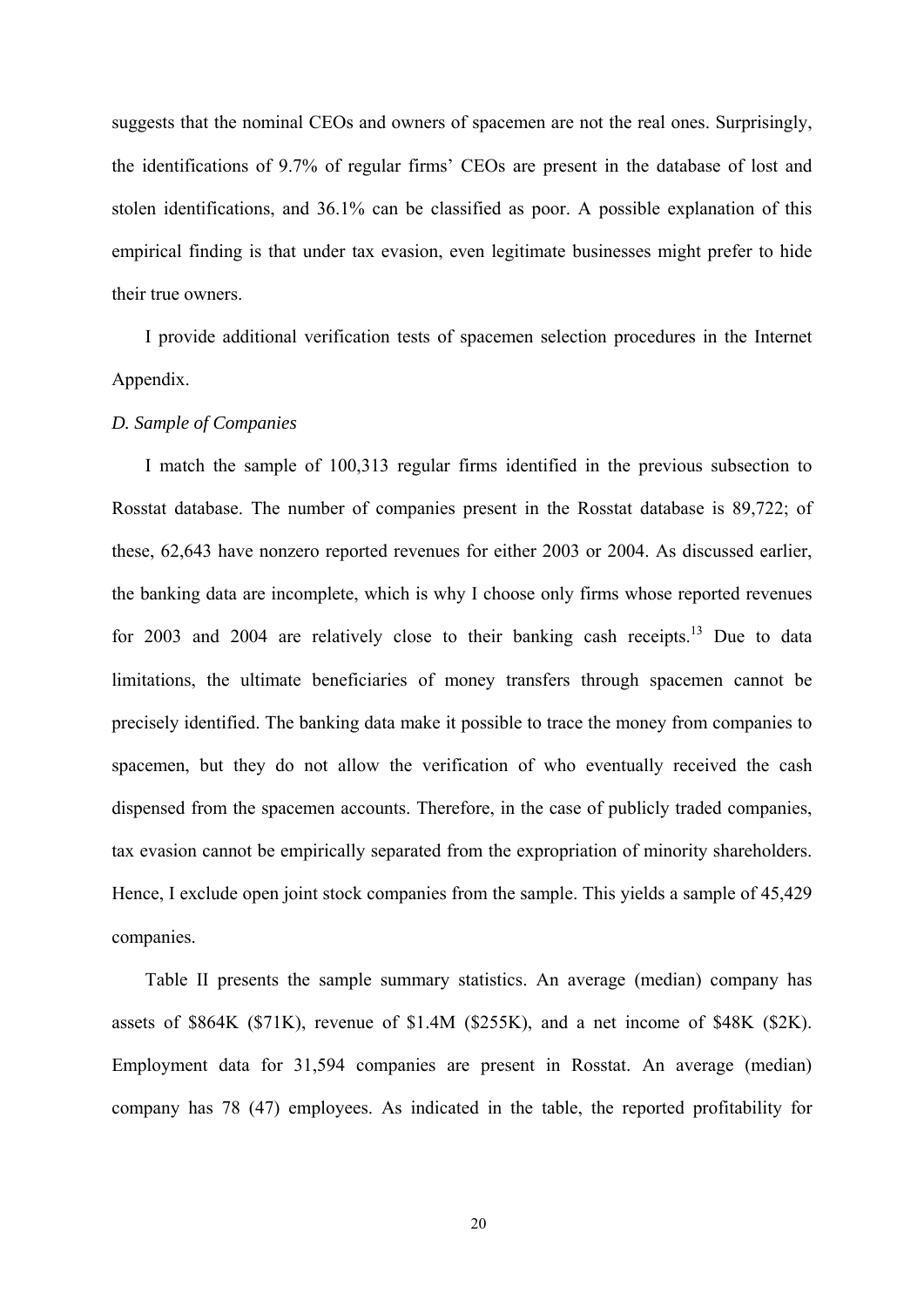suggests that the nominal CEOs and owners of spacemen are not the real ones. Surprisingly, the identifications of 9.7% of regular firms' CEOs are present in the database of lost and stolen identifications, and 36.1% can be classified as poor. A possible explanation of this empirical finding is that under tax evasion, even legitimate businesses might prefer to hide their true owners.

I provide additional verification tests of spacemen selection procedures in the Internet Appendix.

*D. Sample of Companies*

I match the sample of 100,313 regular firms identified in the previous subsection to Rosstat database. The number of companies present in the Rosstat database is 89,722; of these, 62,643 have nonzero reported revenues for either 2003 or 2004. As discussed earlier, the banking data are incomplete, which is why I choose only firms whose reported revenues for 2003 and 2004 are relatively close to their banking cash receipts.[13] Due to data limitations, the ultimate beneficiaries of money transfers through spacemen cannot be precisely identified. The banking data make it possible to trace the money from companies to spacemen, but they do not allow the verification of who eventually received the cash dispensed from the spacemen accounts. Therefore, in the case of publicly traded companies, tax evasion cannot be empirically separated from the expropriation of minority shareholders. Hence, I exclude open joint stock companies from the sample. This yields a sample of 45,429 companies.

Table II presents the sample summary statistics. An average (median) company has assets of \$864K (\$71K), revenue of \$1.4M (\$255K), and a net income of \$48K (\$2K). Employment data for 31,594 companies are present in Rosstat. An average (median) company has 78 (47) employees. As indicated in the table, the reported profitability for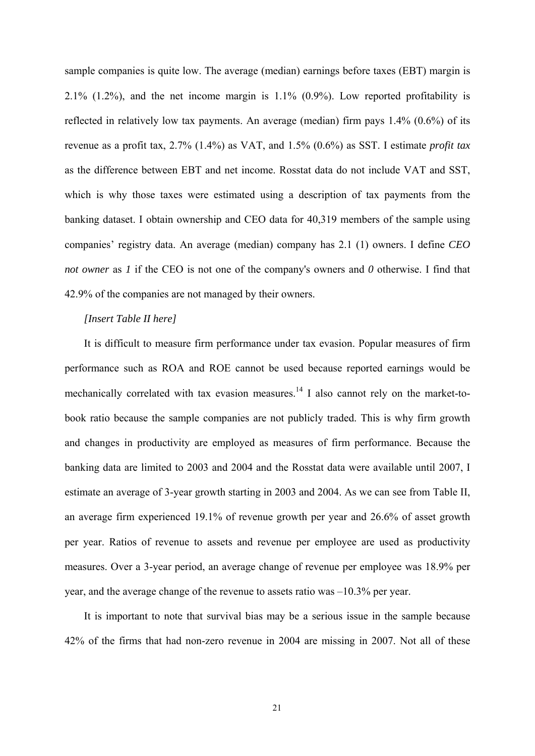sample companies is quite low. The average (median) earnings before taxes (EBT) margin is 2.1% (1.2%), and the net income margin is 1.1% (0.9%). Low reported profitability is reflected in relatively low tax payments. An average (median) firm pays 1.4% (0.6%) of its revenue as a profit tax, 2.7% (1.4%) as VAT, and 1.5% (0.6%) as SST. I estimate *profit tax* as the difference between EBT and net income. Rosstat data do not include VAT and SST, which is why those taxes were estimated using a description of tax payments from the banking dataset. I obtain ownership and CEO data for 40,319 members of the sample using companies' registry data. An average (median) company has 2.1 (1) owners. I define *CEO not owner* as *1* if the CEO is not one of the company's owners and *0* otherwise. I find that 42.9% of the companies are not managed by their owners.

*[Insert Table II here]*

It is difficult to measure firm performance under tax evasion. Popular measures of firm performance such as ROA and ROE cannot be used because reported earnings would be mechanically correlated with tax evasion measures.[14] I also cannot rely on the market-to-book ratio because the sample companies are not publicly traded. This is why firm growth and changes in productivity are employed as measures of firm performance. Because the banking data are limited to 2003 and 2004 and the Rosstat data were available until 2007, I estimate an average of 3-year growth starting in 2003 and 2004. As we can see from Table II, an average firm experienced 19.1% of revenue growth per year and 26.6% of asset growth per year. Ratios of revenue to assets and revenue per employee are used as productivity measures. Over a 3-year period, an average change of revenue per employee was 18.9% per year, and the average change of the revenue to assets ratio was –10.3% per year.

It is important to note that survival bias may be a serious issue in the sample because 42% of the firms that had non-zero revenue in 2004 are missing in 2007. Not all of these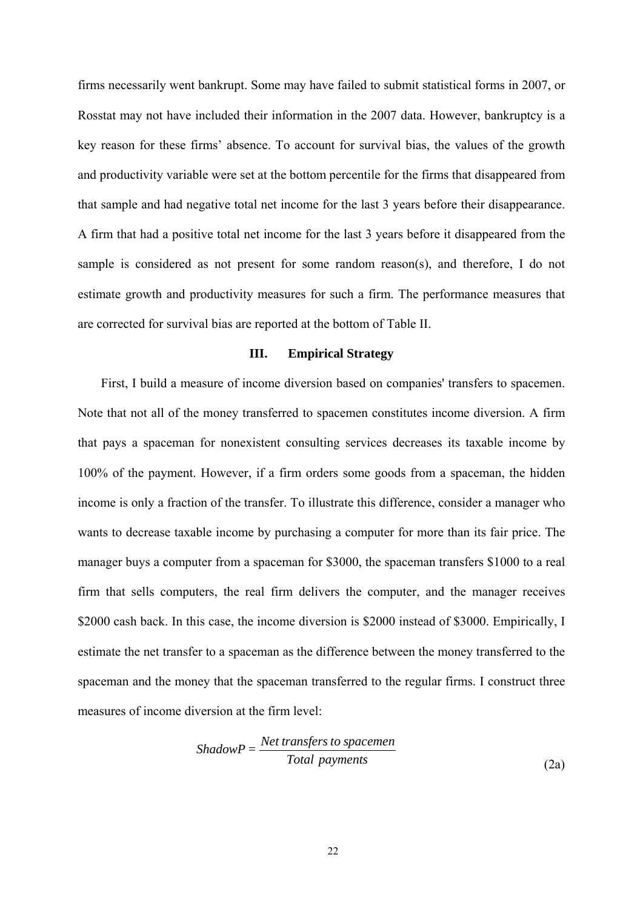firms necessarily went bankrupt. Some may have failed to submit statistical forms in 2007, or Rosstat may not have included their information in the 2007 data. However, bankruptcy is a key reason for these firms' absence. To account for survival bias, the values of the growth and productivity variable were set at the bottom percentile for the firms that disappeared from that sample and had negative total net income for the last 3 years before their disappearance. A firm that had a positive total net income for the last 3 years before it disappeared from the sample is considered as not present for some random reason(s), and therefore, I do not estimate growth and productivity measures for such a firm. The performance measures that are corrected for survival bias are reported at the bottom of Table II.

## III. Empirical Strategy

First, I build a measure of income diversion based on companies' transfers to spacemen. Note that not all of the money transferred to spacemen constitutes income diversion. A firm that pays a spaceman for nonexistent consulting services decreases its taxable income by 100% of the payment. However, if a firm orders some goods from a spaceman, the hidden income is only a fraction of the transfer. To illustrate this difference, consider a manager who wants to decrease taxable income by purchasing a computer for more than its fair price. The manager buys a computer from a spaceman for \$3000, the spaceman transfers \$1000 to a real firm that sells computers, the real firm delivers the computer, and the manager receives \$2000 cash back. In this case, the income diversion is \$2000 instead of \$3000. Empirically, I estimate the net transfer to a spaceman as the difference between the money transferred to the spaceman and the money that the spaceman transferred to the regular firms. I construct three measures of income diversion at the firm level:

$$ShadowP = \frac{Net\ transfers\ to\ spacemen}{Total\ \ payments} \tag{2a}$$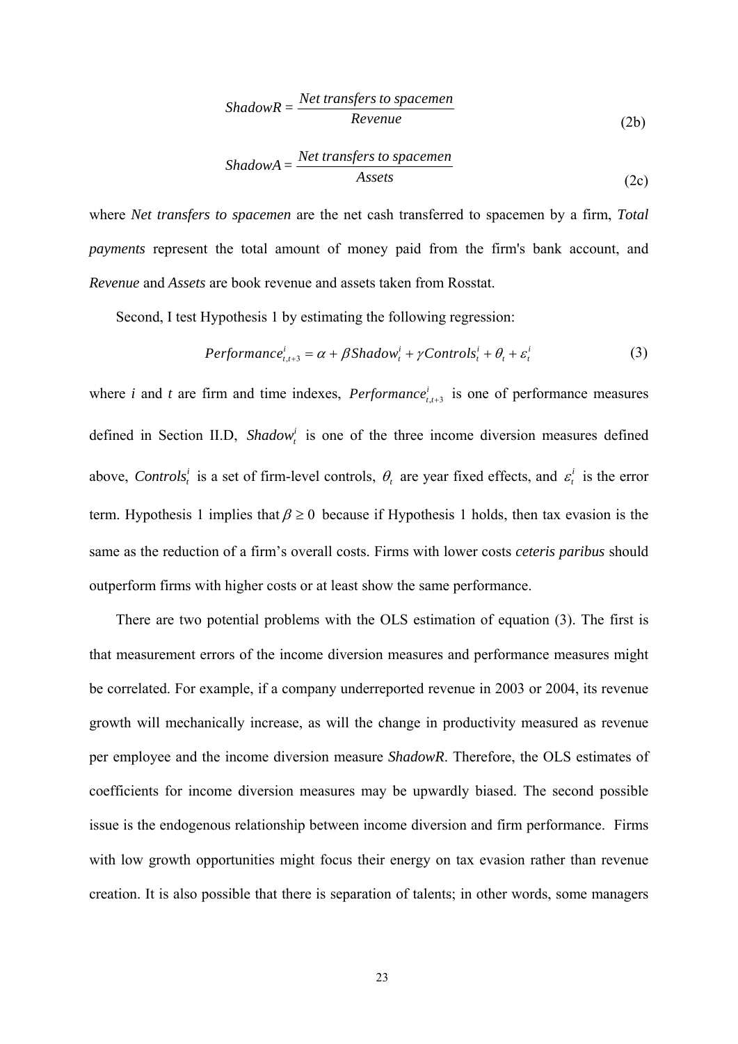$$ShadowR = \frac{Net\ transfers\ to\ spacemen}{Revenue} \tag{2b}$$

$$ShadowA = \frac{Net\ transfers\ to\ spacemen}{Assets} \tag{2c}$$

where *Net transfers to spacemen* are the net cash transferred to spacemen by a firm, *Total payments* represent the total amount of money paid from the firm's bank account, and *Revenue* and *Assets* are book revenue and assets taken from Rosstat.

Second, I test Hypothesis 1 by estimating the following regression:

$$Performance^{i}_{t,t+3} = \alpha + \beta Shadow^{i}_{t} + \gamma Controls^{i}_{t} + \theta_{t} + \varepsilon^{i}_{t} \tag{3}$$

where *i* and *t* are firm and time indexes, $Performance^{i}_{t,t+3}$ is one of performance measures defined in Section II.D, $Shadow^{i}_{t}$ is one of the three income diversion measures defined above, $Controls^{i}_{t}$ is a set of firm-level controls, $\theta_{t}$ are year fixed effects, and $\varepsilon^{i}_{t}$ is the error term. Hypothesis 1 implies that $\beta \geq 0$ because if Hypothesis 1 holds, then tax evasion is the same as the reduction of a firm's overall costs. Firms with lower costs *ceteris paribus* should outperform firms with higher costs or at least show the same performance.

There are two potential problems with the OLS estimation of equation (3). The first is that measurement errors of the income diversion measures and performance measures might be correlated. For example, if a company underreported revenue in 2003 or 2004, its revenue growth will mechanically increase, as will the change in productivity measured as revenue per employee and the income diversion measure *ShadowR*. Therefore, the OLS estimates of coefficients for income diversion measures may be upwardly biased. The second possible issue is the endogenous relationship between income diversion and firm performance. Firms with low growth opportunities might focus their energy on tax evasion rather than revenue creation. It is also possible that there is separation of talents; in other words, some managers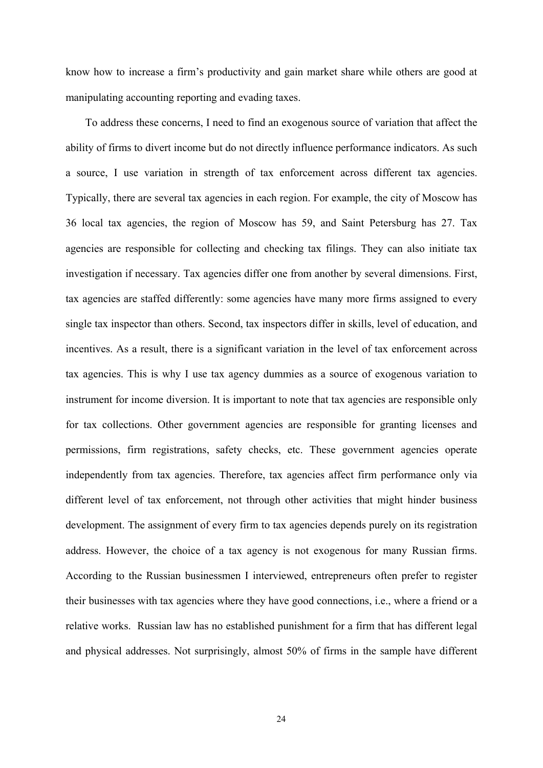know how to increase a firm's productivity and gain market share while others are good at manipulating accounting reporting and evading taxes.

To address these concerns, I need to find an exogenous source of variation that affect the ability of firms to divert income but do not directly influence performance indicators. As such a source, I use variation in strength of tax enforcement across different tax agencies. Typically, there are several tax agencies in each region. For example, the city of Moscow has 36 local tax agencies, the region of Moscow has 59, and Saint Petersburg has 27. Tax agencies are responsible for collecting and checking tax filings. They can also initiate tax investigation if necessary. Tax agencies differ one from another by several dimensions. First, tax agencies are staffed differently: some agencies have many more firms assigned to every single tax inspector than others. Second, tax inspectors differ in skills, level of education, and incentives. As a result, there is a significant variation in the level of tax enforcement across tax agencies. This is why I use tax agency dummies as a source of exogenous variation to instrument for income diversion. It is important to note that tax agencies are responsible only for tax collections. Other government agencies are responsible for granting licenses and permissions, firm registrations, safety checks, etc. These government agencies operate independently from tax agencies. Therefore, tax agencies affect firm performance only via different level of tax enforcement, not through other activities that might hinder business development. The assignment of every firm to tax agencies depends purely on its registration address. However, the choice of a tax agency is not exogenous for many Russian firms. According to the Russian businessmen I interviewed, entrepreneurs often prefer to register their businesses with tax agencies where they have good connections, i.e., where a friend or a relative works. Russian law has no established punishment for a firm that has different legal and physical addresses. Not surprisingly, almost 50% of firms in the sample have different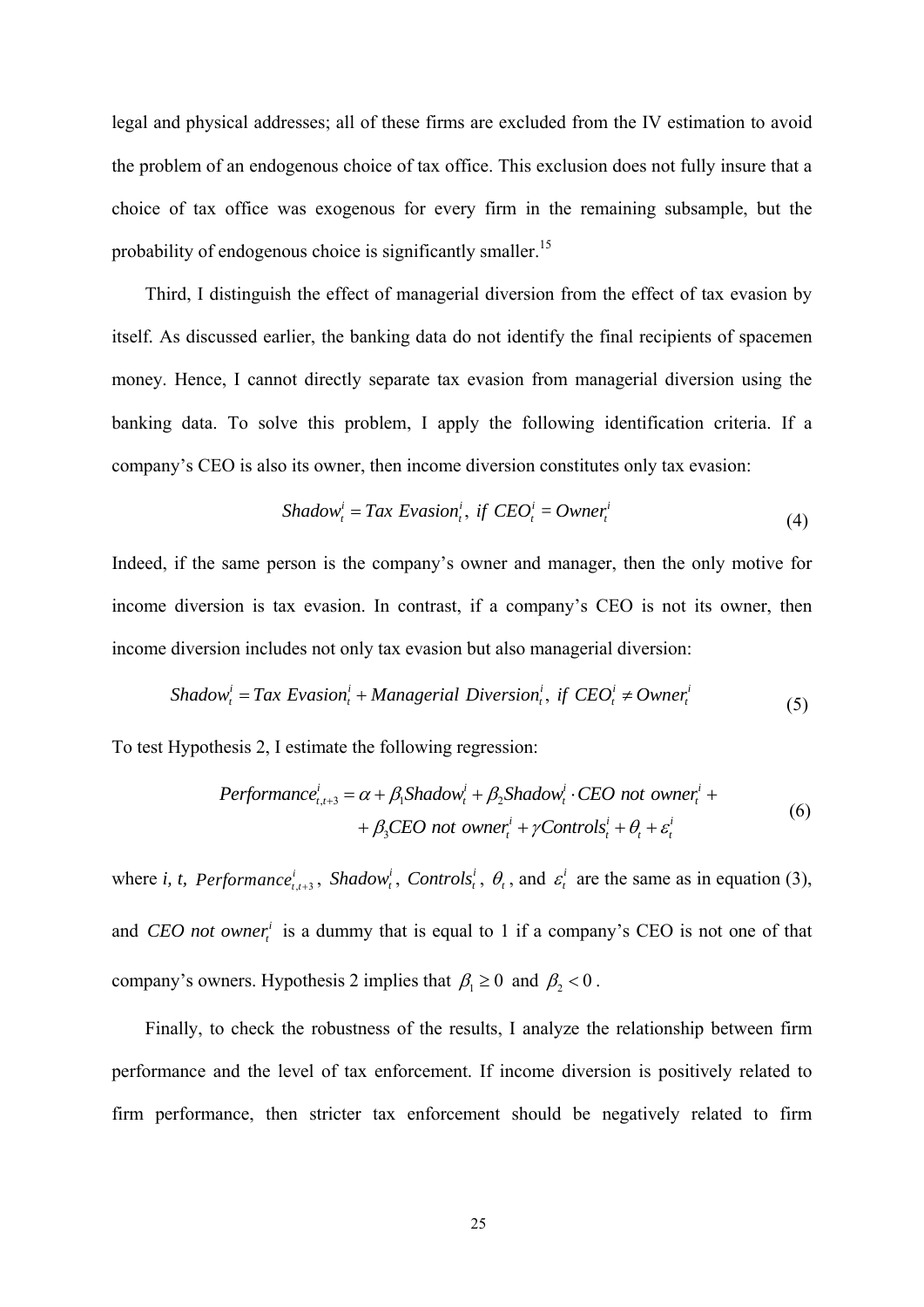legal and physical addresses; all of these firms are excluded from the IV estimation to avoid the problem of an endogenous choice of tax office. This exclusion does not fully insure that a choice of tax office was exogenous for every firm in the remaining subsample, but the probability of endogenous choice is significantly smaller.[15]

Third, I distinguish the effect of managerial diversion from the effect of tax evasion by itself. As discussed earlier, the banking data do not identify the final recipients of spacemen money. Hence, I cannot directly separate tax evasion from managerial diversion using the banking data. To solve this problem, I apply the following identification criteria. If a company's CEO is also its owner, then income diversion constitutes only tax evasion:

$$Shadow_t^i = Tax\ Evasion_t^i,\ if\ CEO_t^i = Owner_t^i \tag{4}$$

Indeed, if the same person is the company's owner and manager, then the only motive for income diversion is tax evasion. In contrast, if a company's CEO is not its owner, then income diversion includes not only tax evasion but also managerial diversion:

$$Shadow_t^i = Tax\ Evasion_t^i + Managerial\ Diversion_t^i,\ if\ CEO_t^i \neq Owner_t^i \tag{5}$$

To test Hypothesis 2, I estimate the following regression:

$$\begin{aligned} Performance_{t,t+3}^i = \alpha + \beta_1 Shadow_t^i + \beta_2 Shadow_t^i \cdot CEO\ not\ owner_t^i + \\ + \beta_3 CEO\ not\ owner_t^i + \gamma Controls_t^i + \theta_t + \varepsilon_t^i \end{aligned} \tag{6}$$

where *i, t,* $Performance_{t,t+3}^i$, $Shadow_t^i$, $Controls_t^i$, $\theta_t$, and $\varepsilon_t^i$ are the same as in equation (3), and $CEO\ not\ owner_t^i$ is a dummy that is equal to 1 if a company's CEO is not one of that company's owners. Hypothesis 2 implies that $\beta_1 \geq 0$ and $\beta_2 < 0$.

Finally, to check the robustness of the results, I analyze the relationship between firm performance and the level of tax enforcement. If income diversion is positively related to firm performance, then stricter tax enforcement should be negatively related to firm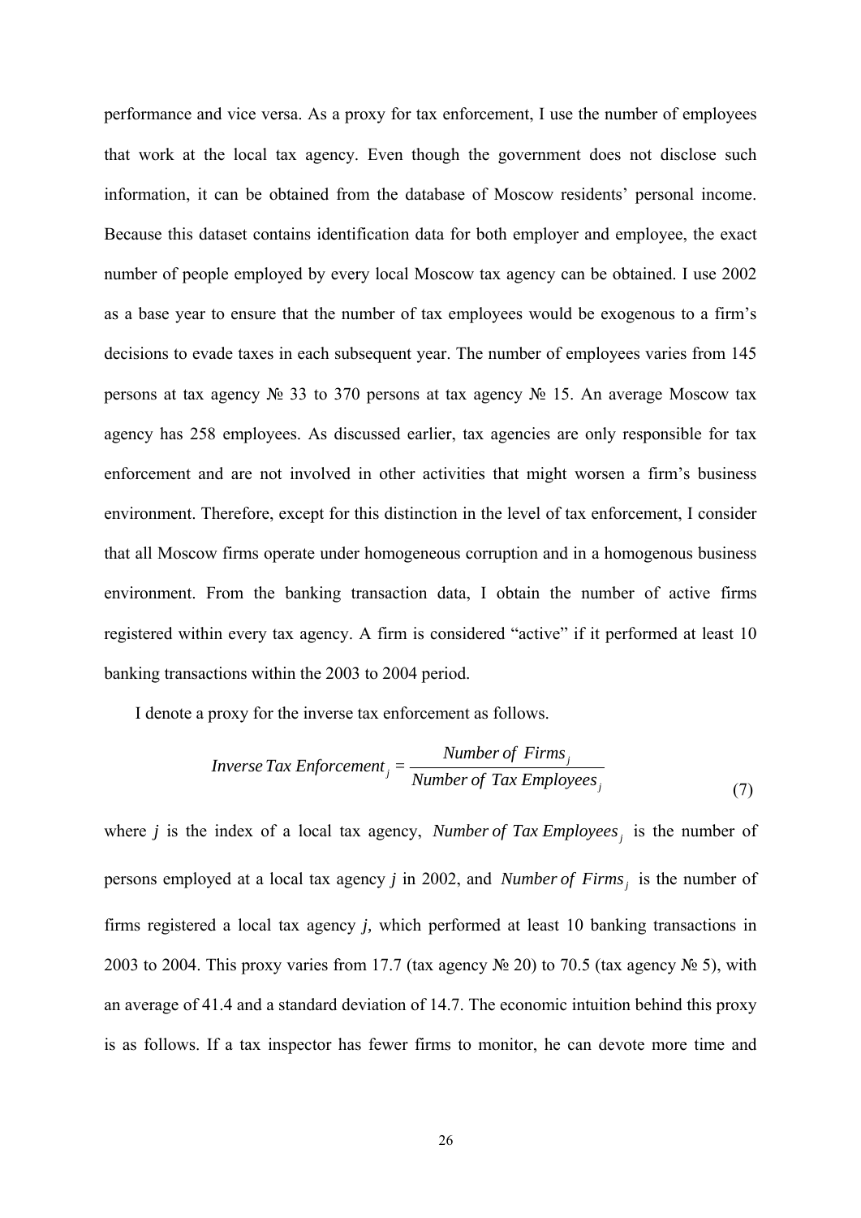performance and vice versa. As a proxy for tax enforcement, I use the number of employees that work at the local tax agency. Even though the government does not disclose such information, it can be obtained from the database of Moscow residents' personal income. Because this dataset contains identification data for both employer and employee, the exact number of people employed by every local Moscow tax agency can be obtained. I use 2002 as a base year to ensure that the number of tax employees would be exogenous to a firm's decisions to evade taxes in each subsequent year. The number of employees varies from 145 persons at tax agency № 33 to 370 persons at tax agency № 15. An average Moscow tax agency has 258 employees. As discussed earlier, tax agencies are only responsible for tax enforcement and are not involved in other activities that might worsen a firm's business environment. Therefore, except for this distinction in the level of tax enforcement, I consider that all Moscow firms operate under homogeneous corruption and in a homogenous business environment. From the banking transaction data, I obtain the number of active firms registered within every tax agency. A firm is considered "active" if it performed at least 10 banking transactions within the 2003 to 2004 period.

I denote a proxy for the inverse tax enforcement as follows.

$$Inverse\,Tax\,Enforcement_j = \frac{Number\,of\,\,Firms_j}{Number\,of\,\,Tax\,Employees_j} \tag{7}$$

where *j* is the index of a local tax agency, $Number\,of\,Tax\,Employees_j$ is the number of persons employed at a local tax agency *j* in 2002, and $Number\,of\,\,Firms_j$ is the number of firms registered a local tax agency *j*, which performed at least 10 banking transactions in 2003 to 2004. This proxy varies from 17.7 (tax agency № 20) to 70.5 (tax agency № 5), with an average of 41.4 and a standard deviation of 14.7. The economic intuition behind this proxy is as follows. If a tax inspector has fewer firms to monitor, he can devote more time and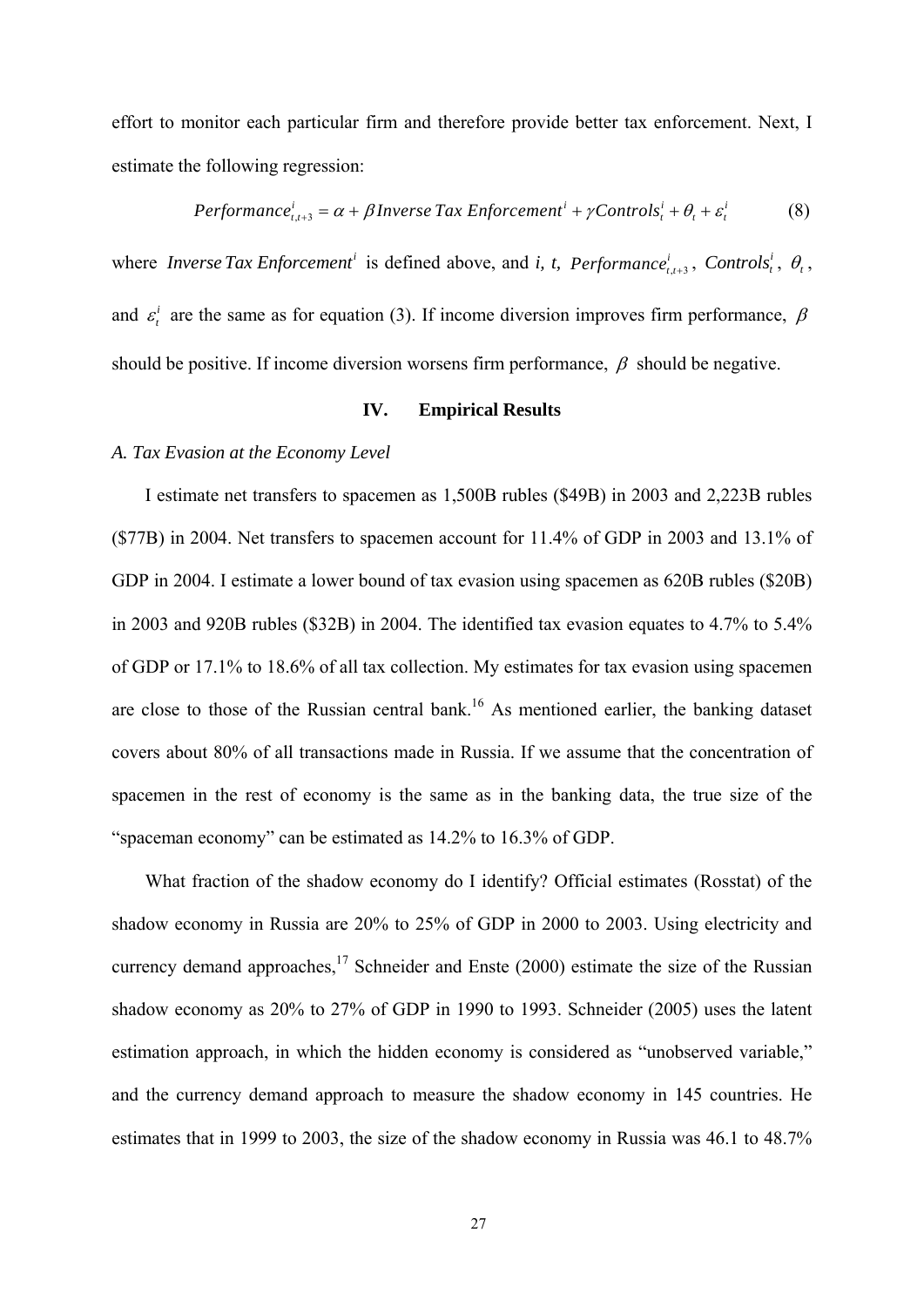effort to monitor each particular firm and therefore provide better tax enforcement. Next, I estimate the following regression:

$$Performance^{i}_{t,t+3} = \alpha + \beta Inverse\,Tax\,Enforcement^{i} + \gamma Controls^{i}_{t} + \theta_{t} + \varepsilon^{i}_{t} \qquad (8)$$

where $Inverse\,Tax\,Enforcement^{i}$ is defined above, and *i, t,* $Performance^{i}_{t,t+3}$, $Controls^{i}_{t}$, $\theta_{t}$, and $\varepsilon^{i}_{t}$ are the same as for equation (3). If income diversion improves firm performance, $\beta$ should be positive. If income diversion worsens firm performance, $\beta$ should be negative.

## IV. Empirical Results

### *A. Tax Evasion at the Economy Level*

I estimate net transfers to spacemen as 1,500B rubles ($49B) in 2003 and 2,223B rubles ($77B) in 2004. Net transfers to spacemen account for 11.4% of GDP in 2003 and 13.1% of GDP in 2004. I estimate a lower bound of tax evasion using spacemen as 620B rubles ($20B) in 2003 and 920B rubles ($32B) in 2004. The identified tax evasion equates to 4.7% to 5.4% of GDP or 17.1% to 18.6% of all tax collection. My estimates for tax evasion using spacemen are close to those of the Russian central bank.[16] As mentioned earlier, the banking dataset covers about 80% of all transactions made in Russia. If we assume that the concentration of spacemen in the rest of economy is the same as in the banking data, the true size of the "spaceman economy" can be estimated as 14.2% to 16.3% of GDP.

What fraction of the shadow economy do I identify? Official estimates (Rosstat) of the shadow economy in Russia are 20% to 25% of GDP in 2000 to 2003. Using electricity and currency demand approaches,[17] Schneider and Enste (2000) estimate the size of the Russian shadow economy as 20% to 27% of GDP in 1990 to 1993. Schneider (2005) uses the latent estimation approach, in which the hidden economy is considered as "unobserved variable," and the currency demand approach to measure the shadow economy in 145 countries. He estimates that in 1999 to 2003, the size of the shadow economy in Russia was 46.1 to 48.7%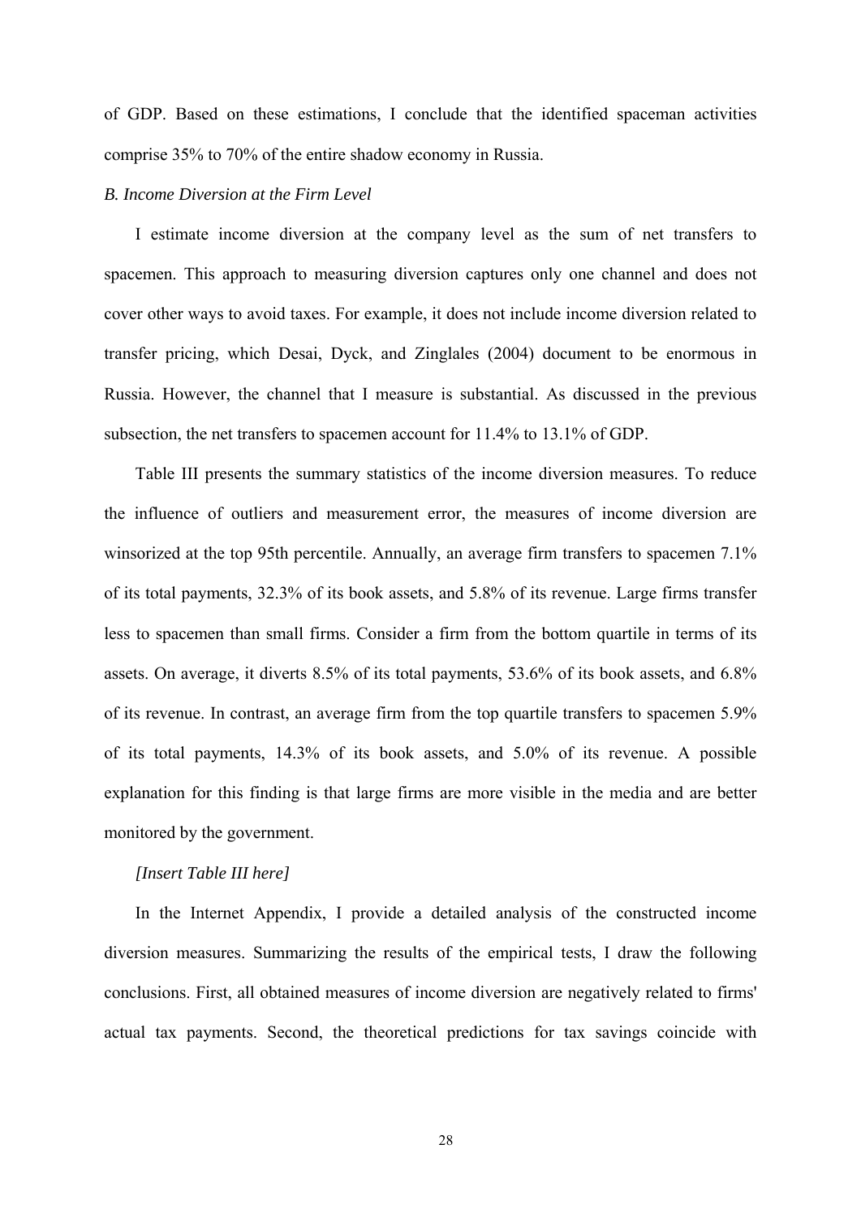of GDP. Based on these estimations, I conclude that the identified spaceman activities comprise 35% to 70% of the entire shadow economy in Russia.

### *B. Income Diversion at the Firm Level*

I estimate income diversion at the company level as the sum of net transfers to spacemen. This approach to measuring diversion captures only one channel and does not cover other ways to avoid taxes. For example, it does not include income diversion related to transfer pricing, which Desai, Dyck, and Zinglales (2004) document to be enormous in Russia. However, the channel that I measure is substantial. As discussed in the previous subsection, the net transfers to spacemen account for 11.4% to 13.1% of GDP.

Table III presents the summary statistics of the income diversion measures. To reduce the influence of outliers and measurement error, the measures of income diversion are winsorized at the top 95th percentile. Annually, an average firm transfers to spacemen 7.1% of its total payments, 32.3% of its book assets, and 5.8% of its revenue. Large firms transfer less to spacemen than small firms. Consider a firm from the bottom quartile in terms of its assets. On average, it diverts 8.5% of its total payments, 53.6% of its book assets, and 6.8% of its revenue. In contrast, an average firm from the top quartile transfers to spacemen 5.9% of its total payments, 14.3% of its book assets, and 5.0% of its revenue. A possible explanation for this finding is that large firms are more visible in the media and are better monitored by the government.

*[Insert Table III here]*

In the Internet Appendix, I provide a detailed analysis of the constructed income diversion measures. Summarizing the results of the empirical tests, I draw the following conclusions. First, all obtained measures of income diversion are negatively related to firms' actual tax payments. Second, the theoretical predictions for tax savings coincide with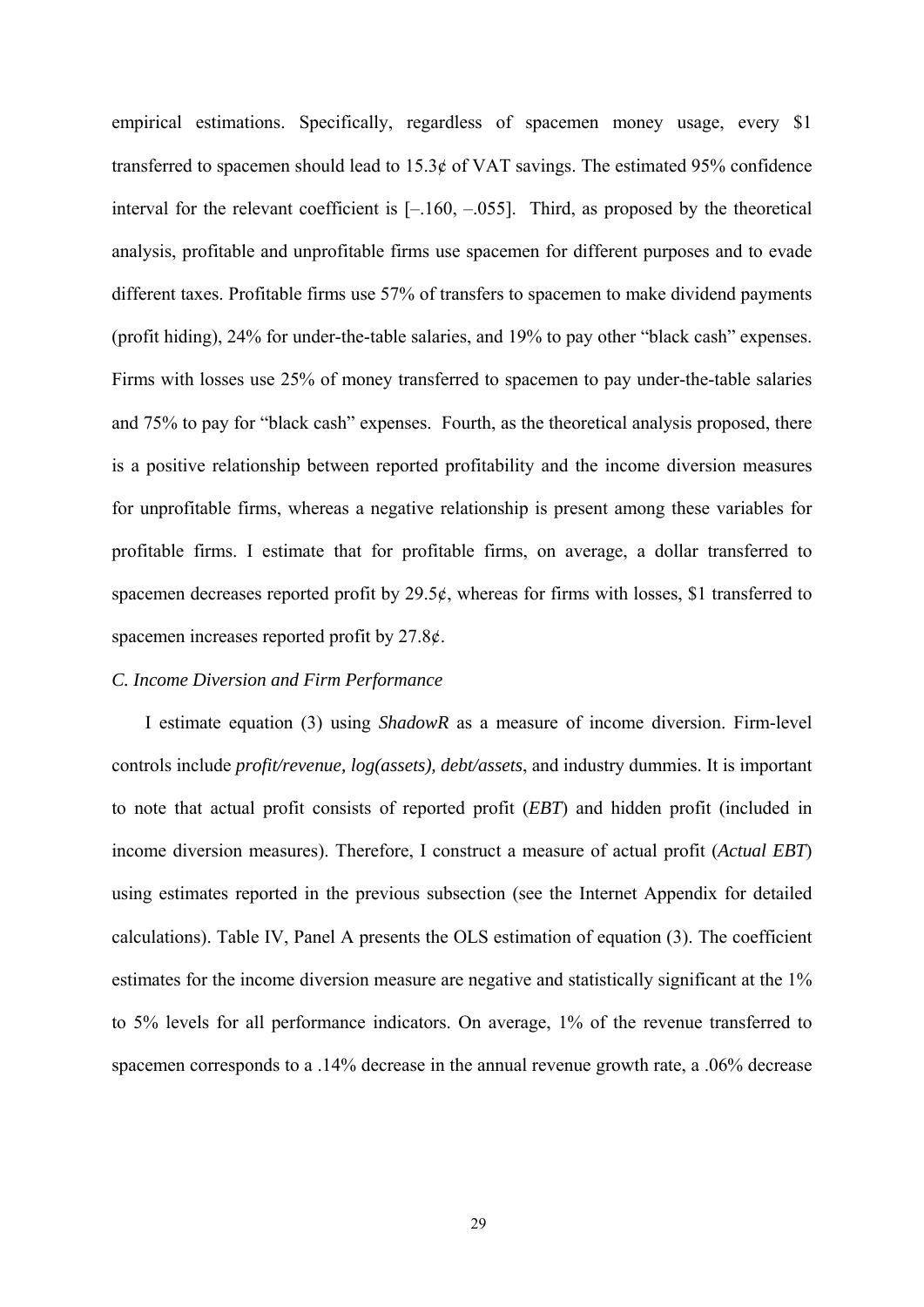empirical estimations. Specifically, regardless of spacemen money usage, every \$1 transferred to spacemen should lead to 15.3¢ of VAT savings. The estimated 95% confidence interval for the relevant coefficient is [–.160, –.055]. Third, as proposed by the theoretical analysis, profitable and unprofitable firms use spacemen for different purposes and to evade different taxes. Profitable firms use 57% of transfers to spacemen to make dividend payments (profit hiding), 24% for under-the-table salaries, and 19% to pay other "black cash" expenses. Firms with losses use 25% of money transferred to spacemen to pay under-the-table salaries and 75% to pay for "black cash" expenses. Fourth, as the theoretical analysis proposed, there is a positive relationship between reported profitability and the income diversion measures for unprofitable firms, whereas a negative relationship is present among these variables for profitable firms. I estimate that for profitable firms, on average, a dollar transferred to spacemen decreases reported profit by 29.5¢, whereas for firms with losses, \$1 transferred to spacemen increases reported profit by 27.8¢.

*C. Income Diversion and Firm Performance*

I estimate equation (3) using *ShadowR* as a measure of income diversion. Firm-level controls include *profit/revenue, log(assets), debt/assets*, and industry dummies. It is important to note that actual profit consists of reported profit (*EBT*) and hidden profit (included in income diversion measures). Therefore, I construct a measure of actual profit (*Actual EBT*) using estimates reported in the previous subsection (see the Internet Appendix for detailed calculations). Table IV, Panel A presents the OLS estimation of equation (3). The coefficient estimates for the income diversion measure are negative and statistically significant at the 1% to 5% levels for all performance indicators. On average, 1% of the revenue transferred to spacemen corresponds to a .14% decrease in the annual revenue growth rate, a .06% decrease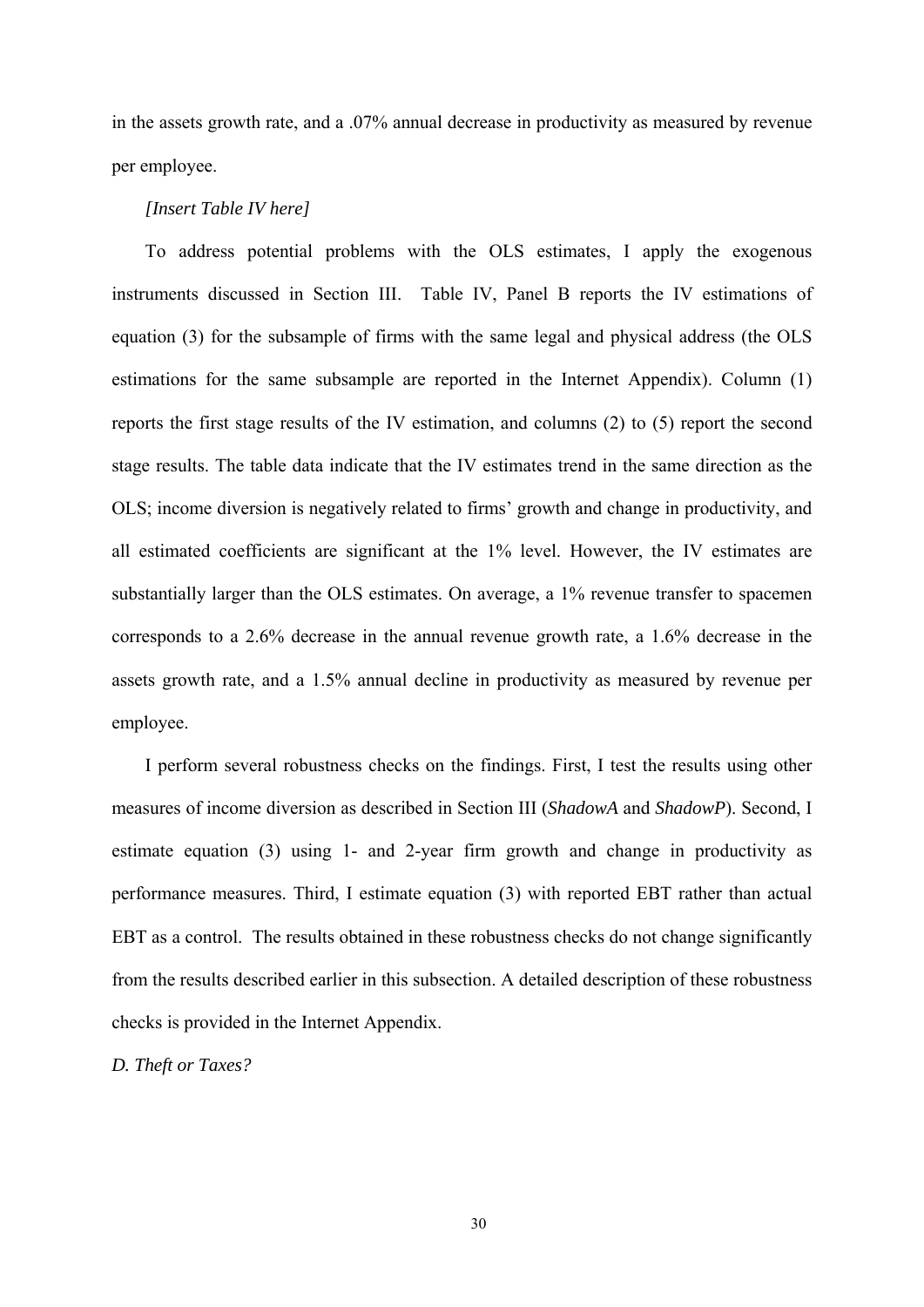in the assets growth rate, and a .07% annual decrease in productivity as measured by revenue per employee.

*[Insert Table IV here]*

To address potential problems with the OLS estimates, I apply the exogenous instruments discussed in Section III. Table IV, Panel B reports the IV estimations of equation (3) for the subsample of firms with the same legal and physical address (the OLS estimations for the same subsample are reported in the Internet Appendix). Column (1) reports the first stage results of the IV estimation, and columns (2) to (5) report the second stage results. The table data indicate that the IV estimates trend in the same direction as the OLS; income diversion is negatively related to firms' growth and change in productivity, and all estimated coefficients are significant at the 1% level. However, the IV estimates are substantially larger than the OLS estimates. On average, a 1% revenue transfer to spacemen corresponds to a 2.6% decrease in the annual revenue growth rate, a 1.6% decrease in the assets growth rate, and a 1.5% annual decline in productivity as measured by revenue per employee.

I perform several robustness checks on the findings. First, I test the results using other measures of income diversion as described in Section III (*ShadowA* and *ShadowP*). Second, I estimate equation (3) using 1- and 2-year firm growth and change in productivity as performance measures. Third, I estimate equation (3) with reported EBT rather than actual EBT as a control. The results obtained in these robustness checks do not change significantly from the results described earlier in this subsection. A detailed description of these robustness checks is provided in the Internet Appendix.

### *D. Theft or Taxes?*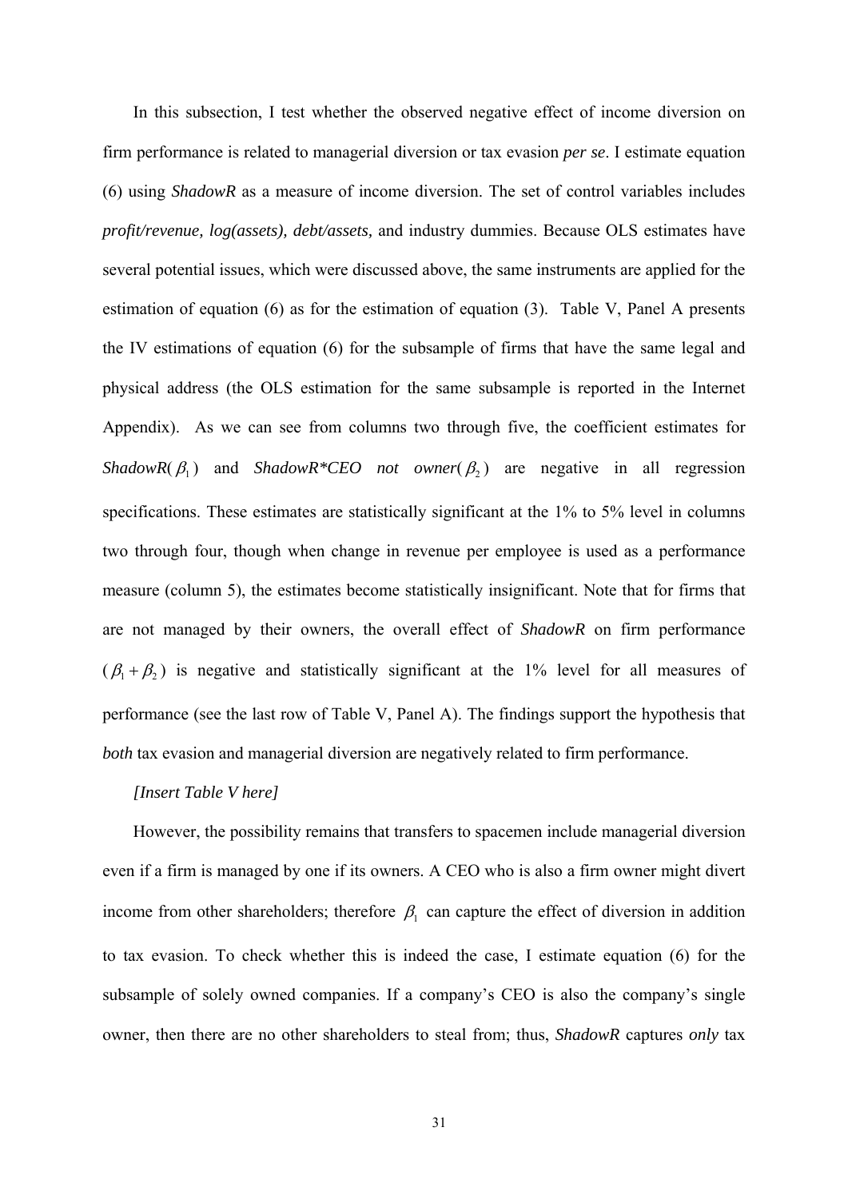In this subsection, I test whether the observed negative effect of income diversion on firm performance is related to managerial diversion or tax evasion *per se*. I estimate equation (6) using *ShadowR* as a measure of income diversion. The set of control variables includes *profit/revenue, log(assets), debt/assets,* and industry dummies. Because OLS estimates have several potential issues, which were discussed above, the same instruments are applied for the estimation of equation (6) as for the estimation of equation (3). Table V, Panel A presents the IV estimations of equation (6) for the subsample of firms that have the same legal and physical address (the OLS estimation for the same subsample is reported in the Internet Appendix). As we can see from columns two through five, the coefficient estimates for *ShadowR*($\beta_1$) and *ShadowR\*CEO not owner*($\beta_2$) are negative in all regression specifications. These estimates are statistically significant at the 1% to 5% level in columns two through four, though when change in revenue per employee is used as a performance measure (column 5), the estimates become statistically insignificant. Note that for firms that are not managed by their owners, the overall effect of *ShadowR* on firm performance ($\beta_1 + \beta_2$) is negative and statistically significant at the 1% level for all measures of performance (see the last row of Table V, Panel A). The findings support the hypothesis that *both* tax evasion and managerial diversion are negatively related to firm performance.

*[Insert Table V here]*

However, the possibility remains that transfers to spacemen include managerial diversion even if a firm is managed by one if its owners. A CEO who is also a firm owner might divert income from other shareholders; therefore $\beta_1$ can capture the effect of diversion in addition to tax evasion. To check whether this is indeed the case, I estimate equation (6) for the subsample of solely owned companies. If a company's CEO is also the company's single owner, then there are no other shareholders to steal from; thus, *ShadowR* captures *only* tax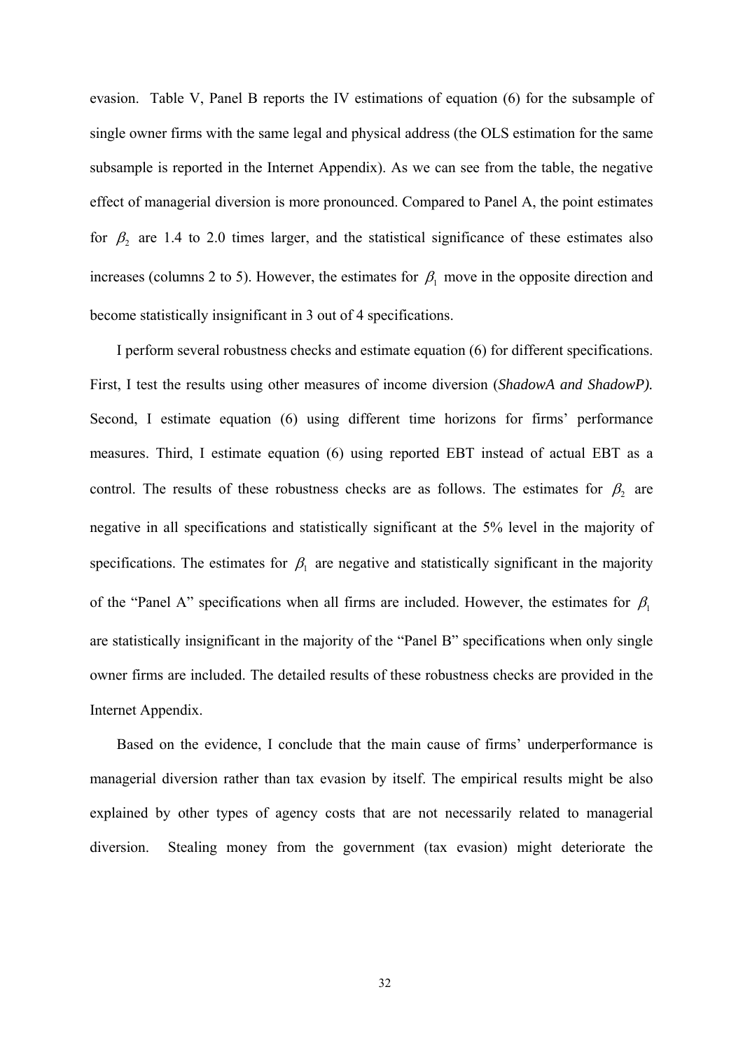evasion. Table V, Panel B reports the IV estimations of equation (6) for the subsample of single owner firms with the same legal and physical address (the OLS estimation for the same subsample is reported in the Internet Appendix). As we can see from the table, the negative effect of managerial diversion is more pronounced. Compared to Panel A, the point estimates for $\beta_2$ are 1.4 to 2.0 times larger, and the statistical significance of these estimates also increases (columns 2 to 5). However, the estimates for $\beta_1$ move in the opposite direction and become statistically insignificant in 3 out of 4 specifications.

I perform several robustness checks and estimate equation (6) for different specifications. First, I test the results using other measures of income diversion (*ShadowA and ShadowP).* Second, I estimate equation (6) using different time horizons for firms' performance measures. Third, I estimate equation (6) using reported EBT instead of actual EBT as a control. The results of these robustness checks are as follows. The estimates for $\beta_2$ are negative in all specifications and statistically significant at the 5% level in the majority of specifications. The estimates for $\beta_1$ are negative and statistically significant in the majority of the "Panel A" specifications when all firms are included. However, the estimates for $\beta_1$ are statistically insignificant in the majority of the "Panel B" specifications when only single owner firms are included. The detailed results of these robustness checks are provided in the Internet Appendix.

Based on the evidence, I conclude that the main cause of firms' underperformance is managerial diversion rather than tax evasion by itself. The empirical results might be also explained by other types of agency costs that are not necessarily related to managerial diversion. Stealing money from the government (tax evasion) might deteriorate the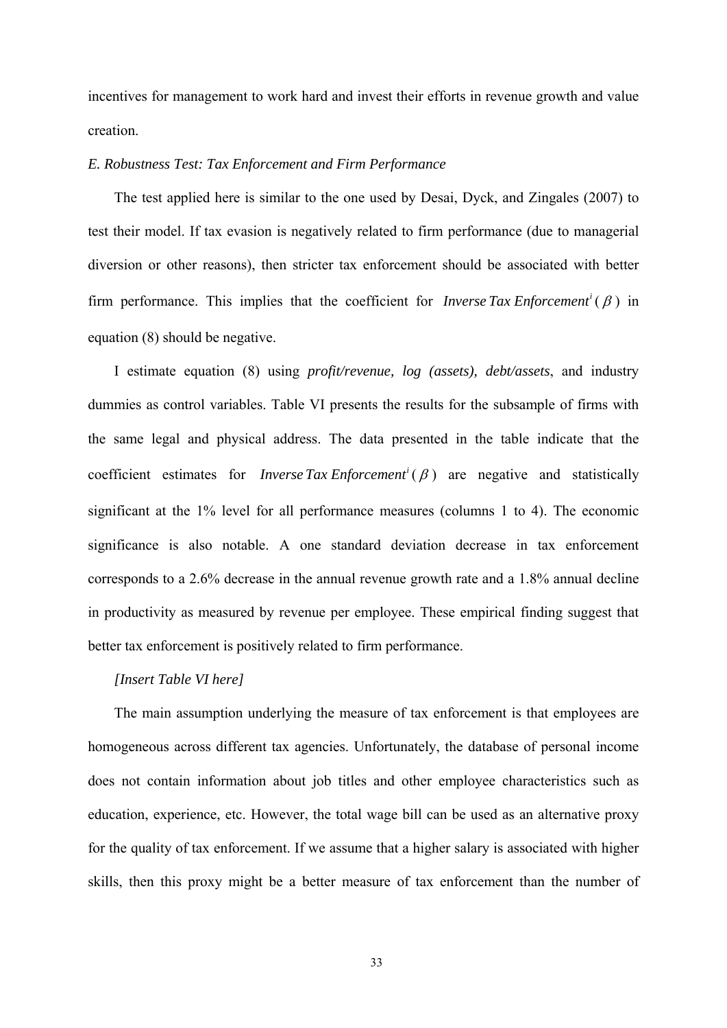incentives for management to work hard and invest their efforts in revenue growth and value creation.

### *E. Robustness Test: Tax Enforcement and Firm Performance*

The test applied here is similar to the one used by Desai, Dyck, and Zingales (2007) to test their model. If tax evasion is negatively related to firm performance (due to managerial diversion or other reasons), then stricter tax enforcement should be associated with better firm performance. This implies that the coefficient for $\textit{Inverse Tax Enforcement}^i\ (\beta)$ in equation (8) should be negative.

I estimate equation (8) using *profit/revenue, log (assets), debt/assets*, and industry dummies as control variables. Table VI presents the results for the subsample of firms with the same legal and physical address. The data presented in the table indicate that the coefficient estimates for $\textit{Inverse Tax Enforcement}^i\ (\beta)$ are negative and statistically significant at the 1% level for all performance measures (columns 1 to 4). The economic significance is also notable. A one standard deviation decrease in tax enforcement corresponds to a 2.6% decrease in the annual revenue growth rate and a 1.8% annual decline in productivity as measured by revenue per employee. These empirical finding suggest that better tax enforcement is positively related to firm performance.

*[Insert Table VI here]*

The main assumption underlying the measure of tax enforcement is that employees are homogeneous across different tax agencies. Unfortunately, the database of personal income does not contain information about job titles and other employee characteristics such as education, experience, etc. However, the total wage bill can be used as an alternative proxy for the quality of tax enforcement. If we assume that a higher salary is associated with higher skills, then this proxy might be a better measure of tax enforcement than the number of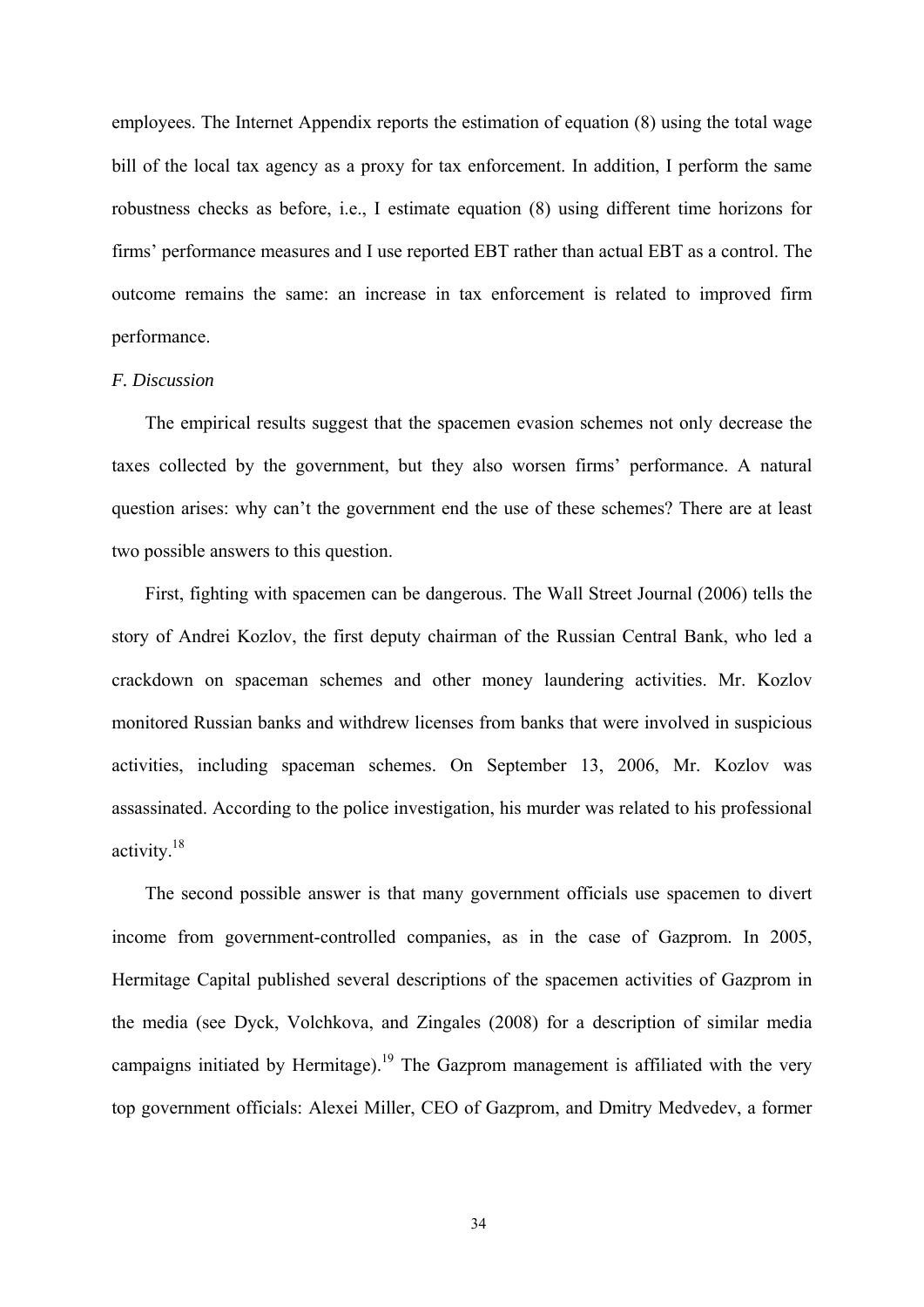employees. The Internet Appendix reports the estimation of equation (8) using the total wage bill of the local tax agency as a proxy for tax enforcement. In addition, I perform the same robustness checks as before, i.e., I estimate equation (8) using different time horizons for firms' performance measures and I use reported EBT rather than actual EBT as a control. The outcome remains the same: an increase in tax enforcement is related to improved firm performance.

*F. Discussion*

The empirical results suggest that the spacemen evasion schemes not only decrease the taxes collected by the government, but they also worsen firms' performance. A natural question arises: why can't the government end the use of these schemes? There are at least two possible answers to this question.

First, fighting with spacemen can be dangerous. The Wall Street Journal (2006) tells the story of Andrei Kozlov, the first deputy chairman of the Russian Central Bank, who led a crackdown on spaceman schemes and other money laundering activities. Mr. Kozlov monitored Russian banks and withdrew licenses from banks that were involved in suspicious activities, including spaceman schemes. On September 13, 2006, Mr. Kozlov was assassinated. According to the police investigation, his murder was related to his professional activity.[18]

The second possible answer is that many government officials use spacemen to divert income from government-controlled companies, as in the case of Gazprom. In 2005, Hermitage Capital published several descriptions of the spacemen activities of Gazprom in the media (see Dyck, Volchkova, and Zingales (2008) for a description of similar media campaigns initiated by Hermitage).[19] The Gazprom management is affiliated with the very top government officials: Alexei Miller, CEO of Gazprom, and Dmitry Medvedev, a former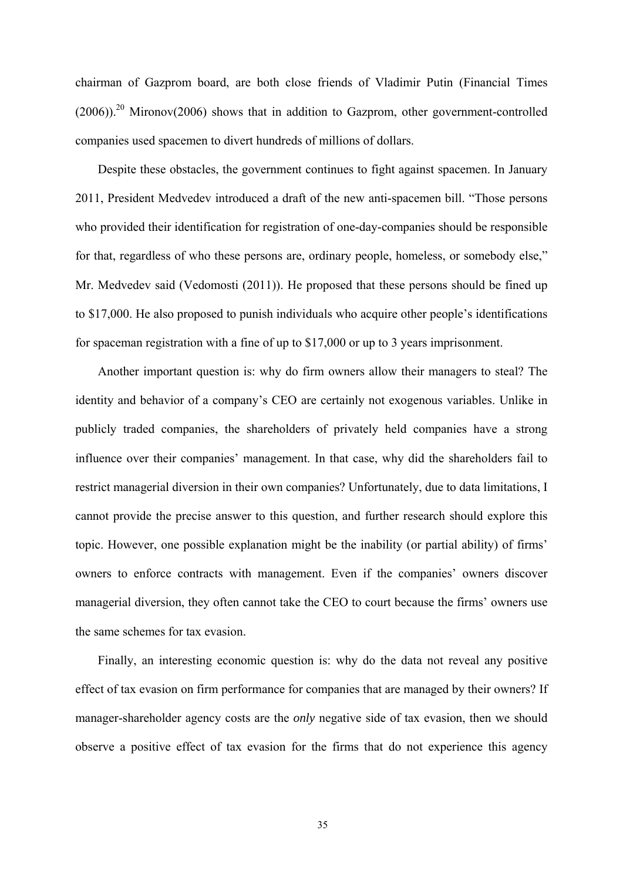chairman of Gazprom board, are both close friends of Vladimir Putin (Financial Times (2006)).[20] Mironov(2006) shows that in addition to Gazprom, other government-controlled companies used spacemen to divert hundreds of millions of dollars.

Despite these obstacles, the government continues to fight against spacemen. In January 2011, President Medvedev introduced a draft of the new anti-spacemen bill. "Those persons who provided their identification for registration of one-day-companies should be responsible for that, regardless of who these persons are, ordinary people, homeless, or somebody else," Mr. Medvedev said (Vedomosti (2011)). He proposed that these persons should be fined up to $17,000. He also proposed to punish individuals who acquire other people's identifications for spaceman registration with a fine of up to $17,000 or up to 3 years imprisonment.

Another important question is: why do firm owners allow their managers to steal? The identity and behavior of a company's CEO are certainly not exogenous variables. Unlike in publicly traded companies, the shareholders of privately held companies have a strong influence over their companies' management. In that case, why did the shareholders fail to restrict managerial diversion in their own companies? Unfortunately, due to data limitations, I cannot provide the precise answer to this question, and further research should explore this topic. However, one possible explanation might be the inability (or partial ability) of firms' owners to enforce contracts with management. Even if the companies' owners discover managerial diversion, they often cannot take the CEO to court because the firms' owners use the same schemes for tax evasion.

Finally, an interesting economic question is: why do the data not reveal any positive effect of tax evasion on firm performance for companies that are managed by their owners? If manager-shareholder agency costs are the *only* negative side of tax evasion, then we should observe a positive effect of tax evasion for the firms that do not experience this agency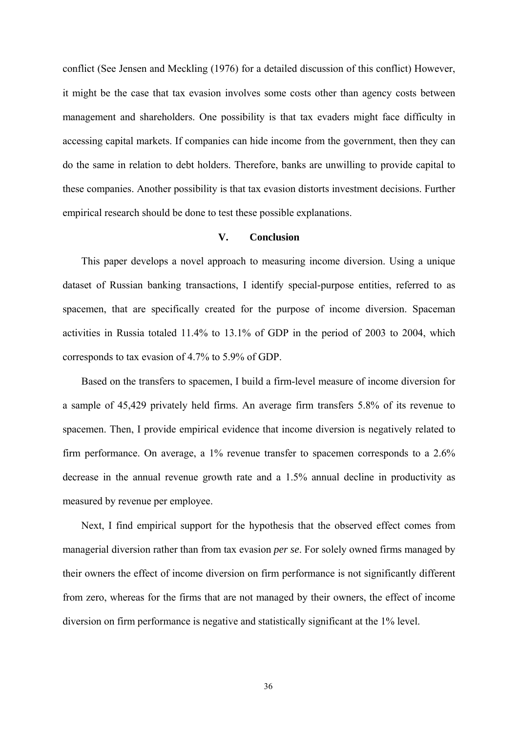conflict (See Jensen and Meckling (1976) for a detailed discussion of this conflict) However, it might be the case that tax evasion involves some costs other than agency costs between management and shareholders. One possibility is that tax evaders might face difficulty in accessing capital markets. If companies can hide income from the government, then they can do the same in relation to debt holders. Therefore, banks are unwilling to provide capital to these companies. Another possibility is that tax evasion distorts investment decisions. Further empirical research should be done to test these possible explanations.

## V. Conclusion

This paper develops a novel approach to measuring income diversion. Using a unique dataset of Russian banking transactions, I identify special-purpose entities, referred to as spacemen, that are specifically created for the purpose of income diversion. Spaceman activities in Russia totaled 11.4% to 13.1% of GDP in the period of 2003 to 2004, which corresponds to tax evasion of 4.7% to 5.9% of GDP.

Based on the transfers to spacemen, I build a firm-level measure of income diversion for a sample of 45,429 privately held firms. An average firm transfers 5.8% of its revenue to spacemen. Then, I provide empirical evidence that income diversion is negatively related to firm performance. On average, a 1% revenue transfer to spacemen corresponds to a 2.6% decrease in the annual revenue growth rate and a 1.5% annual decline in productivity as measured by revenue per employee.

Next, I find empirical support for the hypothesis that the observed effect comes from managerial diversion rather than from tax evasion *per se*. For solely owned firms managed by their owners the effect of income diversion on firm performance is not significantly different from zero, whereas for the firms that are not managed by their owners, the effect of income diversion on firm performance is negative and statistically significant at the 1% level.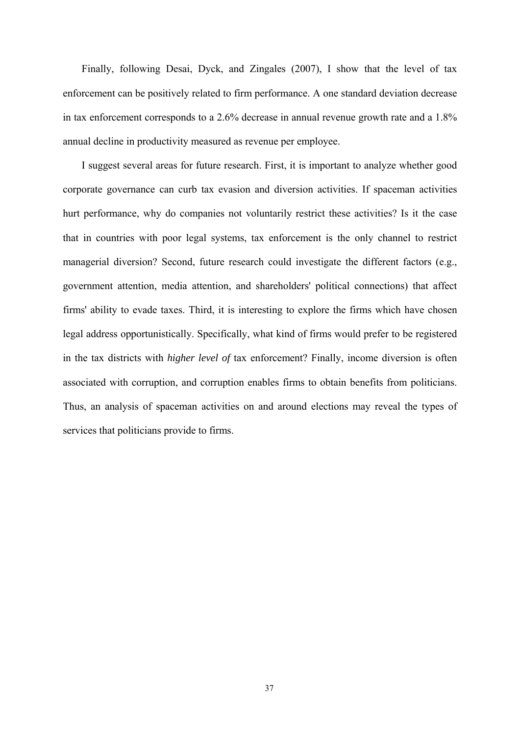Finally, following Desai, Dyck, and Zingales (2007), I show that the level of tax enforcement can be positively related to firm performance. A one standard deviation decrease in tax enforcement corresponds to a 2.6% decrease in annual revenue growth rate and a 1.8% annual decline in productivity measured as revenue per employee.

I suggest several areas for future research. First, it is important to analyze whether good corporate governance can curb tax evasion and diversion activities. If spaceman activities hurt performance, why do companies not voluntarily restrict these activities? Is it the case that in countries with poor legal systems, tax enforcement is the only channel to restrict managerial diversion? Second, future research could investigate the different factors (e.g., government attention, media attention, and shareholders' political connections) that affect firms' ability to evade taxes. Third, it is interesting to explore the firms which have chosen legal address opportunistically. Specifically, what kind of firms would prefer to be registered in the tax districts with *higher level of* tax enforcement? Finally, income diversion is often associated with corruption, and corruption enables firms to obtain benefits from politicians. Thus, an analysis of spaceman activities on and around elections may reveal the types of services that politicians provide to firms.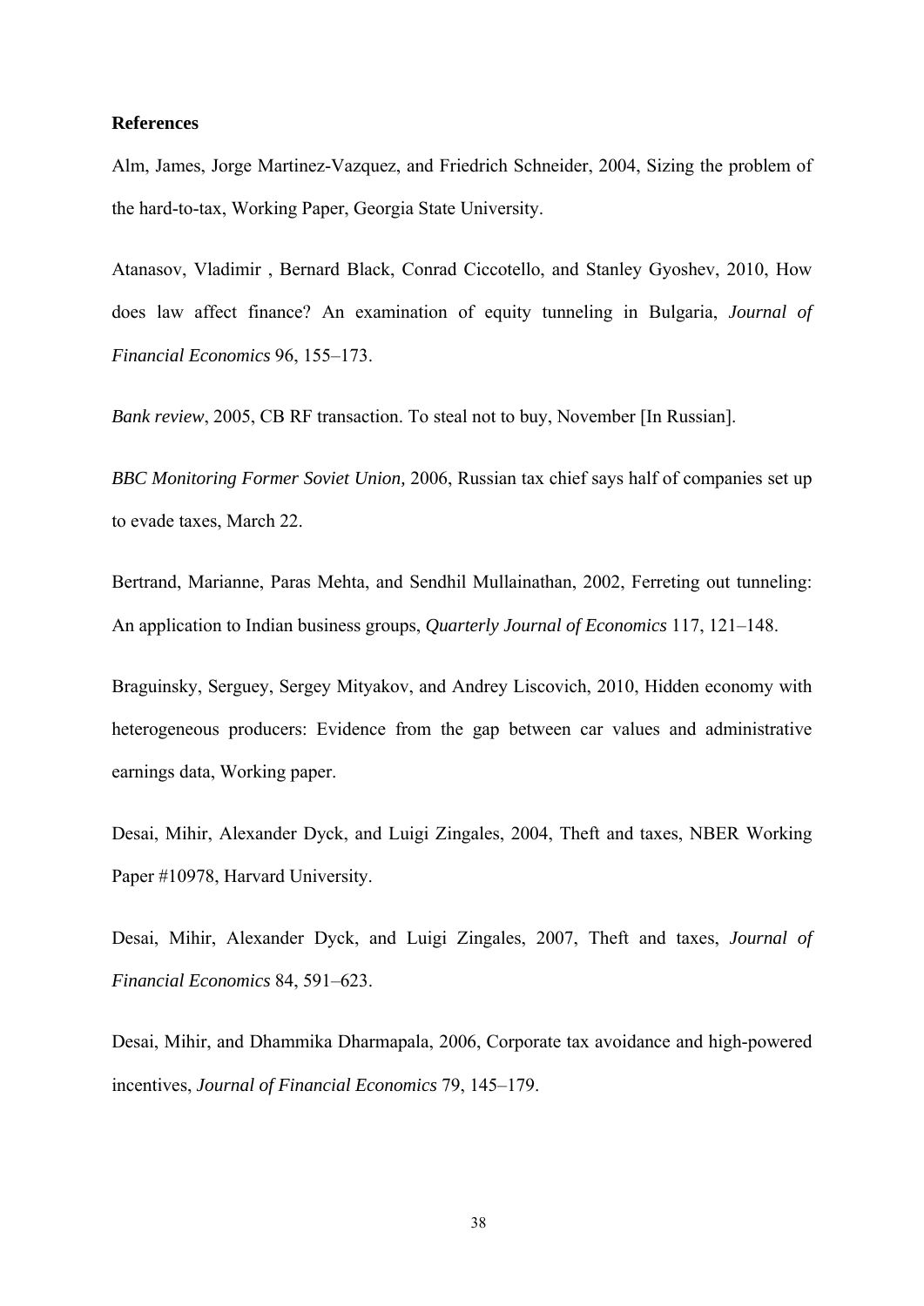**References**

Alm, James, Jorge Martinez-Vazquez, and Friedrich Schneider, 2004, Sizing the problem of the hard-to-tax, Working Paper, Georgia State University.

Atanasov, Vladimir , Bernard Black, Conrad Ciccotello, and Stanley Gyoshev, 2010, How does law affect finance? An examination of equity tunneling in Bulgaria, *Journal of Financial Economics* 96, 155–173.

*Bank review*, 2005, CB RF transaction. To steal not to buy, November [In Russian].

*BBC Monitoring Former Soviet Union,* 2006, Russian tax chief says half of companies set up to evade taxes, March 22.

Bertrand, Marianne, Paras Mehta, and Sendhil Mullainathan, 2002, Ferreting out tunneling: An application to Indian business groups, *Quarterly Journal of Economics* 117, 121–148.

Braguinsky, Serguey, Sergey Mityakov, and Andrey Liscovich, 2010, Hidden economy with heterogeneous producers: Evidence from the gap between car values and administrative earnings data, Working paper.

Desai, Mihir, Alexander Dyck, and Luigi Zingales, 2004, Theft and taxes, NBER Working Paper #10978, Harvard University.

Desai, Mihir, Alexander Dyck, and Luigi Zingales, 2007, Theft and taxes, *Journal of Financial Economics* 84, 591–623.

Desai, Mihir, and Dhammika Dharmapala, 2006, Corporate tax avoidance and high-powered incentives, *Journal of Financial Economics* 79, 145–179.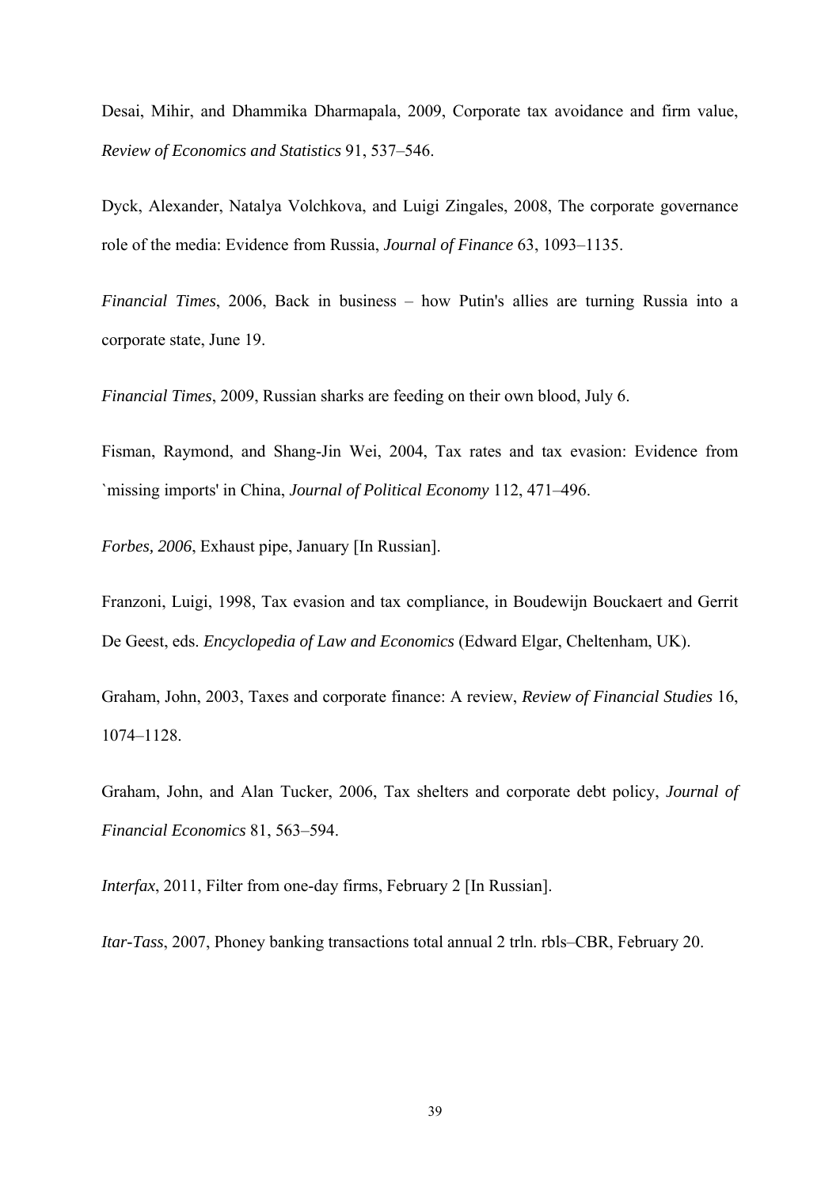Desai, Mihir, and Dhammika Dharmapala, 2009, Corporate tax avoidance and firm value, *Review of Economics and Statistics* 91, 537–546.

Dyck, Alexander, Natalya Volchkova, and Luigi Zingales, 2008, The corporate governance role of the media: Evidence from Russia, *Journal of Finance* 63, 1093–1135.

*Financial Times*, 2006, Back in business – how Putin's allies are turning Russia into a corporate state, June 19.

*Financial Times*, 2009, Russian sharks are feeding on their own blood, July 6.

Fisman, Raymond, and Shang-Jin Wei, 2004, Tax rates and tax evasion: Evidence from `missing imports' in China, *Journal of Political Economy* 112, 471–496.

*Forbes, 2006*, Exhaust pipe, January [In Russian].

Franzoni, Luigi, 1998, Tax evasion and tax compliance, in Boudewijn Bouckaert and Gerrit De Geest, eds. *Encyclopedia of Law and Economics* (Edward Elgar, Cheltenham, UK).

Graham, John, 2003, Taxes and corporate finance: A review, *Review of Financial Studies* 16, 1074–1128.

Graham, John, and Alan Tucker, 2006, Tax shelters and corporate debt policy, *Journal of Financial Economics* 81, 563–594.

*Interfax*, 2011, Filter from one-day firms, February 2 [In Russian].

*Itar-Tass*, 2007, Phoney banking transactions total annual 2 trln. rbls–CBR, February 20.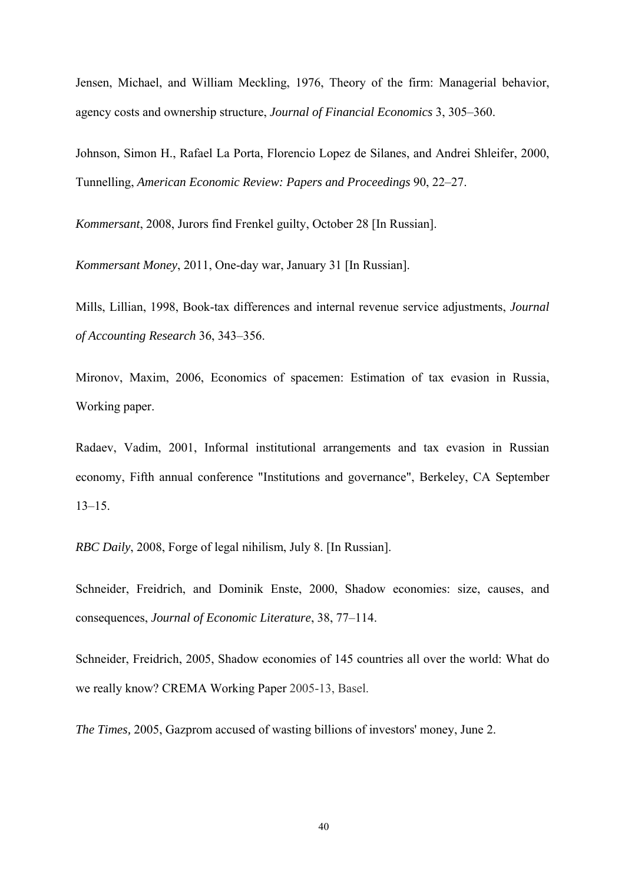Jensen, Michael, and William Meckling, 1976, Theory of the firm: Managerial behavior, agency costs and ownership structure, *Journal of Financial Economics* 3, 305–360.

Johnson, Simon H., Rafael La Porta, Florencio Lopez de Silanes, and Andrei Shleifer, 2000, Tunnelling, *American Economic Review: Papers and Proceedings* 90, 22–27.

*Kommersant*, 2008, Jurors find Frenkel guilty, October 28 [In Russian].

*Kommersant Money*, 2011, One-day war, January 31 [In Russian].

Mills, Lillian, 1998, Book-tax differences and internal revenue service adjustments, *Journal of Accounting Research* 36, 343–356.

Mironov, Maxim, 2006, Economics of spacemen: Estimation of tax evasion in Russia, Working paper.

Radaev, Vadim, 2001, Informal institutional arrangements and tax evasion in Russian economy, Fifth annual conference "Institutions and governance", Berkeley, CA September 13–15.

*RBC Daily*, 2008, Forge of legal nihilism, July 8. [In Russian].

Schneider, Freidrich, and Dominik Enste, 2000, Shadow economies: size, causes, and consequences, *Journal of Economic Literature*, 38, 77–114.

Schneider, Freidrich, 2005, Shadow economies of 145 countries all over the world: What do we really know? CREMA Working Paper 2005-13, Basel.

*The Times,* 2005, Gazprom accused of wasting billions of investors' money, June 2.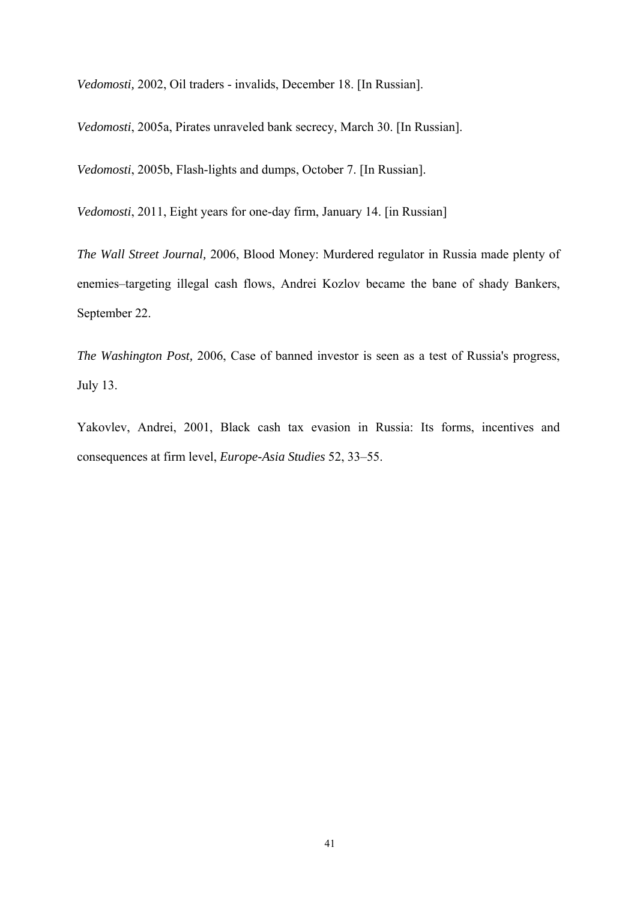*Vedomosti,* 2002, Oil traders - invalids, December 18. [In Russian].

*Vedomosti*, 2005a, Pirates unraveled bank secrecy, March 30. [In Russian].

*Vedomosti*, 2005b, Flash-lights and dumps, October 7. [In Russian].

*Vedomosti*, 2011, Eight years for one-day firm, January 14. [in Russian]

*The Wall Street Journal,* 2006, Blood Money: Murdered regulator in Russia made plenty of enemies–targeting illegal cash flows, Andrei Kozlov became the bane of shady Bankers, September 22.

*The Washington Post,* 2006, Case of banned investor is seen as a test of Russia's progress, July 13.

Yakovlev, Andrei, 2001, Black cash tax evasion in Russia: Its forms, incentives and consequences at firm level, *Europe-Asia Studies* 52, 33–55.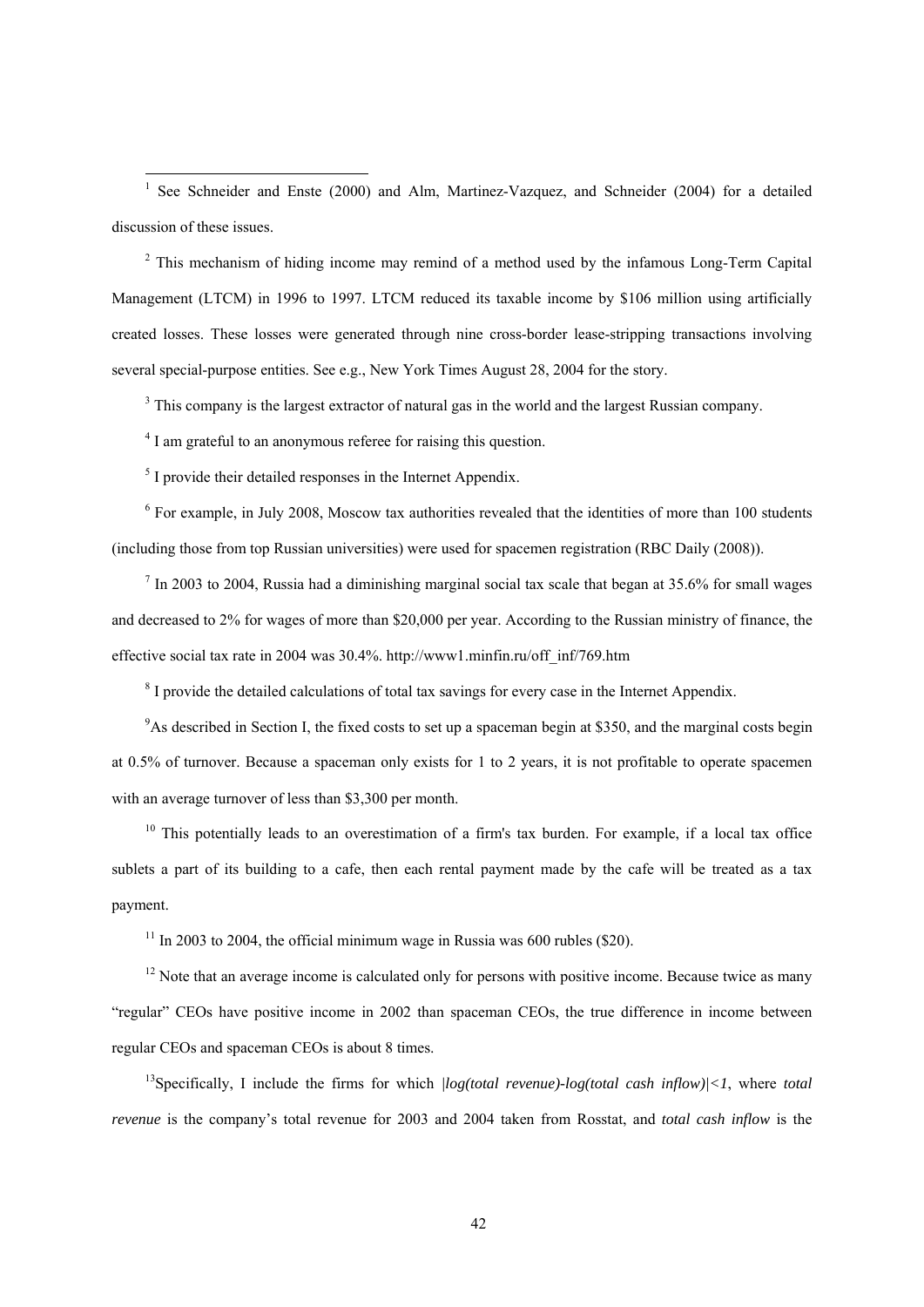[1] See Schneider and Enste (2000) and Alm, Martinez-Vazquez, and Schneider (2004) for a detailed discussion of these issues.

[2] This mechanism of hiding income may remind of a method used by the infamous Long-Term Capital Management (LTCM) in 1996 to 1997. LTCM reduced its taxable income by $106 million using artificially created losses. These losses were generated through nine cross-border lease-stripping transactions involving several special-purpose entities. See e.g., New York Times August 28, 2004 for the story.

[3] This company is the largest extractor of natural gas in the world and the largest Russian company.

[4] I am grateful to an anonymous referee for raising this question.

[5] I provide their detailed responses in the Internet Appendix.

[6] For example, in July 2008, Moscow tax authorities revealed that the identities of more than 100 students (including those from top Russian universities) were used for spacemen registration (RBC Daily (2008)).

[7] In 2003 to 2004, Russia had a diminishing marginal social tax scale that began at 35.6% for small wages and decreased to 2% for wages of more than $20,000 per year. According to the Russian ministry of finance, the effective social tax rate in 2004 was 30.4%. http://www1.minfin.ru/off_inf/769.htm

[8] I provide the detailed calculations of total tax savings for every case in the Internet Appendix.

[9] As described in Section I, the fixed costs to set up a spaceman begin at $350, and the marginal costs begin at 0.5% of turnover. Because a spaceman only exists for 1 to 2 years, it is not profitable to operate spacemen with an average turnover of less than $3,300 per month.

[10] This potentially leads to an overestimation of a firm's tax burden. For example, if a local tax office sublets a part of its building to a cafe, then each rental payment made by the cafe will be treated as a tax payment.

[11] In 2003 to 2004, the official minimum wage in Russia was 600 rubles ($20).

[12] Note that an average income is calculated only for persons with positive income. Because twice as many "regular" CEOs have positive income in 2002 than spaceman CEOs, the true difference in income between regular CEOs and spaceman CEOs is about 8 times.

[13] Specifically, I include the firms for which $|log(total\ revenue)-log(total\ cash\ inflow)|<1$, where *total revenue* is the company's total revenue for 2003 and 2004 taken from Rosstat, and *total cash inflow* is the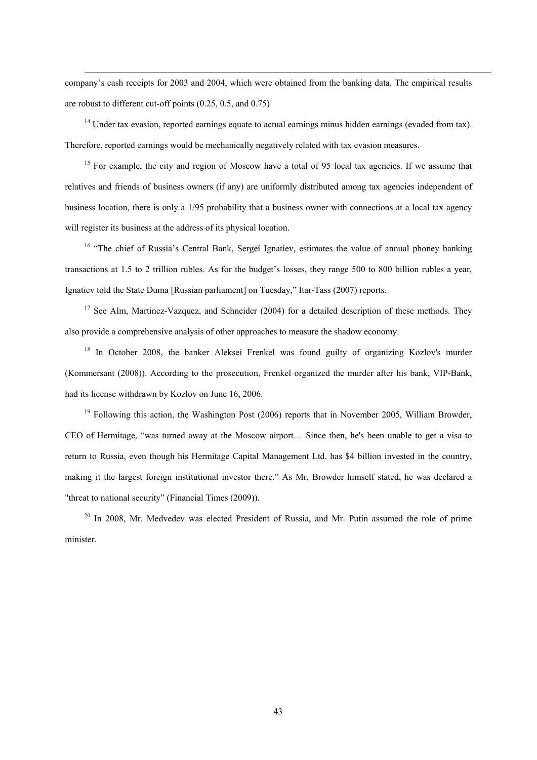company's cash receipts for 2003 and 2004, which were obtained from the banking data. The empirical results are robust to different cut-off points (0.25, 0.5, and 0.75)

[14] Under tax evasion, reported earnings equate to actual earnings minus hidden earnings (evaded from tax). Therefore, reported earnings would be mechanically negatively related with tax evasion measures.

[15] For example, the city and region of Moscow have a total of 95 local tax agencies. If we assume that relatives and friends of business owners (if any) are uniformly distributed among tax agencies independent of business location, there is only a 1/95 probability that a business owner with connections at a local tax agency will register its business at the address of its physical location.

[16] "The chief of Russia's Central Bank, Sergei Ignatiev, estimates the value of annual phoney banking transactions at 1.5 to 2 trillion rubles. As for the budget's losses, they range 500 to 800 billion rubles a year, Ignatiev told the State Duma [Russian parliament] on Tuesday," Itar-Tass (2007) reports.

[17] See Alm, Martinez-Vazquez, and Schneider (2004) for a detailed description of these methods. They also provide a comprehensive analysis of other approaches to measure the shadow economy.

[18] In October 2008, the banker Aleksei Frenkel was found guilty of organizing Kozlov's murder (Kommersant (2008)). According to the prosecution, Frenkel organized the murder after his bank, VIP-Bank, had its license withdrawn by Kozlov on June 16, 2006.

[19] Following this action, the Washington Post (2006) reports that in November 2005, William Browder, CEO of Hermitage, "was turned away at the Moscow airport… Since then, he's been unable to get a visa to return to Russia, even though his Hermitage Capital Management Ltd. has $4 billion invested in the country, making it the largest foreign institutional investor there." As Mr. Browder himself stated, he was declared a "threat to national security" (Financial Times (2009)).

[20] In 2008, Mr. Medvedev was elected President of Russia, and Mr. Putin assumed the role of prime minister.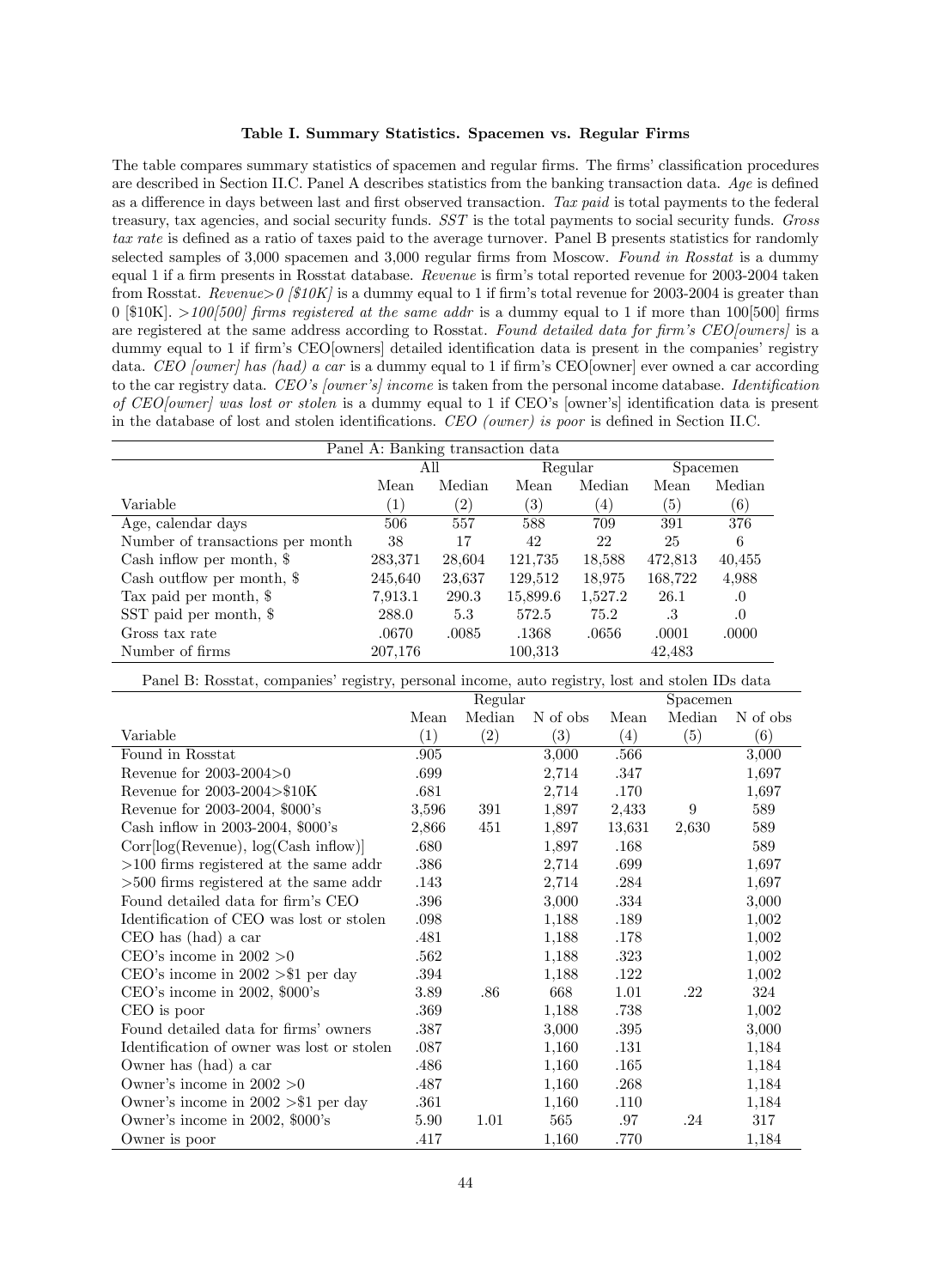**Table I. Summary Statistics. Spacemen vs. Regular Firms**

The table compares summary statistics of spacemen and regular firms. The firms' classification procedures are described in Section II.C. Panel A describes statistics from the banking transaction data. *Age* is defined as a difference in days between last and first observed transaction. *Tax paid* is total payments to the federal treasury, tax agencies, and social security funds. *SST* is the total payments to social security funds. *Gross tax rate* is defined as a ratio of taxes paid to the average turnover. Panel B presents statistics for randomly selected samples of 3,000 spacemen and 3,000 regular firms from Moscow. *Found in Rosstat* is a dummy equal 1 if a firm presents in Rosstat database. *Revenue* is firm's total reported revenue for 2003-2004 taken from Rosstat. *Revenue>0 [$10K]* is a dummy equal to 1 if firm's total revenue for 2003-2004 is greater than 0 [$10K]. *>100[500] firms registered at the same addr* is a dummy equal to 1 if more than 100[500] firms are registered at the same address according to Rosstat. *Found detailed data for firm's CEO[owners]* is a dummy equal to 1 if firm's CEO[owners] detailed identification data is present in the companies' registry data. *CEO [owner] has (had) a car* is a dummy equal to 1 if firm's CEO[owner] ever owned a car according to the car registry data. *CEO's [owner's] income* is taken from the personal income database. *Identification of CEO[owner] was lost or stolen* is a dummy equal to 1 if CEO's [owner's] identification data is present in the database of lost and stolen identifications. *CEO (owner) is poor* is defined in Section II.C.

Panel A: Banking transaction data

| | All | | Regular | | Spacemen | |
|---|---|---|---|---|---|---|
| | Mean | Median | Mean | Median | Mean | Median |
| Variable | (1) | (2) | (3) | (4) | (5) | (6) |
| Age, calendar days | 506 | 557 | 588 | 709 | 391 | 376 |
| Number of transactions per month | 38 | 17 | 42 | 22 | 25 | 6 |
| Cash inflow per month, $ | 283,371 | 28,604 | 121,735 | 18,588 | 472,813 | 40,455 |
| Cash outflow per month, $ | 245,640 | 23,637 | 129,512 | 18,975 | 168,722 | 4,988 |
| Tax paid per month, $ | 7,913.1 | 290.3 | 15,899.6 | 1,527.2 | 26.1 | .0 |
| SST paid per month, $ | 288.0 | 5.3 | 572.5 | 75.2 | .3 | .0 |
| Gross tax rate | .0670 | .0085 | .1368 | .0656 | .0001 | .0000 |
| Number of firms | 207,176 | | 100,313 | | 42,483 | |

Panel B: Rosstat, companies' registry, personal income, auto registry, lost and stolen IDs data

| | Regular | | | Spacemen | | |
|---|---|---|---|---|---|---|
| | Mean | Median | N of obs | Mean | Median | N of obs |
| Variable | (1) | (2) | (3) | (4) | (5) | (6) |
| Found in Rosstat | .905 | | 3,000 | .566 | | 3,000 |
| Revenue for 2003-2004>0 | .699 | | 2,714 | .347 | | 1,697 |
| Revenue for 2003-2004>$10K | .681 | | 2,714 | .170 | | 1,697 |
| Revenue for 2003-2004, $000's | 3,596 | 391 | 1,897 | 2,433 | 9 | 589 |
| Cash inflow in 2003-2004, $000's | 2,866 | 451 | 1,897 | 13,631 | 2,630 | 589 |
| Corr[log(Revenue), log(Cash inflow)] | .680 | | 1,897 | .168 | | 589 |
| >100 firms registered at the same addr | .386 | | 2,714 | .699 | | 1,697 |
| >500 firms registered at the same addr | .143 | | 2,714 | .284 | | 1,697 |
| Found detailed data for firm's CEO | .396 | | 3,000 | .334 | | 3,000 |
| Identification of CEO was lost or stolen | .098 | | 1,188 | .189 | | 1,002 |
| CEO has (had) a car | .481 | | 1,188 | .178 | | 1,002 |
| CEO's income in 2002 >0 | .562 | | 1,188 | .323 | | 1,002 |
| CEO's income in 2002 >$1 per day | .394 | | 1,188 | .122 | | 1,002 |
| CEO's income in 2002, $000's | 3.89 | .86 | 668 | 1.01 | .22 | 324 |
| CEO is poor | .369 | | 1,188 | .738 | | 1,002 |
| Found detailed data for firms' owners | .387 | | 3,000 | .395 | | 3,000 |
| Identification of owner was lost or stolen | .087 | | 1,160 | .131 | | 1,184 |
| Owner has (had) a car | .486 | | 1,160 | .165 | | 1,184 |
| Owner's income in 2002 >0 | .487 | | 1,160 | .268 | | 1,184 |
| Owner's income in 2002 >$1 per day | .361 | | 1,160 | .110 | | 1,184 |
| Owner's income in 2002, $000's | 5.90 | 1.01 | 565 | .97 | .24 | 317 |
| Owner is poor | .417 | | 1,160 | .770 | | 1,184 |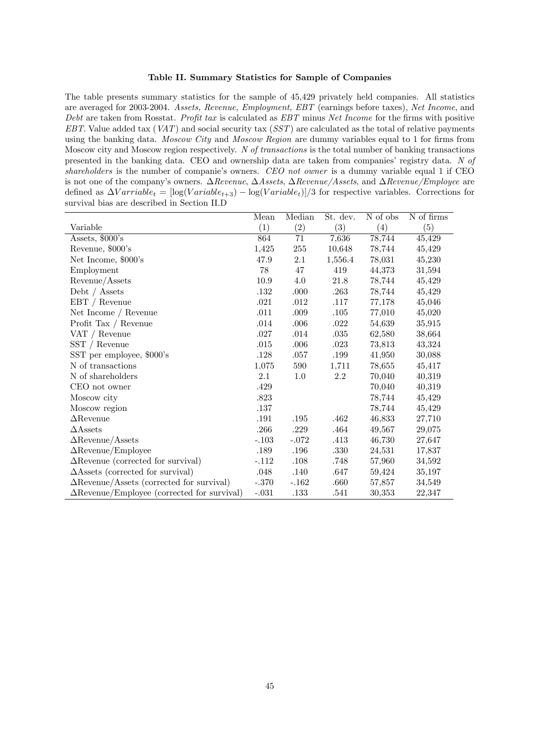**Table II. Summary Statistics for Sample of Companies**

The table presents summary statistics for the sample of 45,429 privately held companies. All statistics are averaged for 2003-2004. *Assets*, *Revenue*, *Employment*, *EBT* (earnings before taxes), *Net Income*, and *Debt* are taken from Rosstat. *Profit tax* is calculated as *EBT* minus *Net Income* for the firms with positive *EBT*. Value added tax (*VAT*) and social security tax (*SST*) are calculated as the total of relative payments using the banking data. *Moscow City* and *Moscow Region* are dummy variables equal to 1 for firms from Moscow city and Moscow region respectively. *N of transactions* is the total number of banking transactions presented in the banking data. CEO and ownership data are taken from companies' registry data. *N of shareholders* is the number of companie's owners. *CEO not owner* is a dummy variable equal 1 if CEO is not one of the company's owners. $\Delta Revenue$, $\Delta Assets$, $\Delta Revenue/Assets$, and $\Delta Revenue/Employee$ are defined as $\Delta Varriable_t = [\log(Variable_{t+3}) - \log(Variable_t)]/3$ for respective variables. Corrections for survival bias are described in Section II.D

| Variable | Mean (1) | Median (2) | St. dev. (3) | N of obs (4) | N of firms (5) |
|---|---|---|---|---|---|
| Assets, \$000's | 864 | 71 | 7,636 | 78,744 | 45,429 |
| Revenue, \$000's | 1,425 | 255 | 10,648 | 78,744 | 45,429 |
| Net Income, \$000's | 47.9 | 2.1 | 1,556.4 | 78,031 | 45,230 |
| Employment | 78 | 47 | 419 | 44,373 | 31,594 |
| Revenue/Assets | 10.9 | 4.0 | 21.8 | 78,744 | 45,429 |
| Debt / Assets | .132 | .000 | .263 | 78,744 | 45,429 |
| EBT / Revenue | .021 | .012 | .117 | 77,178 | 45,046 |
| Net Income / Revenue | .011 | .009 | .105 | 77,010 | 45,020 |
| Profit Tax / Revenue | .014 | .006 | .022 | 54,639 | 35,915 |
| VAT / Revenue | .027 | .014 | .035 | 62,580 | 38,664 |
| SST / Revenue | .015 | .006 | .023 | 73,813 | 43,324 |
| SST per employee, \$000's | .128 | .057 | .199 | 41,950 | 30,088 |
| N of transactions | 1,075 | 590 | 1,711 | 78,655 | 45,417 |
| N of shareholders | 2.1 | 1.0 | 2.2 | 70,040 | 40,319 |
| CEO not owner | .429 | | | 70,040 | 40,319 |
| Moscow city | .823 | | | 78,744 | 45,429 |
| Moscow region | .137 | | | 78,744 | 45,429 |
| $\Delta$Revenue | .191 | .195 | .462 | 46,833 | 27,710 |
| $\Delta$Assets | .266 | .229 | .464 | 49,567 | 29,075 |
| $\Delta$Revenue/Assets | -.103 | -.072 | .413 | 46,730 | 27,647 |
| $\Delta$Revenue/Employee | .189 | .196 | .330 | 24,531 | 17,837 |
| $\Delta$Revenue (corrected for survival) | -.112 | .108 | .748 | 57,960 | 34,592 |
| $\Delta$Assets (corrected for survival) | .048 | .140 | .647 | 59,424 | 35,197 |
| $\Delta$Revenue/Assets (corrected for survival) | -.370 | -.162 | .660 | 57,857 | 34,549 |
| $\Delta$Revenue/Employee (corrected for survival) | -.031 | .133 | .541 | 30,353 | 22,347 |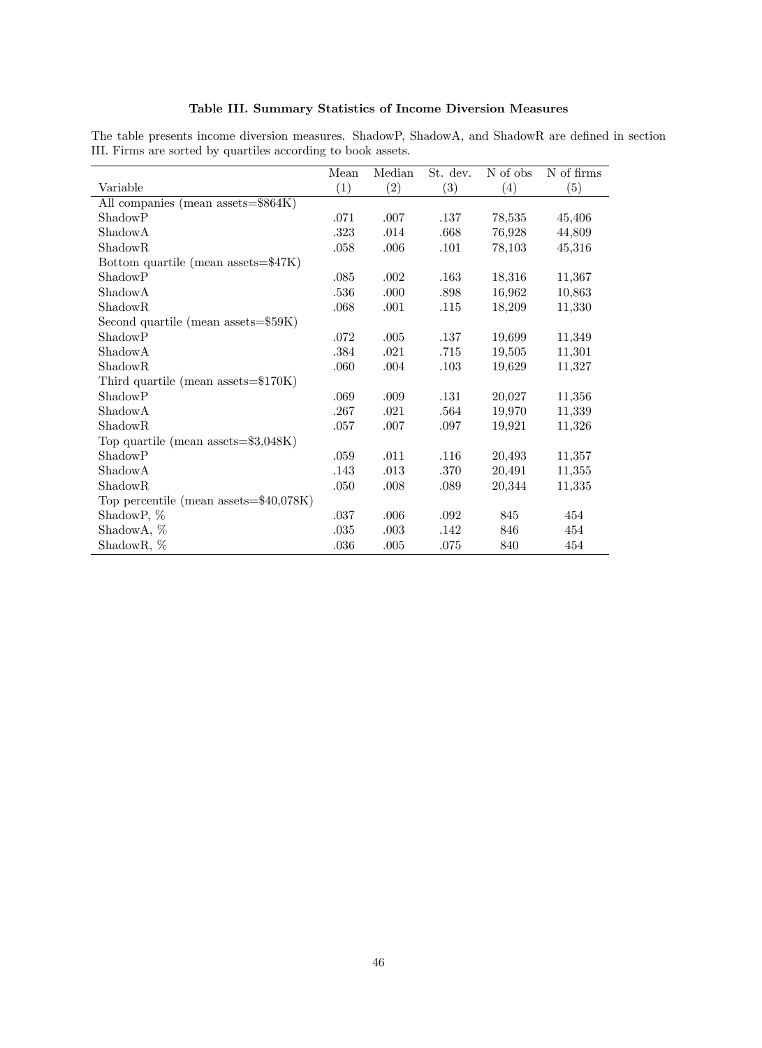### Table III. Summary Statistics of Income Diversion Measures

The table presents income diversion measures. ShadowP, ShadowA, and ShadowR are defined in section III. Firms are sorted by quartiles according to book assets.

| Variable | Mean (1) | Median (2) | St. dev. (3) | N of obs (4) | N of firms (5) |
|---|---|---|---|---|---|
| All companies (mean assets=$864K) | | | | | |
| ShadowP | .071 | .007 | .137 | 78,535 | 45,406 |
| ShadowA | .323 | .014 | .668 | 76,928 | 44,809 |
| ShadowR | .058 | .006 | .101 | 78,103 | 45,316 |
| Bottom quartile (mean assets=$47K) | | | | | |
| ShadowP | .085 | .002 | .163 | 18,316 | 11,367 |
| ShadowA | .536 | .000 | .898 | 16,962 | 10,863 |
| ShadowR | .068 | .001 | .115 | 18,209 | 11,330 |
| Second quartile (mean assets=$59K) | | | | | |
| ShadowP | .072 | .005 | .137 | 19,699 | 11,349 |
| ShadowA | .384 | .021 | .715 | 19,505 | 11,301 |
| ShadowR | .060 | .004 | .103 | 19,629 | 11,327 |
| Third quartile (mean assets=$170K) | | | | | |
| ShadowP | .069 | .009 | .131 | 20,027 | 11,356 |
| ShadowA | .267 | .021 | .564 | 19,970 | 11,339 |
| ShadowR | .057 | .007 | .097 | 19,921 | 11,326 |
| Top quartile (mean assets=$3,048K) | | | | | |
| ShadowP | .059 | .011 | .116 | 20,493 | 11,357 |
| ShadowA | .143 | .013 | .370 | 20,491 | 11,355 |
| ShadowR | .050 | .008 | .089 | 20,344 | 11,335 |
| Top percentile (mean assets=$40,078K) | | | | | |
| ShadowP, % | .037 | .006 | .092 | 845 | 454 |
| ShadowA, % | .035 | .003 | .142 | 846 | 454 |
| ShadowR, % | .036 | .005 | .075 | 840 | 454 |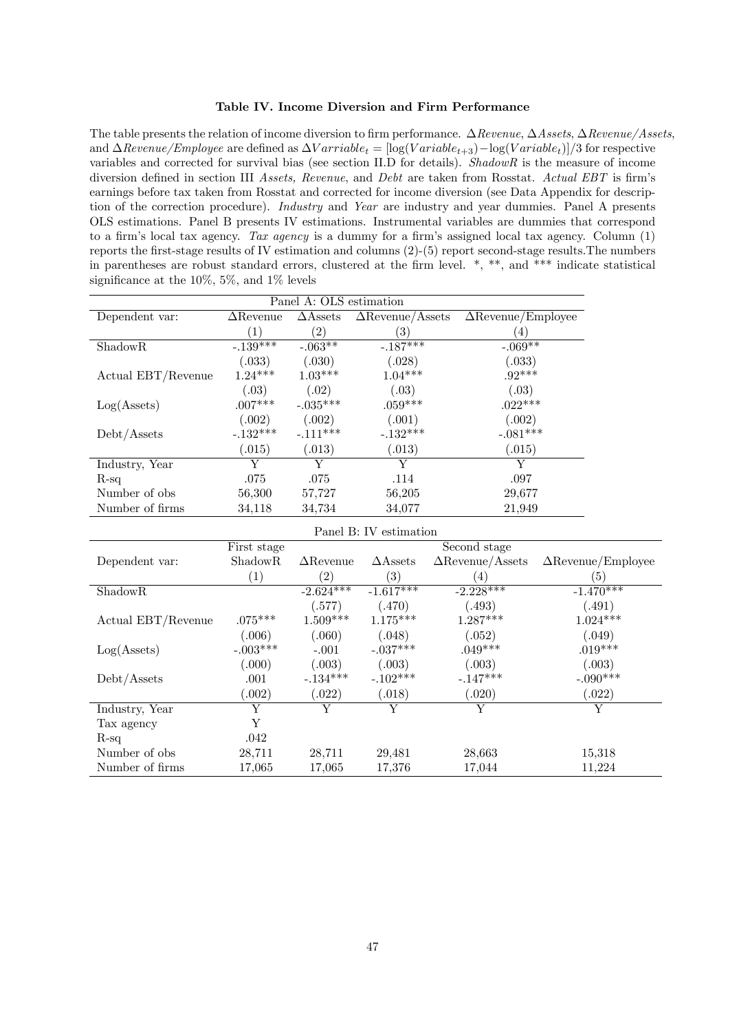### Table IV. Income Diversion and Firm Performance

The table presents the relation of income diversion to firm performance. *ΔRevenue*, *ΔAssets*, *ΔRevenue/Assets*, and *ΔRevenue/Employee* are defined as $\Delta Varriable_t = [\log(Variable_{t+3}) - \log(Variable_t)]/3$ for respective variables and corrected for survival bias (see section II.D for details). *ShadowR* is the measure of income diversion defined in section III *Assets, Revenue*, and *Debt* are taken from Rosstat. *Actual EBT* is firm's earnings before tax taken from Rosstat and corrected for income diversion (see Data Appendix for description of the correction procedure). *Industry* and *Year* are industry and year dummies. Panel A presents OLS estimations. Panel B presents IV estimations. Instrumental variables are dummies that correspond to a firm's local tax agency. *Tax agency* is a dummy for a firm's assigned local tax agency. Column (1) reports the first-stage results of IV estimation and columns (2)-(5) report second-stage results.The numbers in parentheses are robust standard errors, clustered at the firm level. \*, \*\*, and \*\*\* indicate statistical significance at the 10%, 5%, and 1% levels

**Panel A: OLS estimation**

| Dependent var: | ΔRevenue | ΔAssets | ΔRevenue/Assets | ΔRevenue/Employee |
|---|---|---|---|---|
| | (1) | (2) | (3) | (4) |
| ShadowR | -.139*** | -.063** | -.187*** | -.069** |
| | (.033) | (.030) | (.028) | (.033) |
| Actual EBT/Revenue | 1.24*** | 1.03*** | 1.04*** | .92*** |
| | (.03) | (.02) | (.03) | (.03) |
| Log(Assets) | .007*** | -.035*** | .059*** | .022*** |
| | (.002) | (.002) | (.001) | (.002) |
| Debt/Assets | -.132*** | -.111*** | -.132*** | -.081*** |
| | (.015) | (.013) | (.013) | (.015) |
| Industry, Year | Y | Y | Y | Y |
| R-sq | .075 | .075 | .114 | .097 |
| Number of obs | 56,300 | 57,727 | 56,205 | 29,677 |
| Number of firms | 34,118 | 34,734 | 34,077 | 21,949 |

**Panel B: IV estimation**

| | First stage | Second stage | | | |
|---|---|---|---|---|---|
| Dependent var: | ShadowR | ΔRevenue | ΔAssets | ΔRevenue/Assets | ΔRevenue/Employee |
| | (1) | (2) | (3) | (4) | (5) |
| ShadowR | | -2.624*** | -1.617*** | -2.228*** | -1.470*** |
| | | (.577) | (.470) | (.493) | (.491) |
| Actual EBT/Revenue | .075*** | 1.509*** | 1.175*** | 1.287*** | 1.024*** |
| | (.006) | (.060) | (.048) | (.052) | (.049) |
| Log(Assets) | -.003*** | -.001 | -.037*** | .049*** | .019*** |
| | (.000) | (.003) | (.003) | (.003) | (.003) |
| Debt/Assets | .001 | -.134*** | -.102*** | -.147*** | -.090*** |
| | (.002) | (.022) | (.018) | (.020) | (.022) |
| Industry, Year | Y | Y | Y | Y | Y |
| Tax agency | Y | | | | |
| R-sq | .042 | | | | |
| Number of obs | 28,711 | 28,711 | 29,481 | 28,663 | 15,318 |
| Number of firms | 17,065 | 17,065 | 17,376 | 17,044 | 11,224 |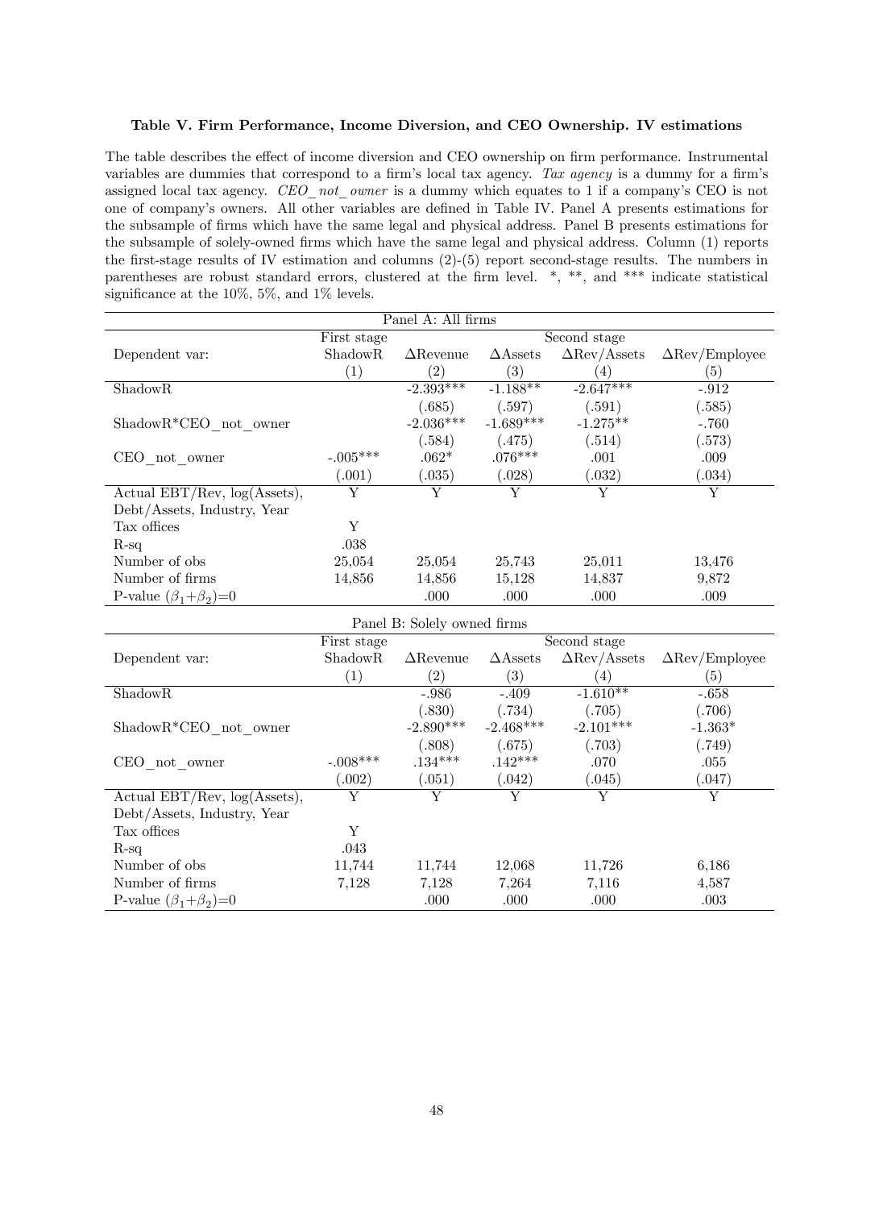**Table V. Firm Performance, Income Diversion, and CEO Ownership. IV estimations**

The table describes the effect of income diversion and CEO ownership on firm performance. Instrumental variables are dummies that correspond to a firm's local tax agency. *Tax agency* is a dummy for a firm's assigned local tax agency. *CEO_not_owner* is a dummy which equates to 1 if a company's CEO is not one of company's owners. All other variables are defined in Table IV. Panel A presents estimations for the subsample of firms which have the same legal and physical address. Panel B presents estimations for the subsample of solely-owned firms which have the same legal and physical address. Column (1) reports the first-stage results of IV estimation and columns (2)-(5) report second-stage results. The numbers in parentheses are robust standard errors, clustered at the firm level. *, **, and *** indicate statistical significance at the 10%, 5%, and 1% levels.

**Panel A: All firms**

| | First stage | Second stage | | | |
|---|---|---|---|---|---|
| Dependent var: | ShadowR | ΔRevenue | ΔAssets | ΔRev/Assets | ΔRev/Employee |
| | (1) | (2) | (3) | (4) | (5) |
| ShadowR | | -2.393*** | -1.188** | -2.647*** | -.912 |
| | | (.685) | (.597) | (.591) | (.585) |
| ShadowR*CEO_not_owner | | -2.036*** | -1.689*** | -1.275** | -.760 |
| | | (.584) | (.475) | (.514) | (.573) |
| CEO_not_owner | -.005*** | .062* | .076*** | .001 | .009 |
| | (.001) | (.035) | (.028) | (.032) | (.034) |
| Actual EBT/Rev, log(Assets), Debt/Assets, Industry, Year | Y | Y | Y | Y | Y |
| Tax offices | Y | | | | |
| R-sq | .038 | | | | |
| Number of obs | 25,054 | 25,054 | 25,743 | 25,011 | 13,476 |
| Number of firms | 14,856 | 14,856 | 15,128 | 14,837 | 9,872 |
| P-value ($\beta_1$+$\beta_2$)=0 | | .000 | .000 | .000 | .009 |

**Panel B: Solely owned firms**

| | First stage | Second stage | | | |
|---|---|---|---|---|---|
| Dependent var: | ShadowR | ΔRevenue | ΔAssets | ΔRev/Assets | ΔRev/Employee |
| | (1) | (2) | (3) | (4) | (5) |
| ShadowR | | -.986 | -.409 | -1.610** | -.658 |
| | | (.830) | (.734) | (.705) | (.706) |
| ShadowR*CEO_not_owner | | -2.890*** | -2.468*** | -2.101*** | -1.363* |
| | | (.808) | (.675) | (.703) | (.749) |
| CEO_not_owner | -.008*** | .134*** | .142*** | .070 | .055 |
| | (.002) | (.051) | (.042) | (.045) | (.047) |
| Actual EBT/Rev, log(Assets), Debt/Assets, Industry, Year | Y | Y | Y | Y | Y |
| Tax offices | Y | | | | |
| R-sq | .043 | | | | |
| Number of obs | 11,744 | 11,744 | 12,068 | 11,726 | 6,186 |
| Number of firms | 7,128 | 7,128 | 7,264 | 7,116 | 4,587 |
| P-value ($\beta_1$+$\beta_2$)=0 | | .000 | .000 | .000 | .003 |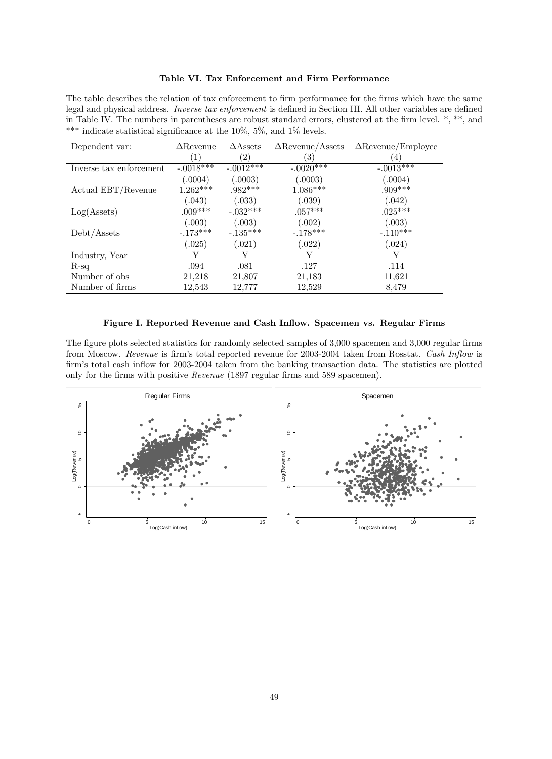**Table VI. Tax Enforcement and Firm Performance**

The table describes the relation of tax enforcement to firm performance for the firms which have the same legal and physical address. *Inverse tax enforcement* is defined in Section III. All other variables are defined in Table IV. The numbers in parentheses are robust standard errors, clustered at the firm level. *, **, and *** indicate statistical significance at the 10%, 5%, and 1% levels.

| Dependent var: | ΔRevenue | ΔAssets | ΔRevenue/Assets | ΔRevenue/Employee |
|---|---|---|---|---|
| | (1) | (2) | (3) | (4) |
| Inverse tax enforcement | -.0018*** | -.0012*** | -.0020*** | -.0013*** |
| | (.0004) | (.0003) | (.0003) | (.0004) |
| Actual EBT/Revenue | 1.262*** | .982*** | 1.086*** | .909*** |
| | (.043) | (.033) | (.039) | (.042) |
| Log(Assets) | .009*** | -.032*** | .057*** | .025*** |
| | (.003) | (.003) | (.002) | (.003) |
| Debt/Assets | -.173*** | -.135*** | -.178*** | -.110*** |
| | (.025) | (.021) | (.022) | (.024) |
| Industry, Year | Y | Y | Y | Y |
| R-sq | .094 | .081 | .127 | .114 |
| Number of obs | 21,218 | 21,807 | 21,183 | 11,621 |
| Number of firms | 12,543 | 12,777 | 12,529 | 8,479 |

**Figure I. Reported Revenue and Cash Inflow. Spacemen vs. Regular Firms**

The figure plots selected statistics for randomly selected samples of 3,000 spacemen and 3,000 regular firms from Moscow. *Revenue* is firm's total reported revenue for 2003-2004 taken from Rosstat. *Cash Inflow* is firm's total cash inflow for 2003-2004 taken from the banking transaction data. The statistics are plotted only for the firms with positive *Revenue* (1897 regular firms and 589 spacemen).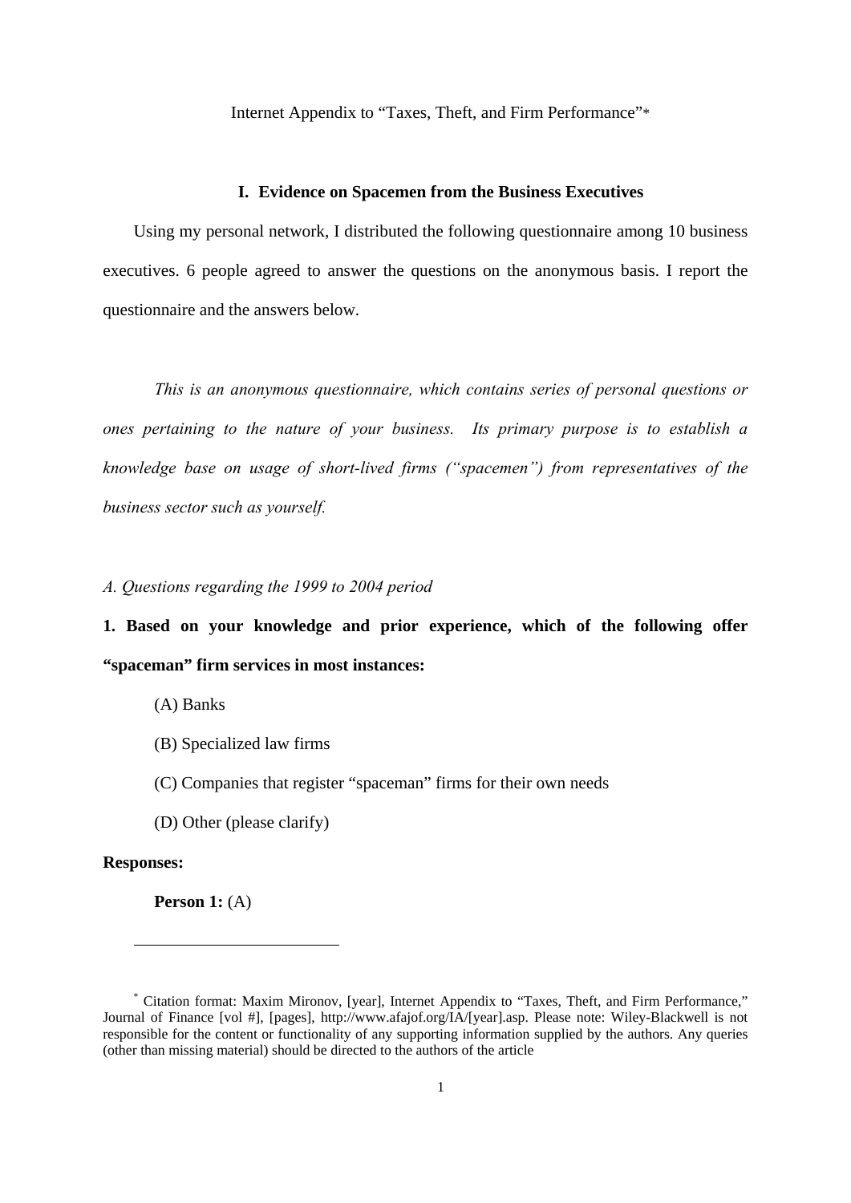Internet Appendix to “Taxes, Theft, and Firm Performance”*

## I. Evidence on Spacemen from the Business Executives

Using my personal network, I distributed the following questionnaire among 10 business executives. 6 people agreed to answer the questions on the anonymous basis. I report the questionnaire and the answers below.

*This is an anonymous questionnaire, which contains series of personal questions or ones pertaining to the nature of your business. Its primary purpose is to establish a knowledge base on usage of short-lived firms (“spacemen”) from representatives of the business sector such as yourself.*

*A. Questions regarding the 1999 to 2004 period*

**1. Based on your knowledge and prior experience, which of the following offer “spaceman” firm services in most instances:**

(A) Banks

(B) Specialized law firms

(C) Companies that register “spaceman” firms for their own needs

(D) Other (please clarify)

**Responses:**

**Person 1:** (A)

* Citation format: Maxim Mironov, [year], Internet Appendix to “Taxes, Theft, and Firm Performance,” Journal of Finance [vol #], [pages], http://www.afajof.org/IA/[year].asp. Please note: Wiley-Blackwell is not responsible for the content or functionality of any supporting information supplied by the authors. Any queries (other than missing material) should be directed to the authors of the article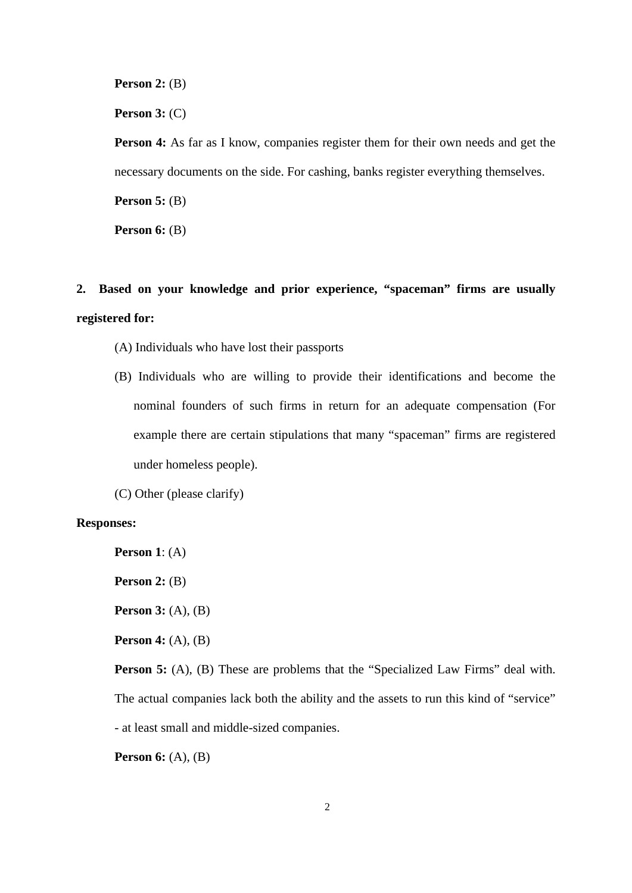**Person 2:** (B)

**Person 3:** (C)

**Person 4:** As far as I know, companies register them for their own needs and get the necessary documents on the side. For cashing, banks register everything themselves.

**Person 5:** (B)

**Person 6:** (B)

**2. Based on your knowledge and prior experience, "spaceman" firms are usually registered for:**

(A) Individuals who have lost their passports

(B) Individuals who are willing to provide their identifications and become the nominal founders of such firms in return for an adequate compensation (For example there are certain stipulations that many "spaceman" firms are registered under homeless people).

(C) Other (please clarify)

**Responses:**

**Person 1**: (A)

**Person 2:** (B)

**Person 3:** (A), (B)

**Person 4:** (A), (B)

**Person 5:** (A), (B) These are problems that the "Specialized Law Firms" deal with. The actual companies lack both the ability and the assets to run this kind of "service" - at least small and middle-sized companies.

**Person 6:** (A), (B)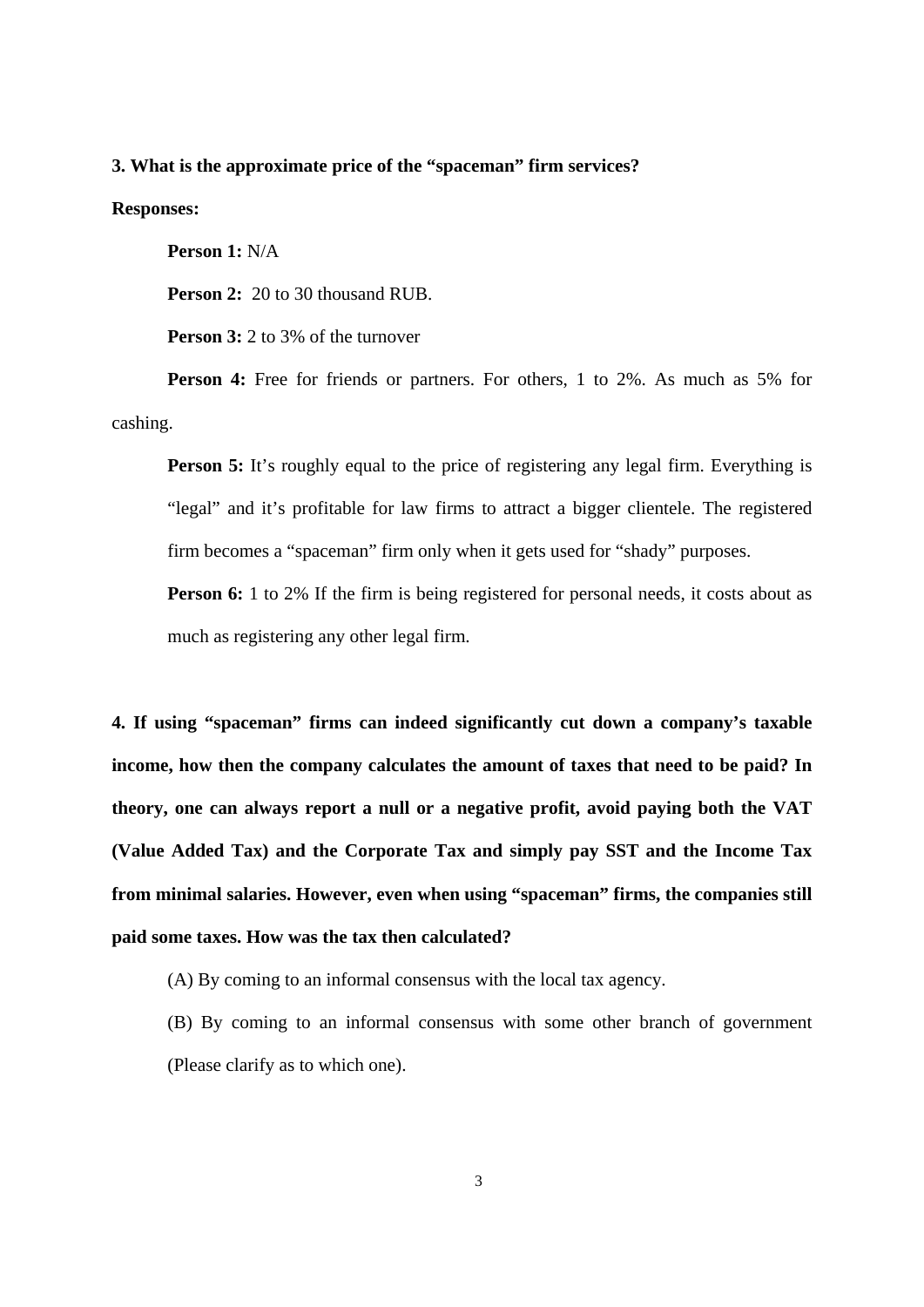**3. What is the approximate price of the "spaceman" firm services?**

**Responses:**

**Person 1:** N/A

**Person 2:** 20 to 30 thousand RUB.

**Person 3:** 2 to 3% of the turnover

**Person 4:** Free for friends or partners. For others, 1 to 2%. As much as 5% for cashing.

**Person 5:** It's roughly equal to the price of registering any legal firm. Everything is "legal" and it's profitable for law firms to attract a bigger clientele. The registered firm becomes a "spaceman" firm only when it gets used for "shady" purposes.

**Person 6:** 1 to 2% If the firm is being registered for personal needs, it costs about as much as registering any other legal firm.

**4. If using "spaceman" firms can indeed significantly cut down a company's taxable income, how then the company calculates the amount of taxes that need to be paid? In theory, one can always report a null or a negative profit, avoid paying both the VAT (Value Added Tax) and the Corporate Tax and simply pay SST and the Income Tax from minimal salaries. However, even when using "spaceman" firms, the companies still paid some taxes. How was the tax then calculated?**

(A) By coming to an informal consensus with the local tax agency.

(B) By coming to an informal consensus with some other branch of government (Please clarify as to which one).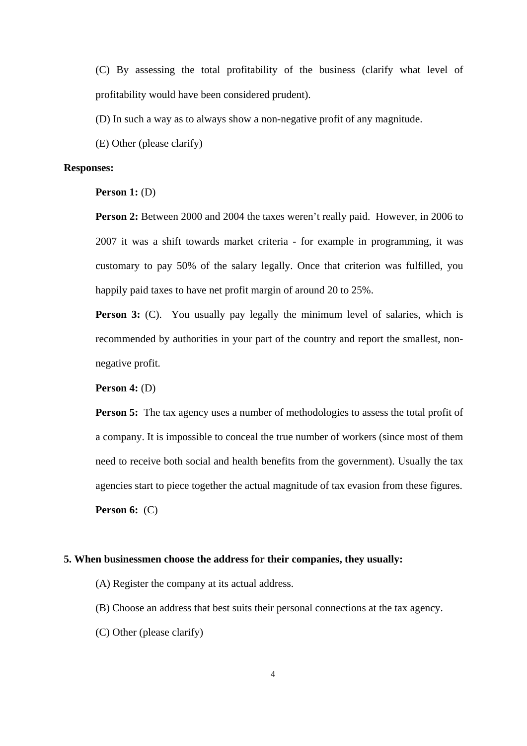(C) By assessing the total profitability of the business (clarify what level of profitability would have been considered prudent).

(D) In such a way as to always show a non-negative profit of any magnitude.

(E) Other (please clarify)

**Responses:**

**Person 1:** (D)

**Person 2:** Between 2000 and 2004 the taxes weren't really paid. However, in 2006 to 2007 it was a shift towards market criteria - for example in programming, it was customary to pay 50% of the salary legally. Once that criterion was fulfilled, you happily paid taxes to have net profit margin of around 20 to 25%.

**Person 3:** (C). You usually pay legally the minimum level of salaries, which is recommended by authorities in your part of the country and report the smallest, non-negative profit.

**Person 4:** (D)

**Person 5:** The tax agency uses a number of methodologies to assess the total profit of a company. It is impossible to conceal the true number of workers (since most of them need to receive both social and health benefits from the government). Usually the tax agencies start to piece together the actual magnitude of tax evasion from these figures.

**Person 6:** (C)

**5. When businessmen choose the address for their companies, they usually:**

(A) Register the company at its actual address.

(B) Choose an address that best suits their personal connections at the tax agency.

(C) Other (please clarify)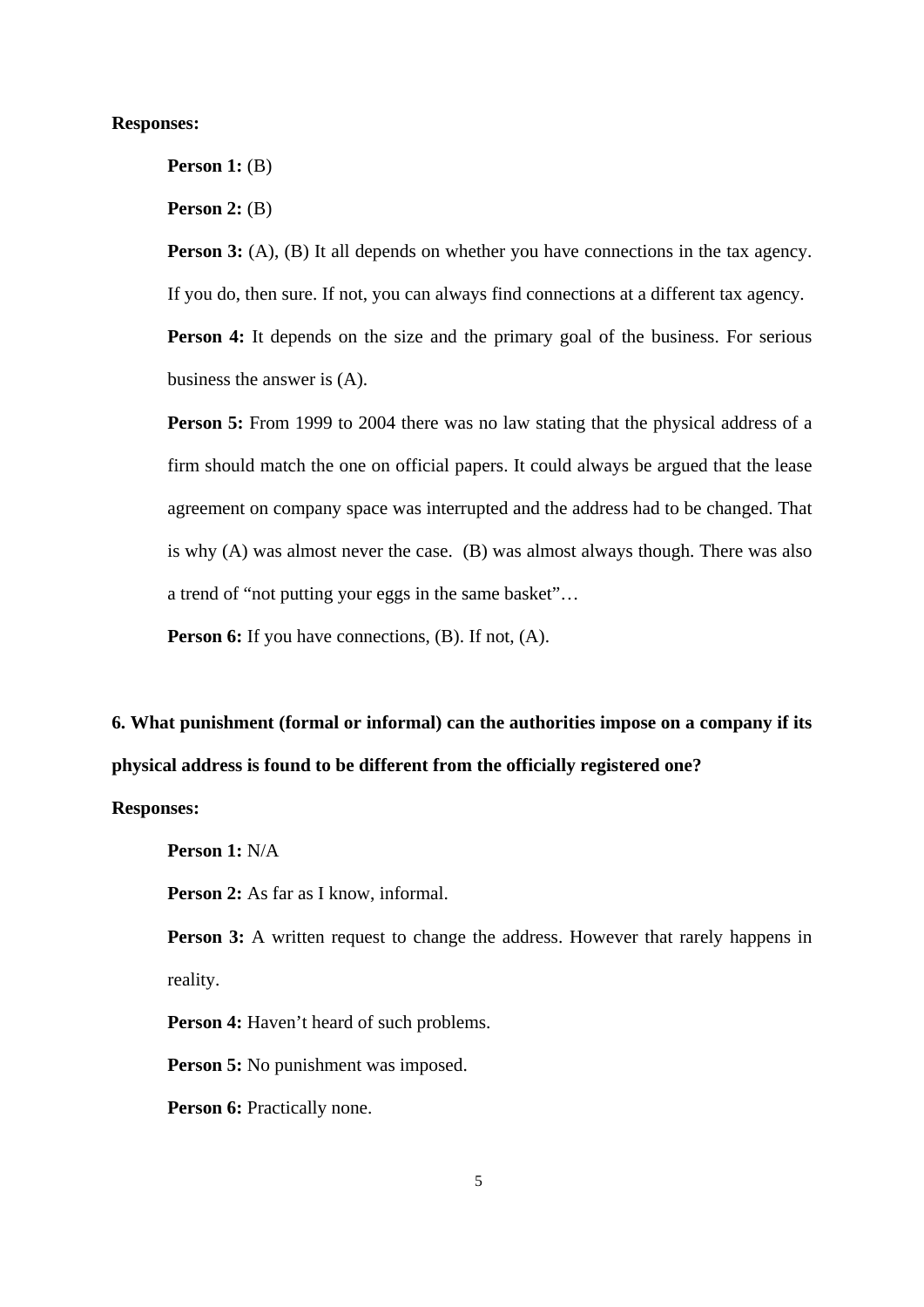**Responses:**

**Person 1:** (B)

**Person 2:** (B)

**Person 3:** (A), (B) It all depends on whether you have connections in the tax agency. If you do, then sure. If not, you can always find connections at a different tax agency.

**Person 4:** It depends on the size and the primary goal of the business. For serious business the answer is (A).

**Person 5:** From 1999 to 2004 there was no law stating that the physical address of a firm should match the one on official papers. It could always be argued that the lease agreement on company space was interrupted and the address had to be changed. That is why (A) was almost never the case. (B) was almost always though. There was also a trend of "not putting your eggs in the same basket"…

**Person 6:** If you have connections, (B). If not, (A).

**6. What punishment (formal or informal) can the authorities impose on a company if its physical address is found to be different from the officially registered one?**

**Responses:**

**Person 1:** N/A

**Person 2:** As far as I know, informal.

**Person 3:** A written request to change the address. However that rarely happens in reality.

**Person 4:** Haven't heard of such problems.

**Person 5:** No punishment was imposed.

**Person 6:** Practically none.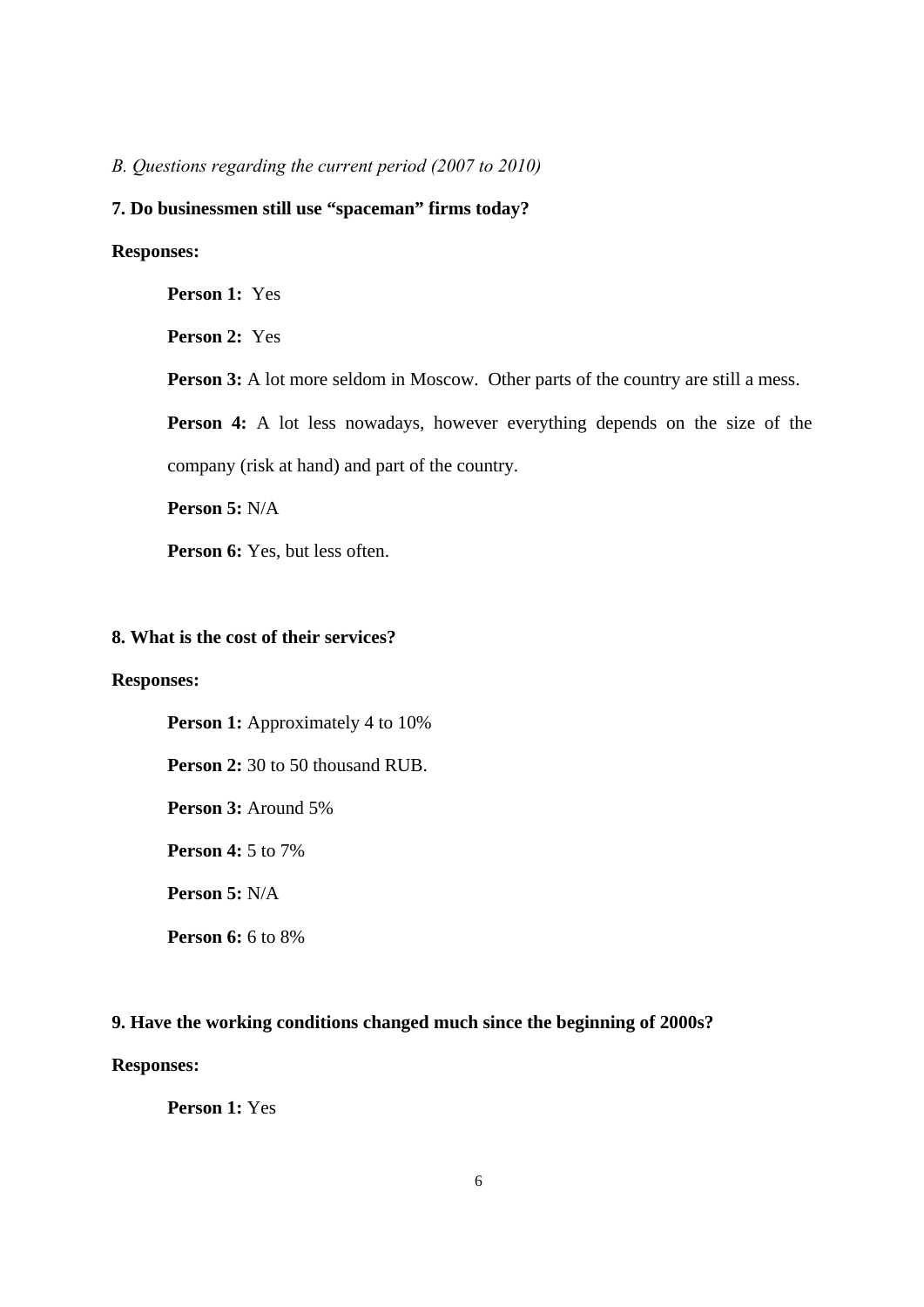*B. Questions regarding the current period (2007 to 2010)*

**7. Do businessmen still use "spaceman" firms today?**

**Responses:**

**Person 1:** Yes

**Person 2:** Yes

**Person 3:** A lot more seldom in Moscow. Other parts of the country are still a mess.

**Person 4:** A lot less nowadays, however everything depends on the size of the company (risk at hand) and part of the country.

**Person 5:** N/A

**Person 6:** Yes, but less often.

**8. What is the cost of their services?**

**Responses:**

**Person 1:** Approximately 4 to 10%

**Person 2:** 30 to 50 thousand RUB.

**Person 3:** Around 5%

**Person 4:** 5 to 7%

**Person 5:** N/A

**Person 6:** 6 to 8%

**9. Have the working conditions changed much since the beginning of 2000s?**

**Responses:**

**Person 1:** Yes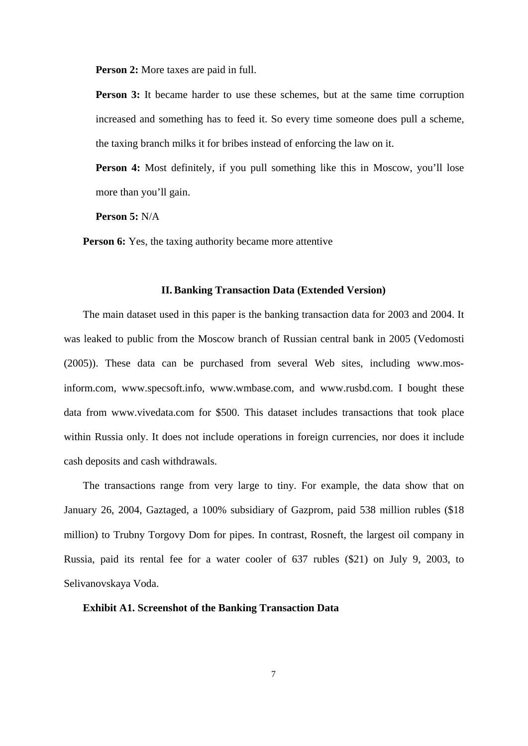**Person 2:** More taxes are paid in full.

**Person 3:** It became harder to use these schemes, but at the same time corruption increased and something has to feed it. So every time someone does pull a scheme, the taxing branch milks it for bribes instead of enforcing the law on it.

**Person 4:** Most definitely, if you pull something like this in Moscow, you'll lose more than you'll gain.

**Person 5:** N/A

**Person 6:** Yes, the taxing authority became more attentive

## II. Banking Transaction Data (Extended Version)

The main dataset used in this paper is the banking transaction data for 2003 and 2004. It was leaked to public from the Moscow branch of Russian central bank in 2005 (Vedomosti (2005)). These data can be purchased from several Web sites, including www.mos-inform.com, www.specsoft.info, www.wmbase.com, and www.rusbd.com. I bought these data from www.vivedata.com for $500. This dataset includes transactions that took place within Russia only. It does not include operations in foreign currencies, nor does it include cash deposits and cash withdrawals.

The transactions range from very large to tiny. For example, the data show that on January 26, 2004, Gaztaged, a 100% subsidiary of Gazprom, paid 538 million rubles ($18 million) to Trubny Torgovy Dom for pipes. In contrast, Rosneft, the largest oil company in Russia, paid its rental fee for a water cooler of 637 rubles ($21) on July 9, 2003, to Selivanovskaya Voda.

**Exhibit A1. Screenshot of the Banking Transaction Data**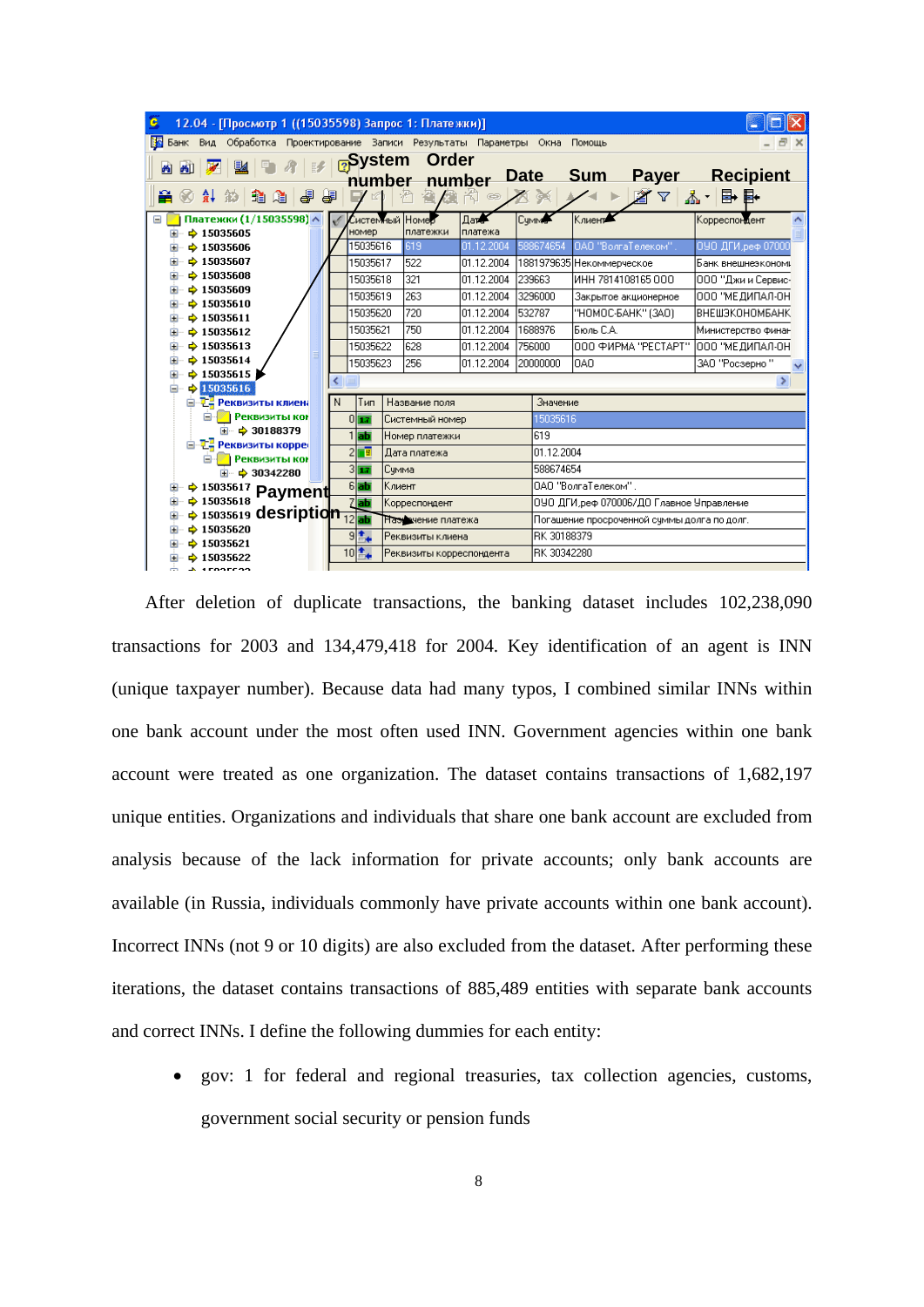After deletion of duplicate transactions, the banking dataset includes 102,238,090 transactions for 2003 and 134,479,418 for 2004. Key identification of an agent is INN (unique taxpayer number). Because data had many typos, I combined similar INNs within one bank account under the most often used INN. Government agencies within one bank account were treated as one organization. The dataset contains transactions of 1,682,197 unique entities. Organizations and individuals that share one bank account are excluded from analysis because of the lack information for private accounts; only bank accounts are available (in Russia, individuals commonly have private accounts within one bank account). Incorrect INNs (not 9 or 10 digits) are also excluded from the dataset. After performing these iterations, the dataset contains transactions of 885,489 entities with separate bank accounts and correct INNs. I define the following dummies for each entity:

- gov: 1 for federal and regional treasuries, tax collection agencies, customs, government social security or pension funds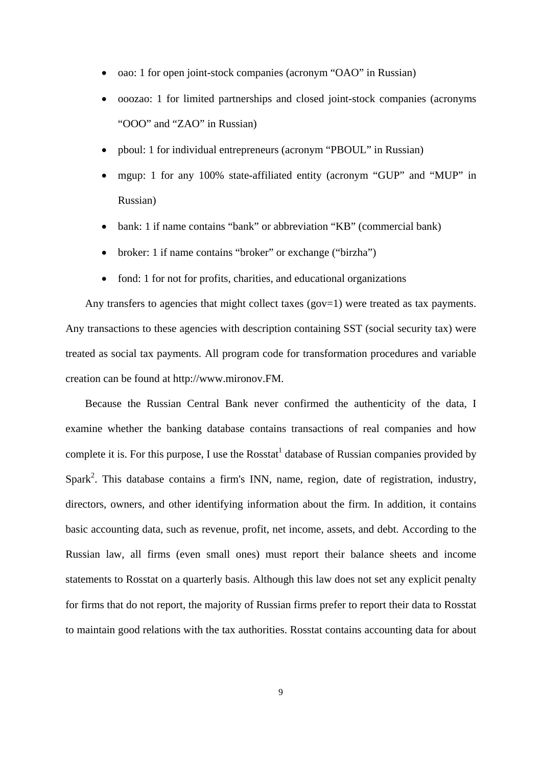- oao: 1 for open joint-stock companies (acronym "OAO" in Russian)
- ooozao: 1 for limited partnerships and closed joint-stock companies (acronyms "OOO" and "ZAO" in Russian)
- pboul: 1 for individual entrepreneurs (acronym "PBOUL" in Russian)
- mgup: 1 for any 100% state-affiliated entity (acronym "GUP" and "MUP" in Russian)
- bank: 1 if name contains "bank" or abbreviation "KB" (commercial bank)
- broker: 1 if name contains "broker" or exchange ("birzha")
- fond: 1 for not for profits, charities, and educational organizations

Any transfers to agencies that might collect taxes (gov=1) were treated as tax payments. Any transactions to these agencies with description containing SST (social security tax) were treated as social tax payments. All program code for transformation procedures and variable creation can be found at http://www.mironov.FM.

Because the Russian Central Bank never confirmed the authenticity of the data, I examine whether the banking database contains transactions of real companies and how complete it is. For this purpose, I use the Rosstat[1] database of Russian companies provided by Spark[2]. This database contains a firm's INN, name, region, date of registration, industry, directors, owners, and other identifying information about the firm. In addition, it contains basic accounting data, such as revenue, profit, net income, assets, and debt. According to the Russian law, all firms (even small ones) must report their balance sheets and income statements to Rosstat on a quarterly basis. Although this law does not set any explicit penalty for firms that do not report, the majority of Russian firms prefer to report their data to Rosstat to maintain good relations with the tax authorities. Rosstat contains accounting data for about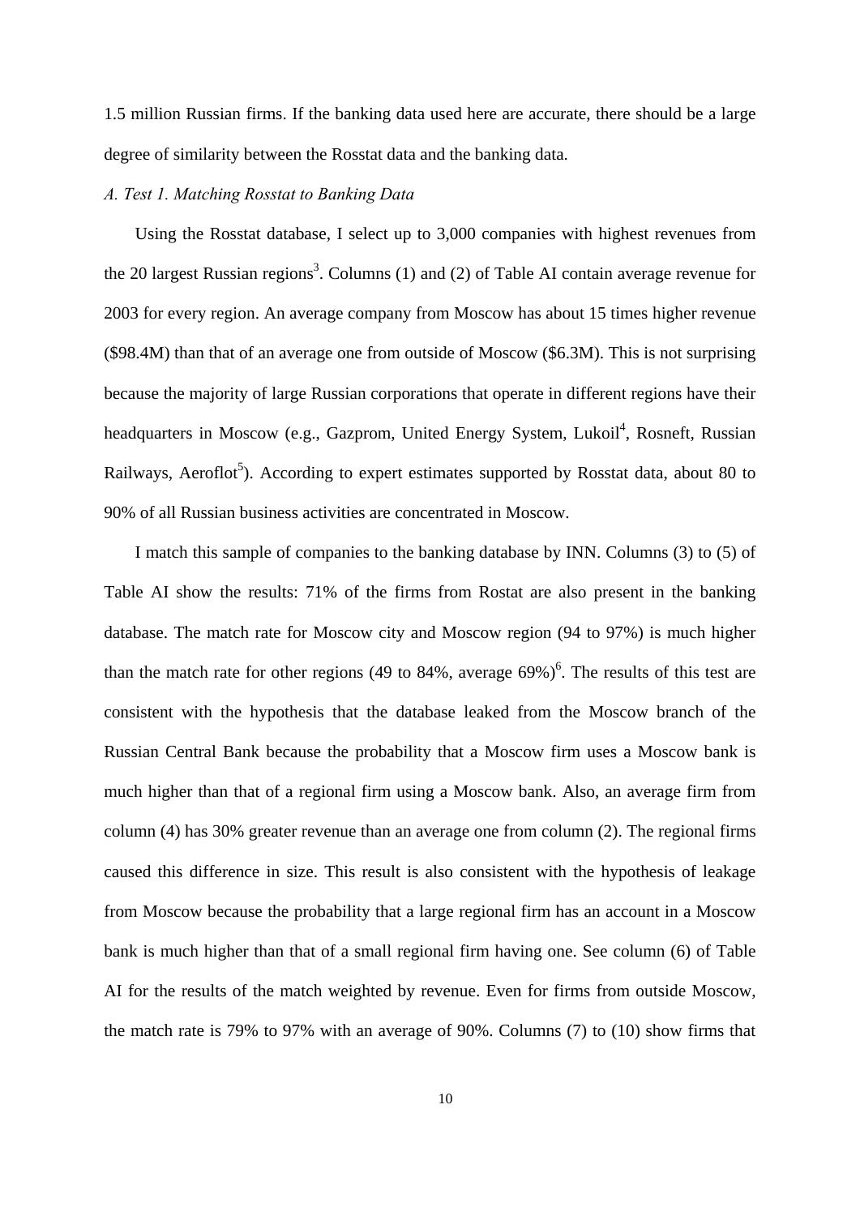1.5 million Russian firms. If the banking data used here are accurate, there should be a large degree of similarity between the Rosstat data and the banking data.

*A. Test 1. Matching Rosstat to Banking Data*

Using the Rosstat database, I select up to 3,000 companies with highest revenues from the 20 largest Russian regions[3]. Columns (1) and (2) of Table AI contain average revenue for 2003 for every region. An average company from Moscow has about 15 times higher revenue ($98.4M) than that of an average one from outside of Moscow ($6.3M). This is not surprising because the majority of large Russian corporations that operate in different regions have their headquarters in Moscow (e.g., Gazprom, United Energy System, Lukoil[4], Rosneft, Russian Railways, Aeroflot[5]). According to expert estimates supported by Rosstat data, about 80 to 90% of all Russian business activities are concentrated in Moscow.

I match this sample of companies to the banking database by INN. Columns (3) to (5) of Table AI show the results: 71% of the firms from Rostat are also present in the banking database. The match rate for Moscow city and Moscow region (94 to 97%) is much higher than the match rate for other regions (49 to 84%, average 69%)[6]. The results of this test are consistent with the hypothesis that the database leaked from the Moscow branch of the Russian Central Bank because the probability that a Moscow firm uses a Moscow bank is much higher than that of a regional firm using a Moscow bank. Also, an average firm from column (4) has 30% greater revenue than an average one from column (2). The regional firms caused this difference in size. This result is also consistent with the hypothesis of leakage from Moscow because the probability that a large regional firm has an account in a Moscow bank is much higher than that of a small regional firm having one. See column (6) of Table AI for the results of the match weighted by revenue. Even for firms from outside Moscow, the match rate is 79% to 97% with an average of 90%. Columns (7) to (10) show firms that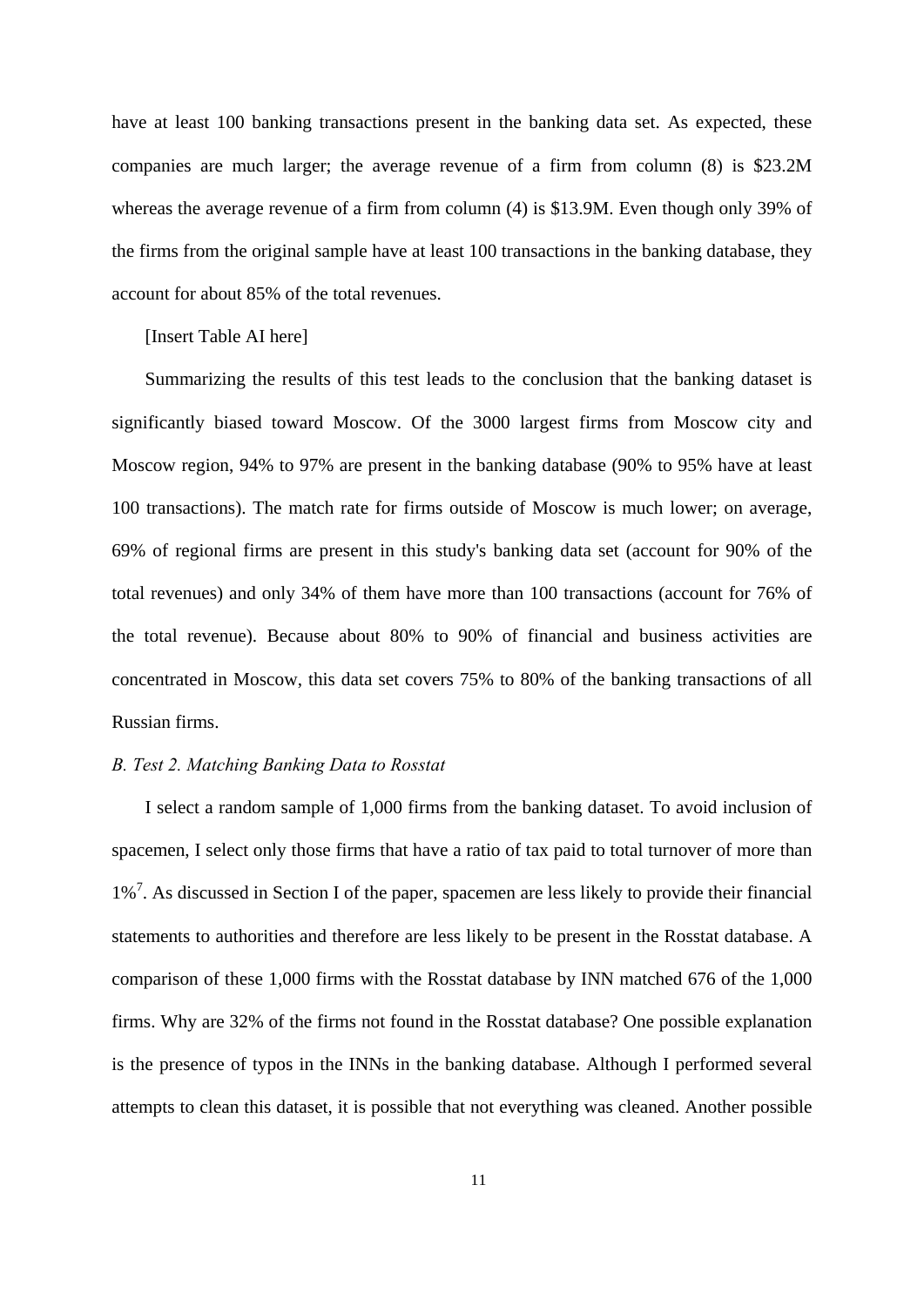have at least 100 banking transactions present in the banking data set. As expected, these companies are much larger; the average revenue of a firm from column (8) is $23.2M whereas the average revenue of a firm from column (4) is $13.9M. Even though only 39% of the firms from the original sample have at least 100 transactions in the banking database, they account for about 85% of the total revenues.

[Insert Table AI here]

Summarizing the results of this test leads to the conclusion that the banking dataset is significantly biased toward Moscow. Of the 3000 largest firms from Moscow city and Moscow region, 94% to 97% are present in the banking database (90% to 95% have at least 100 transactions). The match rate for firms outside of Moscow is much lower; on average, 69% of regional firms are present in this study's banking data set (account for 90% of the total revenues) and only 34% of them have more than 100 transactions (account for 76% of the total revenue). Because about 80% to 90% of financial and business activities are concentrated in Moscow, this data set covers 75% to 80% of the banking transactions of all Russian firms.

### *B. Test 2. Matching Banking Data to Rosstat*

I select a random sample of 1,000 firms from the banking dataset. To avoid inclusion of spacemen, I select only those firms that have a ratio of tax paid to total turnover of more than 1%[7]. As discussed in Section I of the paper, spacemen are less likely to provide their financial statements to authorities and therefore are less likely to be present in the Rosstat database. A comparison of these 1,000 firms with the Rosstat database by INN matched 676 of the 1,000 firms. Why are 32% of the firms not found in the Rosstat database? One possible explanation is the presence of typos in the INNs in the banking database. Although I performed several attempts to clean this dataset, it is possible that not everything was cleaned. Another possible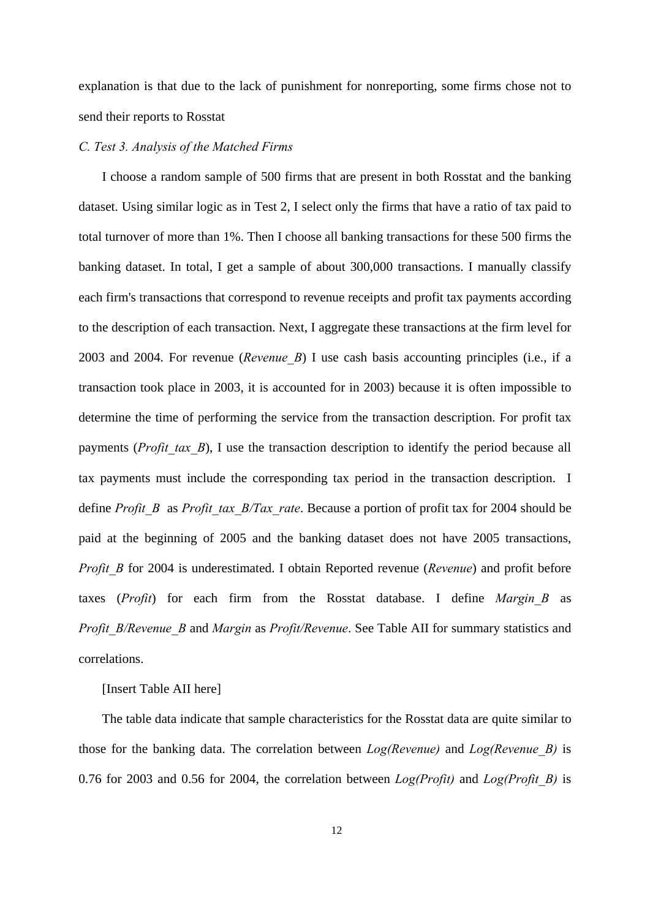explanation is that due to the lack of punishment for nonreporting, some firms chose not to send their reports to Rosstat

*C. Test 3. Analysis of the Matched Firms*

I choose a random sample of 500 firms that are present in both Rosstat and the banking dataset. Using similar logic as in Test 2, I select only the firms that have a ratio of tax paid to total turnover of more than 1%. Then I choose all banking transactions for these 500 firms the banking dataset. In total, I get a sample of about 300,000 transactions. I manually classify each firm's transactions that correspond to revenue receipts and profit tax payments according to the description of each transaction. Next, I aggregate these transactions at the firm level for 2003 and 2004. For revenue (*Revenue_B*) I use cash basis accounting principles (i.e., if a transaction took place in 2003, it is accounted for in 2003) because it is often impossible to determine the time of performing the service from the transaction description. For profit tax payments (*Profit_tax_B*), I use the transaction description to identify the period because all tax payments must include the corresponding tax period in the transaction description. I define *Profit_B* as *Profit_tax_B/Tax_rate*. Because a portion of profit tax for 2004 should be paid at the beginning of 2005 and the banking dataset does not have 2005 transactions, *Profit_B* for 2004 is underestimated. I obtain Reported revenue (*Revenue*) and profit before taxes (*Profit*) for each firm from the Rosstat database. I define *Margin_B* as *Profit_B/Revenue_B* and *Margin* as *Profit/Revenue*. See Table AII for summary statistics and correlations.

[Insert Table AII here]

The table data indicate that sample characteristics for the Rosstat data are quite similar to those for the banking data. The correlation between *Log(Revenue)* and *Log(Revenue_B)* is 0.76 for 2003 and 0.56 for 2004, the correlation between *Log(Profit)* and *Log(Profit_B)* is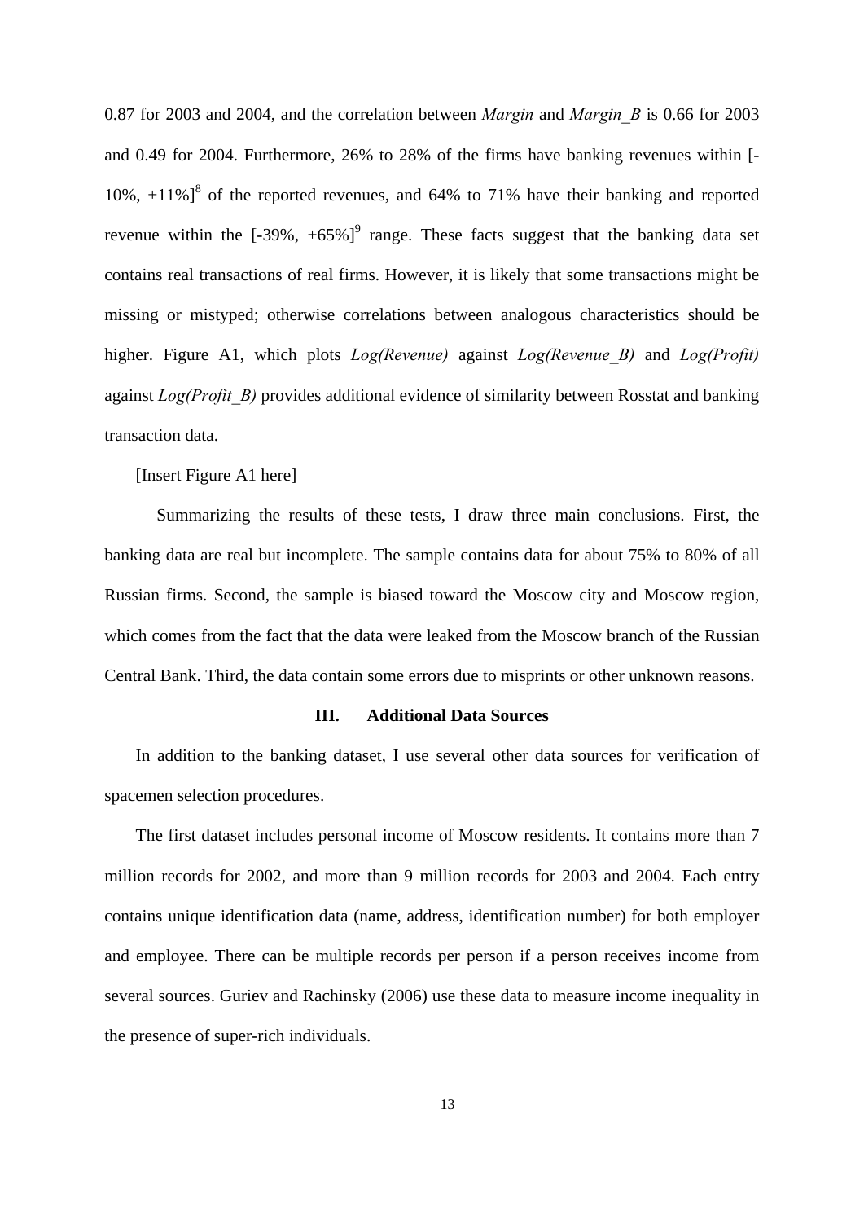0.87 for 2003 and 2004, and the correlation between *Margin* and *Margin_B* is 0.66 for 2003 and 0.49 for 2004. Furthermore, 26% to 28% of the firms have banking revenues within [-10%, +11%][8] of the reported revenues, and 64% to 71% have their banking and reported revenue within the [-39%, +65%][9] range. These facts suggest that the banking data set contains real transactions of real firms. However, it is likely that some transactions might be missing or mistyped; otherwise correlations between analogous characteristics should be higher. Figure A1, which plots *Log(Revenue)* against *Log(Revenue_B)* and *Log(Profit)* against *Log(Profit_B)* provides additional evidence of similarity between Rosstat and banking transaction data.

[Insert Figure A1 here]

Summarizing the results of these tests, I draw three main conclusions. First, the banking data are real but incomplete. The sample contains data for about 75% to 80% of all Russian firms. Second, the sample is biased toward the Moscow city and Moscow region, which comes from the fact that the data were leaked from the Moscow branch of the Russian Central Bank. Third, the data contain some errors due to misprints or other unknown reasons.

## III. Additional Data Sources

In addition to the banking dataset, I use several other data sources for verification of spacemen selection procedures.

The first dataset includes personal income of Moscow residents. It contains more than 7 million records for 2002, and more than 9 million records for 2003 and 2004. Each entry contains unique identification data (name, address, identification number) for both employer and employee. There can be multiple records per person if a person receives income from several sources. Guriev and Rachinsky (2006) use these data to measure income inequality in the presence of super-rich individuals.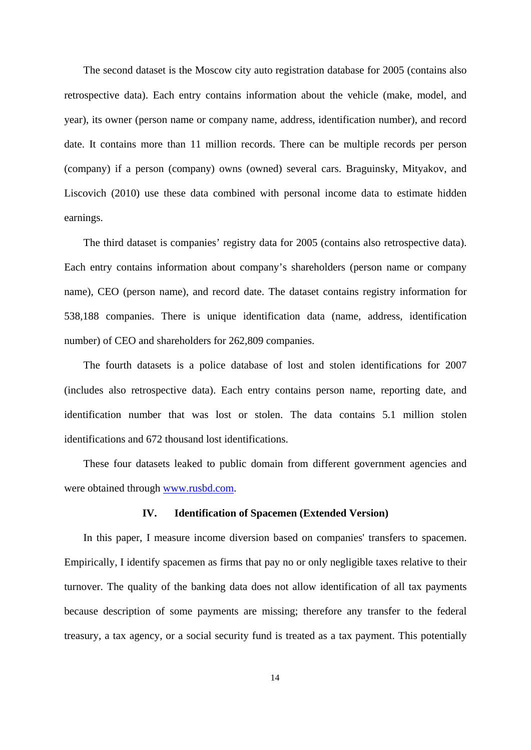The second dataset is the Moscow city auto registration database for 2005 (contains also retrospective data). Each entry contains information about the vehicle (make, model, and year), its owner (person name or company name, address, identification number), and record date. It contains more than 11 million records. There can be multiple records per person (company) if a person (company) owns (owned) several cars. Braguinsky, Mityakov, and Liscovich (2010) use these data combined with personal income data to estimate hidden earnings.

The third dataset is companies' registry data for 2005 (contains also retrospective data). Each entry contains information about company's shareholders (person name or company name), CEO (person name), and record date. The dataset contains registry information for 538,188 companies. There is unique identification data (name, address, identification number) of CEO and shareholders for 262,809 companies.

The fourth datasets is a police database of lost and stolen identifications for 2007 (includes also retrospective data). Each entry contains person name, reporting date, and identification number that was lost or stolen. The data contains 5.1 million stolen identifications and 672 thousand lost identifications.

These four datasets leaked to public domain from different government agencies and were obtained through [www.rusbd.com](http://www.rusbd.com).

## IV. Identification of Spacemen (Extended Version)

In this paper, I measure income diversion based on companies' transfers to spacemen. Empirically, I identify spacemen as firms that pay no or only negligible taxes relative to their turnover. The quality of the banking data does not allow identification of all tax payments because description of some payments are missing; therefore any transfer to the federal treasury, a tax agency, or a social security fund is treated as a tax payment. This potentially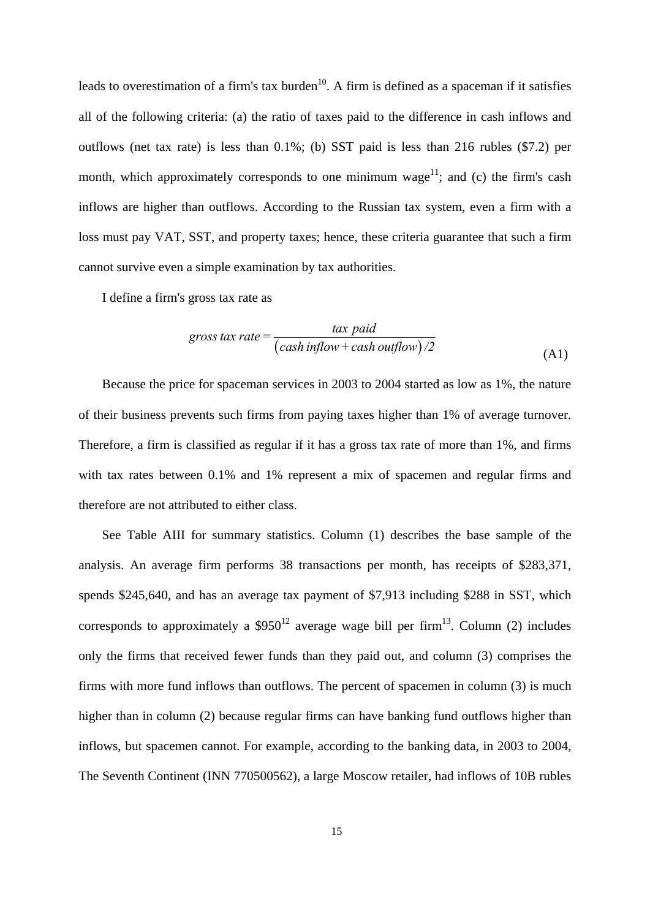leads to overestimation of a firm's tax burden[10]. A firm is defined as a spaceman if it satisfies all of the following criteria: (a) the ratio of taxes paid to the difference in cash inflows and outflows (net tax rate) is less than 0.1%; (b) SST paid is less than 216 rubles ($7.2) per month, which approximately corresponds to one minimum wage[11]; and (c) the firm's cash inflows are higher than outflows. According to the Russian tax system, even a firm with a loss must pay VAT, SST, and property taxes; hence, these criteria guarantee that such a firm cannot survive even a simple examination by tax authorities.

I define a firm's gross tax rate as

$$gross\ tax\ rate = \frac{tax\ paid}{\left(cash\ inflow + cash\ outflow\right)/2} \tag{A1}$$

Because the price for spaceman services in 2003 to 2004 started as low as 1%, the nature of their business prevents such firms from paying taxes higher than 1% of average turnover. Therefore, a firm is classified as regular if it has a gross tax rate of more than 1%, and firms with tax rates between 0.1% and 1% represent a mix of spacemen and regular firms and therefore are not attributed to either class.

See Table AIII for summary statistics. Column (1) describes the base sample of the analysis. An average firm performs 38 transactions per month, has receipts of $283,371, spends $245,640, and has an average tax payment of $7,913 including $288 in SST, which corresponds to approximately a $950[12] average wage bill per firm[13]. Column (2) includes only the firms that received fewer funds than they paid out, and column (3) comprises the firms with more fund inflows than outflows. The percent of spacemen in column (3) is much higher than in column (2) because regular firms can have banking fund outflows higher than inflows, but spacemen cannot. For example, according to the banking data, in 2003 to 2004, The Seventh Continent (INN 770500562), a large Moscow retailer, had inflows of 10B rubles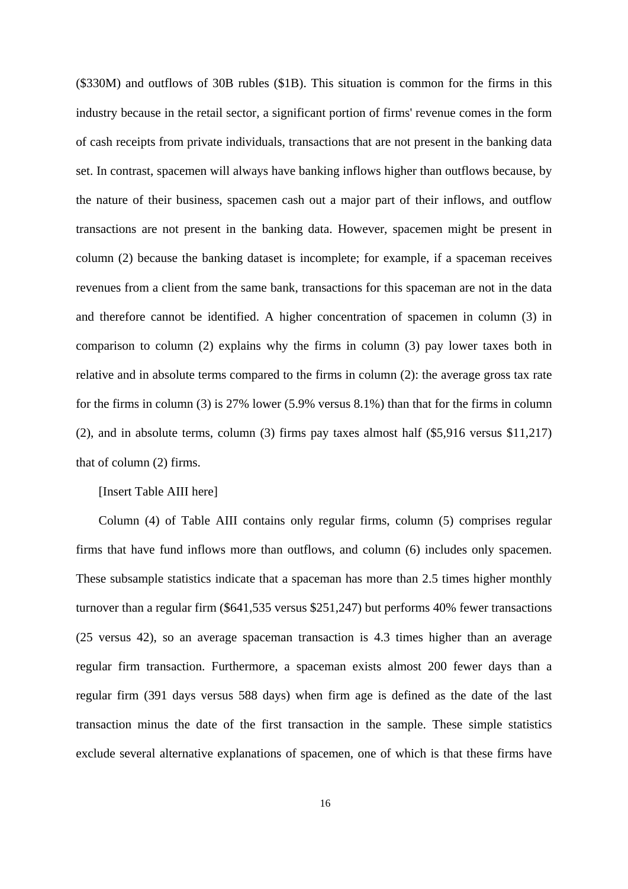($330M) and outflows of 30B rubles ($1B). This situation is common for the firms in this industry because in the retail sector, a significant portion of firms' revenue comes in the form of cash receipts from private individuals, transactions that are not present in the banking data set. In contrast, spacemen will always have banking inflows higher than outflows because, by the nature of their business, spacemen cash out a major part of their inflows, and outflow transactions are not present in the banking data. However, spacemen might be present in column (2) because the banking dataset is incomplete; for example, if a spaceman receives revenues from a client from the same bank, transactions for this spaceman are not in the data and therefore cannot be identified. A higher concentration of spacemen in column (3) in comparison to column (2) explains why the firms in column (3) pay lower taxes both in relative and in absolute terms compared to the firms in column (2): the average gross tax rate for the firms in column (3) is 27% lower (5.9% versus 8.1%) than that for the firms in column (2), and in absolute terms, column (3) firms pay taxes almost half ($5,916 versus $11,217) that of column (2) firms.

[Insert Table AIII here]

Column (4) of Table AIII contains only regular firms, column (5) comprises regular firms that have fund inflows more than outflows, and column (6) includes only spacemen. These subsample statistics indicate that a spaceman has more than 2.5 times higher monthly turnover than a regular firm ($641,535 versus $251,247) but performs 40% fewer transactions (25 versus 42), so an average spaceman transaction is 4.3 times higher than an average regular firm transaction. Furthermore, a spaceman exists almost 200 fewer days than a regular firm (391 days versus 588 days) when firm age is defined as the date of the last transaction minus the date of the first transaction in the sample. These simple statistics exclude several alternative explanations of spacemen, one of which is that these firms have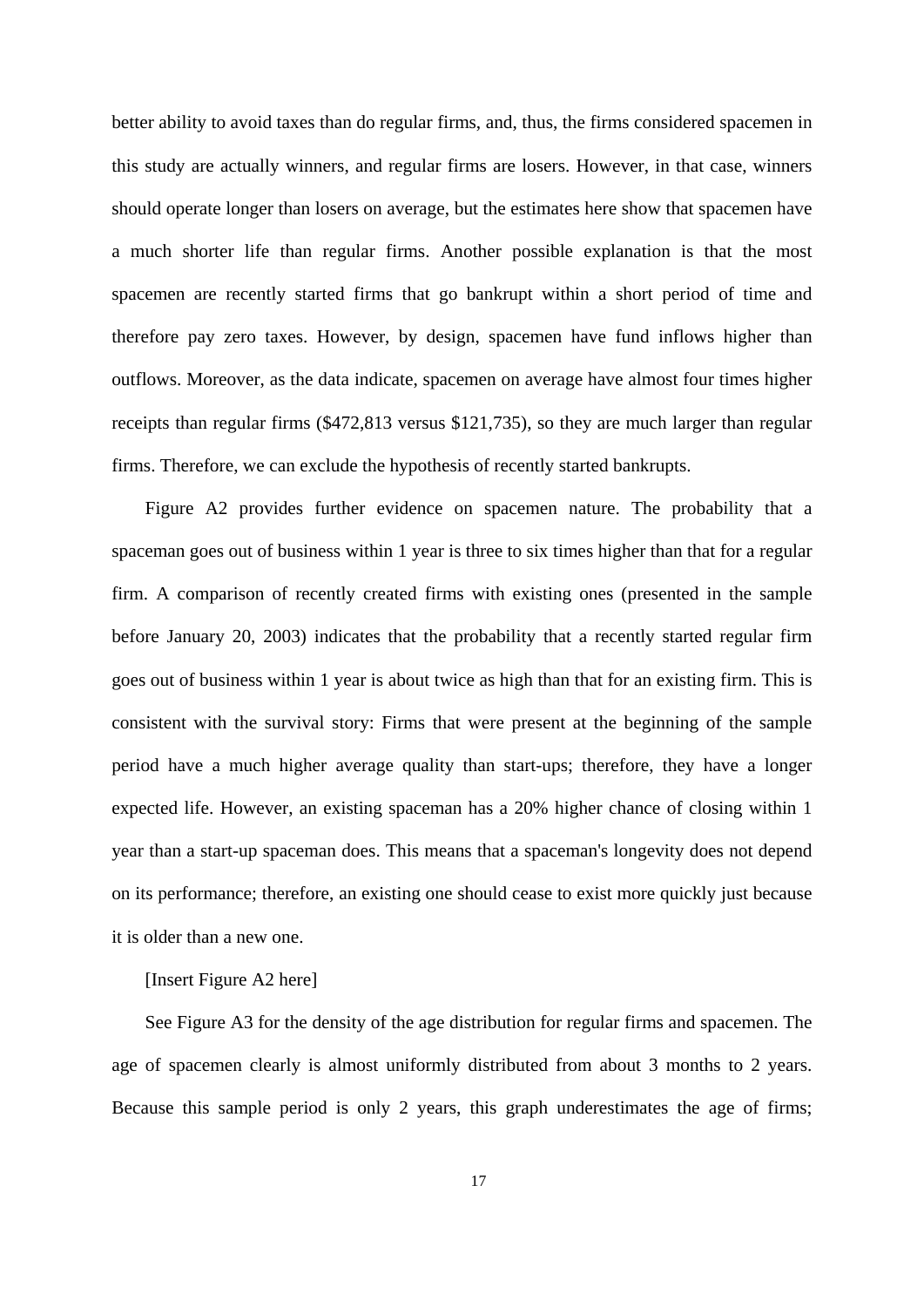better ability to avoid taxes than do regular firms, and, thus, the firms considered spacemen in this study are actually winners, and regular firms are losers. However, in that case, winners should operate longer than losers on average, but the estimates here show that spacemen have a much shorter life than regular firms. Another possible explanation is that the most spacemen are recently started firms that go bankrupt within a short period of time and therefore pay zero taxes. However, by design, spacemen have fund inflows higher than outflows. Moreover, as the data indicate, spacemen on average have almost four times higher receipts than regular firms ($472,813 versus $121,735), so they are much larger than regular firms. Therefore, we can exclude the hypothesis of recently started bankrupts.

Figure A2 provides further evidence on spacemen nature. The probability that a spaceman goes out of business within 1 year is three to six times higher than that for a regular firm. A comparison of recently created firms with existing ones (presented in the sample before January 20, 2003) indicates that the probability that a recently started regular firm goes out of business within 1 year is about twice as high than that for an existing firm. This is consistent with the survival story: Firms that were present at the beginning of the sample period have a much higher average quality than start-ups; therefore, they have a longer expected life. However, an existing spaceman has a 20% higher chance of closing within 1 year than a start-up spaceman does. This means that a spaceman's longevity does not depend on its performance; therefore, an existing one should cease to exist more quickly just because it is older than a new one.

[Insert Figure A2 here]

See Figure A3 for the density of the age distribution for regular firms and spacemen. The age of spacemen clearly is almost uniformly distributed from about 3 months to 2 years. Because this sample period is only 2 years, this graph underestimates the age of firms;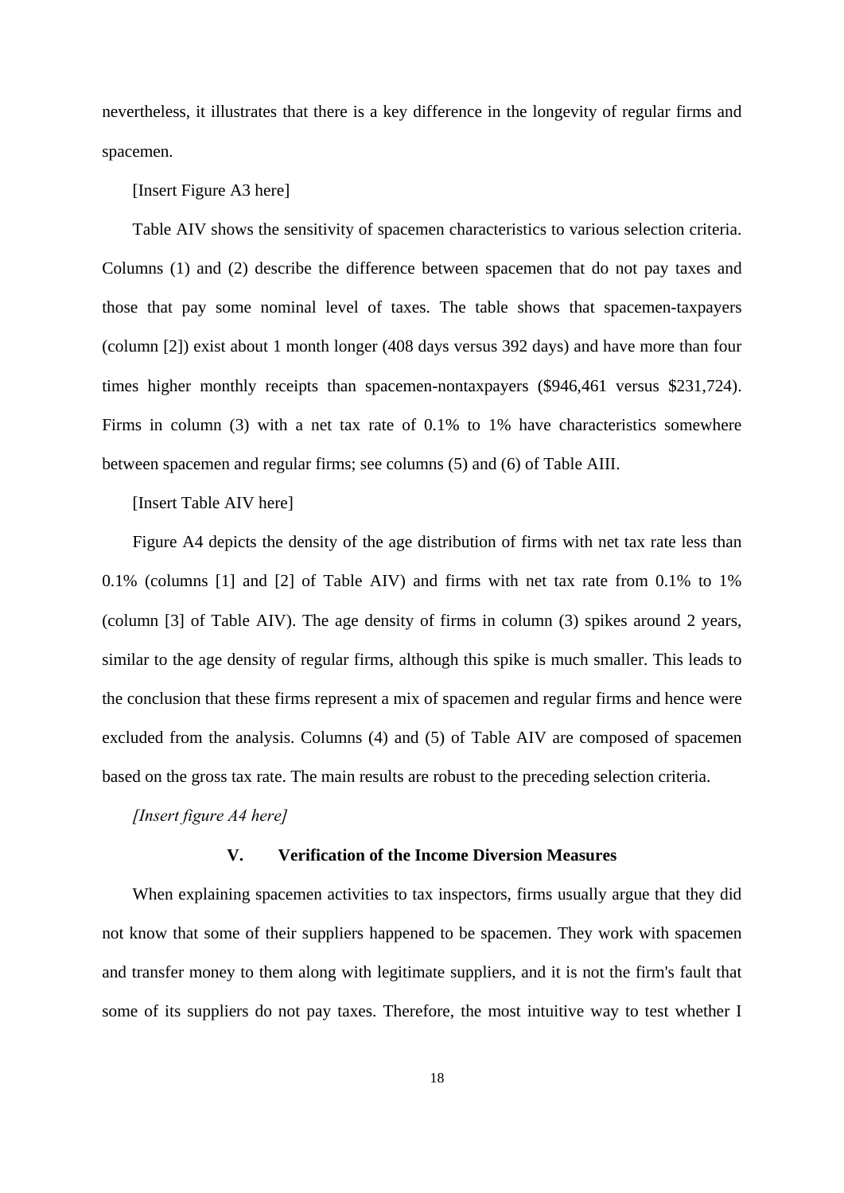nevertheless, it illustrates that there is a key difference in the longevity of regular firms and spacemen.

[Insert Figure A3 here]

Table AIV shows the sensitivity of spacemen characteristics to various selection criteria. Columns (1) and (2) describe the difference between spacemen that do not pay taxes and those that pay some nominal level of taxes. The table shows that spacemen-taxpayers (column [2]) exist about 1 month longer (408 days versus 392 days) and have more than four times higher monthly receipts than spacemen-nontaxpayers ($946,461 versus $231,724). Firms in column (3) with a net tax rate of 0.1% to 1% have characteristics somewhere between spacemen and regular firms; see columns (5) and (6) of Table AIII.

[Insert Table AIV here]

Figure A4 depicts the density of the age distribution of firms with net tax rate less than 0.1% (columns [1] and [2] of Table AIV) and firms with net tax rate from 0.1% to 1% (column [3] of Table AIV). The age density of firms in column (3) spikes around 2 years, similar to the age density of regular firms, although this spike is much smaller. This leads to the conclusion that these firms represent a mix of spacemen and regular firms and hence were excluded from the analysis. Columns (4) and (5) of Table AIV are composed of spacemen based on the gross tax rate. The main results are robust to the preceding selection criteria.

*[Insert figure A4 here]*

## V. Verification of the Income Diversion Measures

When explaining spacemen activities to tax inspectors, firms usually argue that they did not know that some of their suppliers happened to be spacemen. They work with spacemen and transfer money to them along with legitimate suppliers, and it is not the firm's fault that some of its suppliers do not pay taxes. Therefore, the most intuitive way to test whether I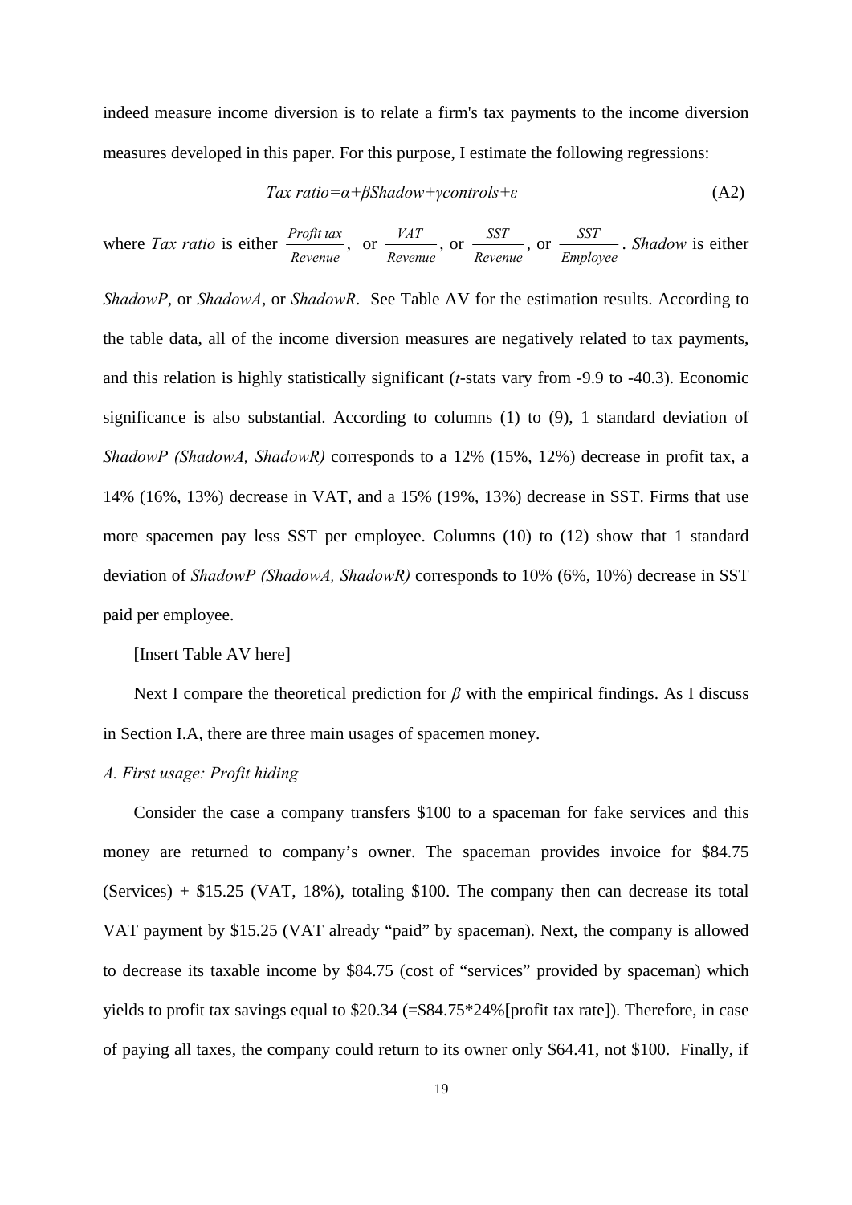indeed measure income diversion is to relate a firm's tax payments to the income diversion measures developed in this paper. For this purpose, I estimate the following regressions:

$$Tax\ ratio = \alpha + \beta Shadow + \gamma controls + \varepsilon \tag{A2}$$

where *Tax ratio* is either $\frac{Profit\ tax}{Revenue}$, or $\frac{VAT}{Revenue}$, or $\frac{SST}{Revenue}$, or $\frac{SST}{Employee}$. *Shadow* is either *ShadowP*, or *ShadowA*, or *ShadowR*. See Table AV for the estimation results. According to the table data, all of the income diversion measures are negatively related to tax payments, and this relation is highly statistically significant (*t*-stats vary from -9.9 to -40.3). Economic significance is also substantial. According to columns (1) to (9), 1 standard deviation of *ShadowP (ShadowA, ShadowR)* corresponds to a 12% (15%, 12%) decrease in profit tax, a 14% (16%, 13%) decrease in VAT, and a 15% (19%, 13%) decrease in SST. Firms that use more spacemen pay less SST per employee. Columns (10) to (12) show that 1 standard deviation of *ShadowP (ShadowA, ShadowR)* corresponds to 10% (6%, 10%) decrease in SST paid per employee.

[Insert Table AV here]

Next I compare the theoretical prediction for $\beta$ with the empirical findings. As I discuss in Section I.A, there are three main usages of spacemen money.

*A. First usage: Profit hiding*

Consider the case a company transfers \$100 to a spaceman for fake services and this money are returned to company's owner. The spaceman provides invoice for \$84.75 (Services) + \$15.25 (VAT, 18%), totaling \$100. The company then can decrease its total VAT payment by \$15.25 (VAT already "paid" by spaceman). Next, the company is allowed to decrease its taxable income by \$84.75 (cost of "services" provided by spaceman) which yields to profit tax savings equal to \$20.34 (=\$84.75*24%[profit tax rate]). Therefore, in case of paying all taxes, the company could return to its owner only \$64.41, not \$100. Finally, if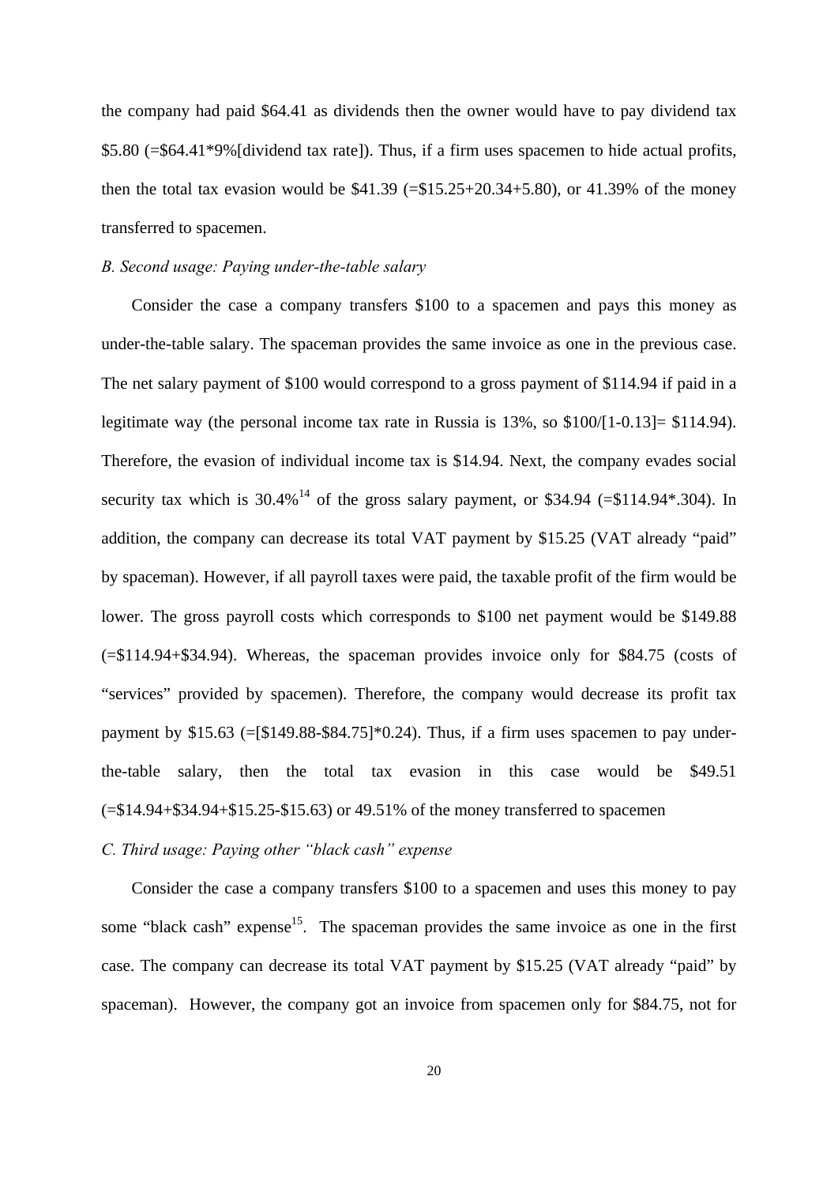the company had paid $64.41 as dividends then the owner would have to pay dividend tax $5.80 (=$64.41*9%[dividend tax rate]). Thus, if a firm uses spacemen to hide actual profits, then the total tax evasion would be $41.39 (=$15.25+20.34+5.80), or 41.39% of the money transferred to spacemen.

*B. Second usage: Paying under-the-table salary*

Consider the case a company transfers $100 to a spacemen and pays this money as under-the-table salary. The spaceman provides the same invoice as one in the previous case. The net salary payment of $100 would correspond to a gross payment of $114.94 if paid in a legitimate way (the personal income tax rate in Russia is 13%, so $100/[1-0.13]= $114.94). Therefore, the evasion of individual income tax is $14.94. Next, the company evades social security tax which is 30.4%[14] of the gross salary payment, or $34.94 (=$114.94*.304). In addition, the company can decrease its total VAT payment by $15.25 (VAT already "paid" by spaceman). However, if all payroll taxes were paid, the taxable profit of the firm would be lower. The gross payroll costs which corresponds to $100 net payment would be $149.88 (=$114.94+$34.94). Whereas, the spaceman provides invoice only for $84.75 (costs of "services" provided by spacemen). Therefore, the company would decrease its profit tax payment by $15.63 (=[$149.88-$84.75]*0.24). Thus, if a firm uses spacemen to pay under-the-table salary, then the total tax evasion in this case would be $49.51 (=$14.94+$34.94+$15.25-$15.63) or 49.51% of the money transferred to spacemen

*C. Third usage: Paying other "black cash" expense*

Consider the case a company transfers $100 to a spacemen and uses this money to pay some "black cash" expense[15]. The spaceman provides the same invoice as one in the first case. The company can decrease its total VAT payment by $15.25 (VAT already "paid" by spaceman). However, the company got an invoice from spacemen only for $84.75, not for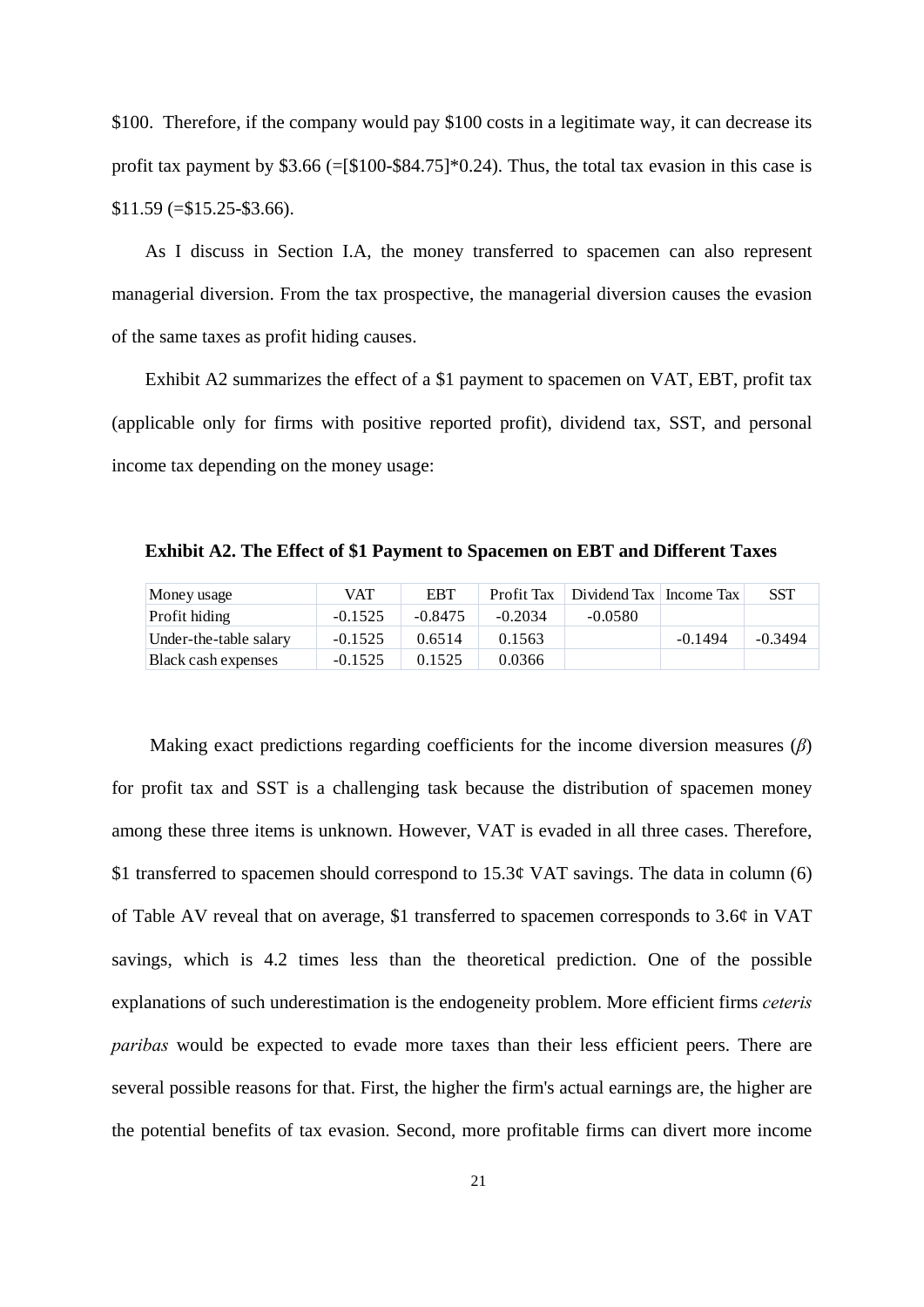$100. Therefore, if the company would pay $100 costs in a legitimate way, it can decrease its profit tax payment by $3.66 (=[$100-$84.75]*0.24). Thus, the total tax evasion in this case is $11.59 (=$15.25-$3.66).

As I discuss in Section I.A, the money transferred to spacemen can also represent managerial diversion. From the tax prospective, the managerial diversion causes the evasion of the same taxes as profit hiding causes.

Exhibit A2 summarizes the effect of a $1 payment to spacemen on VAT, EBT, profit tax (applicable only for firms with positive reported profit), dividend tax, SST, and personal income tax depending on the money usage:

**Exhibit A2. The Effect of $1 Payment to Spacemen on EBT and Different Taxes**

| Money usage | VAT | EBT | Profit Tax | Dividend Tax | Income Tax | SST |
|---|---|---|---|---|---|---|
| Profit hiding | -0.1525 | -0.8475 | -0.2034 | -0.0580 | | |
| Under-the-table salary | -0.1525 | 0.6514 | 0.1563 | | -0.1494 | -0.3494 |
| Black cash expenses | -0.1525 | 0.1525 | 0.0366 | | | |

Making exact predictions regarding coefficients for the income diversion measures ($\beta$) for profit tax and SST is a challenging task because the distribution of spacemen money among these three items is unknown. However, VAT is evaded in all three cases. Therefore, $1 transferred to spacemen should correspond to 15.3¢ VAT savings. The data in column (6) of Table AV reveal that on average, $1 transferred to spacemen corresponds to 3.6¢ in VAT savings, which is 4.2 times less than the theoretical prediction. One of the possible explanations of such underestimation is the endogeneity problem. More efficient firms *ceteris paribas* would be expected to evade more taxes than their less efficient peers. There are several possible reasons for that. First, the higher the firm's actual earnings are, the higher are the potential benefits of tax evasion. Second, more profitable firms can divert more income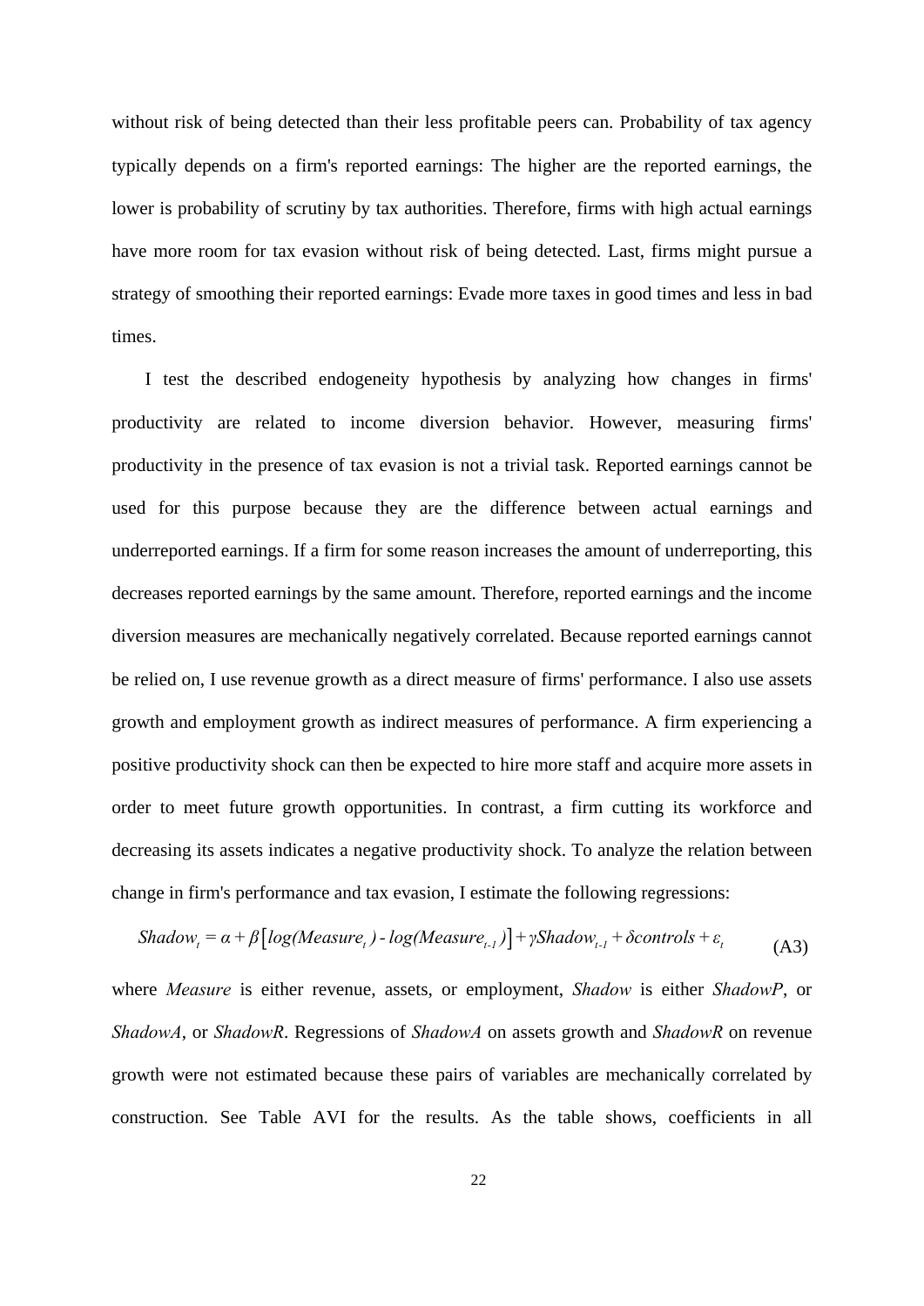without risk of being detected than their less profitable peers can. Probability of tax agency typically depends on a firm's reported earnings: The higher are the reported earnings, the lower is probability of scrutiny by tax authorities. Therefore, firms with high actual earnings have more room for tax evasion without risk of being detected. Last, firms might pursue a strategy of smoothing their reported earnings: Evade more taxes in good times and less in bad times.

I test the described endogeneity hypothesis by analyzing how changes in firms' productivity are related to income diversion behavior. However, measuring firms' productivity in the presence of tax evasion is not a trivial task. Reported earnings cannot be used for this purpose because they are the difference between actual earnings and underreported earnings. If a firm for some reason increases the amount of underreporting, this decreases reported earnings by the same amount. Therefore, reported earnings and the income diversion measures are mechanically negatively correlated. Because reported earnings cannot be relied on, I use revenue growth as a direct measure of firms' performance. I also use assets growth and employment growth as indirect measures of performance. A firm experiencing a positive productivity shock can then be expected to hire more staff and acquire more assets in order to meet future growth opportunities. In contrast, a firm cutting its workforce and decreasing its assets indicates a negative productivity shock. To analyze the relation between change in firm's performance and tax evasion, I estimate the following regressions:

$$Shadow_t = \alpha + \beta\left[log(Measure_t) - log(Measure_{t-1})\right] + \gamma Shadow_{t-1} + \delta controls + \varepsilon_t \qquad \text{(A3)}$$

where *Measure* is either revenue, assets, or employment, *Shadow* is either *ShadowP*, or *ShadowA*, or *ShadowR*. Regressions of *ShadowA* on assets growth and *ShadowR* on revenue growth were not estimated because these pairs of variables are mechanically correlated by construction. See Table AVI for the results. As the table shows, coefficients in all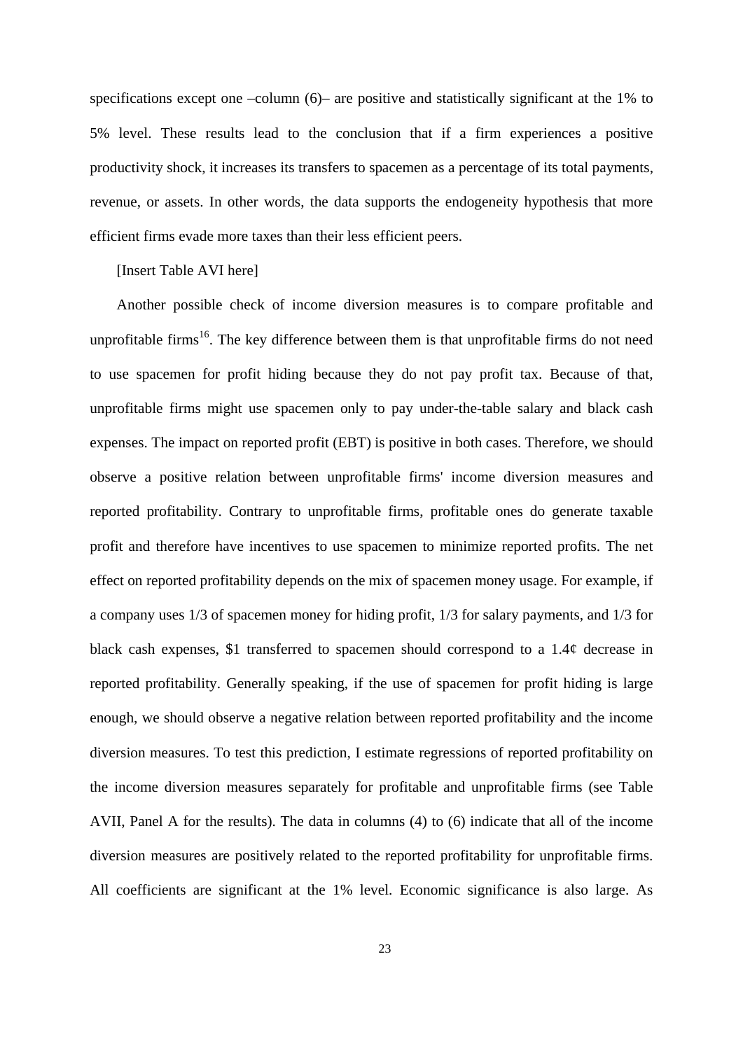specifications except one –column (6)– are positive and statistically significant at the 1% to 5% level. These results lead to the conclusion that if a firm experiences a positive productivity shock, it increases its transfers to spacemen as a percentage of its total payments, revenue, or assets. In other words, the data supports the endogeneity hypothesis that more efficient firms evade more taxes than their less efficient peers.

[Insert Table AVI here]

Another possible check of income diversion measures is to compare profitable and unprofitable firms[16]. The key difference between them is that unprofitable firms do not need to use spacemen for profit hiding because they do not pay profit tax. Because of that, unprofitable firms might use spacemen only to pay under-the-table salary and black cash expenses. The impact on reported profit (EBT) is positive in both cases. Therefore, we should observe a positive relation between unprofitable firms' income diversion measures and reported profitability. Contrary to unprofitable firms, profitable ones do generate taxable profit and therefore have incentives to use spacemen to minimize reported profits. The net effect on reported profitability depends on the mix of spacemen money usage. For example, if a company uses 1/3 of spacemen money for hiding profit, 1/3 for salary payments, and 1/3 for black cash expenses, $1 transferred to spacemen should correspond to a 1.4¢ decrease in reported profitability. Generally speaking, if the use of spacemen for profit hiding is large enough, we should observe a negative relation between reported profitability and the income diversion measures. To test this prediction, I estimate regressions of reported profitability on the income diversion measures separately for profitable and unprofitable firms (see Table AVII, Panel A for the results). The data in columns (4) to (6) indicate that all of the income diversion measures are positively related to the reported profitability for unprofitable firms. All coefficients are significant at the 1% level. Economic significance is also large. As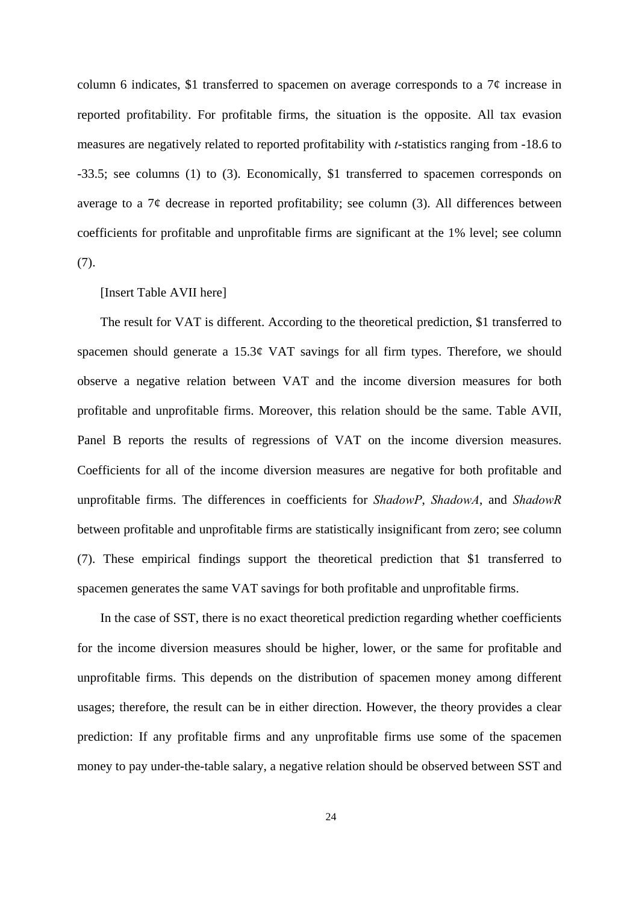column 6 indicates, $1 transferred to spacemen on average corresponds to a 7¢ increase in reported profitability. For profitable firms, the situation is the opposite. All tax evasion measures are negatively related to reported profitability with *t*-statistics ranging from -18.6 to -33.5; see columns (1) to (3). Economically, $1 transferred to spacemen corresponds on average to a 7¢ decrease in reported profitability; see column (3). All differences between coefficients for profitable and unprofitable firms are significant at the 1% level; see column (7).

[Insert Table AVII here]

The result for VAT is different. According to the theoretical prediction, $1 transferred to spacemen should generate a 15.3¢ VAT savings for all firm types. Therefore, we should observe a negative relation between VAT and the income diversion measures for both profitable and unprofitable firms. Moreover, this relation should be the same. Table AVII, Panel B reports the results of regressions of VAT on the income diversion measures. Coefficients for all of the income diversion measures are negative for both profitable and unprofitable firms. The differences in coefficients for *ShadowP*, *ShadowA*, and *ShadowR* between profitable and unprofitable firms are statistically insignificant from zero; see column (7). These empirical findings support the theoretical prediction that $1 transferred to spacemen generates the same VAT savings for both profitable and unprofitable firms.

In the case of SST, there is no exact theoretical prediction regarding whether coefficients for the income diversion measures should be higher, lower, or the same for profitable and unprofitable firms. This depends on the distribution of spacemen money among different usages; therefore, the result can be in either direction. However, the theory provides a clear prediction: If any profitable firms and any unprofitable firms use some of the spacemen money to pay under-the-table salary, a negative relation should be observed between SST and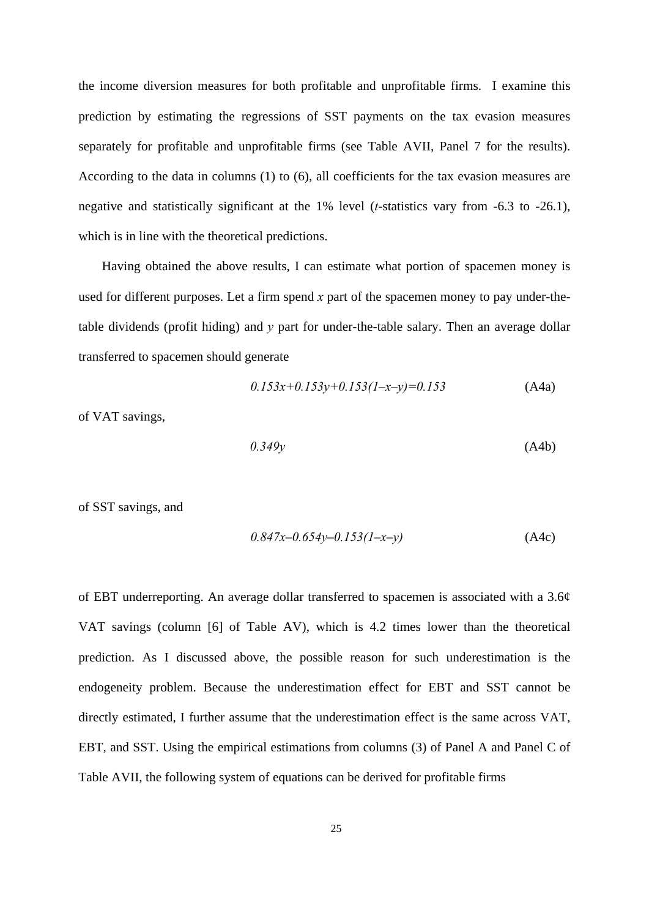the income diversion measures for both profitable and unprofitable firms. I examine this prediction by estimating the regressions of SST payments on the tax evasion measures separately for profitable and unprofitable firms (see Table AVII, Panel 7 for the results). According to the data in columns (1) to (6), all coefficients for the tax evasion measures are negative and statistically significant at the 1% level (*t*-statistics vary from -6.3 to -26.1), which is in line with the theoretical predictions.

Having obtained the above results, I can estimate what portion of spacemen money is used for different purposes. Let a firm spend $x$ part of the spacemen money to pay under-the-table dividends (profit hiding) and $y$ part for under-the-table salary. Then an average dollar transferred to spacemen should generate

$$0.153x+0.153y+0.153(1-x-y)=0.153 \qquad \text{(A4a)}$$

of VAT savings,

$$0.349y \qquad \text{(A4b)}$$

of SST savings, and

$$0.847x-0.654y-0.153(1-x-y) \qquad \text{(A4c)}$$

of EBT underreporting. An average dollar transferred to spacemen is associated with a 3.6¢ VAT savings (column [6] of Table AV), which is 4.2 times lower than the theoretical prediction. As I discussed above, the possible reason for such underestimation is the endogeneity problem. Because the underestimation effect for EBT and SST cannot be directly estimated, I further assume that the underestimation effect is the same across VAT, EBT, and SST. Using the empirical estimations from columns (3) of Panel A and Panel C of Table AVII, the following system of equations can be derived for profitable firms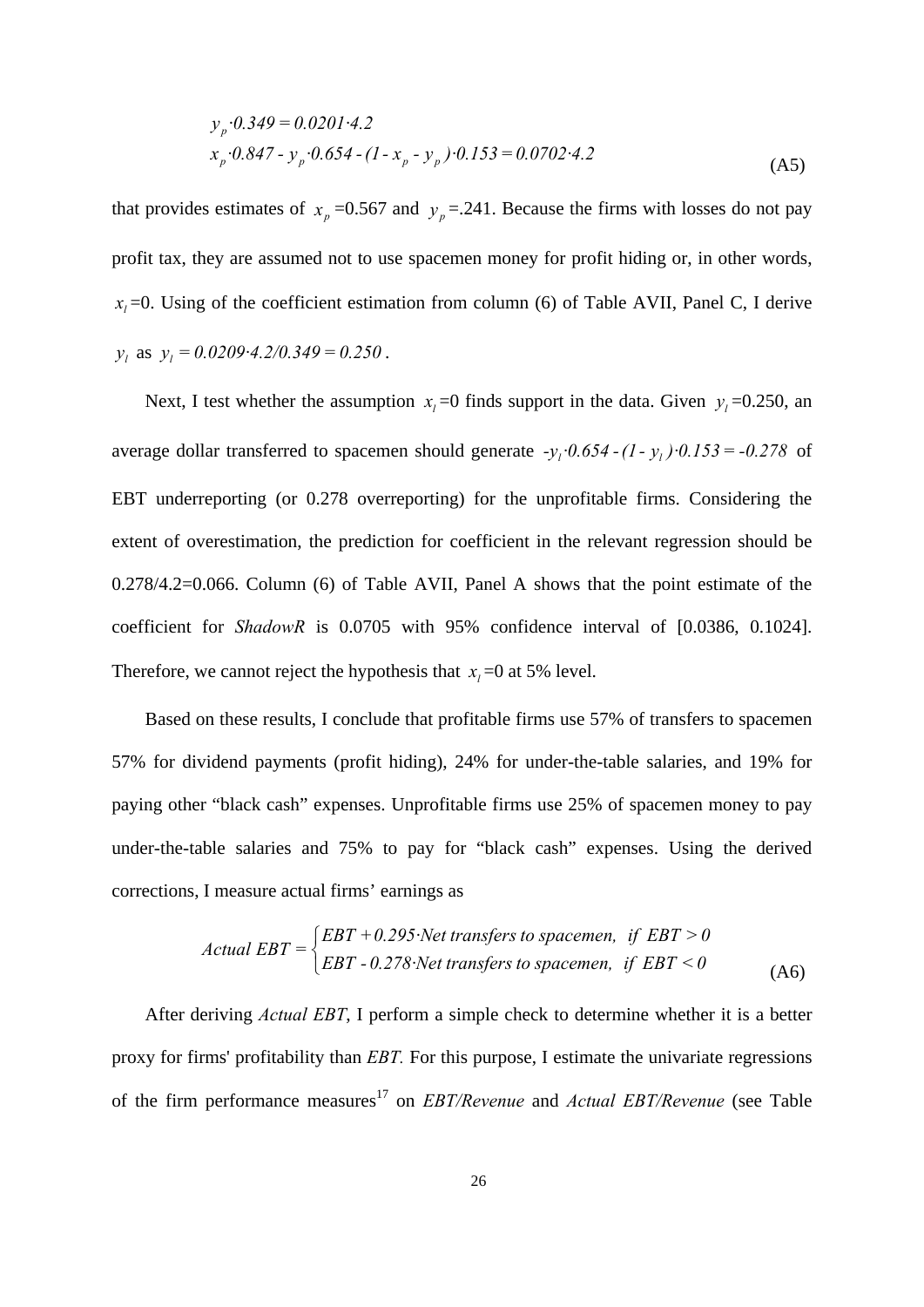$$
\begin{aligned}
&y_p \cdot 0.349 = 0.0201 \cdot 4.2 \\
&x_p \cdot 0.847 - y_p \cdot 0.654 - (1 - x_p - y_p) \cdot 0.153 = 0.0702 \cdot 4.2
\end{aligned}
\qquad \text{(A5)}
$$

that provides estimates of $x_p$ =0.567 and $y_p$ =.241. Because the firms with losses do not pay profit tax, they are assumed not to use spacemen money for profit hiding or, in other words, $x_l$ =0. Using of the coefficient estimation from column (6) of Table AVII, Panel C, I derive $y_l$ as $y_l = 0.0209 \cdot 4.2/0.349 = 0.250$ .

Next, I test whether the assumption $x_l$ =0 finds support in the data. Given $y_l$ =0.250, an average dollar transferred to spacemen should generate $-y_l \cdot 0.654 - (1 - y_l) \cdot 0.153 = -0.278$ of EBT underreporting (or 0.278 overreporting) for the unprofitable firms. Considering the extent of overestimation, the prediction for coefficient in the relevant regression should be 0.278/4.2=0.066. Column (6) of Table AVII, Panel A shows that the point estimate of the coefficient for *ShadowR* is 0.0705 with 95% confidence interval of [0.0386, 0.1024]. Therefore, we cannot reject the hypothesis that $x_l$ =0 at 5% level.

Based on these results, I conclude that profitable firms use 57% of transfers to spacemen 57% for dividend payments (profit hiding), 24% for under-the-table salaries, and 19% for paying other "black cash" expenses. Unprofitable firms use 25% of spacemen money to pay under-the-table salaries and 75% to pay for "black cash" expenses. Using the derived corrections, I measure actual firms' earnings as

$$
Actual\ EBT = \begin{cases} EBT + 0.295 \cdot Net\ transfers\ to\ spacemen, & if\ EBT > 0 \\ EBT - 0.278 \cdot Net\ transfers\ to\ spacemen, & if\ EBT < 0 \end{cases} \qquad \text{(A6)}
$$

After deriving *Actual EBT*, I perform a simple check to determine whether it is a better proxy for firms' profitability than *EBT.* For this purpose, I estimate the univariate regressions of the firm performance measures[17] on *EBT/Revenue* and *Actual EBT/Revenue* (see Table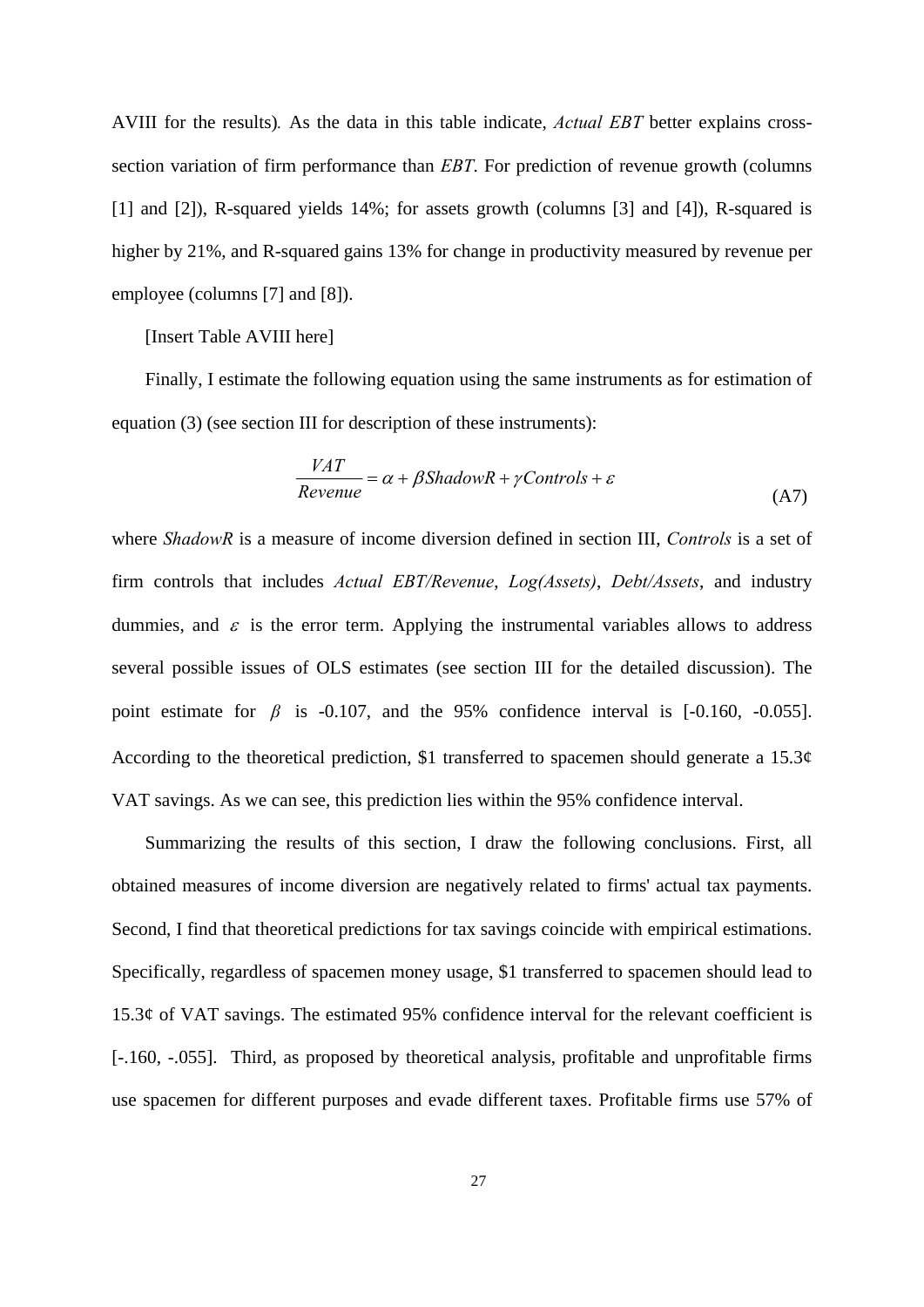AVIII for the results). As the data in this table indicate, *Actual EBT* better explains cross-section variation of firm performance than *EBT*. For prediction of revenue growth (columns [1] and [2]), R-squared yields 14%; for assets growth (columns [3] and [4]), R-squared is higher by 21%, and R-squared gains 13% for change in productivity measured by revenue per employee (columns [7] and [8]).

[Insert Table AVIII here]

Finally, I estimate the following equation using the same instruments as for estimation of equation (3) (see section III for description of these instruments):

$$\frac{VAT}{Revenue} = \alpha + \beta ShadowR + \gamma Controls + \varepsilon \tag{A7}$$

where *ShadowR* is a measure of income diversion defined in section III, *Controls* is a set of firm controls that includes *Actual EBT/Revenue*, *Log(Assets)*, *Debt/Assets*, and industry dummies, and $\varepsilon$ is the error term. Applying the instrumental variables allows to address several possible issues of OLS estimates (see section III for the detailed discussion). The point estimate for $\beta$ is -0.107, and the 95% confidence interval is [-0.160, -0.055]. According to the theoretical prediction, \$1 transferred to spacemen should generate a 15.3¢ VAT savings. As we can see, this prediction lies within the 95% confidence interval.

Summarizing the results of this section, I draw the following conclusions. First, all obtained measures of income diversion are negatively related to firms' actual tax payments. Second, I find that theoretical predictions for tax savings coincide with empirical estimations. Specifically, regardless of spacemen money usage, \$1 transferred to spacemen should lead to 15.3¢ of VAT savings. The estimated 95% confidence interval for the relevant coefficient is [-.160, -.055]. Third, as proposed by theoretical analysis, profitable and unprofitable firms use spacemen for different purposes and evade different taxes. Profitable firms use 57% of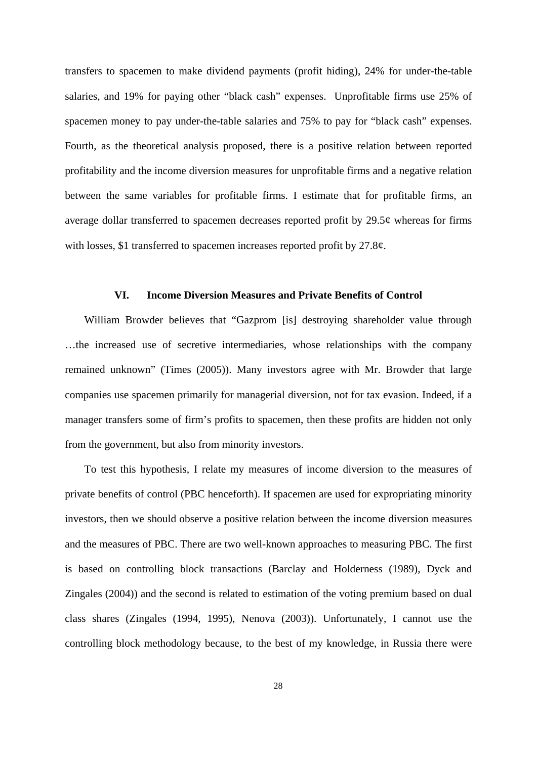transfers to spacemen to make dividend payments (profit hiding), 24% for under-the-table salaries, and 19% for paying other "black cash" expenses. Unprofitable firms use 25% of spacemen money to pay under-the-table salaries and 75% to pay for "black cash" expenses. Fourth, as the theoretical analysis proposed, there is a positive relation between reported profitability and the income diversion measures for unprofitable firms and a negative relation between the same variables for profitable firms. I estimate that for profitable firms, an average dollar transferred to spacemen decreases reported profit by 29.5¢ whereas for firms with losses, $1 transferred to spacemen increases reported profit by 27.8¢.

## VI. Income Diversion Measures and Private Benefits of Control

William Browder believes that "Gazprom [is] destroying shareholder value through …the increased use of secretive intermediaries, whose relationships with the company remained unknown" (Times (2005)). Many investors agree with Mr. Browder that large companies use spacemen primarily for managerial diversion, not for tax evasion. Indeed, if a manager transfers some of firm's profits to spacemen, then these profits are hidden not only from the government, but also from minority investors.

To test this hypothesis, I relate my measures of income diversion to the measures of private benefits of control (PBC henceforth). If spacemen are used for expropriating minority investors, then we should observe a positive relation between the income diversion measures and the measures of PBC. There are two well-known approaches to measuring PBC. The first is based on controlling block transactions (Barclay and Holderness (1989), Dyck and Zingales (2004)) and the second is related to estimation of the voting premium based on dual class shares (Zingales (1994, 1995), Nenova (2003)). Unfortunately, I cannot use the controlling block methodology because, to the best of my knowledge, in Russia there were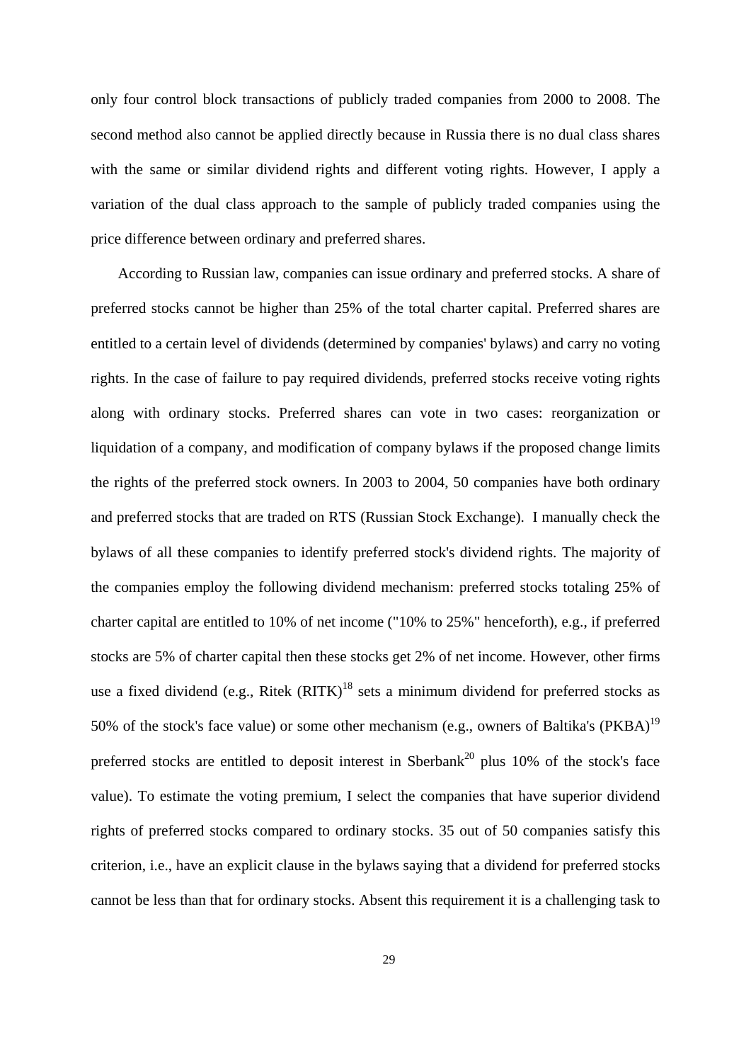only four control block transactions of publicly traded companies from 2000 to 2008. The second method also cannot be applied directly because in Russia there is no dual class shares with the same or similar dividend rights and different voting rights. However, I apply a variation of the dual class approach to the sample of publicly traded companies using the price difference between ordinary and preferred shares.

According to Russian law, companies can issue ordinary and preferred stocks. A share of preferred stocks cannot be higher than 25% of the total charter capital. Preferred shares are entitled to a certain level of dividends (determined by companies' bylaws) and carry no voting rights. In the case of failure to pay required dividends, preferred stocks receive voting rights along with ordinary stocks. Preferred shares can vote in two cases: reorganization or liquidation of a company, and modification of company bylaws if the proposed change limits the rights of the preferred stock owners. In 2003 to 2004, 50 companies have both ordinary and preferred stocks that are traded on RTS (Russian Stock Exchange). I manually check the bylaws of all these companies to identify preferred stock's dividend rights. The majority of the companies employ the following dividend mechanism: preferred stocks totaling 25% of charter capital are entitled to 10% of net income ("10% to 25%" henceforth), e.g., if preferred stocks are 5% of charter capital then these stocks get 2% of net income. However, other firms use a fixed dividend (e.g., Ritek (RITK)[18] sets a minimum dividend for preferred stocks as 50% of the stock's face value) or some other mechanism (e.g., owners of Baltika's (PKBA)[19] preferred stocks are entitled to deposit interest in Sberbank[20] plus 10% of the stock's face value). To estimate the voting premium, I select the companies that have superior dividend rights of preferred stocks compared to ordinary stocks. 35 out of 50 companies satisfy this criterion, i.e., have an explicit clause in the bylaws saying that a dividend for preferred stocks cannot be less than that for ordinary stocks. Absent this requirement it is a challenging task to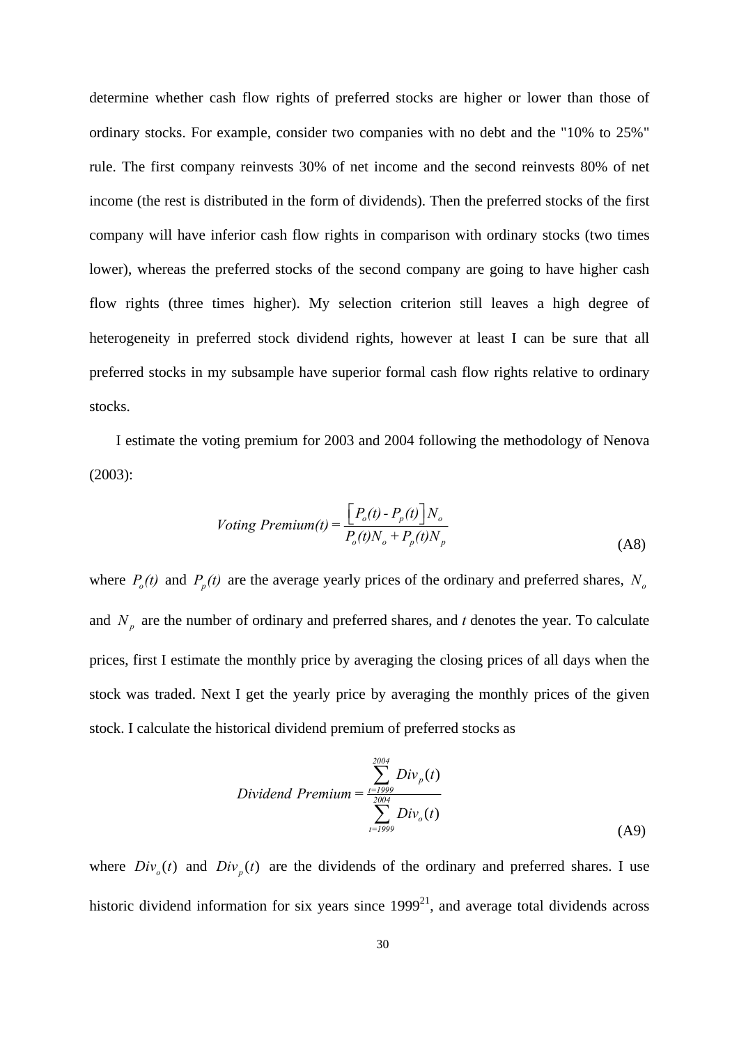determine whether cash flow rights of preferred stocks are higher or lower than those of ordinary stocks. For example, consider two companies with no debt and the "10% to 25%" rule. The first company reinvests 30% of net income and the second reinvests 80% of net income (the rest is distributed in the form of dividends). Then the preferred stocks of the first company will have inferior cash flow rights in comparison with ordinary stocks (two times lower), whereas the preferred stocks of the second company are going to have higher cash flow rights (three times higher). My selection criterion still leaves a high degree of heterogeneity in preferred stock dividend rights, however at least I can be sure that all preferred stocks in my subsample have superior formal cash flow rights relative to ordinary stocks.

I estimate the voting premium for 2003 and 2004 following the methodology of Nenova (2003):

$$Voting\ Premium(t) = \frac{\left[P_o(t) - P_p(t)\right]N_o}{P_o(t)N_o + P_p(t)N_p} \tag{A8}$$

where $P_o(t)$ and $P_p(t)$ are the average yearly prices of the ordinary and preferred shares, $N_o$ and $N_p$ are the number of ordinary and preferred shares, and *t* denotes the year. To calculate prices, first I estimate the monthly price by averaging the closing prices of all days when the stock was traded. Next I get the yearly price by averaging the monthly prices of the given stock. I calculate the historical dividend premium of preferred stocks as

$$Dividend\ Premium = \frac{\sum_{t=1999}^{2004} Div_p(t)}{\sum_{t=1999}^{2004} Div_o(t)} \tag{A9}$$

where $Div_o(t)$ and $Div_p(t)$ are the dividends of the ordinary and preferred shares. I use historic dividend information for six years since 1999[21], and average total dividends across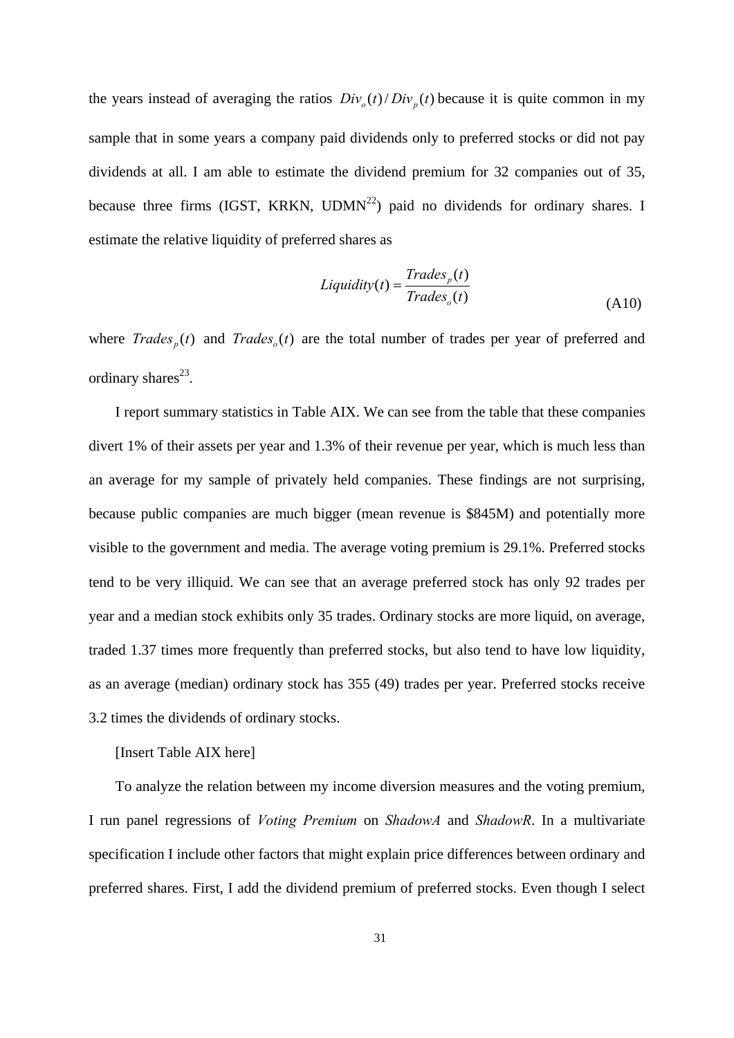the years instead of averaging the ratios $Div_o(t)/Div_p(t)$ because it is quite common in my sample that in some years a company paid dividends only to preferred stocks or did not pay dividends at all. I am able to estimate the dividend premium for 32 companies out of 35, because three firms (IGST, KRKN, UDMN[22]) paid no dividends for ordinary shares. I estimate the relative liquidity of preferred shares as

$$Liquidity(t) = \frac{Trades_p(t)}{Trades_o(t)} \tag{A10}$$

where $Trades_p(t)$ and $Trades_o(t)$ are the total number of trades per year of preferred and ordinary shares[23].

I report summary statistics in Table AIX. We can see from the table that these companies divert 1% of their assets per year and 1.3% of their revenue per year, which is much less than an average for my sample of privately held companies. These findings are not surprising, because public companies are much bigger (mean revenue is $845M) and potentially more visible to the government and media. The average voting premium is 29.1%. Preferred stocks tend to be very illiquid. We can see that an average preferred stock has only 92 trades per year and a median stock exhibits only 35 trades. Ordinary stocks are more liquid, on average, traded 1.37 times more frequently than preferred stocks, but also tend to have low liquidity, as an average (median) ordinary stock has 355 (49) trades per year. Preferred stocks receive 3.2 times the dividends of ordinary stocks.

[Insert Table AIX here]

To analyze the relation between my income diversion measures and the voting premium, I run panel regressions of *Voting Premium* on *ShadowA* and *ShadowR*. In a multivariate specification I include other factors that might explain price differences between ordinary and preferred shares. First, I add the dividend premium of preferred stocks. Even though I select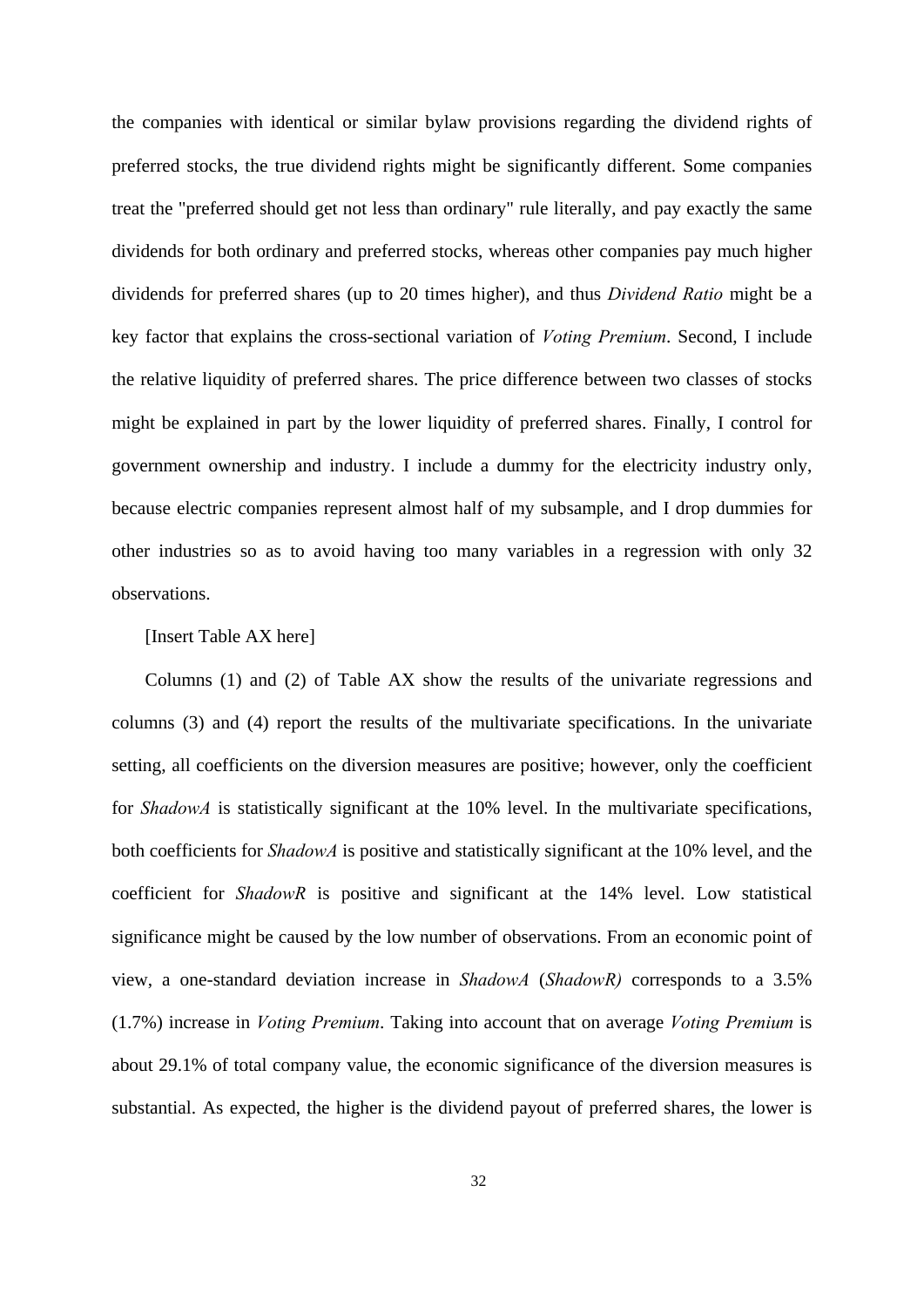the companies with identical or similar bylaw provisions regarding the dividend rights of preferred stocks, the true dividend rights might be significantly different. Some companies treat the "preferred should get not less than ordinary" rule literally, and pay exactly the same dividends for both ordinary and preferred stocks, whereas other companies pay much higher dividends for preferred shares (up to 20 times higher), and thus *Dividend Ratio* might be a key factor that explains the cross-sectional variation of *Voting Premium*. Second, I include the relative liquidity of preferred shares. The price difference between two classes of stocks might be explained in part by the lower liquidity of preferred shares. Finally, I control for government ownership and industry. I include a dummy for the electricity industry only, because electric companies represent almost half of my subsample, and I drop dummies for other industries so as to avoid having too many variables in a regression with only 32 observations.

[Insert Table AX here]

Columns (1) and (2) of Table AX show the results of the univariate regressions and columns (3) and (4) report the results of the multivariate specifications. In the univariate setting, all coefficients on the diversion measures are positive; however, only the coefficient for *ShadowA* is statistically significant at the 10% level. In the multivariate specifications, both coefficients for *ShadowA* is positive and statistically significant at the 10% level, and the coefficient for *ShadowR* is positive and significant at the 14% level. Low statistical significance might be caused by the low number of observations. From an economic point of view, a one-standard deviation increase in *ShadowA* (*ShadowR)* corresponds to a 3.5% (1.7%) increase in *Voting Premium*. Taking into account that on average *Voting Premium* is about 29.1% of total company value, the economic significance of the diversion measures is substantial. As expected, the higher is the dividend payout of preferred shares, the lower is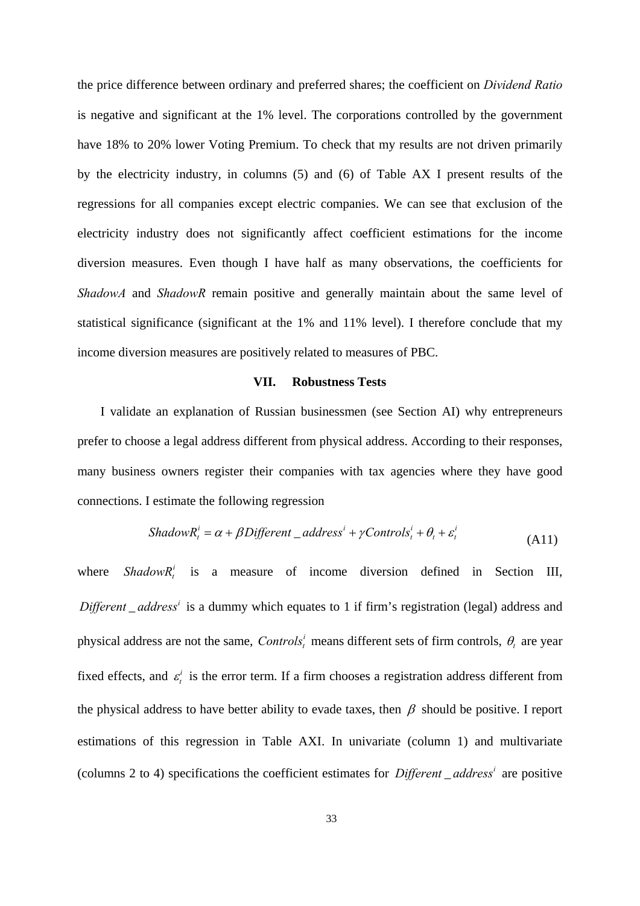the price difference between ordinary and preferred shares; the coefficient on *Dividend Ratio* is negative and significant at the 1% level. The corporations controlled by the government have 18% to 20% lower Voting Premium. To check that my results are not driven primarily by the electricity industry, in columns (5) and (6) of Table AX I present results of the regressions for all companies except electric companies. We can see that exclusion of the electricity industry does not significantly affect coefficient estimations for the income diversion measures. Even though I have half as many observations, the coefficients for *ShadowA* and *ShadowR* remain positive and generally maintain about the same level of statistical significance (significant at the 1% and 11% level). I therefore conclude that my income diversion measures are positively related to measures of PBC.

## VII. Robustness Tests

I validate an explanation of Russian businessmen (see Section AI) why entrepreneurs prefer to choose a legal address different from physical address. According to their responses, many business owners register their companies with tax agencies where they have good connections. I estimate the following regression

$$ShadowR_t^i = \alpha + \beta Different\_address^i + \gamma Controls_t^i + \theta_t + \varepsilon_t^i \tag{A11}$$

where $ShadowR_t^i$ is a measure of income diversion defined in Section III, $Different\_address^i$ is a dummy which equates to 1 if firm's registration (legal) address and physical address are not the same, $Controls_t^i$ means different sets of firm controls, $\theta_t$ are year fixed effects, and $\varepsilon_t^i$ is the error term. If a firm chooses a registration address different from the physical address to have better ability to evade taxes, then $\beta$ should be positive. I report estimations of this regression in Table AXI. In univariate (column 1) and multivariate (columns 2 to 4) specifications the coefficient estimates for $Different\_address^i$ are positive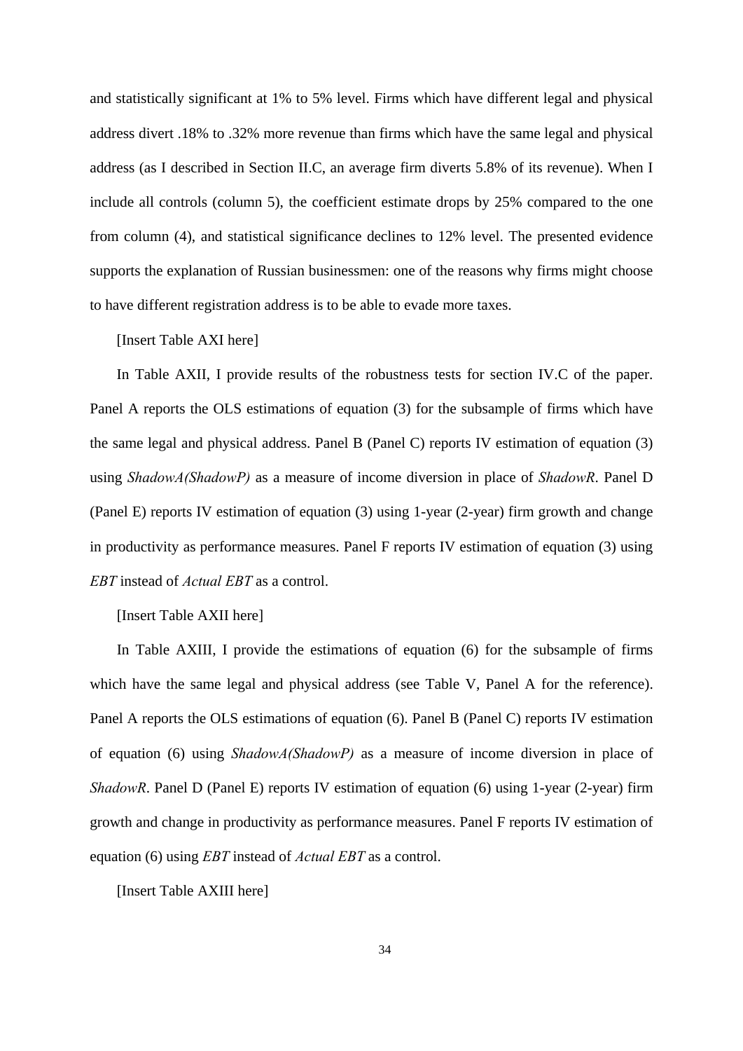and statistically significant at 1% to 5% level. Firms which have different legal and physical address divert .18% to .32% more revenue than firms which have the same legal and physical address (as I described in Section II.C, an average firm diverts 5.8% of its revenue). When I include all controls (column 5), the coefficient estimate drops by 25% compared to the one from column (4), and statistical significance declines to 12% level. The presented evidence supports the explanation of Russian businessmen: one of the reasons why firms might choose to have different registration address is to be able to evade more taxes.

[Insert Table AXI here]

In Table AXII, I provide results of the robustness tests for section IV.C of the paper. Panel A reports the OLS estimations of equation (3) for the subsample of firms which have the same legal and physical address. Panel B (Panel C) reports IV estimation of equation (3) using *ShadowA(ShadowP)* as a measure of income diversion in place of *ShadowR*. Panel D (Panel E) reports IV estimation of equation (3) using 1-year (2-year) firm growth and change in productivity as performance measures. Panel F reports IV estimation of equation (3) using *EBT* instead of *Actual EBT* as a control.

[Insert Table AXII here]

In Table AXIII, I provide the estimations of equation (6) for the subsample of firms which have the same legal and physical address (see Table V, Panel A for the reference). Panel A reports the OLS estimations of equation (6). Panel B (Panel C) reports IV estimation of equation (6) using *ShadowA(ShadowP)* as a measure of income diversion in place of *ShadowR*. Panel D (Panel E) reports IV estimation of equation (6) using 1-year (2-year) firm growth and change in productivity as performance measures. Panel F reports IV estimation of equation (6) using *EBT* instead of *Actual EBT* as a control.

[Insert Table AXIII here]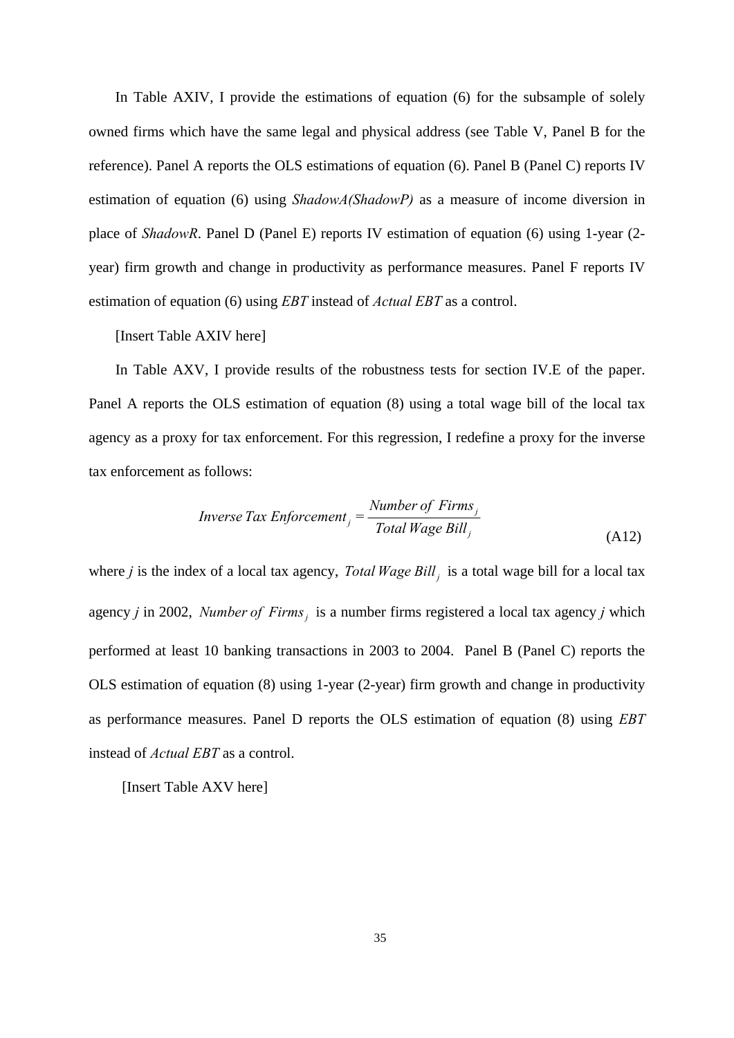In Table AXIV, I provide the estimations of equation (6) for the subsample of solely owned firms which have the same legal and physical address (see Table V, Panel B for the reference). Panel A reports the OLS estimations of equation (6). Panel B (Panel C) reports IV estimation of equation (6) using *ShadowA(ShadowP)* as a measure of income diversion in place of *ShadowR*. Panel D (Panel E) reports IV estimation of equation (6) using 1-year (2-year) firm growth and change in productivity as performance measures. Panel F reports IV estimation of equation (6) using *EBT* instead of *Actual EBT* as a control.

[Insert Table AXIV here]

In Table AXV, I provide results of the robustness tests for section IV.E of the paper. Panel A reports the OLS estimation of equation (8) using a total wage bill of the local tax agency as a proxy for tax enforcement. For this regression, I redefine a proxy for the inverse tax enforcement as follows:

$$Inverse\,Tax\,Enforcement_j = \frac{Number\,of\,\,Firms_j}{Total\,Wage\,Bill_j} \tag{A12}$$

where $j$ is the index of a local tax agency, $Total\,Wage\,Bill_j$ is a total wage bill for a local tax agency $j$ in 2002, $Number\,of\,\,Firms_j$ is a number firms registered a local tax agency $j$ which performed at least 10 banking transactions in 2003 to 2004. Panel B (Panel C) reports the OLS estimation of equation (8) using 1-year (2-year) firm growth and change in productivity as performance measures. Panel D reports the OLS estimation of equation (8) using *EBT* instead of *Actual EBT* as a control.

[Insert Table AXV here]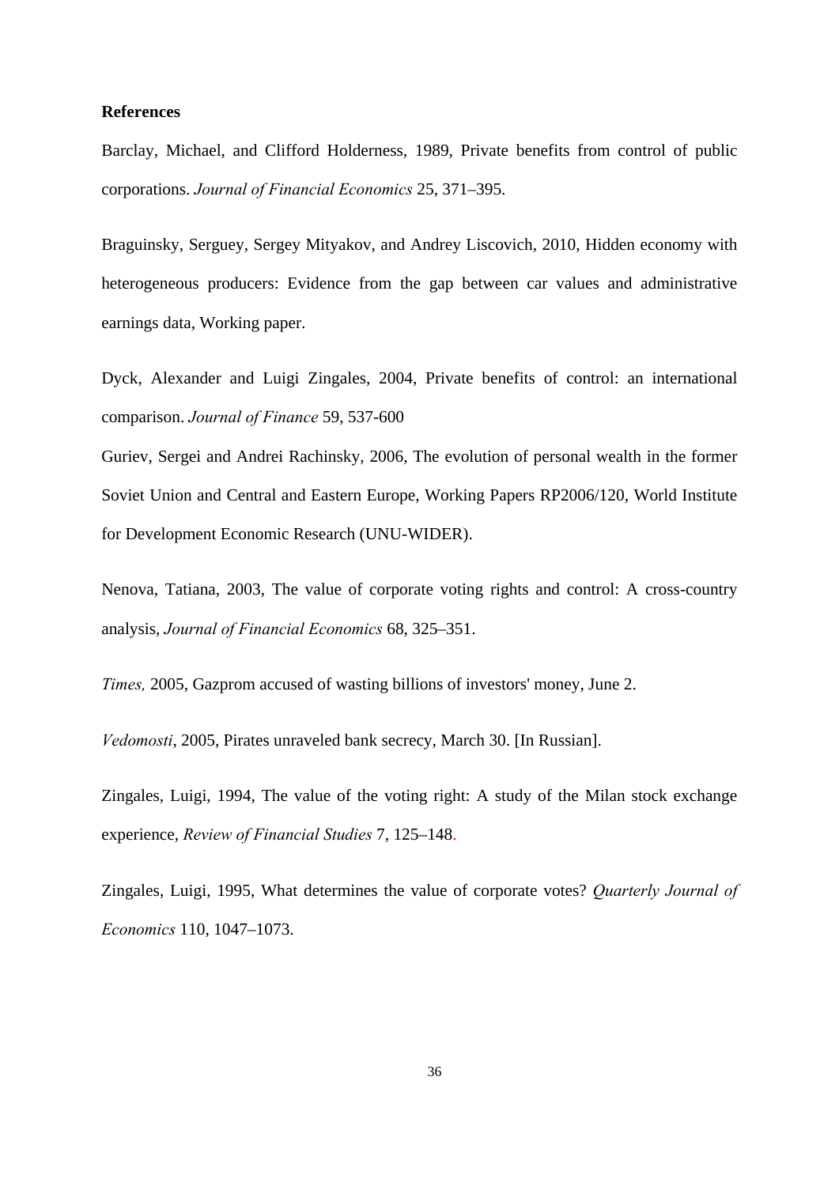**References**

Barclay, Michael, and Clifford Holderness, 1989, Private benefits from control of public corporations. *Journal of Financial Economics* 25, 371–395.

Braguinsky, Serguey, Sergey Mityakov, and Andrey Liscovich, 2010, Hidden economy with heterogeneous producers: Evidence from the gap between car values and administrative earnings data, Working paper.

Dyck, Alexander and Luigi Zingales, 2004, Private benefits of control: an international comparison. *Journal of Finance* 59, 537-600

Guriev, Sergei and Andrei Rachinsky, 2006, The evolution of personal wealth in the former Soviet Union and Central and Eastern Europe, Working Papers RP2006/120, World Institute for Development Economic Research (UNU-WIDER).

Nenova, Tatiana, 2003, The value of corporate voting rights and control: A cross-country analysis, *Journal of Financial Economics* 68, 325–351.

*Times,* 2005, Gazprom accused of wasting billions of investors' money, June 2.

*Vedomosti*, 2005, Pirates unraveled bank secrecy, March 30. [In Russian].

Zingales, Luigi, 1994, The value of the voting right: A study of the Milan stock exchange experience, *Review of Financial Studies* 7, 125–148.

Zingales, Luigi, 1995, What determines the value of corporate votes? *Quarterly Journal of Economics* 110, 1047–1073.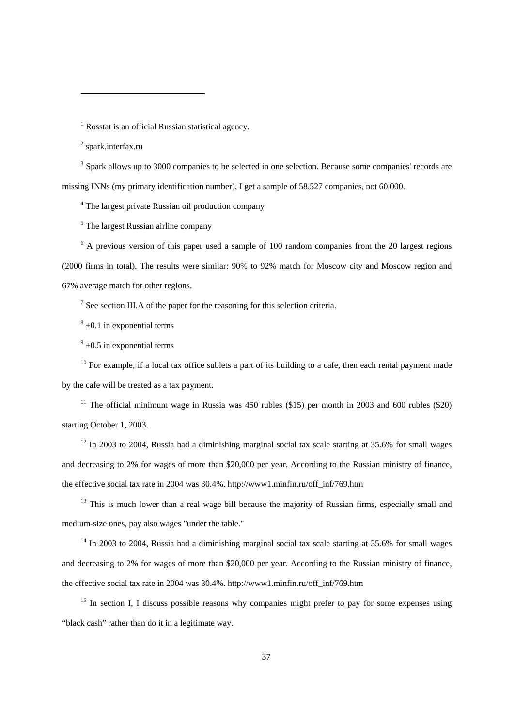[1] Rosstat is an official Russian statistical agency.

[2] spark.interfax.ru

[3] Spark allows up to 3000 companies to be selected in one selection. Because some companies' records are missing INNs (my primary identification number), I get a sample of 58,527 companies, not 60,000.

[4] The largest private Russian oil production company

[5] The largest Russian airline company

[6] A previous version of this paper used a sample of 100 random companies from the 20 largest regions (2000 firms in total). The results were similar: 90% to 92% match for Moscow city and Moscow region and 67% average match for other regions.

[7] See section III.A of the paper for the reasoning for this selection criteria.

[8] ±0.1 in exponential terms

[9] ±0.5 in exponential terms

[10] For example, if a local tax office sublets a part of its building to a cafe, then each rental payment made by the cafe will be treated as a tax payment.

[11] The official minimum wage in Russia was 450 rubles ($15) per month in 2003 and 600 rubles ($20) starting October 1, 2003.

[12] In 2003 to 2004, Russia had a diminishing marginal social tax scale starting at 35.6% for small wages and decreasing to 2% for wages of more than $20,000 per year. According to the Russian ministry of finance, the effective social tax rate in 2004 was 30.4%. http://www1.minfin.ru/off_inf/769.htm

[13] This is much lower than a real wage bill because the majority of Russian firms, especially small and medium-size ones, pay also wages "under the table."

[14] In 2003 to 2004, Russia had a diminishing marginal social tax scale starting at 35.6% for small wages and decreasing to 2% for wages of more than $20,000 per year. According to the Russian ministry of finance, the effective social tax rate in 2004 was 30.4%. http://www1.minfin.ru/off_inf/769.htm

[15] In section I, I discuss possible reasons why companies might prefer to pay for some expenses using "black cash" rather than do it in a legitimate way.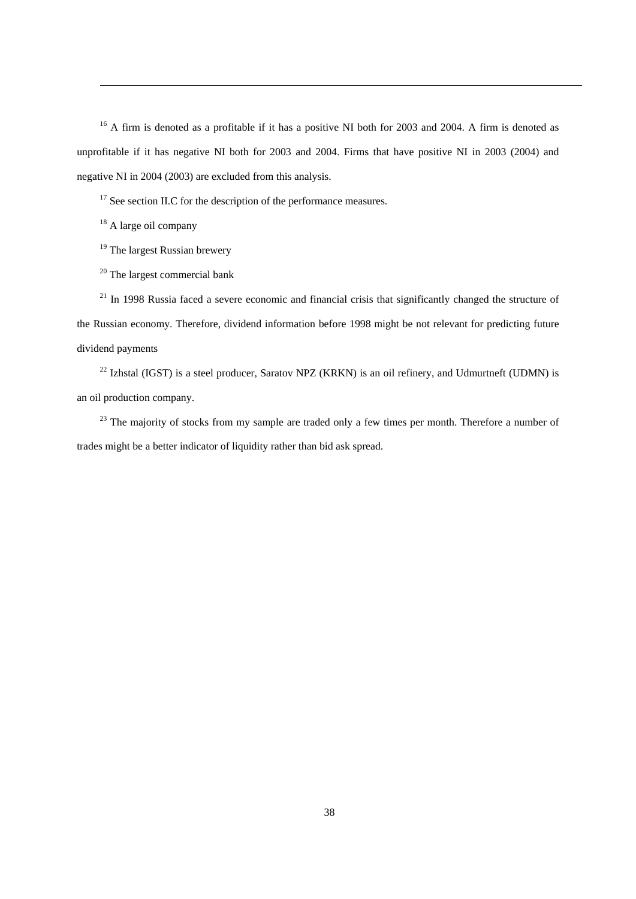[16] A firm is denoted as a profitable if it has a positive NI both for 2003 and 2004. A firm is denoted as unprofitable if it has negative NI both for 2003 and 2004. Firms that have positive NI in 2003 (2004) and negative NI in 2004 (2003) are excluded from this analysis.

[17] See section II.C for the description of the performance measures.

[18] A large oil company

[19] The largest Russian brewery

[20] The largest commercial bank

[21] In 1998 Russia faced a severe economic and financial crisis that significantly changed the structure of the Russian economy. Therefore, dividend information before 1998 might be not relevant for predicting future dividend payments

[22] Izhstal (IGST) is a steel producer, Saratov NPZ (KRKN) is an oil refinery, and Udmurtneft (UDMN) is an oil production company.

[23] The majority of stocks from my sample are traded only a few times per month. Therefore a number of trades might be a better indicator of liquidity rather than bid ask spread.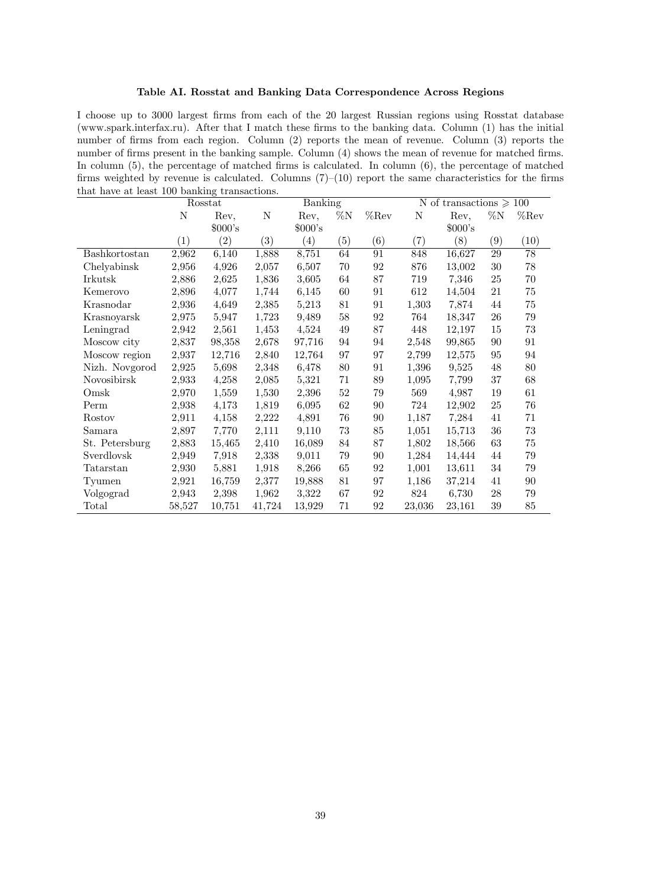**Table AI. Rosstat and Banking Data Correspondence Across Regions**

I choose up to 3000 largest firms from each of the 20 largest Russian regions using Rosstat database (www.spark.interfax.ru). After that I match these firms to the banking data. Column (1) has the initial number of firms from each region. Column (2) reports the mean of revenue. Column (3) reports the number of firms present in the banking sample. Column (4) shows the mean of revenue for matched firms. In column (5), the percentage of matched firms is calculated. In column (6), the percentage of matched firms weighted by revenue is calculated. Columns (7)–(10) report the same characteristics for the firms that have at least 100 banking transactions.

| | Rosstat | | Banking | | | | N of transactions $\geqslant$ 100 | | | |
|---|---|---|---|---|---|---|---|---|---|---|
| | N | Rev, \$000's | N | Rev, \$000's | %N | %Rev | N | Rev, \$000's | %N | %Rev |
| | (1) | (2) | (3) | (4) | (5) | (6) | (7) | (8) | (9) | (10) |
| Bashkortostan | 2,962 | 6,140 | 1,888 | 8,751 | 64 | 91 | 848 | 16,627 | 29 | 78 |
| Chelyabinsk | 2,956 | 4,926 | 2,057 | 6,507 | 70 | 92 | 876 | 13,002 | 30 | 78 |
| Irkutsk | 2,886 | 2,625 | 1,836 | 3,605 | 64 | 87 | 719 | 7,346 | 25 | 70 |
| Kemerovo | 2,896 | 4,077 | 1,744 | 6,145 | 60 | 91 | 612 | 14,504 | 21 | 75 |
| Krasnodar | 2,936 | 4,649 | 2,385 | 5,213 | 81 | 91 | 1,303 | 7,874 | 44 | 75 |
| Krasnoyarsk | 2,975 | 5,947 | 1,723 | 9,489 | 58 | 92 | 764 | 18,347 | 26 | 79 |
| Leningrad | 2,942 | 2,561 | 1,453 | 4,524 | 49 | 87 | 448 | 12,197 | 15 | 73 |
| Moscow city | 2,837 | 98,358 | 2,678 | 97,716 | 94 | 94 | 2,548 | 99,865 | 90 | 91 |
| Moscow region | 2,937 | 12,716 | 2,840 | 12,764 | 97 | 97 | 2,799 | 12,575 | 95 | 94 |
| Nizh. Novgorod | 2,925 | 5,698 | 2,348 | 6,478 | 80 | 91 | 1,396 | 9,525 | 48 | 80 |
| Novosibirsk | 2,933 | 4,258 | 2,085 | 5,321 | 71 | 89 | 1,095 | 7,799 | 37 | 68 |
| Omsk | 2,970 | 1,559 | 1,530 | 2,396 | 52 | 79 | 569 | 4,987 | 19 | 61 |
| Perm | 2,938 | 4,173 | 1,819 | 6,095 | 62 | 90 | 724 | 12,902 | 25 | 76 |
| Rostov | 2,911 | 4,158 | 2,222 | 4,891 | 76 | 90 | 1,187 | 7,284 | 41 | 71 |
| Samara | 2,897 | 7,770 | 2,111 | 9,110 | 73 | 85 | 1,051 | 15,713 | 36 | 73 |
| St. Petersburg | 2,883 | 15,465 | 2,410 | 16,089 | 84 | 87 | 1,802 | 18,566 | 63 | 75 |
| Sverdlovsk | 2,949 | 7,918 | 2,338 | 9,011 | 79 | 90 | 1,284 | 14,444 | 44 | 79 |
| Tatarstan | 2,930 | 5,881 | 1,918 | 8,266 | 65 | 92 | 1,001 | 13,611 | 34 | 79 |
| Tyumen | 2,921 | 16,759 | 2,377 | 19,888 | 81 | 97 | 1,186 | 37,214 | 41 | 90 |
| Volgograd | 2,943 | 2,398 | 1,962 | 3,322 | 67 | 92 | 824 | 6,730 | 28 | 79 |
| Total | 58,527 | 10,751 | 41,724 | 13,929 | 71 | 92 | 23,036 | 23,161 | 39 | 85 |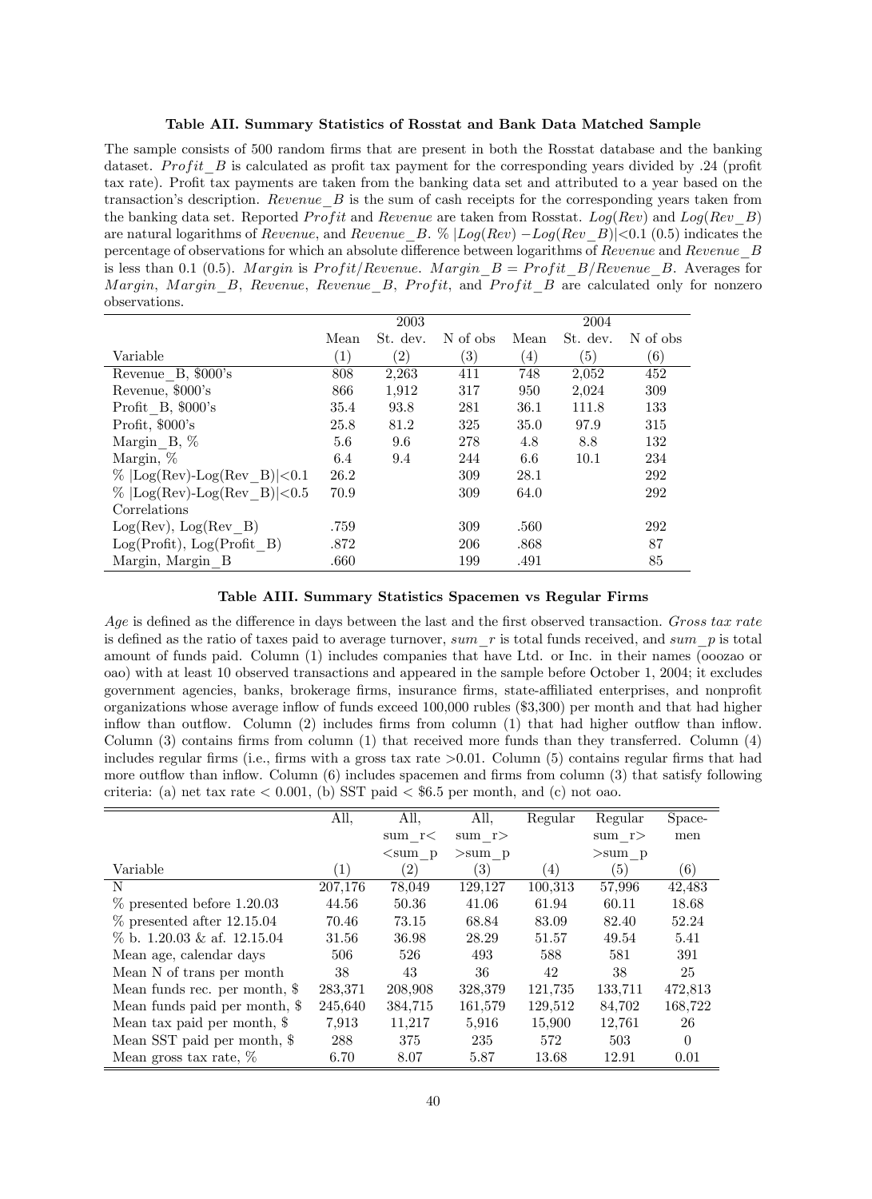**Table AII. Summary Statistics of Rosstat and Bank Data Matched Sample**

The sample consists of 500 random firms that are present in both the Rosstat database and the banking dataset. *Profit_B* is calculated as profit tax payment for the corresponding years divided by .24 (profit tax rate). Profit tax payments are taken from the banking data set and attributed to a year based on the transaction's description. *Revenue_B* is the sum of cash receipts for the corresponding years taken from the banking data set. Reported *Profit* and *Revenue* are taken from Rosstat. *Log(Rev)* and *Log(Rev_B)* are natural logarithms of *Revenue*, and *Revenue_B*. % |*Log(Rev)* −*Log(Rev_B)*|<0.1 (0.5) indicates the percentage of observations for which an absolute difference between logarithms of *Revenue* and *Revenue_B* is less than 0.1 (0.5). *Margin* is *Profit/Revenue*. *Margin_B* = *Profit_B/Revenue_B*. Averages for *Margin*, *Margin_B*, *Revenue*, *Revenue_B*, *Profit*, and *Profit_B* are calculated only for nonzero observations.

| | 2003 | | | 2004 | | |
|---|---|---|---|---|---|---|
| | Mean | St. dev. | N of obs | Mean | St. dev. | N of obs |
| Variable | (1) | (2) | (3) | (4) | (5) | (6) |
| Revenue_B, $000's | 808 | 2,263 | 411 | 748 | 2,052 | 452 |
| Revenue, $000's | 866 | 1,912 | 317 | 950 | 2,024 | 309 |
| Profit_B, $000's | 35.4 | 93.8 | 281 | 36.1 | 111.8 | 133 |
| Profit, $000's | 25.8 | 81.2 | 325 | 35.0 | 97.9 | 315 |
| Margin_B, % | 5.6 | 9.6 | 278 | 4.8 | 8.8 | 132 |
| Margin, % | 6.4 | 9.4 | 244 | 6.6 | 10.1 | 234 |
| % \|Log(Rev)-Log(Rev_B)\|<0.1 | 26.2 | | 309 | 28.1 | | 292 |
| % \|Log(Rev)-Log(Rev_B)\|<0.5 | 70.9 | | 309 | 64.0 | | 292 |
| Correlations | | | | | | |
| Log(Rev), Log(Rev_B) | .759 | | 309 | .560 | | 292 |
| Log(Profit), Log(Profit_B) | .872 | | 206 | .868 | | 87 |
| Margin, Margin_B | .660 | | 199 | .491 | | 85 |

**Table AIII. Summary Statistics Spacemen vs Regular Firms**

*Age* is defined as the difference in days between the last and the first observed transaction. *Gross tax rate* is defined as the ratio of taxes paid to average turnover, *sum_r* is total funds received, and *sum_p* is total amount of funds paid. Column (1) includes companies that have Ltd. or Inc. in their names (ooozao or oao) with at least 10 observed transactions and appeared in the sample before October 1, 2004; it excludes government agencies, banks, brokerage firms, insurance firms, state-affiliated enterprises, and nonprofit organizations whose average inflow of funds exceed 100,000 rubles ($3,300) per month and that had higher inflow than outflow. Column (2) includes firms from column (1) that had higher outflow than inflow. Column (3) contains firms from column (1) that received more funds than they transferred. Column (4) includes regular firms (i.e., firms with a gross tax rate >0.01. Column (5) contains regular firms that had more outflow than inflow. Column (6) includes spacemen and firms from column (3) that satisfy following criteria: (a) net tax rate < 0.001, (b) SST paid < $6.5 per month, and (c) not oao.

| | All, | All, sum_r< <sum_p | All, sum_r> >sum_p | Regular | Regular sum_r> >sum_p | Space- men |
|---|---|---|---|---|---|---|
| Variable | (1) | (2) | (3) | (4) | (5) | (6) |
| N | 207,176 | 78,049 | 129,127 | 100,313 | 57,996 | 42,483 |
| % presented before 1.20.03 | 44.56 | 50.36 | 41.06 | 61.94 | 60.11 | 18.68 |
| % presented after 12.15.04 | 70.46 | 73.15 | 68.84 | 83.09 | 82.40 | 52.24 |
| % b. 1.20.03 & af. 12.15.04 | 31.56 | 36.98 | 28.29 | 51.57 | 49.54 | 5.41 |
| Mean age, calendar days | 506 | 526 | 493 | 588 | 581 | 391 |
| Mean N of trans per month | 38 | 43 | 36 | 42 | 38 | 25 |
| Mean funds rec. per month, $ | 283,371 | 208,908 | 328,379 | 121,735 | 133,711 | 472,813 |
| Mean funds paid per month, $ | 245,640 | 384,715 | 161,579 | 129,512 | 84,702 | 168,722 |
| Mean tax paid per month, $ | 7,913 | 11,217 | 5,916 | 15,900 | 12,761 | 26 |
| Mean SST paid per month, $ | 288 | 375 | 235 | 572 | 503 | 0 |
| Mean gross tax rate, % | 6.70 | 8.07 | 5.87 | 13.68 | 12.91 | 0.01 |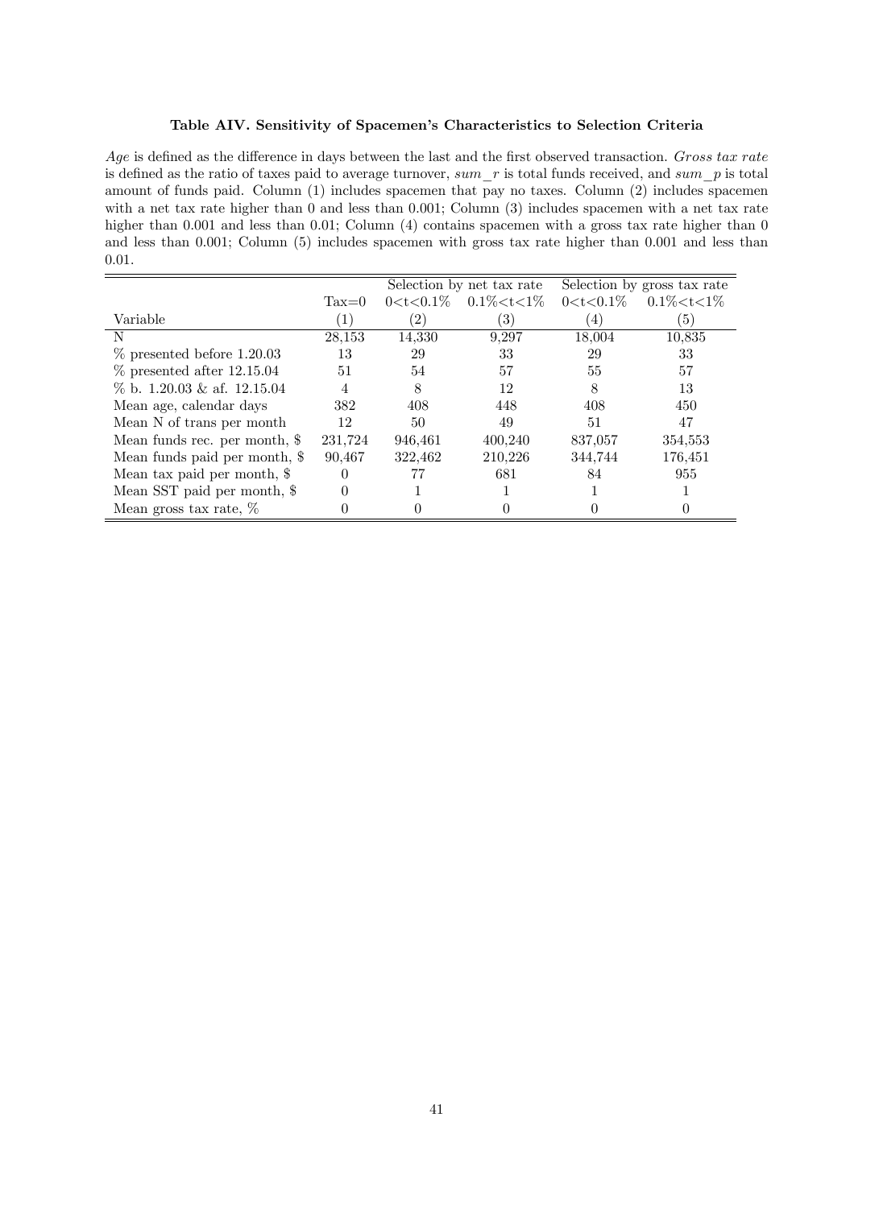**Table AIV. Sensitivity of Spacemen's Characteristics to Selection Criteria**

*Age* is defined as the difference in days between the last and the first observed transaction. *Gross tax rate* is defined as the ratio of taxes paid to average turnover, *sum_r* is total funds received, and *sum_p* is total amount of funds paid. Column (1) includes spacemen that pay no taxes. Column (2) includes spacemen with a net tax rate higher than 0 and less than 0.001; Column (3) includes spacemen with a net tax rate higher than 0.001 and less than 0.01; Column (4) contains spacemen with a gross tax rate higher than 0 and less than 0.001; Column (5) includes spacemen with gross tax rate higher than 0.001 and less than 0.01.

| | | Selection by net tax rate | | Selection by gross tax rate | |
|---|---|---|---|---|---|
| | Tax=0 | 0<t<0.1% | 0.1%<t<1% | 0<t<0.1% | 0.1%<t<1% |
| Variable | (1) | (2) | (3) | (4) | (5) |
| N | 28,153 | 14,330 | 9,297 | 18,004 | 10,835 |
| % presented before 1.20.03 | 13 | 29 | 33 | 29 | 33 |
| % presented after 12.15.04 | 51 | 54 | 57 | 55 | 57 |
| % b. 1.20.03 & af. 12.15.04 | 4 | 8 | 12 | 8 | 13 |
| Mean age, calendar days | 382 | 408 | 448 | 408 | 450 |
| Mean N of trans per month | 12 | 50 | 49 | 51 | 47 |
| Mean funds rec. per month, $ | 231,724 | 946,461 | 400,240 | 837,057 | 354,553 |
| Mean funds paid per month, $ | 90,467 | 322,462 | 210,226 | 344,744 | 176,451 |
| Mean tax paid per month, $ | 0 | 77 | 681 | 84 | 955 |
| Mean SST paid per month, $ | 0 | 1 | 1 | 1 | 1 |
| Mean gross tax rate, % | 0 | 0 | 0 | 0 | 0 |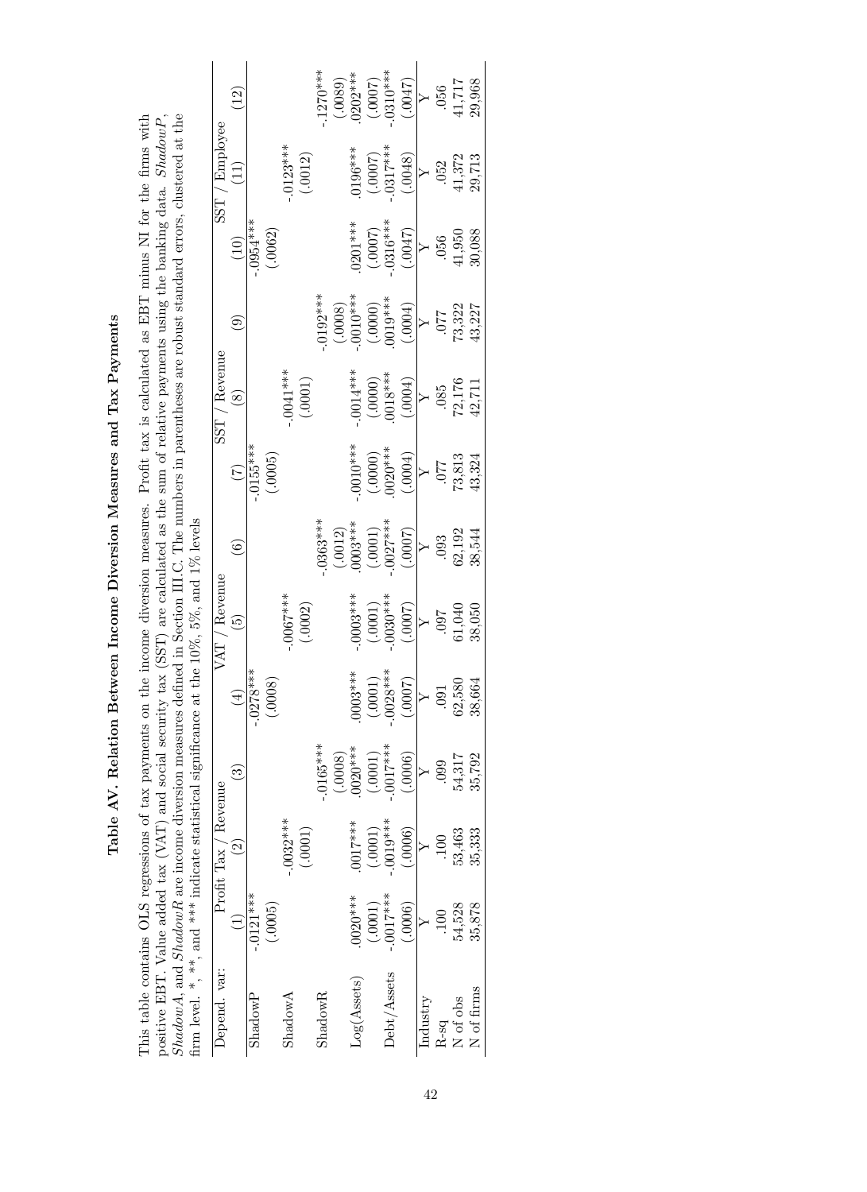# Table AV. Relation Between Income Diversion Measures and Tax Payments

This table contains OLS regressions of tax payments on the income diversion measures. Profit tax is calculated as EBT minus NI for the firms with positive EBT. Value added tax (VAT) and social security tax (SST) are calculated as the sum of relative payments using the banking data. *ShadowP*, *ShadowA*, and *ShadowR* are income diversion measures defined in Section III.C. The numbers in parentheses are robust standard errors, clustered at the firm level. *, **, and *** indicate statistical significance at the 10%, 5%, and 1% levels

| Depend. var: | Profit Tax / Revenue | | | VAT / Revenue | | | SST / Revenue | | | SST / Employee | | |
|---|---|---|---|---|---|---|---|---|---|---|---|---|
| | (1) | (2) | (3) | (4) | (5) | (6) | (7) | (8) | (9) | (10) | (11) | (12) |
| ShadowP | -.0121*** | | | -.0278*** | | | -.0155*** | | | -.0954*** | | |
| | (.0005) | | | (.0008) | | | (.0005) | | | (.0062) | | |
| ShadowA | | -.0032*** | | | -.0067*** | | | -.0041*** | | | -.0123*** | |
| | | (.0001) | | | (.0002) | | | (.0001) | | | (.0012) | |
| ShadowR | | | -.0165*** | | | -.0363*** | | | -.0192*** | | | -.1270*** |
| | | | (.0008) | | | (.0012) | | | (.0008) | | | (.0089) |
| Log(Assets) | .0020*** | .0017*** | .0020*** | .0003*** | -.0003*** | .0003*** | -.0010*** | -.0014*** | -.0010*** | .0201*** | .0196*** | .0202*** |
| | (.0001) | (.0001) | (.0001) | (.0001) | (.0001) | (.0001) | (.0000) | (.0000) | (.0000) | (.0007) | (.0007) | (.0007) |
| Debt/Assets | -.0017*** | -.0019*** | -.0017*** | -.0028*** | -.0030*** | -.0027*** | .0020*** | .0018*** | .0019*** | -.0316*** | -.0317*** | -.0310*** |
| | (.0006) | (.0006) | (.0006) | (.0007) | (.0007) | (.0007) | (.0004) | (.0004) | (.0004) | (.0047) | (.0048) | (.0047) |
| Industry | Y | Y | Y | Y | Y | Y | Y | Y | Y | Y | Y | Y |
| R-sq | .100 | .100 | .099 | .091 | .097 | .093 | .077 | .085 | .077 | .056 | .052 | .056 |
| N of obs | 54,528 | 53,463 | 54,317 | 62,580 | 61,040 | 62,192 | 73,813 | 72,176 | 73,322 | 41,950 | 41,372 | 41,717 |
| N of firms | 35,878 | 35,333 | 35,792 | 38,664 | 38,050 | 38,544 | 43,324 | 42,711 | 43,227 | 30,088 | 29,713 | 29,968 |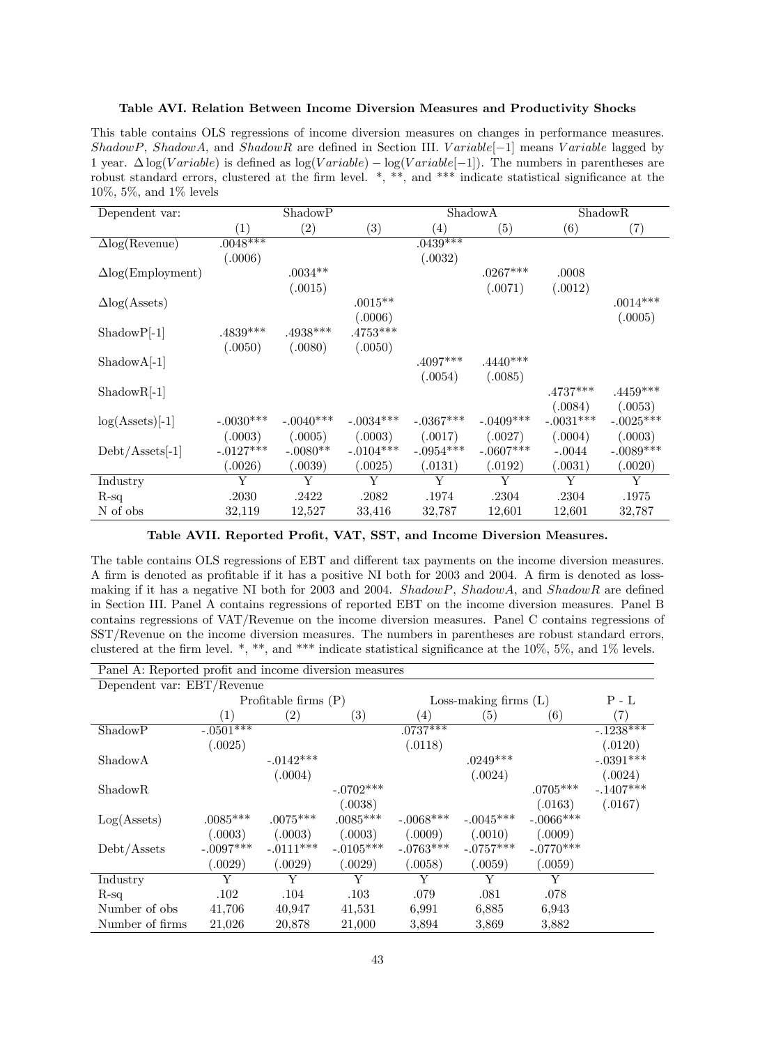**Table AVI. Relation Between Income Diversion Measures and Productivity Shocks**

This table contains OLS regressions of income diversion measures on changes in performance measures. *ShadowP*, *ShadowA*, and *ShadowR* are defined in Section III. $Variable[-1]$ means $Variable$ lagged by 1 year. $\Delta \log(Variable)$ is defined as $\log(Variable) - \log(Variable[-1])$. The numbers in parentheses are robust standard errors, clustered at the firm level. *, **, and *** indicate statistical significance at the 10%, 5%, and 1% levels

| Dependent var: | ShadowP | | | ShadowA | | ShadowR | |
|---|---|---|---|---|---|---|---|
| | (1) | (2) | (3) | (4) | (5) | (6) | (7) |
| Δlog(Revenue) | .0048*** | | | .0439*** | | | |
| | (.0006) | | | (.0032) | | | |
| Δlog(Employment) | | .0034** | | | .0267*** | .0008 | |
| | | (.0015) | | | (.0071) | (.0012) | |
| Δlog(Assets) | | | .0015** | | | | .0014*** |
| | | | (.0006) | | | | (.0005) |
| ShadowP[-1] | .4839*** | .4938*** | .4753*** | | | | |
| | (.0050) | (.0080) | (.0050) | | | | |
| ShadowA[-1] | | | | .4097*** | .4440*** | | |
| | | | | (.0054) | (.0085) | | |
| ShadowR[-1] | | | | | | .4737*** | .4459*** |
| | | | | | | (.0084) | (.0053) |
| log(Assets)[-1] | -.0030*** | -.0040*** | -.0034*** | -.0367*** | -.0409*** | -.0031*** | -.0025*** |
| | (.0003) | (.0005) | (.0003) | (.0017) | (.0027) | (.0004) | (.0003) |
| Debt/Assets[-1] | -.0127*** | -.0080** | -.0104*** | -.0954*** | -.0607*** | -.0044 | -.0089*** |
| | (.0026) | (.0039) | (.0025) | (.0131) | (.0192) | (.0031) | (.0020) |
| Industry | Y | Y | Y | Y | Y | Y | Y |
| R-sq | .2030 | .2422 | .2082 | .1974 | .2304 | .2304 | .1975 |
| N of obs | 32,119 | 12,527 | 33,416 | 32,787 | 12,601 | 12,601 | 32,787 |

**Table AVII. Reported Profit, VAT, SST, and Income Diversion Measures.**

The table contains OLS regressions of EBT and different tax payments on the income diversion measures. A firm is denoted as profitable if it has a positive NI both for 2003 and 2004. A firm is denoted as loss-making if it has a negative NI both for 2003 and 2004. *ShadowP*, *ShadowA*, and *ShadowR* are defined in Section III. Panel A contains regressions of reported EBT on the income diversion measures. Panel B contains regressions of VAT/Revenue on the income diversion measures. Panel C contains regressions of SST/Revenue on the income diversion measures. The numbers in parentheses are robust standard errors, clustered at the firm level. *, **, and *** indicate statistical significance at the 10%, 5%, and 1% levels.

| Panel A: Reported profit and income diversion measures | | | | | | | |
|---|---|---|---|---|---|---|---|
| Dependent var: EBT/Revenue | | | | | | | |
| | Profitable firms (P) | | | Loss-making firms (L) | | | P - L |
| | (1) | (2) | (3) | (4) | (5) | (6) | (7) |
| ShadowP | -.0501*** | | | .0737*** | | | -.1238*** |
| | (.0025) | | | (.0118) | | | (.0120) |
| ShadowA | | -.0142*** | | | .0249*** | | -.0391*** |
| | | (.0004) | | | (.0024) | | (.0024) |
| ShadowR | | | -.0702*** | | | .0705*** | -.1407*** |
| | | | (.0038) | | | (.0163) | (.0167) |
| Log(Assets) | .0085*** | .0075*** | .0085*** | -.0068*** | -.0045*** | -.0066*** | |
| | (.0003) | (.0003) | (.0003) | (.0009) | (.0010) | (.0009) | |
| Debt/Assets | -.0097*** | -.0111*** | -.0105*** | -.0763*** | -.0757*** | -.0770*** | |
| | (.0029) | (.0029) | (.0029) | (.0058) | (.0059) | (.0059) | |
| Industry | Y | Y | Y | Y | Y | Y | |
| R-sq | .102 | .104 | .103 | .079 | .081 | .078 | |
| Number of obs | 41,706 | 40,947 | 41,531 | 6,991 | 6,885 | 6,943 | |
| Number of firms | 21,026 | 20,878 | 21,000 | 3,894 | 3,869 | 3,882 | |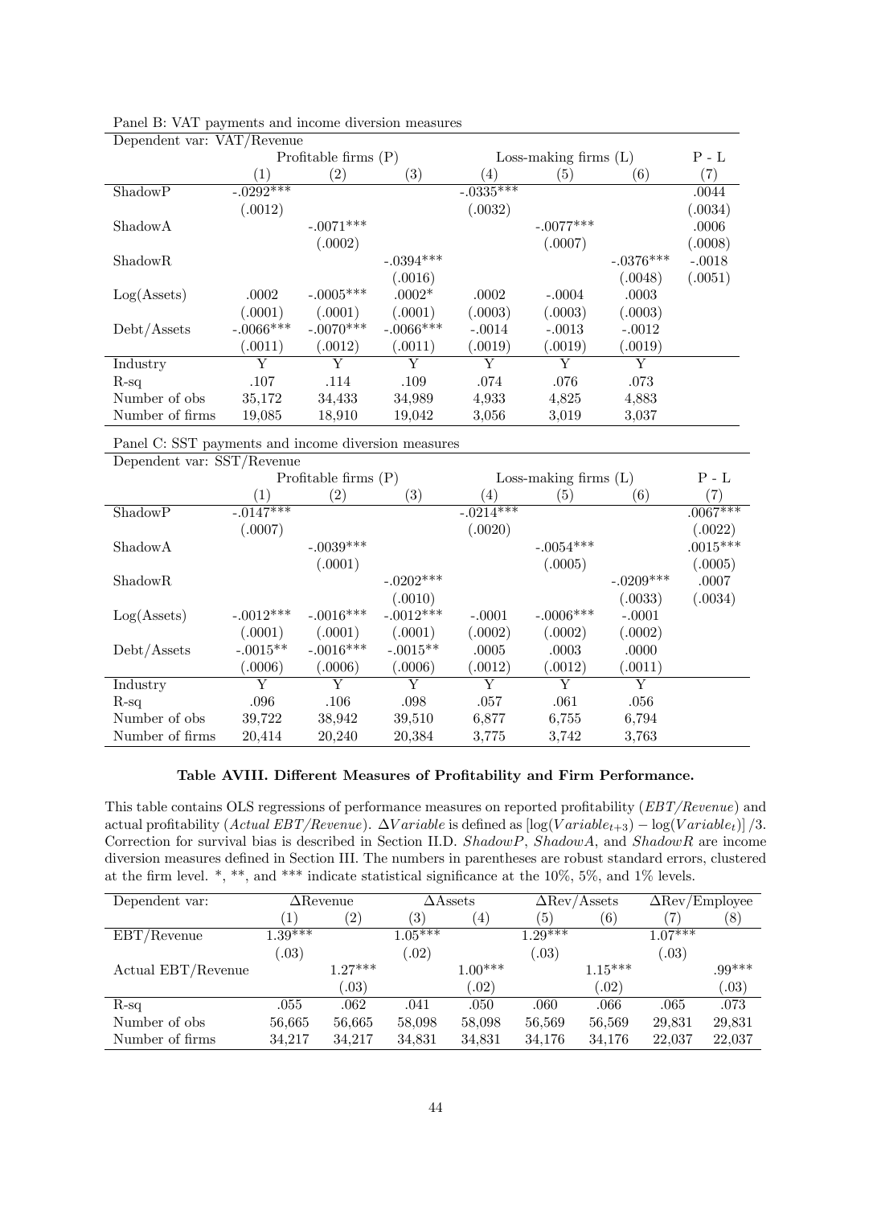Panel B: VAT payments and income diversion measures

| Dependent var: VAT/Revenue | | | | | | | |
|---|---|---|---|---|---|---|---|
| | Profitable firms (P) | | | Loss-making firms (L) | | | P - L |
| | (1) | (2) | (3) | (4) | (5) | (6) | (7) |
| ShadowP | -.0292*** | | | -.0335*** | | | .0044 |
| | (.0012) | | | (.0032) | | | (.0034) |
| ShadowA | | -.0071*** | | | -.0077*** | | .0006 |
| | | (.0002) | | | (.0007) | | (.0008) |
| ShadowR | | | -.0394*** | | | -.0376*** | -.0018 |
| | | | (.0016) | | | (.0048) | (.0051) |
| Log(Assets) | .0002 | -.0005*** | .0002* | .0002 | -.0004 | .0003 | |
| | (.0001) | (.0001) | (.0001) | (.0003) | (.0003) | (.0003) | |
| Debt/Assets | -.0066*** | -.0070*** | -.0066*** | -.0014 | -.0013 | -.0012 | |
| | (.0011) | (.0012) | (.0011) | (.0019) | (.0019) | (.0019) | |
| Industry | Y | Y | Y | Y | Y | Y | |
| R-sq | .107 | .114 | .109 | .074 | .076 | .073 | |
| Number of obs | 35,172 | 34,433 | 34,989 | 4,933 | 4,825 | 4,883 | |
| Number of firms | 19,085 | 18,910 | 19,042 | 3,056 | 3,019 | 3,037 | |

Panel C: SST payments and income diversion measures

| Dependent var: SST/Revenue | | | | | | | |
|---|---|---|---|---|---|---|---|
| | Profitable firms (P) | | | Loss-making firms (L) | | | P - L |
| | (1) | (2) | (3) | (4) | (5) | (6) | (7) |
| ShadowP | -.0147*** | | | -.0214*** | | | .0067*** |
| | (.0007) | | | (.0020) | | | (.0022) |
| ShadowA | | -.0039*** | | | -.0054*** | | .0015*** |
| | | (.0001) | | | (.0005) | | (.0005) |
| ShadowR | | | -.0202*** | | | -.0209*** | .0007 |
| | | | (.0010) | | | (.0033) | (.0034) |
| Log(Assets) | -.0012*** | -.0016*** | -.0012*** | -.0001 | -.0006*** | -.0001 | |
| | (.0001) | (.0001) | (.0001) | (.0002) | (.0002) | (.0002) | |
| Debt/Assets | -.0015** | -.0016*** | -.0015** | .0005 | .0003 | .0000 | |
| | (.0006) | (.0006) | (.0006) | (.0012) | (.0012) | (.0011) | |
| Industry | Y | Y | Y | Y | Y | Y | |
| R-sq | .096 | .106 | .098 | .057 | .061 | .056 | |
| Number of obs | 39,722 | 38,942 | 39,510 | 6,877 | 6,755 | 6,794 | |
| Number of firms | 20,414 | 20,240 | 20,384 | 3,775 | 3,742 | 3,763 | |

**Table AVIII. Different Measures of Profitability and Firm Performance.**

This table contains OLS regressions of performance measures on reported profitability (*EBT/Revenue*) and actual profitability (*Actual EBT/Revenue*). $\Delta Variable$ is defined as $[\log(Variable_{t+3}) - \log(Variable_t)]/3$. Correction for survival bias is described in Section II.D. *ShadowP*, *ShadowA*, and *ShadowR* are income diversion measures defined in Section III. The numbers in parentheses are robust standard errors, clustered at the firm level. *, **, and *** indicate statistical significance at the 10%, 5%, and 1% levels.

| Dependent var: | ΔRevenue | | ΔAssets | | ΔRev/Assets | | ΔRev/Employee | |
|---|---|---|---|---|---|---|---|---|
| | (1) | (2) | (3) | (4) | (5) | (6) | (7) | (8) |
| EBT/Revenue | 1.39*** | | 1.05*** | | 1.29*** | | 1.07*** | |
| | (.03) | | (.02) | | (.03) | | (.03) | |
| Actual EBT/Revenue | | 1.27*** | | 1.00*** | | 1.15*** | | .99*** |
| | | (.03) | | (.02) | | (.02) | | (.03) |
| R-sq | .055 | .062 | .041 | .050 | .060 | .066 | .065 | .073 |
| Number of obs | 56,665 | 56,665 | 58,098 | 58,098 | 56,569 | 56,569 | 29,831 | 29,831 |
| Number of firms | 34,217 | 34,217 | 34,831 | 34,831 | 34,176 | 34,176 | 22,037 | 22,037 |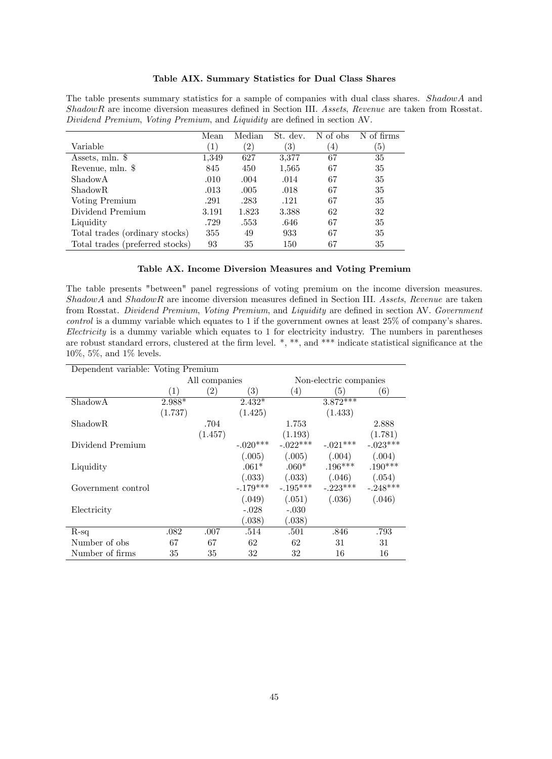### Table AIX. Summary Statistics for Dual Class Shares

The table presents summary statistics for a sample of companies with dual class shares. *ShadowA* and *ShadowR* are income diversion measures defined in Section III. *Assets*, *Revenue* are taken from Rosstat. *Dividend Premium*, *Voting Premium*, and *Liquidity* are defined in section AV.

| Variable | Mean (1) | Median (2) | St. dev. (3) | N of obs (4) | N of firms (5) |
|---|---|---|---|---|---|
| Assets, mln. $ | 1,349 | 627 | 3,377 | 67 | 35 |
| Revenue, mln. $ | 845 | 450 | 1,565 | 67 | 35 |
| ShadowA | .010 | .004 | .014 | 67 | 35 |
| ShadowR | .013 | .005 | .018 | 67 | 35 |
| Voting Premium | .291 | .283 | .121 | 67 | 35 |
| Dividend Premium | 3.191 | 1.823 | 3.388 | 62 | 32 |
| Liquidity | .729 | .553 | .646 | 67 | 35 |
| Total trades (ordinary stocks) | 355 | 49 | 933 | 67 | 35 |
| Total trades (preferred stocks) | 93 | 35 | 150 | 67 | 35 |

### Table AX. Income Diversion Measures and Voting Premium

The table presents "between" panel regressions of voting premium on the income diversion measures. *ShadowA* and *ShadowR* are income diversion measures defined in Section III. *Assets*, *Revenue* are taken from Rosstat. *Dividend Premium*, *Voting Premium*, and *Liquidity* are defined in section AV. *Government control* is a dummy variable which equates to 1 if the government ownes at least 25% of company's shares. *Electricity* is a dummy variable which equates to 1 for electricity industry. The numbers in parentheses are robust standard errors, clustered at the firm level. *, **, and *** indicate statistical significance at the 10%, 5%, and 1% levels.

| Dependent variable: Voting Premium | | | | | | |
|---|---|---|---|---|---|---|
| | All companies | | | Non-electric companies | | |
| | (1) | (2) | (3) | (4) | (5) | (6) |
| ShadowA | 2.988* | | 2.432* | | 3.872*** | |
| | (1.737) | | (1.425) | | (1.433) | |
| ShadowR | | .704 | | 1.753 | | 2.888 |
| | | (1.457) | | (1.193) | | (1.781) |
| Dividend Premium | | | -.020*** | -.022*** | -.021*** | -.023*** |
| | | | (.005) | (.005) | (.004) | (.004) |
| Liquidity | | | .061* | .060* | .196*** | .190*** |
| | | | (.033) | (.033) | (.046) | (.054) |
| Government control | | | -.179*** | -.195*** | -.223*** | -.248*** |
| | | | (.049) | (.051) | (.036) | (.046) |
| Electricity | | | -.028 | -.030 | | |
| | | | (.038) | (.038) | | |
| R-sq | .082 | .007 | .514 | .501 | .846 | .793 |
| Number of obs | 67 | 67 | 62 | 62 | 31 | 31 |
| Number of firms | 35 | 35 | 32 | 32 | 16 | 16 |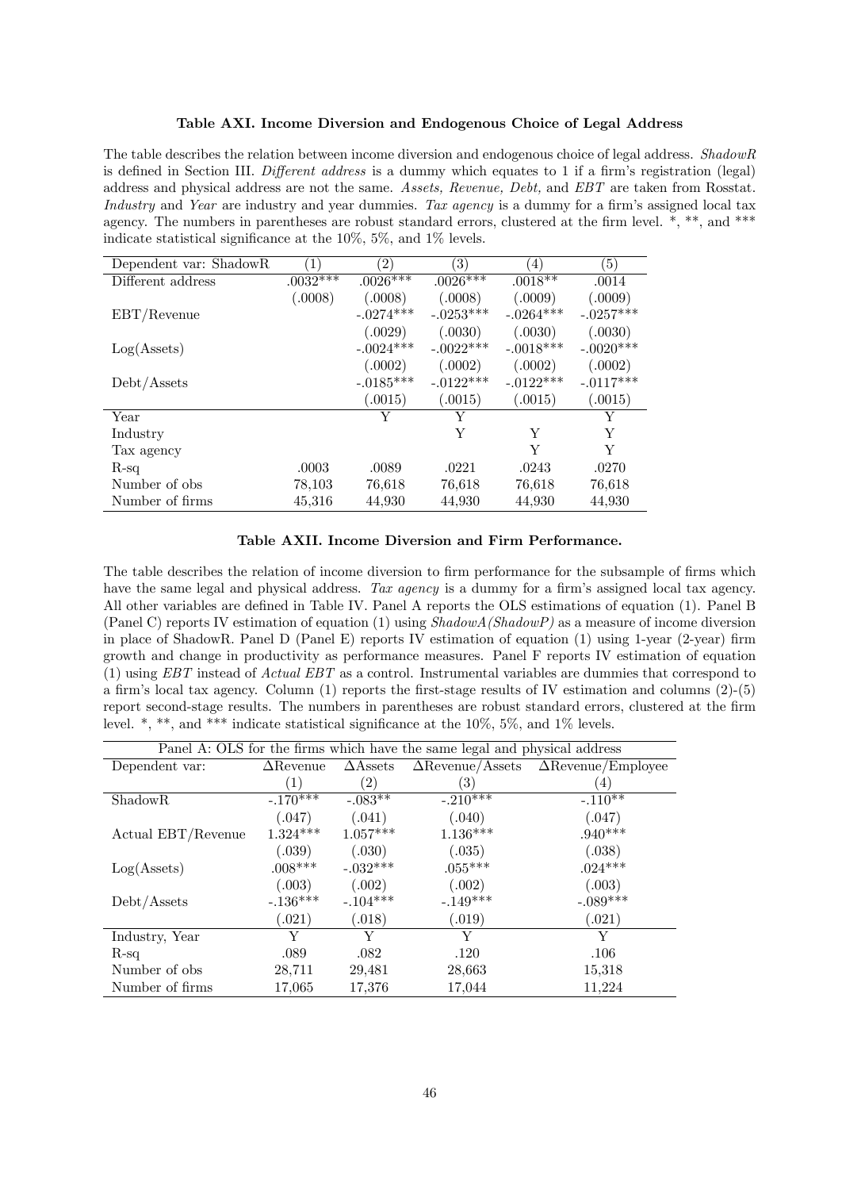**Table AXI. Income Diversion and Endogenous Choice of Legal Address**

The table describes the relation between income diversion and endogenous choice of legal address. *ShadowR* is defined in Section III. *Different address* is a dummy which equates to 1 if a firm's registration (legal) address and physical address are not the same. *Assets, Revenue, Debt,* and *EBT* are taken from Rosstat. *Industry* and *Year* are industry and year dummies. *Tax agency* is a dummy for a firm's assigned local tax agency. The numbers in parentheses are robust standard errors, clustered at the firm level. \*, \*\*, and \*\*\* indicate statistical significance at the 10%, 5%, and 1% levels.

| Dependent var: ShadowR | (1) | (2) | (3) | (4) | (5) |
|---|---|---|---|---|---|
| Different address | .0032*** | .0026*** | .0026*** | .0018** | .0014 |
| | (.0008) | (.0008) | (.0008) | (.0009) | (.0009) |
| EBT/Revenue | | -.0274*** | -.0253*** | -.0264*** | -.0257*** |
| | | (.0029) | (.0030) | (.0030) | (.0030) |
| Log(Assets) | | -.0024*** | -.0022*** | -.0018*** | -.0020*** |
| | | (.0002) | (.0002) | (.0002) | (.0002) |
| Debt/Assets | | -.0185*** | -.0122*** | -.0122*** | -.0117*** |
| | | (.0015) | (.0015) | (.0015) | (.0015) |
| Year | | Y | Y | | Y |
| Industry | | | Y | Y | Y |
| Tax agency | | | | Y | Y |
| R-sq | .0003 | .0089 | .0221 | .0243 | .0270 |
| Number of obs | 78,103 | 76,618 | 76,618 | 76,618 | 76,618 |
| Number of firms | 45,316 | 44,930 | 44,930 | 44,930 | 44,930 |

**Table AXII. Income Diversion and Firm Performance.**

The table describes the relation of income diversion to firm performance for the subsample of firms which have the same legal and physical address. *Tax agency* is a dummy for a firm's assigned local tax agency. All other variables are defined in Table IV. Panel A reports the OLS estimations of equation (1). Panel B (Panel C) reports IV estimation of equation (1) using *ShadowA(ShadowP)* as a measure of income diversion in place of ShadowR. Panel D (Panel E) reports IV estimation of equation (1) using 1-year (2-year) firm growth and change in productivity as performance measures. Panel F reports IV estimation of equation (1) using *EBT* instead of *Actual EBT* as a control. Instrumental variables are dummies that correspond to a firm's local tax agency. Column (1) reports the first-stage results of IV estimation and columns (2)-(5) report second-stage results. The numbers in parentheses are robust standard errors, clustered at the firm level. \*, \*\*, and \*\*\* indicate statistical significance at the 10%, 5%, and 1% levels.

| Panel A: OLS for the firms which have the same legal and physical address | | | | |
|---|---|---|---|---|
| Dependent var: | ΔRevenue | ΔAssets | ΔRevenue/Assets | ΔRevenue/Employee |
| | (1) | (2) | (3) | (4) |
| ShadowR | -.170*** | -.083** | -.210*** | -.110** |
| | (.047) | (.041) | (.040) | (.047) |
| Actual EBT/Revenue | 1.324*** | 1.057*** | 1.136*** | .940*** |
| | (.039) | (.030) | (.035) | (.038) |
| Log(Assets) | .008*** | -.032*** | .055*** | .024*** |
| | (.003) | (.002) | (.002) | (.003) |
| Debt/Assets | -.136*** | -.104*** | -.149*** | -.089*** |
| | (.021) | (.018) | (.019) | (.021) |
| Industry, Year | Y | Y | Y | Y |
| R-sq | .089 | .082 | .120 | .106 |
| Number of obs | 28,711 | 29,481 | 28,663 | 15,318 |
| Number of firms | 17,065 | 17,376 | 17,044 | 11,224 |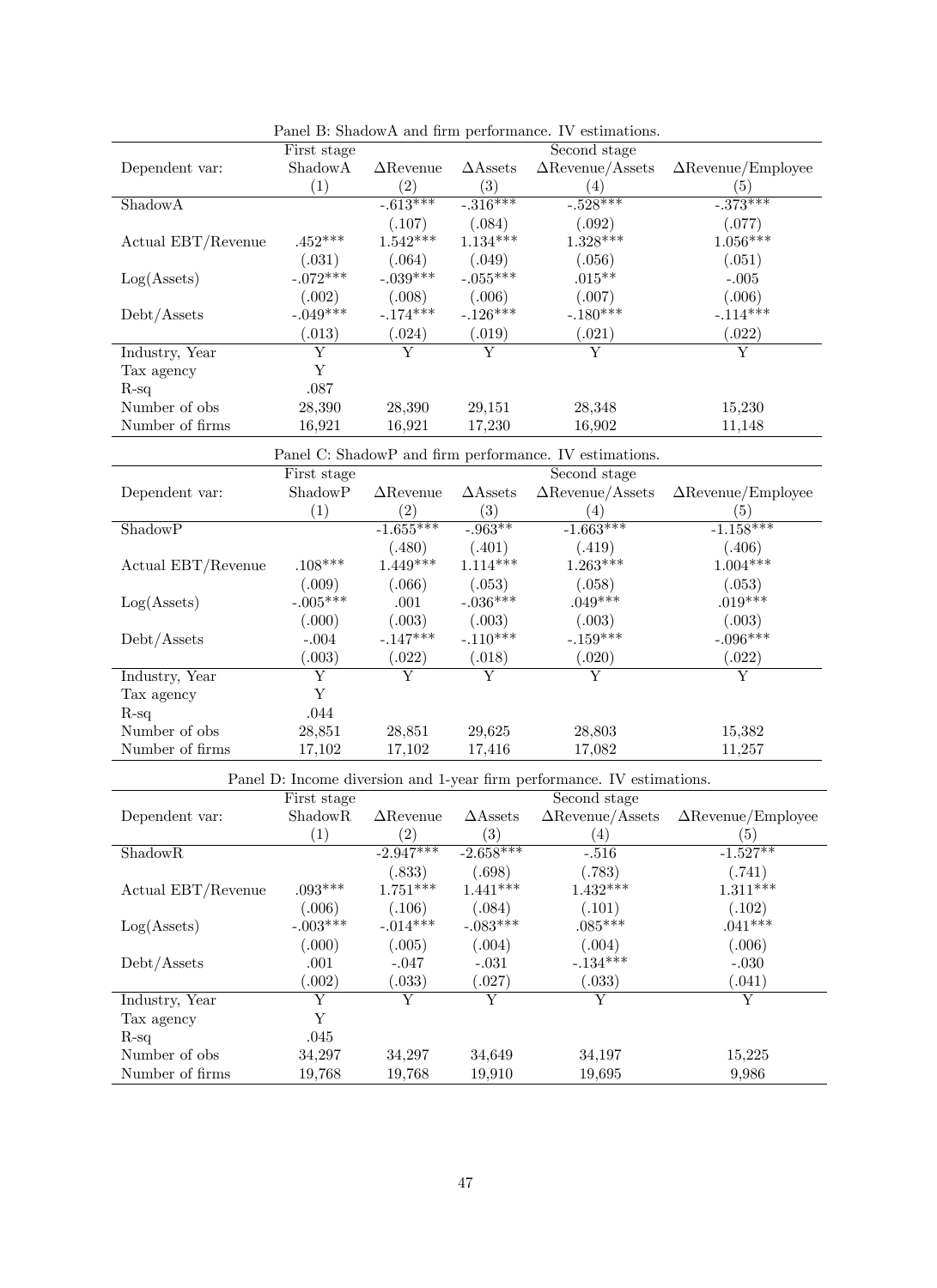Panel B: ShadowA and firm performance. IV estimations.

| | First stage | Second stage | | | |
|---|---|---|---|---|---|
| Dependent var: | ShadowA | ΔRevenue | ΔAssets | ΔRevenue/Assets | ΔRevenue/Employee |
| | (1) | (2) | (3) | (4) | (5) |
| ShadowA | | -.613*** | -.316*** | -.528*** | -.373*** |
| | | (.107) | (.084) | (.092) | (.077) |
| Actual EBT/Revenue | .452*** | 1.542*** | 1.134*** | 1.328*** | 1.056*** |
| | (.031) | (.064) | (.049) | (.056) | (.051) |
| Log(Assets) | -.072*** | -.039*** | -.055*** | .015** | -.005 |
| | (.002) | (.008) | (.006) | (.007) | (.006) |
| Debt/Assets | -.049*** | -.174*** | -.126*** | -.180*** | -.114*** |
| | (.013) | (.024) | (.019) | (.021) | (.022) |
| Industry, Year | Y | Y | Y | Y | Y |
| Tax agency | Y | | | | |
| R-sq | .087 | | | | |
| Number of obs | 28,390 | 28,390 | 29,151 | 28,348 | 15,230 |
| Number of firms | 16,921 | 16,921 | 17,230 | 16,902 | 11,148 |

Panel C: ShadowP and firm performance. IV estimations.

| | First stage | Second stage | | | |
|---|---|---|---|---|---|
| Dependent var: | ShadowP | ΔRevenue | ΔAssets | ΔRevenue/Assets | ΔRevenue/Employee |
| | (1) | (2) | (3) | (4) | (5) |
| ShadowP | | -1.655*** | -.963** | -1.663*** | -1.158*** |
| | | (.480) | (.401) | (.419) | (.406) |
| Actual EBT/Revenue | .108*** | 1.449*** | 1.114*** | 1.263*** | 1.004*** |
| | (.009) | (.066) | (.053) | (.058) | (.053) |
| Log(Assets) | -.005*** | .001 | -.036*** | .049*** | .019*** |
| | (.000) | (.003) | (.003) | (.003) | (.003) |
| Debt/Assets | -.004 | -.147*** | -.110*** | -.159*** | -.096*** |
| | (.003) | (.022) | (.018) | (.020) | (.022) |
| Industry, Year | Y | Y | Y | Y | Y |
| Tax agency | Y | | | | |
| R-sq | .044 | | | | |
| Number of obs | 28,851 | 28,851 | 29,625 | 28,803 | 15,382 |
| Number of firms | 17,102 | 17,102 | 17,416 | 17,082 | 11,257 |

Panel D: Income diversion and 1-year firm performance. IV estimations.

| | First stage | Second stage | | | |
|---|---|---|---|---|---|
| Dependent var: | ShadowR | ΔRevenue | ΔAssets | ΔRevenue/Assets | ΔRevenue/Employee |
| | (1) | (2) | (3) | (4) | (5) |
| ShadowR | | -2.947*** | -2.658*** | -.516 | -1.527** |
| | | (.833) | (.698) | (.783) | (.741) |
| Actual EBT/Revenue | .093*** | 1.751*** | 1.441*** | 1.432*** | 1.311*** |
| | (.006) | (.106) | (.084) | (.101) | (.102) |
| Log(Assets) | -.003*** | -.014*** | -.083*** | .085*** | .041*** |
| | (.000) | (.005) | (.004) | (.004) | (.006) |
| Debt/Assets | .001 | -.047 | -.031 | -.134*** | -.030 |
| | (.002) | (.033) | (.027) | (.033) | (.041) |
| Industry, Year | Y | Y | Y | Y | Y |
| Tax agency | Y | | | | |
| R-sq | .045 | | | | |
| Number of obs | 34,297 | 34,297 | 34,649 | 34,197 | 15,225 |
| Number of firms | 19,768 | 19,768 | 19,910 | 19,695 | 9,986 |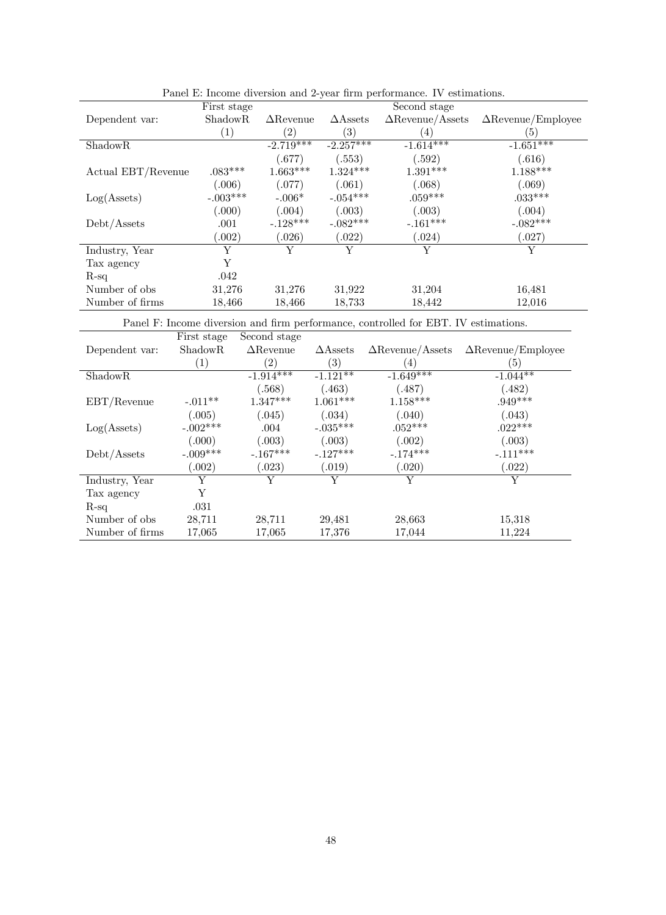Panel E: Income diversion and 2-year firm performance. IV estimations.

| | First stage | Second stage | | | |
|---|---|---|---|---|---|
| Dependent var: | ShadowR | $\Delta$Revenue | $\Delta$Assets | $\Delta$Revenue/Assets | $\Delta$Revenue/Employee |
| | (1) | (2) | (3) | (4) | (5) |
| ShadowR | | -2.719*** | -2.257*** | -1.614*** | -1.651*** |
| | | (.677) | (.553) | (.592) | (.616) |
| Actual EBT/Revenue | .083*** | 1.663*** | 1.324*** | 1.391*** | 1.188*** |
| | (.006) | (.077) | (.061) | (.068) | (.069) |
| Log(Assets) | -.003*** | -.006* | -.054*** | .059*** | .033*** |
| | (.000) | (.004) | (.003) | (.003) | (.004) |
| Debt/Assets | .001 | -.128*** | -.082*** | -.161*** | -.082*** |
| | (.002) | (.026) | (.022) | (.024) | (.027) |
| Industry, Year | Y | Y | Y | Y | Y |
| Tax agency | Y | | | | |
| R-sq | .042 | | | | |
| Number of obs | 31,276 | 31,276 | 31,922 | 31,204 | 16,481 |
| Number of firms | 18,466 | 18,466 | 18,733 | 18,442 | 12,016 |

Panel F: Income diversion and firm performance, controlled for EBT. IV estimations.

| | First stage | Second stage | | | |
|---|---|---|---|---|---|
| Dependent var: | ShadowR | $\Delta$Revenue | $\Delta$Assets | $\Delta$Revenue/Assets | $\Delta$Revenue/Employee |
| | (1) | (2) | (3) | (4) | (5) |
| ShadowR | | -1.914*** | -1.121** | -1.649*** | -1.044** |
| | | (.568) | (.463) | (.487) | (.482) |
| EBT/Revenue | -.011** | 1.347*** | 1.061*** | 1.158*** | .949*** |
| | (.005) | (.045) | (.034) | (.040) | (.043) |
| Log(Assets) | -.002*** | .004 | -.035*** | .052*** | .022*** |
| | (.000) | (.003) | (.003) | (.002) | (.003) |
| Debt/Assets | -.009*** | -.167*** | -.127*** | -.174*** | -.111*** |
| | (.002) | (.023) | (.019) | (.020) | (.022) |
| Industry, Year | Y | Y | Y | Y | Y |
| Tax agency | Y | | | | |
| R-sq | .031 | | | | |
| Number of obs | 28,711 | 28,711 | 29,481 | 28,663 | 15,318 |
| Number of firms | 17,065 | 17,065 | 17,376 | 17,044 | 11,224 |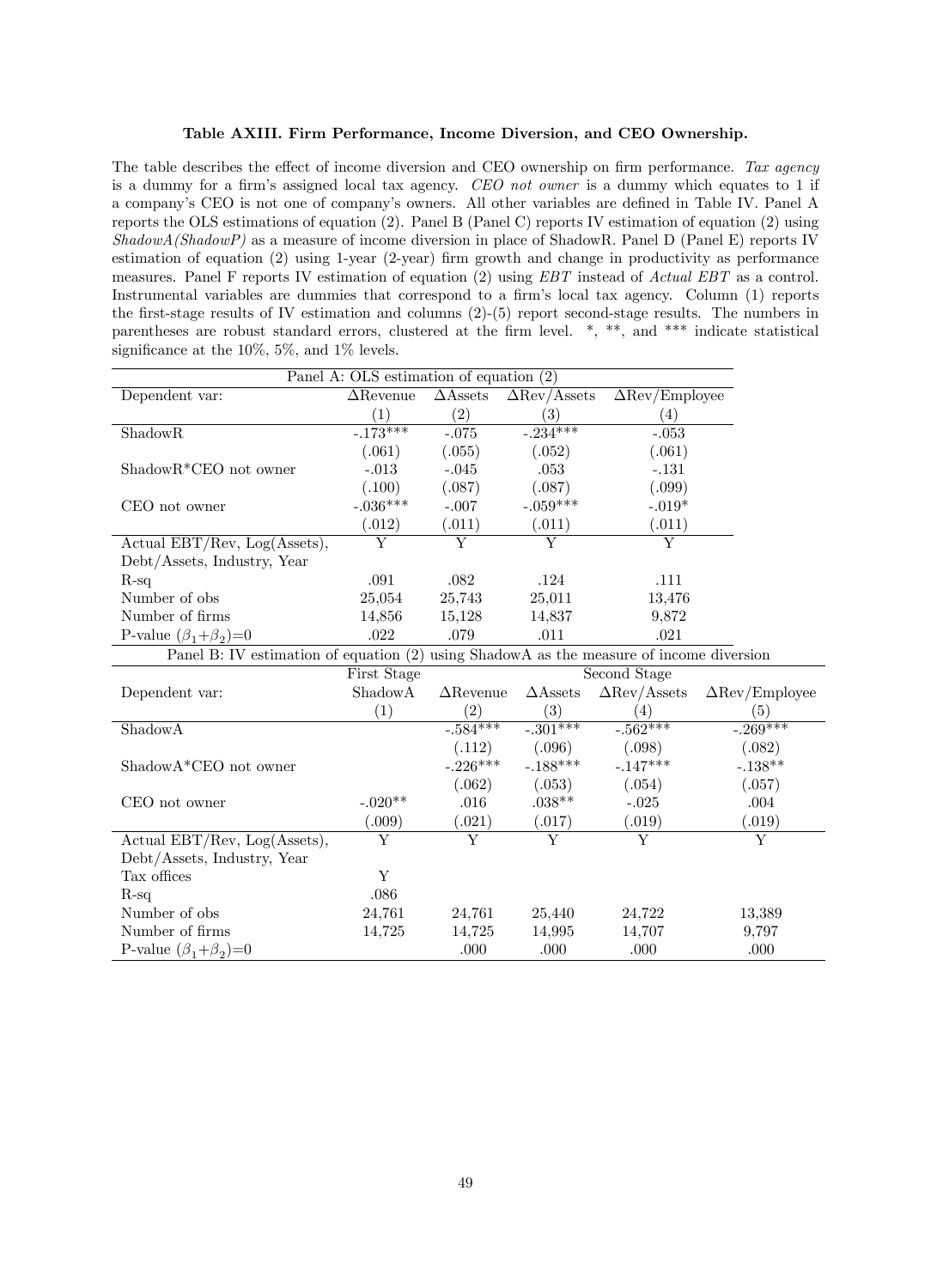**Table AXIII. Firm Performance, Income Diversion, and CEO Ownership.**

The table describes the effect of income diversion and CEO ownership on firm performance. *Tax agency* is a dummy for a firm's assigned local tax agency. *CEO not owner* is a dummy which equates to 1 if a company's CEO is not one of company's owners. All other variables are defined in Table IV. Panel A reports the OLS estimations of equation (2). Panel B (Panel C) reports IV estimation of equation (2) using *ShadowA(ShadowP)* as a measure of income diversion in place of ShadowR. Panel D (Panel E) reports IV estimation of equation (2) using 1-year (2-year) firm growth and change in productivity as performance measures. Panel F reports IV estimation of equation (2) using *EBT* instead of *Actual EBT* as a control. Instrumental variables are dummies that correspond to a firm's local tax agency. Column (1) reports the first-stage results of IV estimation and columns (2)-(5) report second-stage results. The numbers in parentheses are robust standard errors, clustered at the firm level. *, **, and *** indicate statistical significance at the 10%, 5%, and 1% levels.

| Panel A: OLS estimation of equation (2) | | | | |
|---|---|---|---|---|
| Dependent var: | ΔRevenue | ΔAssets | ΔRev/Assets | ΔRev/Employee |
| | (1) | (2) | (3) | (4) |
| ShadowR | -.173*** | -.075 | -.234*** | -.053 |
| | (.061) | (.055) | (.052) | (.061) |
| ShadowR*CEO not owner | -.013 | -.045 | .053 | -.131 |
| | (.100) | (.087) | (.087) | (.099) |
| CEO not owner | -.036*** | -.007 | -.059*** | -.019* |
| | (.012) | (.011) | (.011) | (.011) |
| Actual EBT/Rev, Log(Assets), Debt/Assets, Industry, Year | Y | Y | Y | Y |
| R-sq | .091 | .082 | .124 | .111 |
| Number of obs | 25,054 | 25,743 | 25,011 | 13,476 |
| Number of firms | 14,856 | 15,128 | 14,837 | 9,872 |
| P-value $(\beta_1+\beta_2)=0$ | .022 | .079 | .011 | .021 |

| Panel B: IV estimation of equation (2) using ShadowA as the measure of income diversion | | | | | |
|---|---|---|---|---|---|
| | First Stage | Second Stage | | | |
| Dependent var: | ShadowA | ΔRevenue | ΔAssets | ΔRev/Assets | ΔRev/Employee |
| | (1) | (2) | (3) | (4) | (5) |
| ShadowA | | -.584*** | -.301*** | -.562*** | -.269*** |
| | | (.112) | (.096) | (.098) | (.082) |
| ShadowA*CEO not owner | | -.226*** | -.188*** | -.147*** | -.138** |
| | | (.062) | (.053) | (.054) | (.057) |
| CEO not owner | -.020** | .016 | .038** | -.025 | .004 |
| | (.009) | (.021) | (.017) | (.019) | (.019) |
| Actual EBT/Rev, Log(Assets), Debt/Assets, Industry, Year | Y | Y | Y | Y | Y |
| Tax offices | Y | | | | |
| R-sq | .086 | | | | |
| Number of obs | 24,761 | 24,761 | 25,440 | 24,722 | 13,389 |
| Number of firms | 14,725 | 14,725 | 14,995 | 14,707 | 9,797 |
| P-value $(\beta_1+\beta_2)=0$ | | .000 | .000 | .000 | .000 |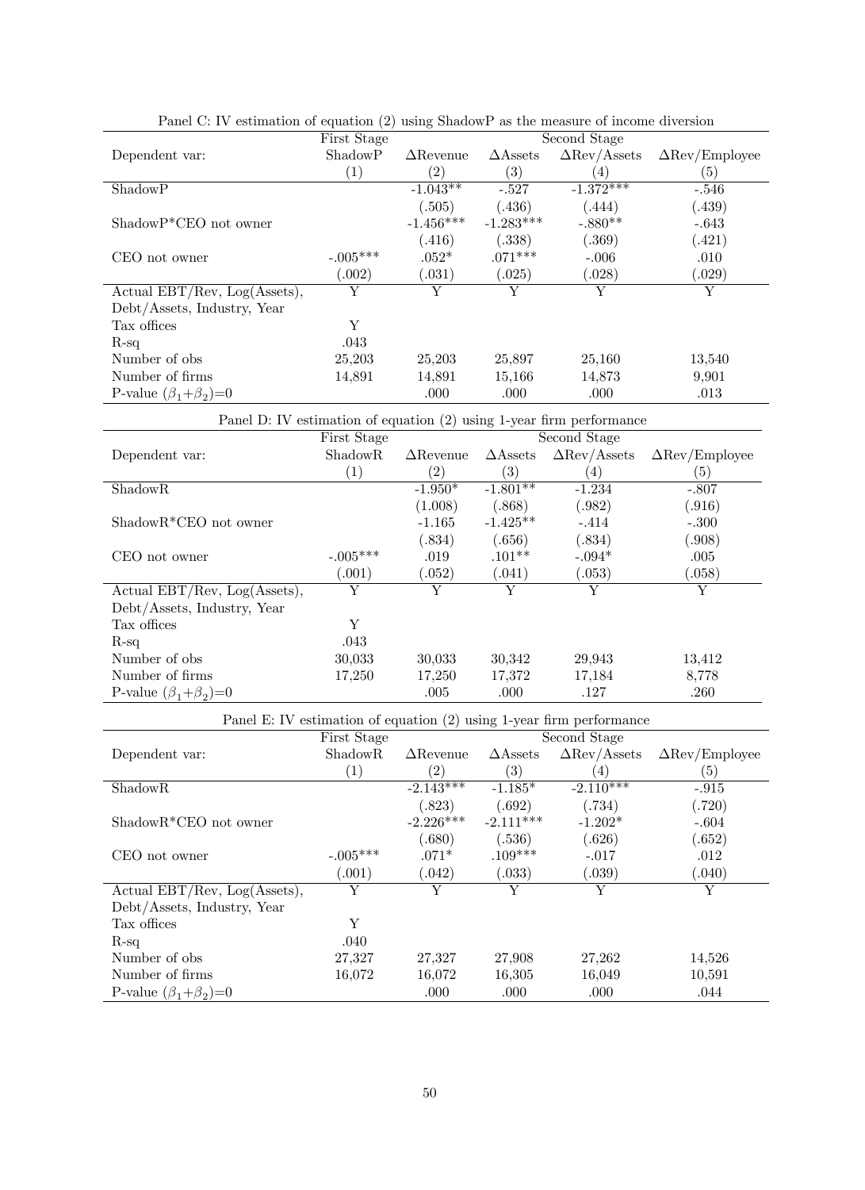Panel C: IV estimation of equation (2) using ShadowP as the measure of income diversion

| | First Stage | Second Stage | | | |
|---|---|---|---|---|---|
| Dependent var: | ShadowP | ΔRevenue | ΔAssets | ΔRev/Assets | ΔRev/Employee |
| | (1) | (2) | (3) | (4) | (5) |
| ShadowP | | -1.043** | -.527 | -1.372*** | -.546 |
| | | (.505) | (.436) | (.444) | (.439) |
| ShadowP*CEO not owner | | -1.456*** | -1.283*** | -.880** | -.643 |
| | | (.416) | (.338) | (.369) | (.421) |
| CEO not owner | -.005*** | .052* | .071*** | -.006 | .010 |
| | (.002) | (.031) | (.025) | (.028) | (.029) |
| Actual EBT/Rev, Log(Assets), Debt/Assets, Industry, Year | Y | Y | Y | Y | Y |
| Tax offices | Y | | | | |
| R-sq | .043 | | | | |
| Number of obs | 25,203 | 25,203 | 25,897 | 25,160 | 13,540 |
| Number of firms | 14,891 | 14,891 | 15,166 | 14,873 | 9,901 |
| P-value $(\beta_1+\beta_2)=0$ | | .000 | .000 | .000 | .013 |

Panel D: IV estimation of equation (2) using 1-year firm performance

| | First Stage | Second Stage | | | |
|---|---|---|---|---|---|
| Dependent var: | ShadowR | ΔRevenue | ΔAssets | ΔRev/Assets | ΔRev/Employee |
| | (1) | (2) | (3) | (4) | (5) |
| ShadowR | | -1.950* | -1.801** | -1.234 | -.807 |
| | | (1.008) | (.868) | (.982) | (.916) |
| ShadowR*CEO not owner | | -1.165 | -1.425** | -.414 | -.300 |
| | | (.834) | (.656) | (.834) | (.908) |
| CEO not owner | -.005*** | .019 | .101** | -.094* | .005 |
| | (.001) | (.052) | (.041) | (.053) | (.058) |
| Actual EBT/Rev, Log(Assets), Debt/Assets, Industry, Year | Y | Y | Y | Y | Y |
| Tax offices | Y | | | | |
| R-sq | .043 | | | | |
| Number of obs | 30,033 | 30,033 | 30,342 | 29,943 | 13,412 |
| Number of firms | 17,250 | 17,250 | 17,372 | 17,184 | 8,778 |
| P-value $(\beta_1+\beta_2)=0$ | | .005 | .000 | .127 | .260 |

Panel E: IV estimation of equation (2) using 1-year firm performance

| | First Stage | Second Stage | | | |
|---|---|---|---|---|---|
| Dependent var: | ShadowR | ΔRevenue | ΔAssets | ΔRev/Assets | ΔRev/Employee |
| | (1) | (2) | (3) | (4) | (5) |
| ShadowR | | -2.143*** | -1.185* | -2.110*** | -.915 |
| | | (.823) | (.692) | (.734) | (.720) |
| ShadowR*CEO not owner | | -2.226*** | -2.111*** | -1.202* | -.604 |
| | | (.680) | (.536) | (.626) | (.652) |
| CEO not owner | -.005*** | .071* | .109*** | -.017 | .012 |
| | (.001) | (.042) | (.033) | (.039) | (.040) |
| Actual EBT/Rev, Log(Assets), Debt/Assets, Industry, Year | Y | Y | Y | Y | Y |
| Tax offices | Y | | | | |
| R-sq | .040 | | | | |
| Number of obs | 27,327 | 27,327 | 27,908 | 27,262 | 14,526 |
| Number of firms | 16,072 | 16,072 | 16,305 | 16,049 | 10,591 |
| P-value $(\beta_1+\beta_2)=0$ | | .000 | .000 | .000 | .044 |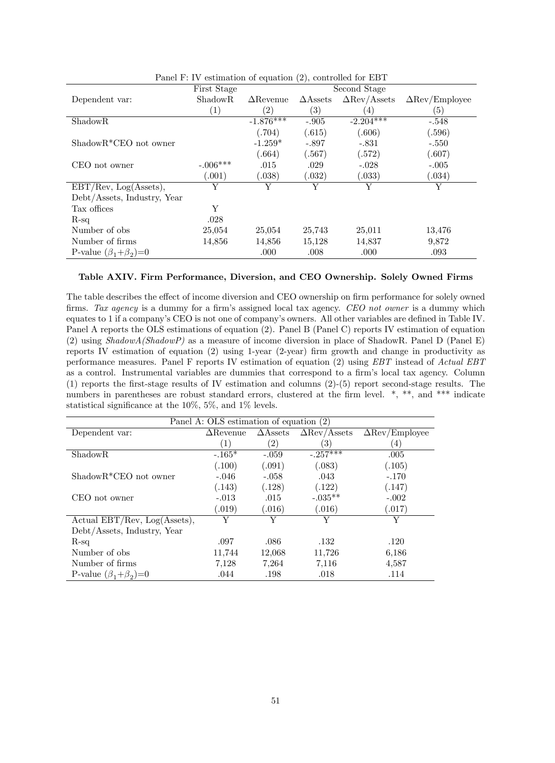| Panel F: IV estimation of equation (2), controlled for EBT | | | | | |
|---|---|---|---|---|---|
| | First Stage | Second Stage | | | |
| Dependent var: | ShadowR | ΔRevenue | ΔAssets | ΔRev/Assets | ΔRev/Employee |
| | (1) | (2) | (3) | (4) | (5) |
| ShadowR | | -1.876*** | -.905 | -2.204*** | -.548 |
| | | (.704) | (.615) | (.606) | (.596) |
| ShadowR*CEO not owner | | -1.259* | -.897 | -.831 | -.550 |
| | | (.664) | (.567) | (.572) | (.607) |
| CEO not owner | -.006*** | .015 | .029 | -.028 | -.005 |
| | (.001) | (.038) | (.032) | (.033) | (.034) |
| EBT/Rev, Log(Assets), Debt/Assets, Industry, Year | Y | Y | Y | Y | Y |
| Tax offices | Y | | | | |
| R-sq | .028 | | | | |
| Number of obs | 25,054 | 25,054 | 25,743 | 25,011 | 13,476 |
| Number of firms | 14,856 | 14,856 | 15,128 | 14,837 | 9,872 |
| P-value $(\beta_1+\beta_2)=0$ | | .000 | .008 | .000 | .093 |

**Table AXIV. Firm Performance, Diversion, and CEO Ownership. Solely Owned Firms**

The table describes the effect of income diversion and CEO ownership on firm performance for solely owned firms. *Tax agency* is a dummy for a firm's assigned local tax agency. *CEO not owner* is a dummy which equates to 1 if a company's CEO is not one of company's owners. All other variables are defined in Table IV. Panel A reports the OLS estimations of equation (2). Panel B (Panel C) reports IV estimation of equation (2) using *ShadowA(ShadowP)* as a measure of income diversion in place of ShadowR. Panel D (Panel E) reports IV estimation of equation (2) using 1-year (2-year) firm growth and change in productivity as performance measures. Panel F reports IV estimation of equation (2) using *EBT* instead of *Actual EBT* as a control. Instrumental variables are dummies that correspond to a firm's local tax agency. Column (1) reports the first-stage results of IV estimation and columns (2)-(5) report second-stage results. The numbers in parentheses are robust standard errors, clustered at the firm level. *, **, and *** indicate statistical significance at the 10%, 5%, and 1% levels.

| Panel A: OLS estimation of equation (2) | | | | |
|---|---|---|---|---|
| Dependent var: | ΔRevenue | ΔAssets | ΔRev/Assets | ΔRev/Employee |
| | (1) | (2) | (3) | (4) |
| ShadowR | -.165* | -.059 | -.257*** | .005 |
| | (.100) | (.091) | (.083) | (.105) |
| ShadowR*CEO not owner | -.046 | -.058 | .043 | -.170 |
| | (.143) | (.128) | (.122) | (.147) |
| CEO not owner | -.013 | .015 | -.035** | -.002 |
| | (.019) | (.016) | (.016) | (.017) |
| Actual EBT/Rev, Log(Assets), Debt/Assets, Industry, Year | Y | Y | Y | Y |
| R-sq | .097 | .086 | .132 | .120 |
| Number of obs | 11,744 | 12,068 | 11,726 | 6,186 |
| Number of firms | 7,128 | 7,264 | 7,116 | 4,587 |
| P-value $(\beta_1+\beta_2)=0$ | .044 | .198 | .018 | .114 |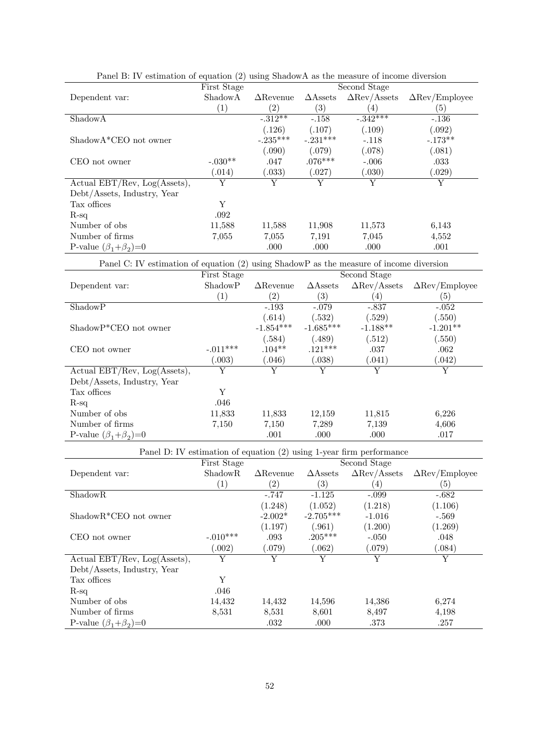Panel B: IV estimation of equation (2) using ShadowA as the measure of income diversion

| | First Stage | Second Stage | | | |
|---|---|---|---|---|---|
| Dependent var: | ShadowA | ΔRevenue | ΔAssets | ΔRev/Assets | ΔRev/Employee |
| | (1) | (2) | (3) | (4) | (5) |
| ShadowA | | -.312** | -.158 | -.342*** | -.136 |
| | | (.126) | (.107) | (.109) | (.092) |
| ShadowA*CEO not owner | | -.235*** | -.231*** | -.118 | -.173** |
| | | (.090) | (.079) | (.078) | (.081) |
| CEO not owner | -.030** | .047 | .076*** | -.006 | .033 |
| | (.014) | (.033) | (.027) | (.030) | (.029) |
| Actual EBT/Rev, Log(Assets), Debt/Assets, Industry, Year | Y | Y | Y | Y | Y |
| Tax offices | Y | | | | |
| R-sq | .092 | | | | |
| Number of obs | 11,588 | 11,588 | 11,908 | 11,573 | 6,143 |
| Number of firms | 7,055 | 7,055 | 7,191 | 7,045 | 4,552 |
| P-value $(\beta_1+\beta_2)=0$ | | .000 | .000 | .000 | .001 |

Panel C: IV estimation of equation (2) using ShadowP as the measure of income diversion

| | First Stage | Second Stage | | | |
|---|---|---|---|---|---|
| Dependent var: | ShadowP | ΔRevenue | ΔAssets | ΔRev/Assets | ΔRev/Employee |
| | (1) | (2) | (3) | (4) | (5) |
| ShadowP | | -.193 | -.079 | -.837 | -.052 |
| | | (.614) | (.532) | (.529) | (.550) |
| ShadowP*CEO not owner | | -1.854*** | -1.685*** | -1.188** | -1.201** |
| | | (.584) | (.489) | (.512) | (.550) |
| CEO not owner | -.011*** | .104** | .121*** | .037 | .062 |
| | (.003) | (.046) | (.038) | (.041) | (.042) |
| Actual EBT/Rev, Log(Assets), Debt/Assets, Industry, Year | Y | Y | Y | Y | Y |
| Tax offices | Y | | | | |
| R-sq | .046 | | | | |
| Number of obs | 11,833 | 11,833 | 12,159 | 11,815 | 6,226 |
| Number of firms | 7,150 | 7,150 | 7,289 | 7,139 | 4,606 |
| P-value $(\beta_1+\beta_2)=0$ | | .001 | .000 | .000 | .017 |

Panel D: IV estimation of equation (2) using 1-year firm performance

| | First Stage | Second Stage | | | |
|---|---|---|---|---|---|
| Dependent var: | ShadowR | ΔRevenue | ΔAssets | ΔRev/Assets | ΔRev/Employee |
| | (1) | (2) | (3) | (4) | (5) |
| ShadowR | | -.747 | -1.125 | -.099 | -.682 |
| | | (1.248) | (1.052) | (1.218) | (1.106) |
| ShadowR*CEO not owner | | -2.002* | -2.705*** | -1.016 | -.569 |
| | | (1.197) | (.961) | (1.200) | (1.269) |
| CEO not owner | -.010*** | .093 | .205*** | -.050 | .048 |
| | (.002) | (.079) | (.062) | (.079) | (.084) |
| Actual EBT/Rev, Log(Assets), Debt/Assets, Industry, Year | Y | Y | Y | Y | Y |
| Tax offices | Y | | | | |
| R-sq | .046 | | | | |
| Number of obs | 14,432 | 14,432 | 14,596 | 14,386 | 6,274 |
| Number of firms | 8,531 | 8,531 | 8,601 | 8,497 | 4,198 |
| P-value $(\beta_1+\beta_2)=0$ | | .032 | .000 | .373 | .257 |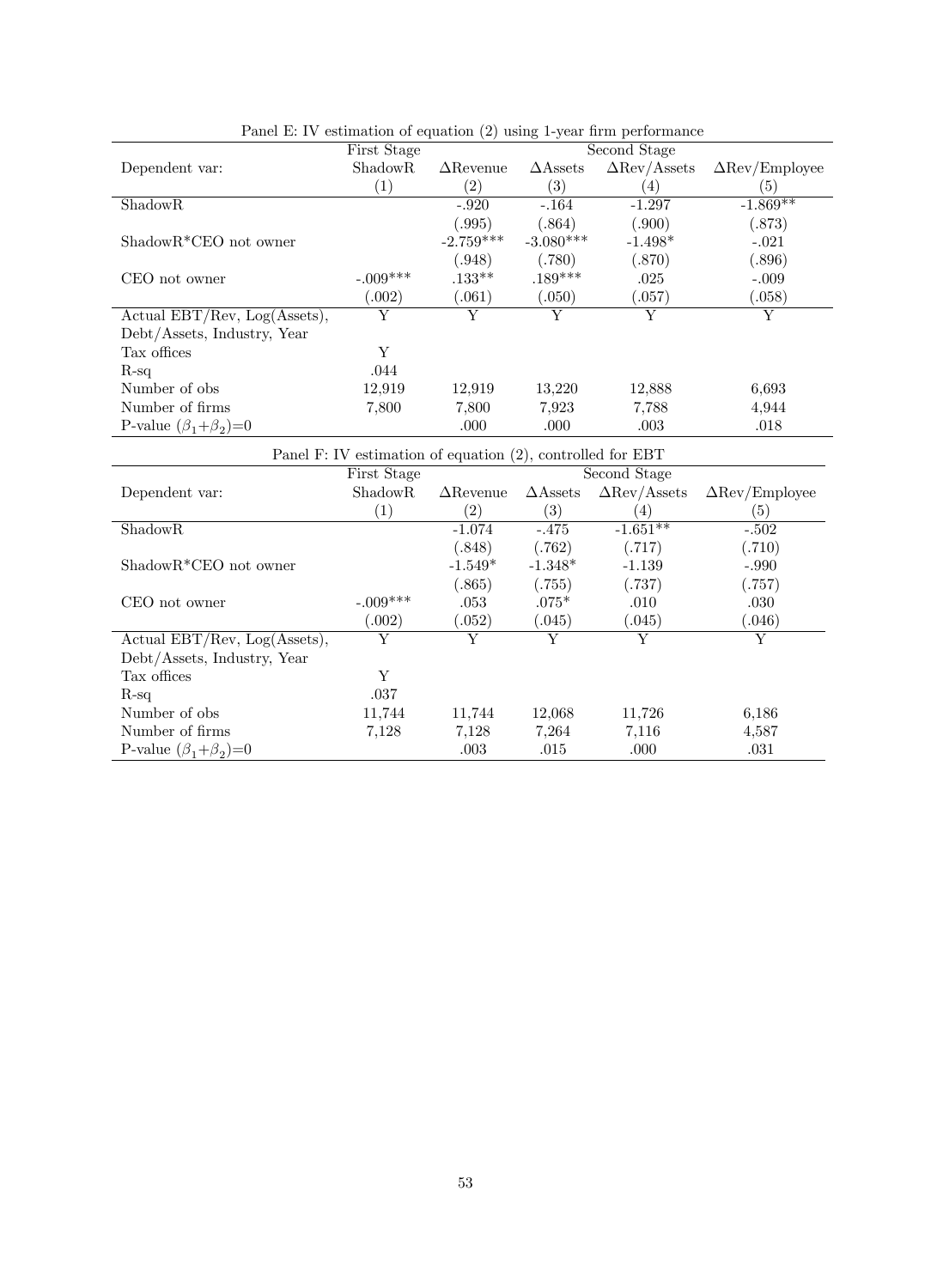Panel E: IV estimation of equation (2) using 1-year firm performance

| | First Stage | Second Stage | | | |
|---|---|---|---|---|---|
| Dependent var: | ShadowR | ΔRevenue | ΔAssets | ΔRev/Assets | ΔRev/Employee |
| | (1) | (2) | (3) | (4) | (5) |
| ShadowR | | -.920 | -.164 | -1.297 | -1.869** |
| | | (.995) | (.864) | (.900) | (.873) |
| ShadowR*CEO not owner | | -2.759*** | -3.080*** | -1.498* | -.021 |
| | | (.948) | (.780) | (.870) | (.896) |
| CEO not owner | -.009*** | .133** | .189*** | .025 | -.009 |
| | (.002) | (.061) | (.050) | (.057) | (.058) |
| Actual EBT/Rev, Log(Assets), Debt/Assets, Industry, Year | Y | Y | Y | Y | Y |
| Tax offices | Y | | | | |
| R-sq | .044 | | | | |
| Number of obs | 12,919 | 12,919 | 13,220 | 12,888 | 6,693 |
| Number of firms | 7,800 | 7,800 | 7,923 | 7,788 | 4,944 |
| P-value ($\beta_1$+$\beta_2$)=0 | | .000 | .000 | .003 | .018 |

Panel F: IV estimation of equation (2), controlled for EBT

| | First Stage | Second Stage | | | |
|---|---|---|---|---|---|
| Dependent var: | ShadowR | ΔRevenue | ΔAssets | ΔRev/Assets | ΔRev/Employee |
| | (1) | (2) | (3) | (4) | (5) |
| ShadowR | | -1.074 | -.475 | -1.651** | -.502 |
| | | (.848) | (.762) | (.717) | (.710) |
| ShadowR*CEO not owner | | -1.549* | -1.348* | -1.139 | -.990 |
| | | (.865) | (.755) | (.737) | (.757) |
| CEO not owner | -.009*** | .053 | .075* | .010 | .030 |
| | (.002) | (.052) | (.045) | (.045) | (.046) |
| Actual EBT/Rev, Log(Assets), Debt/Assets, Industry, Year | Y | Y | Y | Y | Y |
| Tax offices | Y | | | | |
| R-sq | .037 | | | | |
| Number of obs | 11,744 | 11,744 | 12,068 | 11,726 | 6,186 |
| Number of firms | 7,128 | 7,128 | 7,264 | 7,116 | 4,587 |
| P-value ($\beta_1$+$\beta_2$)=0 | | .003 | .015 | .000 | .031 |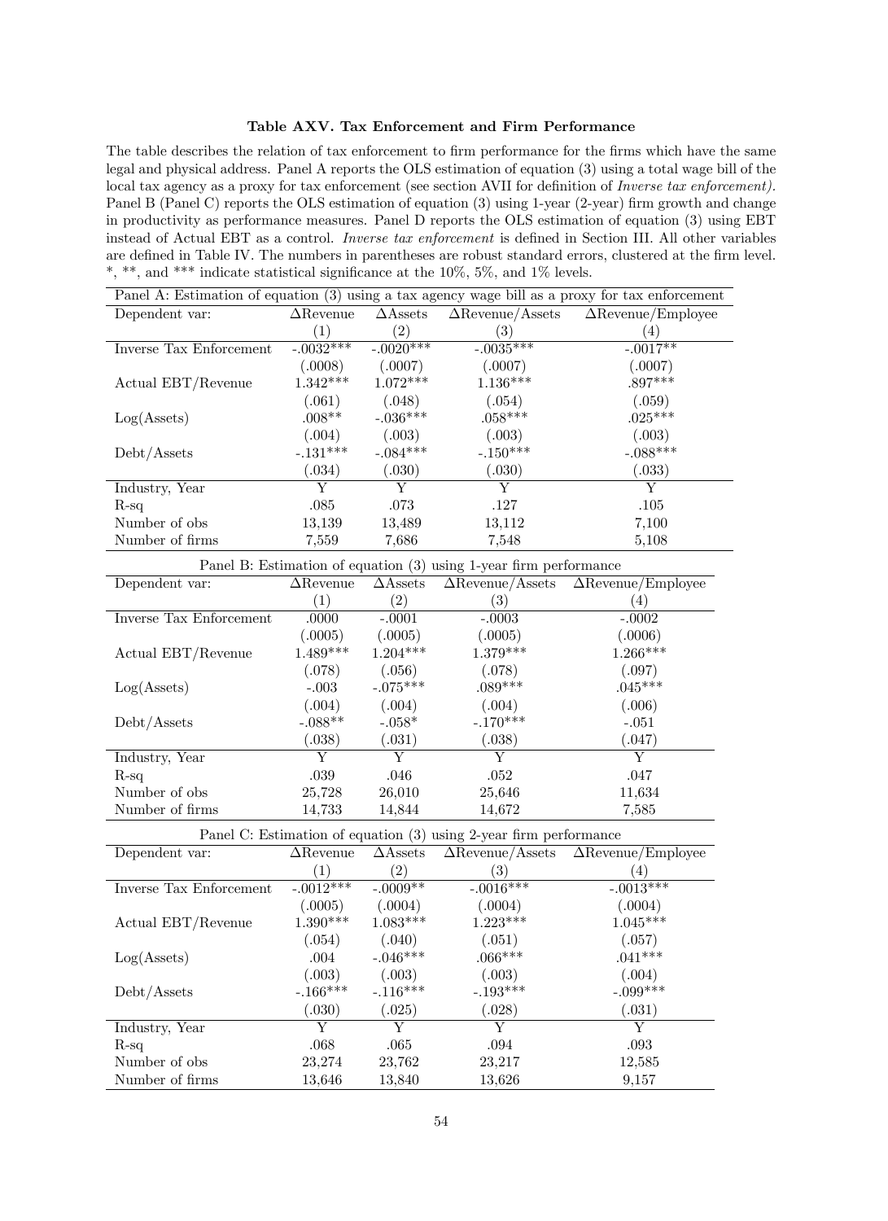**Table AXV. Tax Enforcement and Firm Performance**

The table describes the relation of tax enforcement to firm performance for the firms which have the same legal and physical address. Panel A reports the OLS estimation of equation (3) using a total wage bill of the local tax agency as a proxy for tax enforcement (see section AVII for definition of *Inverse tax enforcement).* Panel B (Panel C) reports the OLS estimation of equation (3) using 1-year (2-year) firm growth and change in productivity as performance measures. Panel D reports the OLS estimation of equation (3) using EBT instead of Actual EBT as a control. *Inverse tax enforcement* is defined in Section III. All other variables are defined in Table IV. The numbers in parentheses are robust standard errors, clustered at the firm level. *, **, and *** indicate statistical significance at the 10%, 5%, and 1% levels.

| Panel A: Estimation of equation (3) using a tax agency wage bill as a proxy for tax enforcement | | | | |
|---|---|---|---|---|
| Dependent var: | ΔRevenue | ΔAssets | ΔRevenue/Assets | ΔRevenue/Employee |
| | (1) | (2) | (3) | (4) |
| Inverse Tax Enforcement | -.0032*** | -.0020*** | -.0035*** | -.0017** |
| | (.0008) | (.0007) | (.0007) | (.0007) |
| Actual EBT/Revenue | 1.342*** | 1.072*** | 1.136*** | .897*** |
| | (.061) | (.048) | (.054) | (.059) |
| Log(Assets) | .008** | -.036*** | .058*** | .025*** |
| | (.004) | (.003) | (.003) | (.003) |
| Debt/Assets | -.131*** | -.084*** | -.150*** | -.088*** |
| | (.034) | (.030) | (.030) | (.033) |
| Industry, Year | Y | Y | Y | Y |
| R-sq | .085 | .073 | .127 | .105 |
| Number of obs | 13,139 | 13,489 | 13,112 | 7,100 |
| Number of firms | 7,559 | 7,686 | 7,548 | 5,108 |

| Panel B: Estimation of equation (3) using 1-year firm performance | | | | |
|---|---|---|---|---|
| Dependent var: | ΔRevenue | ΔAssets | ΔRevenue/Assets | ΔRevenue/Employee |
| | (1) | (2) | (3) | (4) |
| Inverse Tax Enforcement | .0000 | -.0001 | -.0003 | -.0002 |
| | (.0005) | (.0005) | (.0005) | (.0006) |
| Actual EBT/Revenue | 1.489*** | 1.204*** | 1.379*** | 1.266*** |
| | (.078) | (.056) | (.078) | (.097) |
| Log(Assets) | -.003 | -.075*** | .089*** | .045*** |
| | (.004) | (.004) | (.004) | (.006) |
| Debt/Assets | -.088** | -.058* | -.170*** | -.051 |
| | (.038) | (.031) | (.038) | (.047) |
| Industry, Year | Y | Y | Y | Y |
| R-sq | .039 | .046 | .052 | .047 |
| Number of obs | 25,728 | 26,010 | 25,646 | 11,634 |
| Number of firms | 14,733 | 14,844 | 14,672 | 7,585 |

| Panel C: Estimation of equation (3) using 2-year firm performance | | | | |
|---|---|---|---|---|
| Dependent var: | ΔRevenue | ΔAssets | ΔRevenue/Assets | ΔRevenue/Employee |
| | (1) | (2) | (3) | (4) |
| Inverse Tax Enforcement | -.0012*** | -.0009** | -.0016*** | -.0013*** |
| | (.0005) | (.0004) | (.0004) | (.0004) |
| Actual EBT/Revenue | 1.390*** | 1.083*** | 1.223*** | 1.045*** |
| | (.054) | (.040) | (.051) | (.057) |
| Log(Assets) | .004 | -.046*** | .066*** | .041*** |
| | (.003) | (.003) | (.003) | (.004) |
| Debt/Assets | -.166*** | -.116*** | -.193*** | -.099*** |
| | (.030) | (.025) | (.028) | (.031) |
| Industry, Year | Y | Y | Y | Y |
| R-sq | .068 | .065 | .094 | .093 |
| Number of obs | 23,274 | 23,762 | 23,217 | 12,585 |
| Number of firms | 13,646 | 13,840 | 13,626 | 9,157 |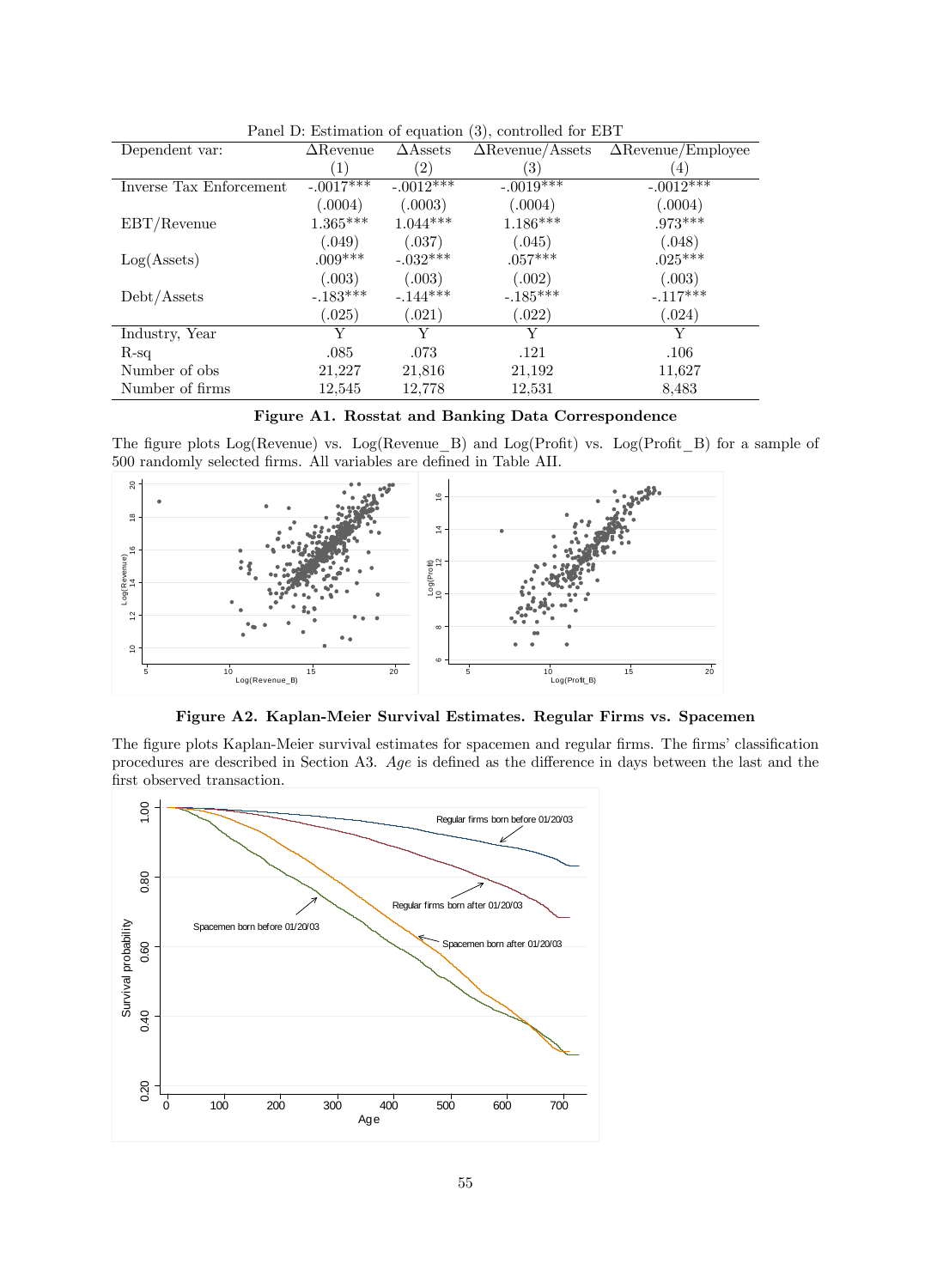Panel D: Estimation of equation (3), controlled for EBT

| Dependent var: | ΔRevenue | ΔAssets | ΔRevenue/Assets | ΔRevenue/Employee |
|---|---|---|---|---|
| | (1) | (2) | (3) | (4) |
| Inverse Tax Enforcement | -.0017*** | -.0012*** | -.0019*** | -.0012*** |
| | (.0004) | (.0003) | (.0004) | (.0004) |
| EBT/Revenue | 1.365*** | 1.044*** | 1.186*** | .973*** |
| | (.049) | (.037) | (.045) | (.048) |
| Log(Assets) | .009*** | -.032*** | .057*** | .025*** |
| | (.003) | (.003) | (.002) | (.003) |
| Debt/Assets | -.183*** | -.144*** | -.185*** | -.117*** |
| | (.025) | (.021) | (.022) | (.024) |
| Industry, Year | Y | Y | Y | Y |
| R-sq | .085 | .073 | .121 | .106 |
| Number of obs | 21,227 | 21,816 | 21,192 | 11,627 |
| Number of firms | 12,545 | 12,778 | 12,531 | 8,483 |

**Figure A1. Rosstat and Banking Data Correspondence**

The figure plots Log(Revenue) vs. Log(Revenue_B) and Log(Profit) vs. Log(Profit_B) for a sample of 500 randomly selected firms. All variables are defined in Table AII.

**Figure A2. Kaplan-Meier Survival Estimates. Regular Firms vs. Spacemen**

The figure plots Kaplan-Meier survival estimates for spacemen and regular firms. The firms' classification procedures are described in Section A3. *Age* is defined as the difference in days between the last and the first observed transaction.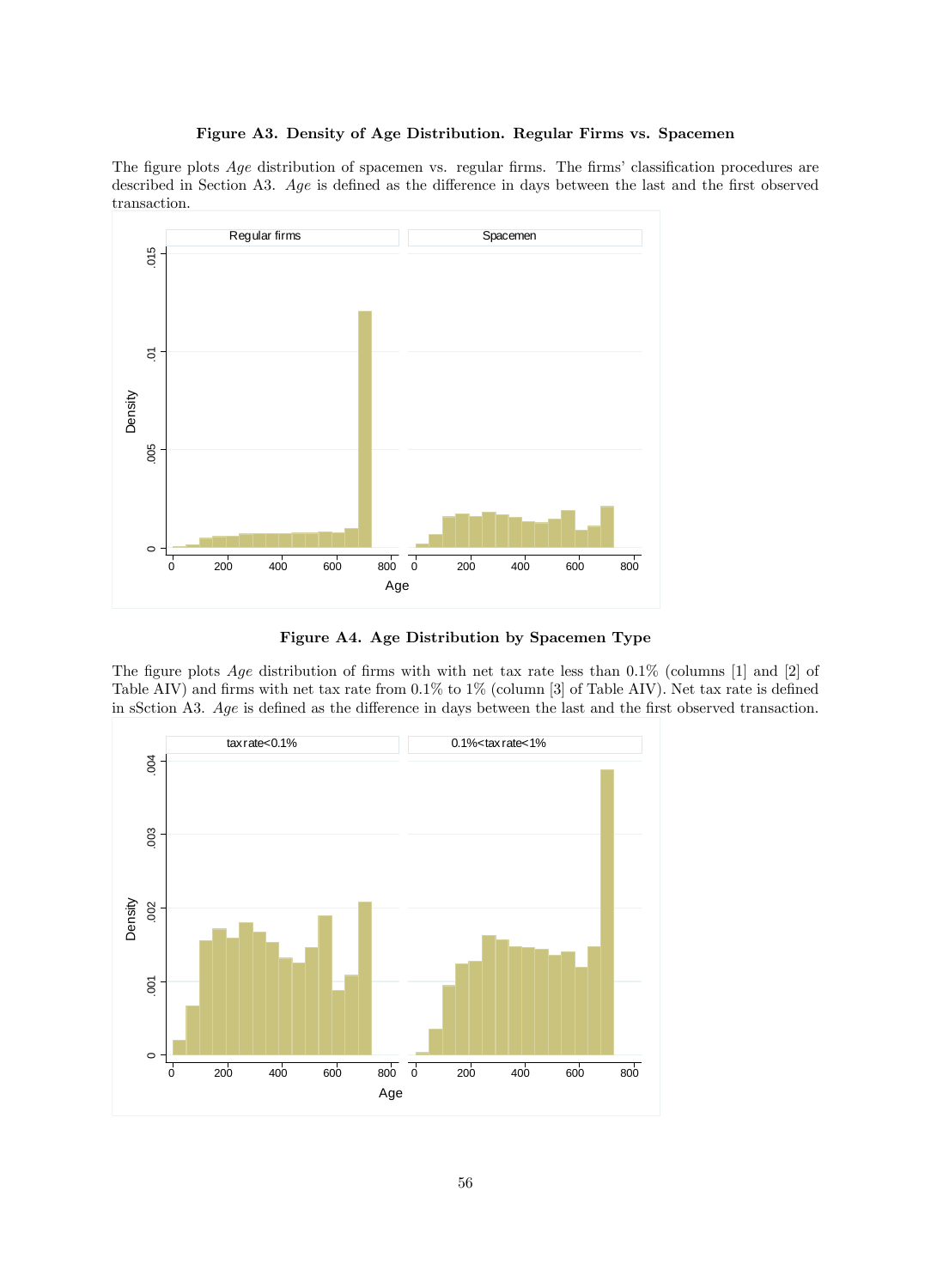**Figure A3. Density of Age Distribution. Regular Firms vs. Spacemen**

The figure plots *Age* distribution of spacemen vs. regular firms. The firms' classification procedures are described in Section A3. *Age* is defined as the difference in days between the last and the first observed transaction.

Regular firms

Spacemen

Density

0

.005

.01

.015

0 200 400 600 800

0 200 400 600 800

Age

**Figure A4. Age Distribution by Spacemen Type**

The figure plots *Age* distribution of firms with with net tax rate less than 0.1% (columns [1] and [2] of Table AIV) and firms with net tax rate from 0.1% to 1% (column [3] of Table AIV). Net tax rate is defined in sSction A3. *Age* is defined as the difference in days between the last and the first observed transaction.

tax rate<0.1%

0.1%<tax rate<1%

Density

0

.001

.002

.003

.004

0 200 400 600 800

0 200 400 600 800

Age